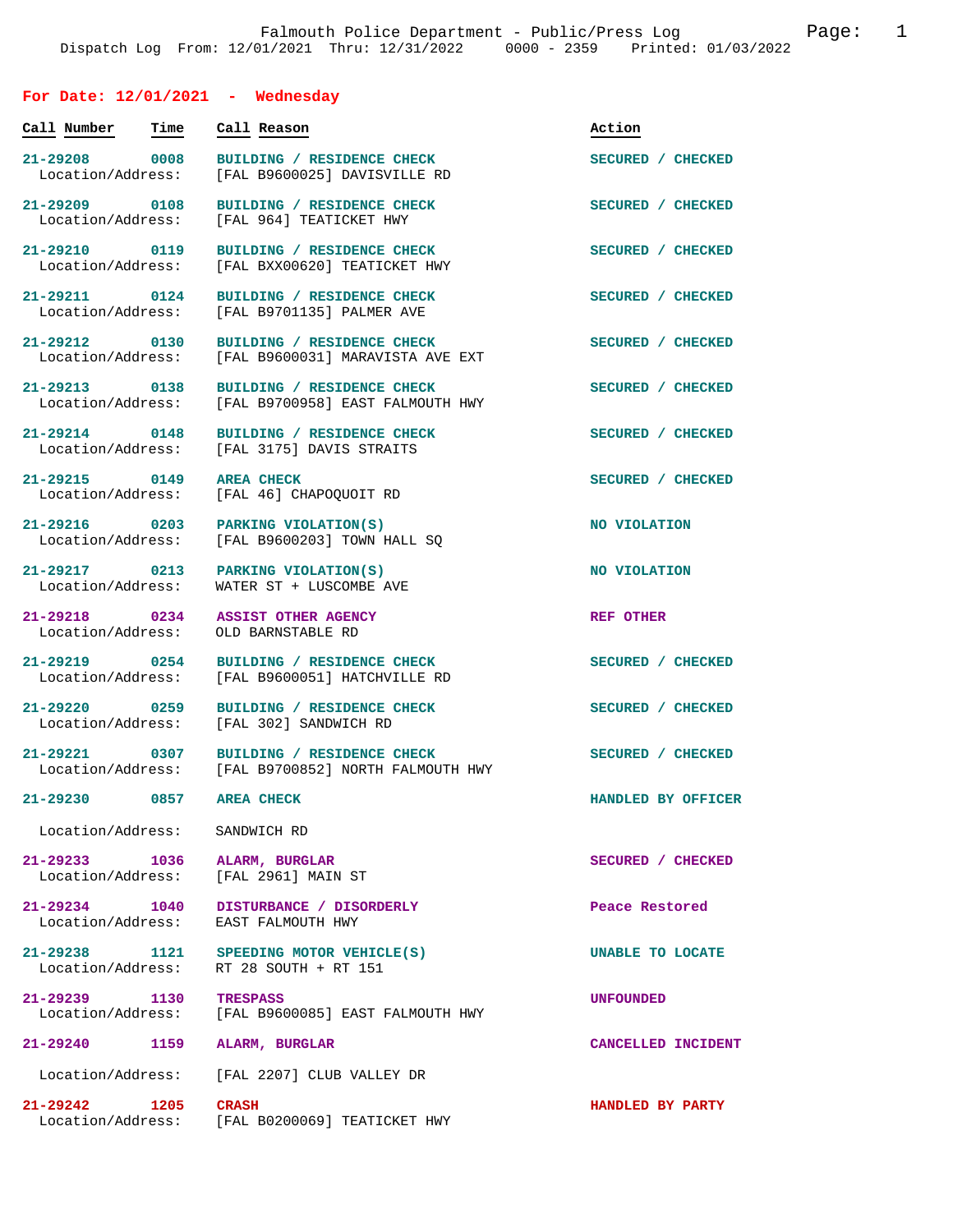Falmouth Police Department - Public/Press Log

Dispatch Log From: 12/01/2021 Thru: 12/31/2022 0000 - 2359 Printed: 01/03/2022

## For Date: 12/01/2021 - Wednesday

| Call Number | Time | Call Reason | Action |
|---|---|---|---|
| 21-29208 | 0008 | BUILDING / RESIDENCE CHECK | SECURED / CHECKED |
| Location/Address: | | [FAL B9600025] DAVISVILLE RD | |
| 21-29209 | 0108 | BUILDING / RESIDENCE CHECK | SECURED / CHECKED |
| Location/Address: | | [FAL 964] TEATICKET HWY | |
| 21-29210 | 0119 | BUILDING / RESIDENCE CHECK | SECURED / CHECKED |
| Location/Address: | | [FAL BXX00620] TEATICKET HWY | |
| 21-29211 | 0124 | BUILDING / RESIDENCE CHECK | SECURED / CHECKED |
| Location/Address: | | [FAL B9701135] PALMER AVE | |
| 21-29212 | 0130 | BUILDING / RESIDENCE CHECK | SECURED / CHECKED |
| Location/Address: | | [FAL B9600031] MARAVISTA AVE EXT | |
| 21-29213 | 0138 | BUILDING / RESIDENCE CHECK | SECURED / CHECKED |
| Location/Address: | | [FAL B9700958] EAST FALMOUTH HWY | |
| 21-29214 | 0148 | BUILDING / RESIDENCE CHECK | SECURED / CHECKED |
| Location/Address: | | [FAL 3175] DAVIS STRAITS | |
| 21-29215 | 0149 | AREA CHECK | SECURED / CHECKED |
| Location/Address: | | [FAL 46] CHAPOQUOIT RD | |
| 21-29216 | 0203 | PARKING VIOLATION(S) | NO VIOLATION |
| Location/Address: | | [FAL B9600203] TOWN HALL SQ | |
| 21-29217 | 0213 | PARKING VIOLATION(S) | NO VIOLATION |
| Location/Address: | | WATER ST + LUSCOMBE AVE | |
| 21-29218 | 0234 | ASSIST OTHER AGENCY | REF OTHER |
| Location/Address: | | OLD BARNSTABLE RD | |
| 21-29219 | 0254 | BUILDING / RESIDENCE CHECK | SECURED / CHECKED |
| Location/Address: | | [FAL B9600051] HATCHVILLE RD | |
| 21-29220 | 0259 | BUILDING / RESIDENCE CHECK | SECURED / CHECKED |
| Location/Address: | | [FAL 302] SANDWICH RD | |
| 21-29221 | 0307 | BUILDING / RESIDENCE CHECK | SECURED / CHECKED |
| Location/Address: | | [FAL B9700852] NORTH FALMOUTH HWY | |
| 21-29230 | 0857 | AREA CHECK | HANDLED BY OFFICER |
| Location/Address: | | SANDWICH RD | |
| 21-29233 | 1036 | ALARM, BURGLAR | SECURED / CHECKED |
| Location/Address: | | [FAL 2961] MAIN ST | |
| 21-29234 | 1040 | DISTURBANCE / DISORDERLY | Peace Restored |
| Location/Address: | | EAST FALMOUTH HWY | |
| 21-29238 | 1121 | SPEEDING MOTOR VEHICLE(S) | UNABLE TO LOCATE |
| Location/Address: | | RT 28 SOUTH + RT 151 | |
| 21-29239 | 1130 | TRESPASS | UNFOUNDED |
| Location/Address: | | [FAL B9600085] EAST FALMOUTH HWY | |
| 21-29240 | 1159 | ALARM, BURGLAR | CANCELLED INCIDENT |
| Location/Address: | | [FAL 2207] CLUB VALLEY DR | |
| 21-29242 | 1205 | CRASH | HANDLED BY PARTY |
| Location/Address: | | [FAL B0200069] TEATICKET HWY | |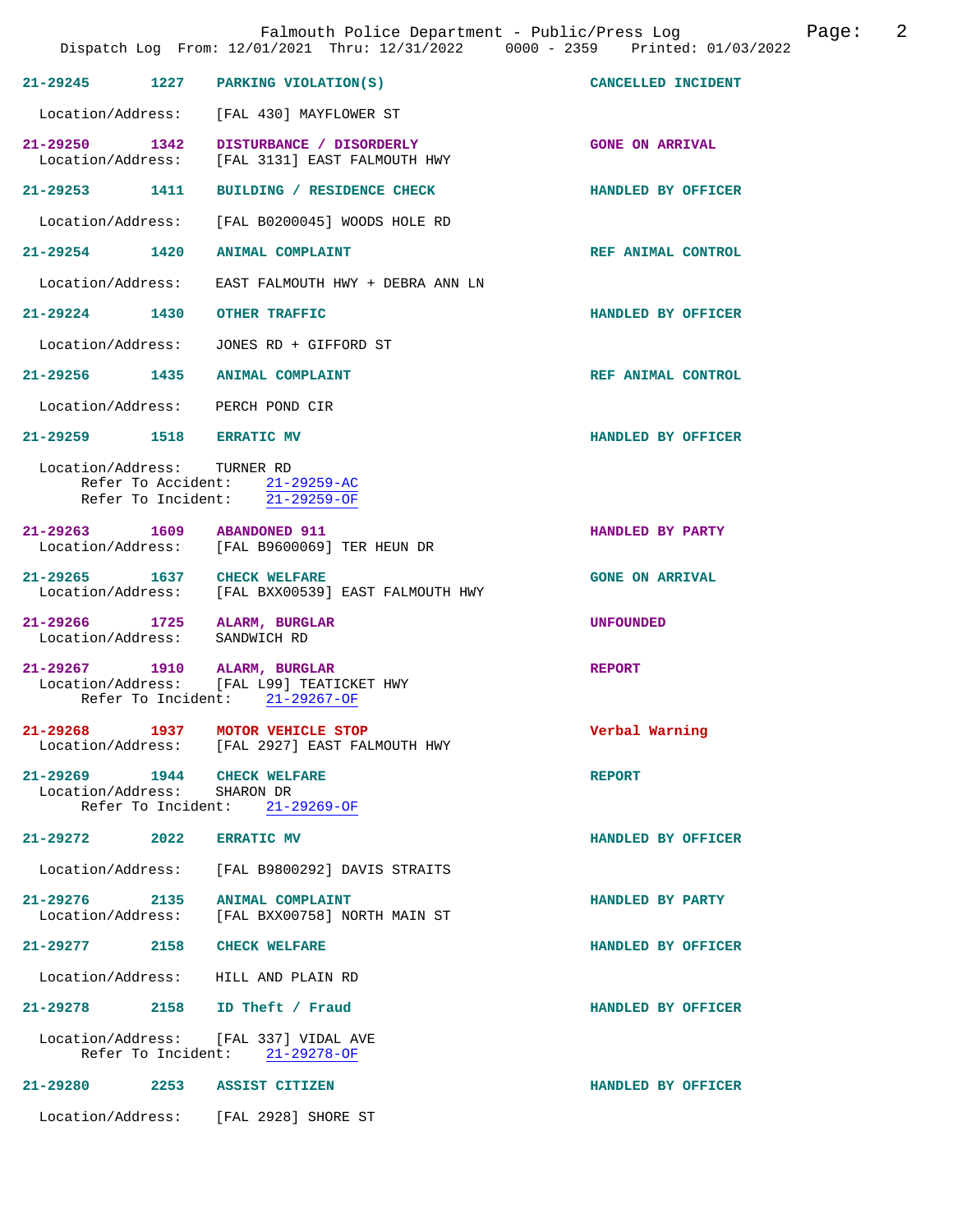**21-29245** 1227 **PARKING VIOLATION(S)** — **CANCELLED INCIDENT**
Location/Address: [FAL 430] MAYFLOWER ST

**21-29250** 1342 **DISTURBANCE / DISORDERLY** — **GONE ON ARRIVAL**
Location/Address: [FAL 3131] EAST FALMOUTH HWY

**21-29253** 1411 **BUILDING / RESIDENCE CHECK** — **HANDLED BY OFFICER**
Location/Address: [FAL B0200045] WOODS HOLE RD

**21-29254** 1420 **ANIMAL COMPLAINT** — **REF ANIMAL CONTROL**
Location/Address: EAST FALMOUTH HWY + DEBRA ANN LN

**21-29224** 1430 **OTHER TRAFFIC** — **HANDLED BY OFFICER**
Location/Address: JONES RD + GIFFORD ST

**21-29256** 1435 **ANIMAL COMPLAINT** — **REF ANIMAL CONTROL**
Location/Address: PERCH POND CIR

**21-29259** 1518 **ERRATIC MV** — **HANDLED BY OFFICER**
Location/Address: TURNER RD
Refer To Accident: 21-29259-AC
Refer To Incident: 21-29259-OF

**21-29263** 1609 **ABANDONED 911** — **HANDLED BY PARTY**
Location/Address: [FAL B9600069] TER HEUN DR

**21-29265** 1637 **CHECK WELFARE** — **GONE ON ARRIVAL**
Location/Address: [FAL BXX00539] EAST FALMOUTH HWY

**21-29266** 1725 **ALARM, BURGLAR** — **UNFOUNDED**
Location/Address: SANDWICH RD

**21-29267** 1910 **ALARM, BURGLAR** — **REPORT**
Location/Address: [FAL L99] TEATICKET HWY
Refer To Incident: 21-29267-OF

**21-29268** 1937 **MOTOR VEHICLE STOP** — **Verbal Warning**
Location/Address: [FAL 2927] EAST FALMOUTH HWY

**21-29269** 1944 **CHECK WELFARE** — **REPORT**
Location/Address: SHARON DR
Refer To Incident: 21-29269-OF

**21-29272** 2022 **ERRATIC MV** — **HANDLED BY OFFICER**
Location/Address: [FAL B9800292] DAVIS STRAITS

**21-29276** 2135 **ANIMAL COMPLAINT** — **HANDLED BY PARTY**
Location/Address: [FAL BXX00758] NORTH MAIN ST

**21-29277** 2158 **CHECK WELFARE** — **HANDLED BY OFFICER**
Location/Address: HILL AND PLAIN RD

**21-29278** 2158 **ID Theft / Fraud** — **HANDLED BY OFFICER**
Location/Address: [FAL 337] VIDAL AVE
Refer To Incident: 21-29278-OF

**21-29280** 2253 **ASSIST CITIZEN** — **HANDLED BY OFFICER**
Location/Address: [FAL 2928] SHORE ST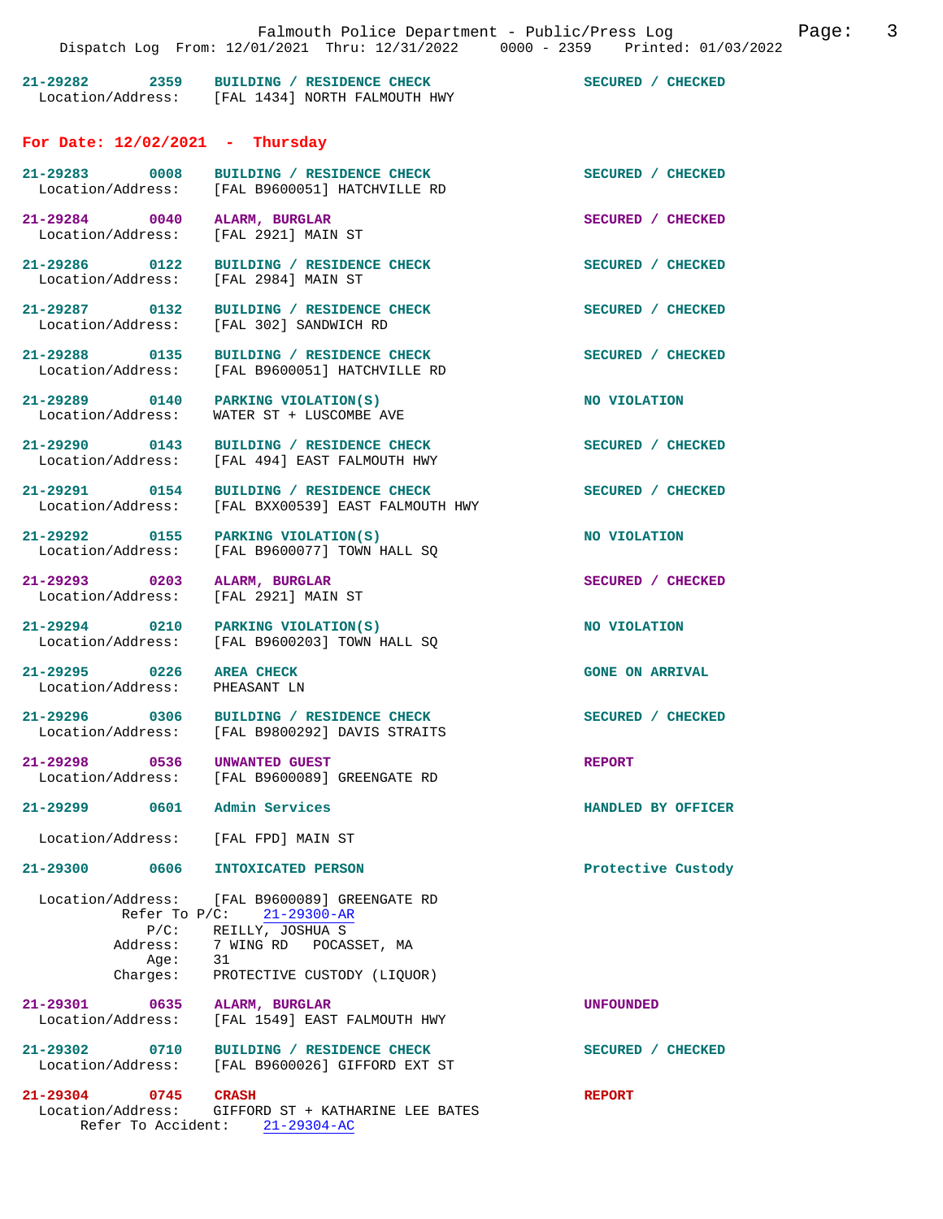21-29282 2359 BUILDING / RESIDENCE CHECK SECURED / CHECKED
Location/Address: [FAL 1434] NORTH FALMOUTH HWY

## For Date: 12/02/2021 - Thursday

21-29283 0008 BUILDING / RESIDENCE CHECK SECURED / CHECKED
Location/Address: [FAL B9600051] HATCHVILLE RD

21-29284 0040 ALARM, BURGLAR SECURED / CHECKED
Location/Address: [FAL 2921] MAIN ST

21-29286 0122 BUILDING / RESIDENCE CHECK SECURED / CHECKED
Location/Address: [FAL 2984] MAIN ST

21-29287 0132 BUILDING / RESIDENCE CHECK SECURED / CHECKED
Location/Address: [FAL 302] SANDWICH RD

21-29288 0135 BUILDING / RESIDENCE CHECK SECURED / CHECKED
Location/Address: [FAL B9600051] HATCHVILLE RD

21-29289 0140 PARKING VIOLATION(S) NO VIOLATION
Location/Address: WATER ST + LUSCOMBE AVE

21-29290 0143 BUILDING / RESIDENCE CHECK SECURED / CHECKED
Location/Address: [FAL 494] EAST FALMOUTH HWY

21-29291 0154 BUILDING / RESIDENCE CHECK SECURED / CHECKED
Location/Address: [FAL BXX00539] EAST FALMOUTH HWY

21-29292 0155 PARKING VIOLATION(S) NO VIOLATION
Location/Address: [FAL B9600077] TOWN HALL SQ

21-29293 0203 ALARM, BURGLAR SECURED / CHECKED
Location/Address: [FAL 2921] MAIN ST

21-29294 0210 PARKING VIOLATION(S) NO VIOLATION
Location/Address: [FAL B9600203] TOWN HALL SQ

21-29295 0226 AREA CHECK GONE ON ARRIVAL
Location/Address: PHEASANT LN

21-29296 0306 BUILDING / RESIDENCE CHECK SECURED / CHECKED
Location/Address: [FAL B9800292] DAVIS STRAITS

21-29298 0536 UNWANTED GUEST REPORT
Location/Address: [FAL B9600089] GREENGATE RD

21-29299 0601 Admin Services HANDLED BY OFFICER
Location/Address: [FAL FPD] MAIN ST

21-29300 0606 INTOXICATED PERSON Protective Custody
Location/Address: [FAL B9600089] GREENGATE RD
Refer To P/C: 21-29300-AR
P/C: REILLY, JOSHUA S
Address: 7 WING RD POCASSET, MA
Age: 31
Charges: PROTECTIVE CUSTODY (LIQUOR)

21-29301 0635 ALARM, BURGLAR UNFOUNDED
Location/Address: [FAL 1549] EAST FALMOUTH HWY

21-29302 0710 BUILDING / RESIDENCE CHECK SECURED / CHECKED
Location/Address: [FAL B9600026] GIFFORD EXT ST

21-29304 0745 CRASH REPORT
Location/Address: GIFFORD ST + KATHARINE LEE BATES
Refer To Accident: 21-29304-AC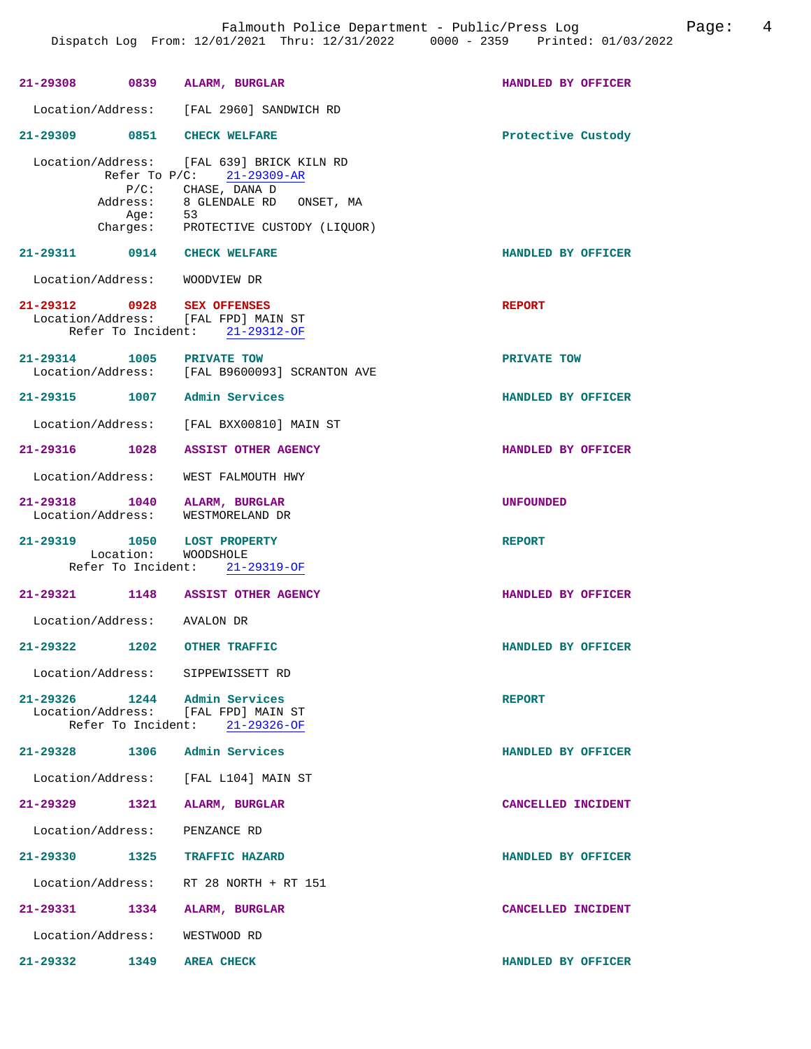**21-29308** 0839 **ALARM, BURGLAR** — HANDLED BY OFFICER

Location/Address: [FAL 2960] SANDWICH RD

**21-29309** 0851 **CHECK WELFARE** — Protective Custody

Location/Address: [FAL 639] BRICK KILN RD
Refer To P/C: 21-29309-AR
P/C: CHASE, DANA D
Address: 8 GLENDALE RD ONSET, MA
Age: 53
Charges: PROTECTIVE CUSTODY (LIQUOR)

**21-29311** 0914 **CHECK WELFARE** — HANDLED BY OFFICER

Location/Address: WOODVIEW DR

**21-29312** 0928 **SEX OFFENSES** — REPORT
Location/Address: [FAL FPD] MAIN ST
Refer To Incident: 21-29312-OF

**21-29314** 1005 **PRIVATE TOW** — PRIVATE TOW
Location/Address: [FAL B9600093] SCRANTON AVE

**21-29315** 1007 **Admin Services** — HANDLED BY OFFICER

Location/Address: [FAL BXX00810] MAIN ST

**21-29316** 1028 **ASSIST OTHER AGENCY** — HANDLED BY OFFICER

Location/Address: WEST FALMOUTH HWY

**21-29318** 1040 **ALARM, BURGLAR** — UNFOUNDED
Location/Address: WESTMORELAND DR

**21-29319** 1050 **LOST PROPERTY** — REPORT
Location: WOODSHOLE
Refer To Incident: 21-29319-OF

**21-29321** 1148 **ASSIST OTHER AGENCY** — HANDLED BY OFFICER

Location/Address: AVALON DR

**21-29322** 1202 **OTHER TRAFFIC** — HANDLED BY OFFICER

Location/Address: SIPPEWISSETT RD

**21-29326** 1244 **Admin Services** — REPORT
Location/Address: [FAL FPD] MAIN ST
Refer To Incident: 21-29326-OF

**21-29328** 1306 **Admin Services** — HANDLED BY OFFICER

Location/Address: [FAL L104] MAIN ST

**21-29329** 1321 **ALARM, BURGLAR** — CANCELLED INCIDENT

Location/Address: PENZANCE RD

**21-29330** 1325 **TRAFFIC HAZARD** — HANDLED BY OFFICER

Location/Address: RT 28 NORTH + RT 151

**21-29331** 1334 **ALARM, BURGLAR** — CANCELLED INCIDENT

Location/Address: WESTWOOD RD

**21-29332** 1349 **AREA CHECK** — HANDLED BY OFFICER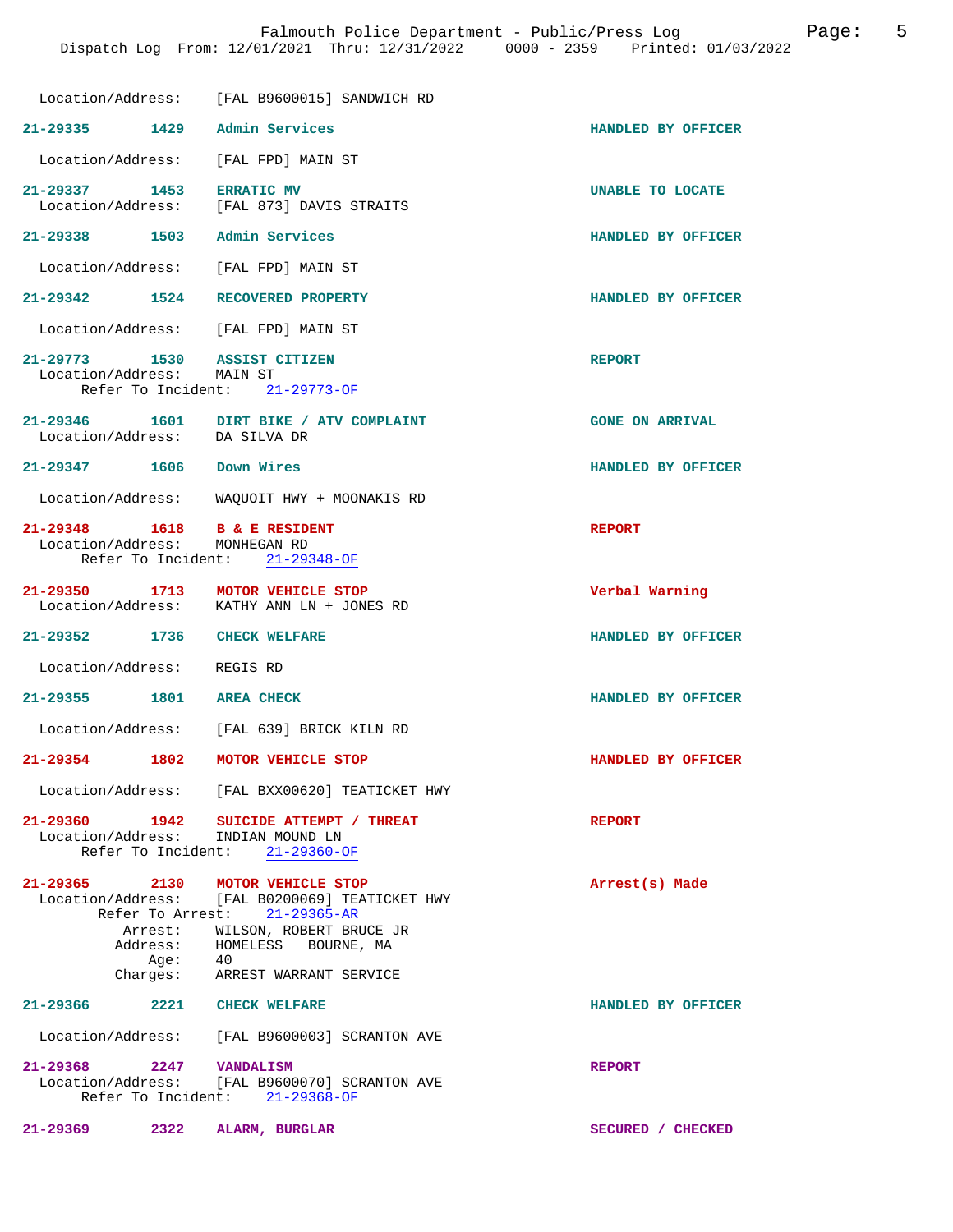Location/Address: [FAL B9600015] SANDWICH RD

**21-29335** 1429 **Admin Services** — HANDLED BY OFFICER
Location/Address: [FAL FPD] MAIN ST

**21-29337** 1453 **ERRATIC MV** — UNABLE TO LOCATE
Location/Address: [FAL 873] DAVIS STRAITS

**21-29338** 1503 **Admin Services** — HANDLED BY OFFICER
Location/Address: [FAL FPD] MAIN ST

**21-29342** 1524 **RECOVERED PROPERTY** — HANDLED BY OFFICER
Location/Address: [FAL FPD] MAIN ST

**21-29773** 1530 **ASSIST CITIZEN** — REPORT
Location/Address: MAIN ST
Refer To Incident: 21-29773-OF

**21-29346** 1601 **DIRT BIKE / ATV COMPLAINT** — GONE ON ARRIVAL
Location/Address: DA SILVA DR

**21-29347** 1606 **Down Wires** — HANDLED BY OFFICER
Location/Address: WAQUOIT HWY + MOONAKIS RD

**21-29348** 1618 **B & E RESIDENT** — REPORT
Location/Address: MONHEGAN RD
Refer To Incident: 21-29348-OF

**21-29350** 1713 **MOTOR VEHICLE STOP** — Verbal Warning
Location/Address: KATHY ANN LN + JONES RD

**21-29352** 1736 **CHECK WELFARE** — HANDLED BY OFFICER
Location/Address: REGIS RD

**21-29355** 1801 **AREA CHECK** — HANDLED BY OFFICER
Location/Address: [FAL 639] BRICK KILN RD

**21-29354** 1802 **MOTOR VEHICLE STOP** — HANDLED BY OFFICER
Location/Address: [FAL BXX00620] TEATICKET HWY

**21-29360** 1942 **SUICIDE ATTEMPT / THREAT** — REPORT
Location/Address: INDIAN MOUND LN
Refer To Incident: 21-29360-OF

**21-29365** 2130 **MOTOR VEHICLE STOP** — Arrest(s) Made
Location/Address: [FAL B0200069] TEATICKET HWY
Refer To Arrest: 21-29365-AR
Arrest: WILSON, ROBERT BRUCE JR
Address: HOMELESS BOURNE, MA
Age: 40
Charges: ARREST WARRANT SERVICE

**21-29366** 2221 **CHECK WELFARE** — HANDLED BY OFFICER
Location/Address: [FAL B9600003] SCRANTON AVE

**21-29368** 2247 **VANDALISM** — REPORT
Location/Address: [FAL B9600070] SCRANTON AVE
Refer To Incident: 21-29368-OF

**21-29369** 2322 **ALARM, BURGLAR** — SECURED / CHECKED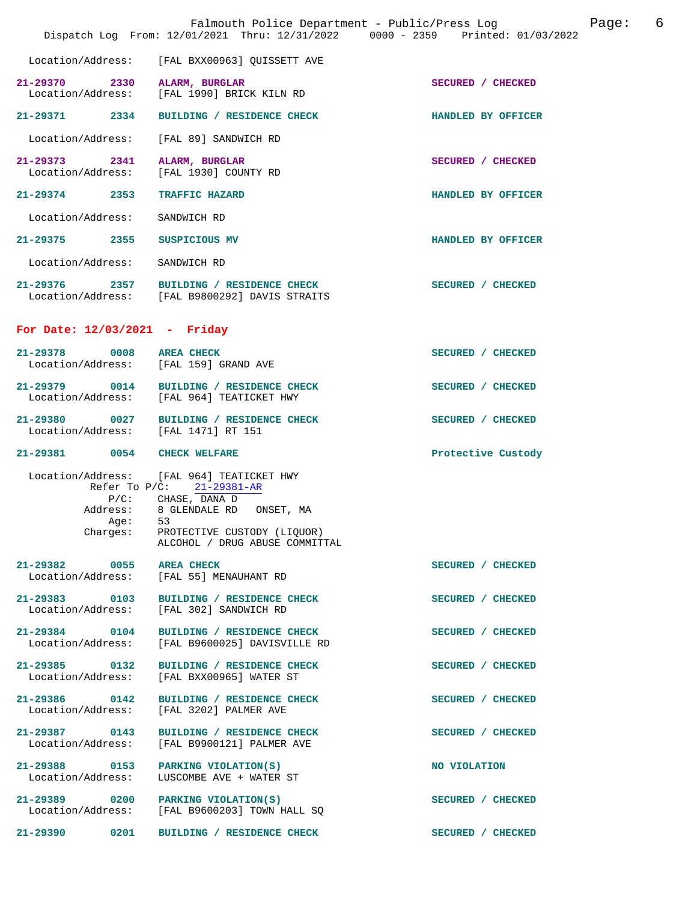Location/Address: [FAL BXX00963] QUISSETT AVE

**21-29370** 2330 **ALARM, BURGLAR** SECURED / CHECKED
Location/Address: [FAL 1990] BRICK KILN RD

**21-29371** 2334 **BUILDING / RESIDENCE CHECK** HANDLED BY OFFICER
Location/Address: [FAL 89] SANDWICH RD

**21-29373** 2341 **ALARM, BURGLAR** SECURED / CHECKED
Location/Address: [FAL 1930] COUNTY RD

**21-29374** 2353 **TRAFFIC HAZARD** HANDLED BY OFFICER
Location/Address: SANDWICH RD

**21-29375** 2355 **SUSPICIOUS MV** HANDLED BY OFFICER
Location/Address: SANDWICH RD

**21-29376** 2357 **BUILDING / RESIDENCE CHECK** SECURED / CHECKED
Location/Address: [FAL B9800292] DAVIS STRAITS

## For Date: 12/03/2021 - Friday

**21-29378** 0008 **AREA CHECK** SECURED / CHECKED
Location/Address: [FAL 159] GRAND AVE

**21-29379** 0014 **BUILDING / RESIDENCE CHECK** SECURED / CHECKED
Location/Address: [FAL 964] TEATICKET HWY

**21-29380** 0027 **BUILDING / RESIDENCE CHECK** SECURED / CHECKED
Location/Address: [FAL 1471] RT 151

**21-29381** 0054 **CHECK WELFARE** Protective Custody
Location/Address: [FAL 964] TEATICKET HWY
Refer To P/C: 21-29381-AR
P/C: CHASE, DANA D
Address: 8 GLENDALE RD ONSET, MA
Age: 53
Charges: PROTECTIVE CUSTODY (LIQUOR)
ALCOHOL / DRUG ABUSE COMMITTAL

**21-29382** 0055 **AREA CHECK** SECURED / CHECKED
Location/Address: [FAL 55] MENAUHANT RD

**21-29383** 0103 **BUILDING / RESIDENCE CHECK** SECURED / CHECKED
Location/Address: [FAL 302] SANDWICH RD

**21-29384** 0104 **BUILDING / RESIDENCE CHECK** SECURED / CHECKED
Location/Address: [FAL B9600025] DAVISVILLE RD

**21-29385** 0132 **BUILDING / RESIDENCE CHECK** SECURED / CHECKED
Location/Address: [FAL BXX00965] WATER ST

**21-29386** 0142 **BUILDING / RESIDENCE CHECK** SECURED / CHECKED
Location/Address: [FAL 3202] PALMER AVE

**21-29387** 0143 **BUILDING / RESIDENCE CHECK** SECURED / CHECKED
Location/Address: [FAL B9900121] PALMER AVE

**21-29388** 0153 **PARKING VIOLATION(S)** NO VIOLATION
Location/Address: LUSCOMBE AVE + WATER ST

**21-29389** 0200 **PARKING VIOLATION(S)** SECURED / CHECKED
Location/Address: [FAL B9600203] TOWN HALL SQ

**21-29390** 0201 **BUILDING / RESIDENCE CHECK** SECURED / CHECKED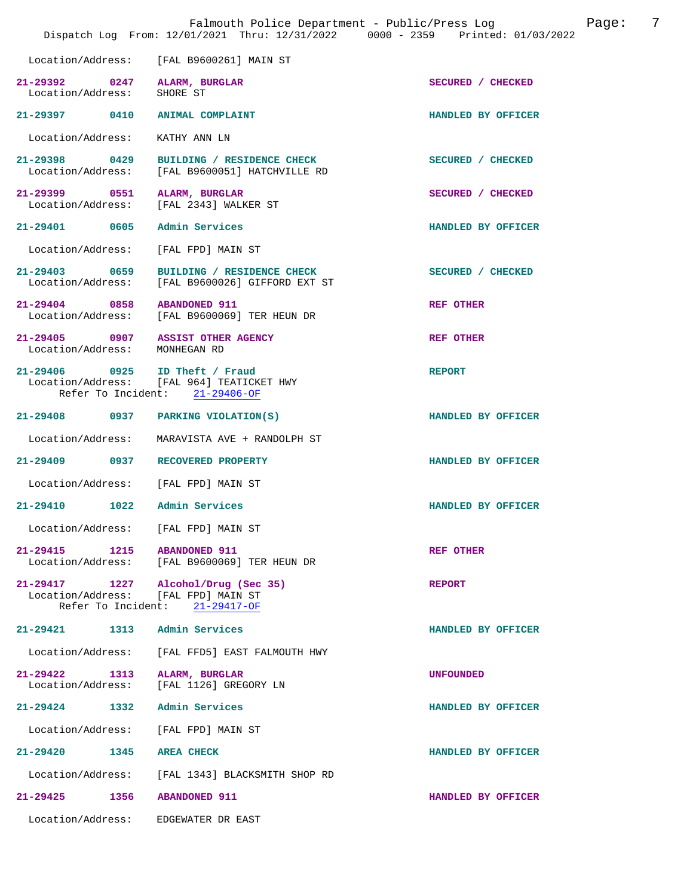Location/Address: [FAL B9600261] MAIN ST

| Call # | Time | Call Reason | Action |
|---|---|---|---|
| 21-29392 | 0247 | ALARM, BURGLAR | SECURED / CHECKED |
| Location/Address: SHORE ST | | | |
| 21-29397 | 0410 | ANIMAL COMPLAINT | HANDLED BY OFFICER |
| Location/Address: KATHY ANN LN | | | |
| 21-29398 | 0429 | BUILDING / RESIDENCE CHECK | SECURED / CHECKED |
| Location/Address: [FAL B9600051] HATCHVILLE RD | | | |
| 21-29399 | 0551 | ALARM, BURGLAR | SECURED / CHECKED |
| Location/Address: [FAL 2343] WALKER ST | | | |
| 21-29401 | 0605 | Admin Services | HANDLED BY OFFICER |
| Location/Address: [FAL FPD] MAIN ST | | | |
| 21-29403 | 0659 | BUILDING / RESIDENCE CHECK | SECURED / CHECKED |
| Location/Address: [FAL B9600026] GIFFORD EXT ST | | | |
| 21-29404 | 0858 | ABANDONED 911 | REF OTHER |
| Location/Address: [FAL B9600069] TER HEUN DR | | | |
| 21-29405 | 0907 | ASSIST OTHER AGENCY | REF OTHER |
| Location/Address: MONHEGAN RD | | | |
| 21-29406 | 0925 | ID Theft / Fraud | REPORT |
| Location/Address: [FAL 964] TEATICKET HWY; Refer To Incident: 21-29406-OF | | | |
| 21-29408 | 0937 | PARKING VIOLATION(S) | HANDLED BY OFFICER |
| Location/Address: MARAVISTA AVE + RANDOLPH ST | | | |
| 21-29409 | 0937 | RECOVERED PROPERTY | HANDLED BY OFFICER |
| Location/Address: [FAL FPD] MAIN ST | | | |
| 21-29410 | 1022 | Admin Services | HANDLED BY OFFICER |
| Location/Address: [FAL FPD] MAIN ST | | | |
| 21-29415 | 1215 | ABANDONED 911 | REF OTHER |
| Location/Address: [FAL B9600069] TER HEUN DR | | | |
| 21-29417 | 1227 | Alcohol/Drug (Sec 35) | REPORT |
| Location/Address: [FAL FPD] MAIN ST; Refer To Incident: 21-29417-OF | | | |
| 21-29421 | 1313 | Admin Services | HANDLED BY OFFICER |
| Location/Address: [FAL FFD5] EAST FALMOUTH HWY | | | |
| 21-29422 | 1313 | ALARM, BURGLAR | UNFOUNDED |
| Location/Address: [FAL 1126] GREGORY LN | | | |
| 21-29424 | 1332 | Admin Services | HANDLED BY OFFICER |
| Location/Address: [FAL FPD] MAIN ST | | | |
| 21-29420 | 1345 | AREA CHECK | HANDLED BY OFFICER |
| Location/Address: [FAL 1343] BLACKSMITH SHOP RD | | | |
| 21-29425 | 1356 | ABANDONED 911 | HANDLED BY OFFICER |
| Location/Address: EDGEWATER DR EAST | | | |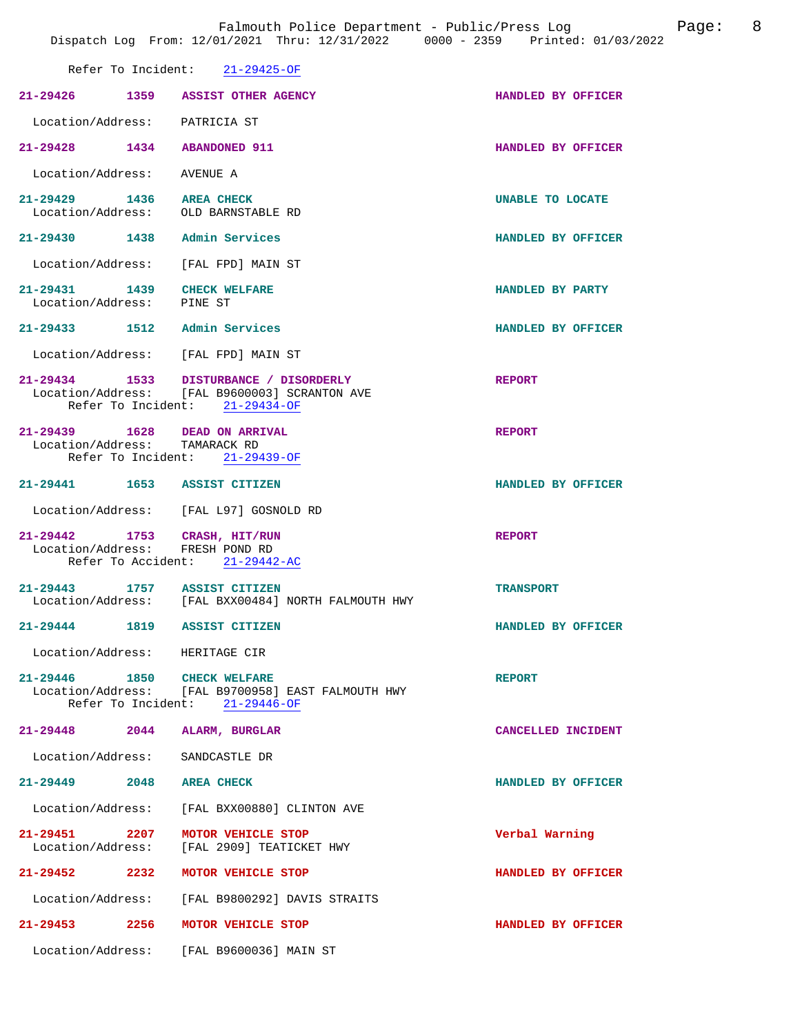Refer To Incident: 21-29425-OF

**21-29426** 1359 **ASSIST OTHER AGENCY** HANDLED BY OFFICER
Location/Address: PATRICIA ST

**21-29428** 1434 **ABANDONED 911** HANDLED BY OFFICER
Location/Address: AVENUE A

**21-29429** 1436 **AREA CHECK** UNABLE TO LOCATE
Location/Address: OLD BARNSTABLE RD

**21-29430** 1438 **Admin Services** HANDLED BY OFFICER
Location/Address: [FAL FPD] MAIN ST

**21-29431** 1439 **CHECK WELFARE** HANDLED BY PARTY
Location/Address: PINE ST

**21-29433** 1512 **Admin Services** HANDLED BY OFFICER
Location/Address: [FAL FPD] MAIN ST

**21-29434** 1533 **DISTURBANCE / DISORDERLY** REPORT
Location/Address: [FAL B9600003] SCRANTON AVE
Refer To Incident: 21-29434-OF

**21-29439** 1628 **DEAD ON ARRIVAL** REPORT
Location/Address: TAMARACK RD
Refer To Incident: 21-29439-OF

**21-29441** 1653 **ASSIST CITIZEN** HANDLED BY OFFICER
Location/Address: [FAL L97] GOSNOLD RD

**21-29442** 1753 **CRASH, HIT/RUN** REPORT
Location/Address: FRESH POND RD
Refer To Accident: 21-29442-AC

**21-29443** 1757 **ASSIST CITIZEN** TRANSPORT
Location/Address: [FAL BXX00484] NORTH FALMOUTH HWY

**21-29444** 1819 **ASSIST CITIZEN** HANDLED BY OFFICER
Location/Address: HERITAGE CIR

**21-29446** 1850 **CHECK WELFARE** REPORT
Location/Address: [FAL B9700958] EAST FALMOUTH HWY
Refer To Incident: 21-29446-OF

**21-29448** 2044 **ALARM, BURGLAR** CANCELLED INCIDENT
Location/Address: SANDCASTLE DR

**21-29449** 2048 **AREA CHECK** HANDLED BY OFFICER
Location/Address: [FAL BXX00880] CLINTON AVE

**21-29451** 2207 **MOTOR VEHICLE STOP** Verbal Warning
Location/Address: [FAL 2909] TEATICKET HWY

**21-29452** 2232 **MOTOR VEHICLE STOP** HANDLED BY OFFICER
Location/Address: [FAL B9800292] DAVIS STRAITS

**21-29453** 2256 **MOTOR VEHICLE STOP** HANDLED BY OFFICER
Location/Address: [FAL B9600036] MAIN ST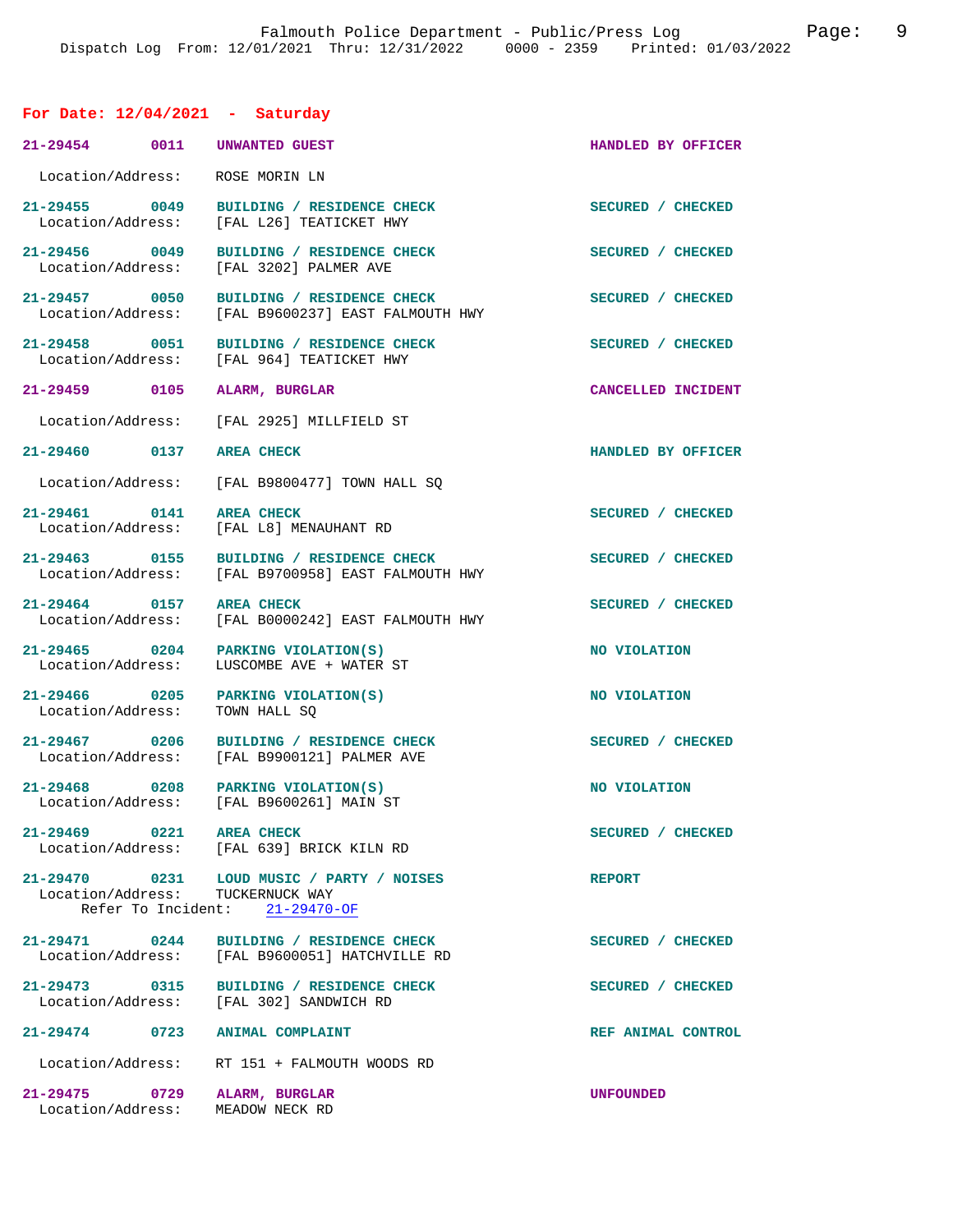## For Date: 12/04/2021 - Saturday

**21-29454** 0011 **UNWANTED GUEST** HANDLED BY OFFICER
Location/Address: ROSE MORIN LN

**21-29455** 0049 **BUILDING / RESIDENCE CHECK** SECURED / CHECKED
Location/Address: [FAL L26] TEATICKET HWY

**21-29456** 0049 **BUILDING / RESIDENCE CHECK** SECURED / CHECKED
Location/Address: [FAL 3202] PALMER AVE

**21-29457** 0050 **BUILDING / RESIDENCE CHECK** SECURED / CHECKED
Location/Address: [FAL B9600237] EAST FALMOUTH HWY

**21-29458** 0051 **BUILDING / RESIDENCE CHECK** SECURED / CHECKED
Location/Address: [FAL 964] TEATICKET HWY

**21-29459** 0105 **ALARM, BURGLAR** CANCELLED INCIDENT
Location/Address: [FAL 2925] MILLFIELD ST

**21-29460** 0137 **AREA CHECK** HANDLED BY OFFICER
Location/Address: [FAL B9800477] TOWN HALL SQ

**21-29461** 0141 **AREA CHECK** SECURED / CHECKED
Location/Address: [FAL L8] MENAUHANT RD

**21-29463** 0155 **BUILDING / RESIDENCE CHECK** SECURED / CHECKED
Location/Address: [FAL B9700958] EAST FALMOUTH HWY

**21-29464** 0157 **AREA CHECK** SECURED / CHECKED
Location/Address: [FAL B0000242] EAST FALMOUTH HWY

**21-29465** 0204 **PARKING VIOLATION(S)** NO VIOLATION
Location/Address: LUSCOMBE AVE + WATER ST

**21-29466** 0205 **PARKING VIOLATION(S)** NO VIOLATION
Location/Address: TOWN HALL SQ

**21-29467** 0206 **BUILDING / RESIDENCE CHECK** SECURED / CHECKED
Location/Address: [FAL B9900121] PALMER AVE

**21-29468** 0208 **PARKING VIOLATION(S)** NO VIOLATION
Location/Address: [FAL B9600261] MAIN ST

**21-29469** 0221 **AREA CHECK** SECURED / CHECKED
Location/Address: [FAL 639] BRICK KILN RD

**21-29470** 0231 **LOUD MUSIC / PARTY / NOISES** REPORT
Location/Address: TUCKERNUCK WAY
Refer To Incident: 21-29470-OF

**21-29471** 0244 **BUILDING / RESIDENCE CHECK** SECURED / CHECKED
Location/Address: [FAL B9600051] HATCHVILLE RD

**21-29473** 0315 **BUILDING / RESIDENCE CHECK** SECURED / CHECKED
Location/Address: [FAL 302] SANDWICH RD

**21-29474** 0723 **ANIMAL COMPLAINT** REF ANIMAL CONTROL
Location/Address: RT 151 + FALMOUTH WOODS RD

**21-29475** 0729 **ALARM, BURGLAR** UNFOUNDED
Location/Address: MEADOW NECK RD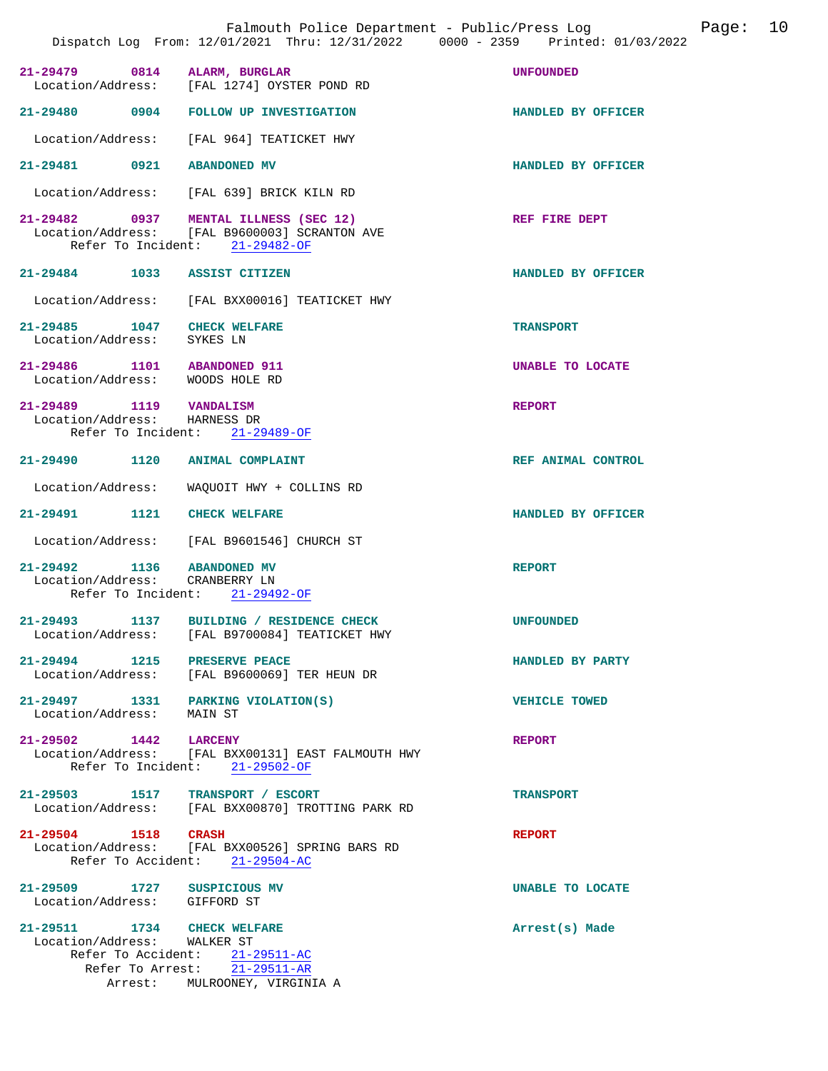21-29479 0814 ALARM, BURGLAR UNFOUNDED
Location/Address: [FAL 1274] OYSTER POND RD

21-29480 0904 FOLLOW UP INVESTIGATION HANDLED BY OFFICER
Location/Address: [FAL 964] TEATICKET HWY

21-29481 0921 ABANDONED MV HANDLED BY OFFICER
Location/Address: [FAL 639] BRICK KILN RD

21-29482 0937 MENTAL ILLNESS (SEC 12) REF FIRE DEPT
Location/Address: [FAL B9600003] SCRANTON AVE
Refer To Incident: 21-29482-OF

21-29484 1033 ASSIST CITIZEN HANDLED BY OFFICER
Location/Address: [FAL BXX00016] TEATICKET HWY

21-29485 1047 CHECK WELFARE TRANSPORT
Location/Address: SYKES LN

21-29486 1101 ABANDONED 911 UNABLE TO LOCATE
Location/Address: WOODS HOLE RD

21-29489 1119 VANDALISM REPORT
Location/Address: HARNESS DR
Refer To Incident: 21-29489-OF

21-29490 1120 ANIMAL COMPLAINT REF ANIMAL CONTROL
Location/Address: WAQUOIT HWY + COLLINS RD

21-29491 1121 CHECK WELFARE HANDLED BY OFFICER
Location/Address: [FAL B9601546] CHURCH ST

21-29492 1136 ABANDONED MV REPORT
Location/Address: CRANBERRY LN
Refer To Incident: 21-29492-OF

21-29493 1137 BUILDING / RESIDENCE CHECK UNFOUNDED
Location/Address: [FAL B9700084] TEATICKET HWY

21-29494 1215 PRESERVE PEACE HANDLED BY PARTY
Location/Address: [FAL B9600069] TER HEUN DR

21-29497 1331 PARKING VIOLATION(S) VEHICLE TOWED
Location/Address: MAIN ST

21-29502 1442 LARCENY REPORT
Location/Address: [FAL BXX00131] EAST FALMOUTH HWY
Refer To Incident: 21-29502-OF

21-29503 1517 TRANSPORT / ESCORT TRANSPORT
Location/Address: [FAL BXX00870] TROTTING PARK RD

21-29504 1518 CRASH REPORT
Location/Address: [FAL BXX00526] SPRING BARS RD
Refer To Accident: 21-29504-AC

21-29509 1727 SUSPICIOUS MV UNABLE TO LOCATE
Location/Address: GIFFORD ST

21-29511 1734 CHECK WELFARE Arrest(s) Made
Location/Address: WALKER ST
Refer To Accident: 21-29511-AC
Refer To Arrest: 21-29511-AR
Arrest: MULROONEY, VIRGINIA A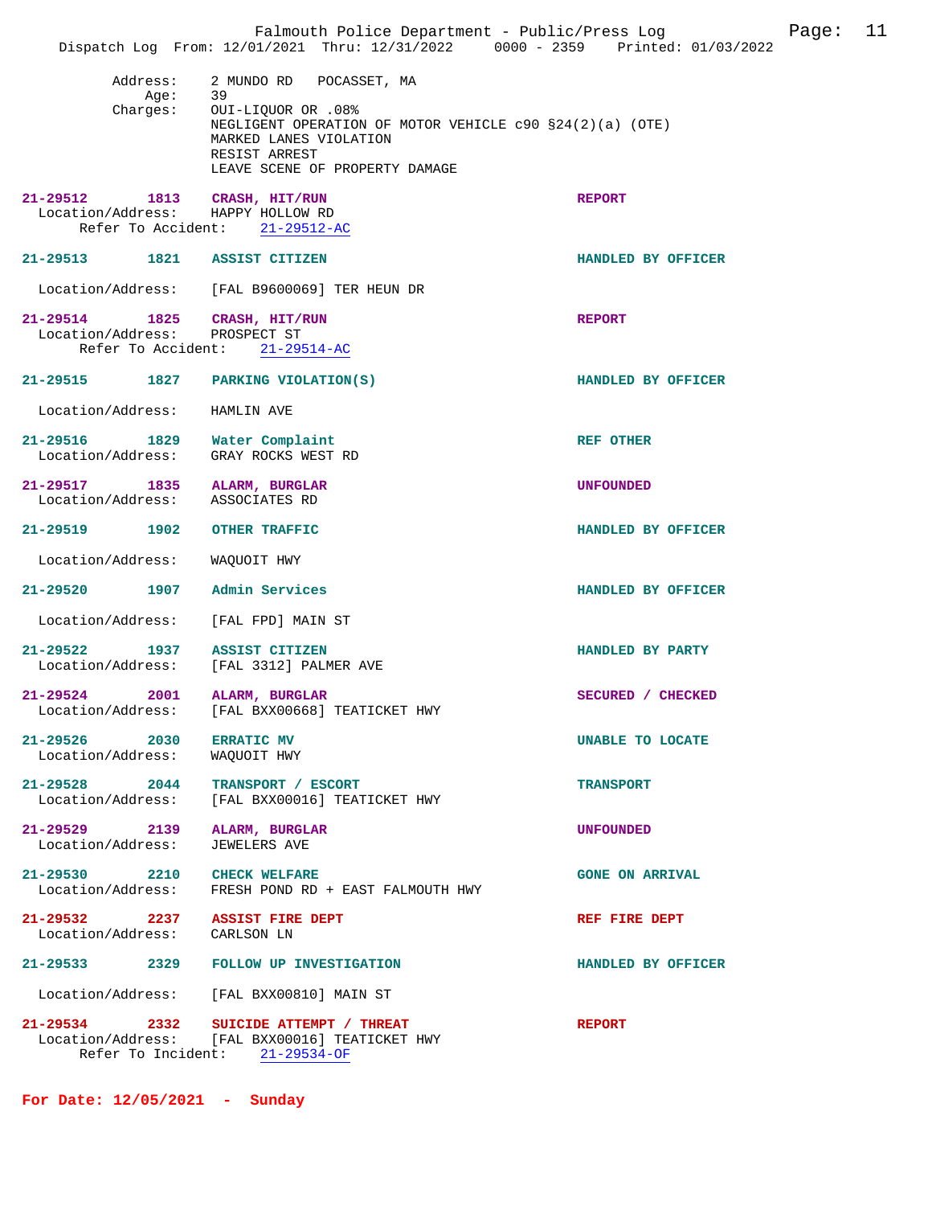Address: 2 MUNDO RD POCASSET, MA
Age: 39
Charges: OUI-LIQUOR OR .08%
NEGLIGENT OPERATION OF MOTOR VEHICLE c90 §24(2)(a) (OTE)
MARKED LANES VIOLATION
RESIST ARREST
LEAVE SCENE OF PROPERTY DAMAGE

**21-29512 1813 CRASH, HIT/RUN** — REPORT
Location/Address: HAPPY HOLLOW RD
Refer To Accident: 21-29512-AC

**21-29513 1821 ASSIST CITIZEN** — HANDLED BY OFFICER
Location/Address: [FAL B9600069] TER HEUN DR

**21-29514 1825 CRASH, HIT/RUN** — REPORT
Location/Address: PROSPECT ST
Refer To Accident: 21-29514-AC

**21-29515 1827 PARKING VIOLATION(S)** — HANDLED BY OFFICER
Location/Address: HAMLIN AVE

**21-29516 1829 Water Complaint** — REF OTHER
Location/Address: GRAY ROCKS WEST RD

**21-29517 1835 ALARM, BURGLAR** — UNFOUNDED
Location/Address: ASSOCIATES RD

**21-29519 1902 OTHER TRAFFIC** — HANDLED BY OFFICER
Location/Address: WAQUOIT HWY

**21-29520 1907 Admin Services** — HANDLED BY OFFICER
Location/Address: [FAL FPD] MAIN ST

**21-29522 1937 ASSIST CITIZEN** — HANDLED BY PARTY
Location/Address: [FAL 3312] PALMER AVE

**21-29524 2001 ALARM, BURGLAR** — SECURED / CHECKED
Location/Address: [FAL BXX00668] TEATICKET HWY

**21-29526 2030 ERRATIC MV** — UNABLE TO LOCATE
Location/Address: WAQUOIT HWY

**21-29528 2044 TRANSPORT / ESCORT** — TRANSPORT
Location/Address: [FAL BXX00016] TEATICKET HWY

**21-29529 2139 ALARM, BURGLAR** — UNFOUNDED
Location/Address: JEWELERS AVE

**21-29530 2210 CHECK WELFARE** — GONE ON ARRIVAL
Location/Address: FRESH POND RD + EAST FALMOUTH HWY

**21-29532 2237 ASSIST FIRE DEPT** — REF FIRE DEPT
Location/Address: CARLSON LN

**21-29533 2329 FOLLOW UP INVESTIGATION** — HANDLED BY OFFICER
Location/Address: [FAL BXX00810] MAIN ST

**21-29534 2332 SUICIDE ATTEMPT / THREAT** — REPORT
Location/Address: [FAL BXX00016] TEATICKET HWY
Refer To Incident: 21-29534-OF

## For Date: 12/05/2021 - Sunday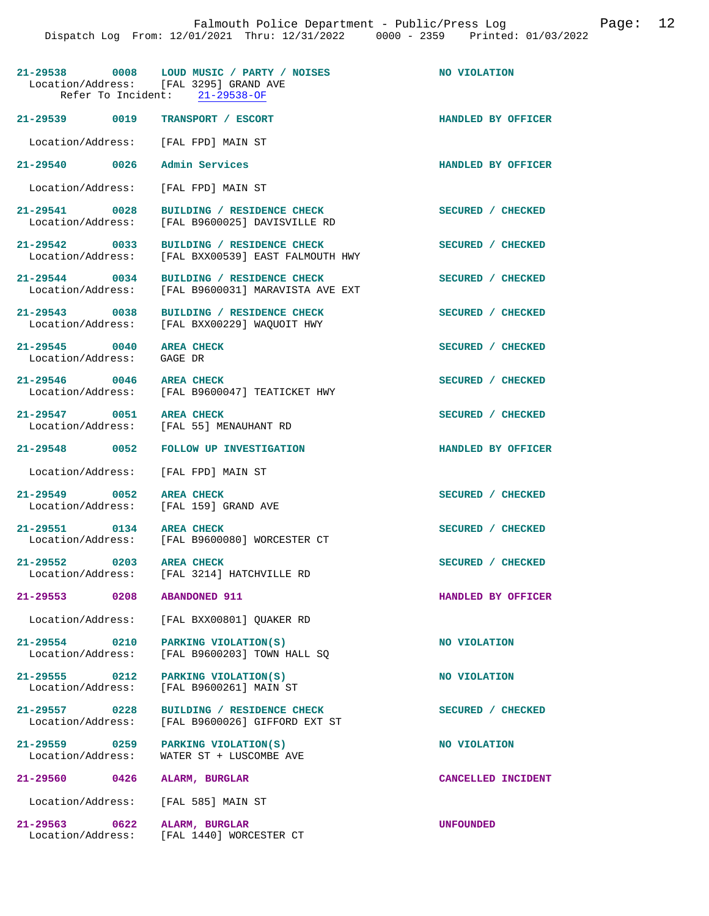**21-29538** 0008 **LOUD MUSIC / PARTY / NOISES** — NO VIOLATION
Location/Address: [FAL 3295] GRAND AVE
Refer To Incident: 21-29538-OF

**21-29539** 0019 **TRANSPORT / ESCORT** — HANDLED BY OFFICER
Location/Address: [FAL FPD] MAIN ST

**21-29540** 0026 **Admin Services** — HANDLED BY OFFICER
Location/Address: [FAL FPD] MAIN ST

**21-29541** 0028 **BUILDING / RESIDENCE CHECK** — SECURED / CHECKED
Location/Address: [FAL B9600025] DAVISVILLE RD

**21-29542** 0033 **BUILDING / RESIDENCE CHECK** — SECURED / CHECKED
Location/Address: [FAL BXX00539] EAST FALMOUTH HWY

**21-29544** 0034 **BUILDING / RESIDENCE CHECK** — SECURED / CHECKED
Location/Address: [FAL B9600031] MARAVISTA AVE EXT

**21-29543** 0038 **BUILDING / RESIDENCE CHECK** — SECURED / CHECKED
Location/Address: [FAL BXX00229] WAQUOIT HWY

**21-29545** 0040 **AREA CHECK** — SECURED / CHECKED
Location/Address: GAGE DR

**21-29546** 0046 **AREA CHECK** — SECURED / CHECKED
Location/Address: [FAL B9600047] TEATICKET HWY

**21-29547** 0051 **AREA CHECK** — SECURED / CHECKED
Location/Address: [FAL 55] MENAUHANT RD

**21-29548** 0052 **FOLLOW UP INVESTIGATION** — HANDLED BY OFFICER
Location/Address: [FAL FPD] MAIN ST

**21-29549** 0052 **AREA CHECK** — SECURED / CHECKED
Location/Address: [FAL 159] GRAND AVE

**21-29551** 0134 **AREA CHECK** — SECURED / CHECKED
Location/Address: [FAL B9600080] WORCESTER CT

**21-29552** 0203 **AREA CHECK** — SECURED / CHECKED
Location/Address: [FAL 3214] HATCHVILLE RD

**21-29553** 0208 **ABANDONED 911** — HANDLED BY OFFICER
Location/Address: [FAL BXX00801] QUAKER RD

**21-29554** 0210 **PARKING VIOLATION(S)** — NO VIOLATION
Location/Address: [FAL B9600203] TOWN HALL SQ

**21-29555** 0212 **PARKING VIOLATION(S)** — NO VIOLATION
Location/Address: [FAL B9600261] MAIN ST

**21-29557** 0228 **BUILDING / RESIDENCE CHECK** — SECURED / CHECKED
Location/Address: [FAL B9600026] GIFFORD EXT ST

**21-29559** 0259 **PARKING VIOLATION(S)** — NO VIOLATION
Location/Address: WATER ST + LUSCOMBE AVE

**21-29560** 0426 **ALARM, BURGLAR** — CANCELLED INCIDENT
Location/Address: [FAL 585] MAIN ST

**21-29563** 0622 **ALARM, BURGLAR** — UNFOUNDED
Location/Address: [FAL 1440] WORCESTER CT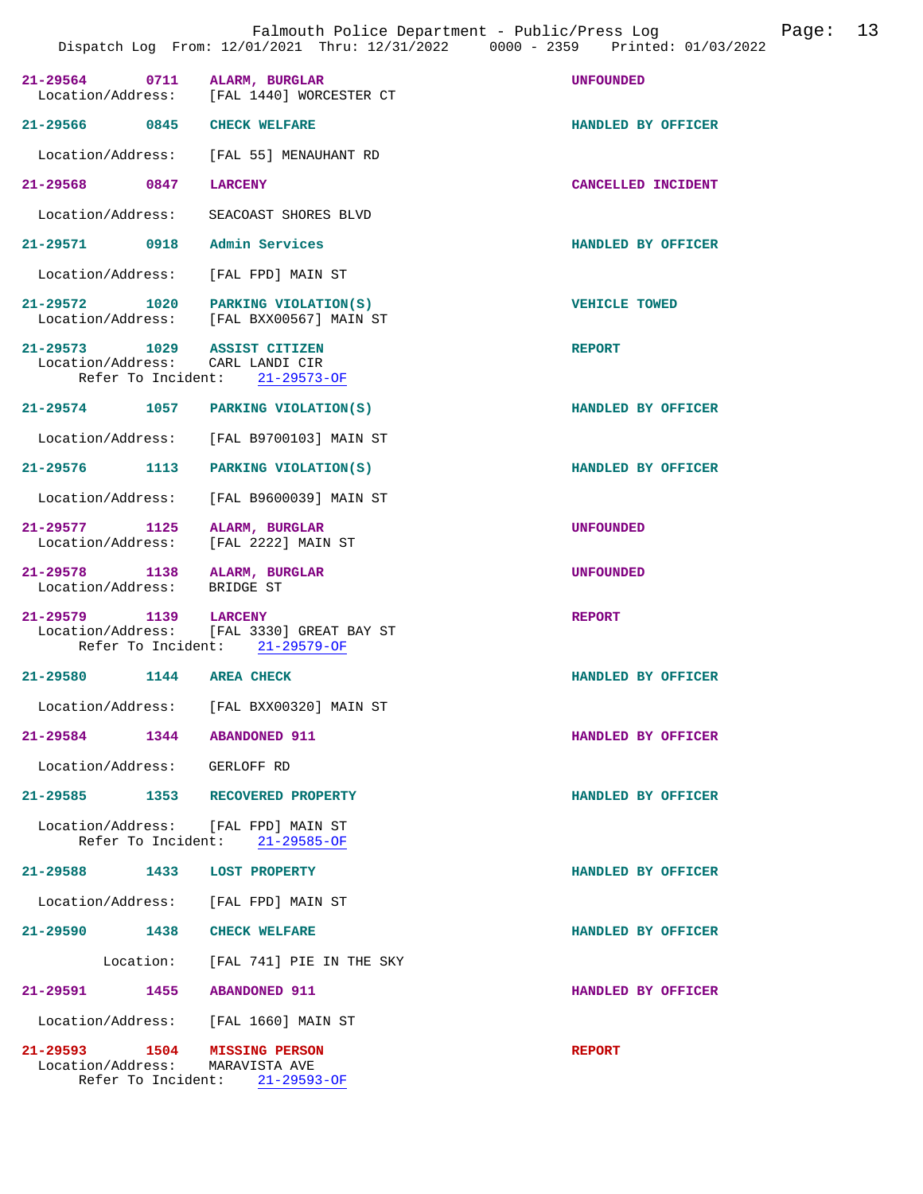**21-29564** 0711 **ALARM, BURGLAR** **UNFOUNDED**
Location/Address: [FAL 1440] WORCESTER CT

**21-29566** 0845 **CHECK WELFARE** **HANDLED BY OFFICER**
Location/Address: [FAL 55] MENAUHANT RD

**21-29568** 0847 **LARCENY** **CANCELLED INCIDENT**
Location/Address: SEACOAST SHORES BLVD

**21-29571** 0918 **Admin Services** **HANDLED BY OFFICER**
Location/Address: [FAL FPD] MAIN ST

**21-29572** 1020 **PARKING VIOLATION(S)** **VEHICLE TOWED**
Location/Address: [FAL BXX00567] MAIN ST

**21-29573** 1029 **ASSIST CITIZEN** **REPORT**
Location/Address: CARL LANDI CIR
Refer To Incident: 21-29573-OF

**21-29574** 1057 **PARKING VIOLATION(S)** **HANDLED BY OFFICER**
Location/Address: [FAL B9700103] MAIN ST

**21-29576** 1113 **PARKING VIOLATION(S)** **HANDLED BY OFFICER**
Location/Address: [FAL B9600039] MAIN ST

**21-29577** 1125 **ALARM, BURGLAR** **UNFOUNDED**
Location/Address: [FAL 2222] MAIN ST

**21-29578** 1138 **ALARM, BURGLAR** **UNFOUNDED**
Location/Address: BRIDGE ST

**21-29579** 1139 **LARCENY** **REPORT**
Location/Address: [FAL 3330] GREAT BAY ST
Refer To Incident: 21-29579-OF

**21-29580** 1144 **AREA CHECK** **HANDLED BY OFFICER**
Location/Address: [FAL BXX00320] MAIN ST

**21-29584** 1344 **ABANDONED 911** **HANDLED BY OFFICER**
Location/Address: GERLOFF RD

**21-29585** 1353 **RECOVERED PROPERTY** **HANDLED BY OFFICER**
Location/Address: [FAL FPD] MAIN ST
Refer To Incident: 21-29585-OF

**21-29588** 1433 **LOST PROPERTY** **HANDLED BY OFFICER**
Location/Address: [FAL FPD] MAIN ST

**21-29590** 1438 **CHECK WELFARE** **HANDLED BY OFFICER**
Location: [FAL 741] PIE IN THE SKY

**21-29591** 1455 **ABANDONED 911** **HANDLED BY OFFICER**
Location/Address: [FAL 1660] MAIN ST

**21-29593** 1504 **MISSING PERSON** **REPORT**
Location/Address: MARAVISTA AVE
Refer To Incident: 21-29593-OF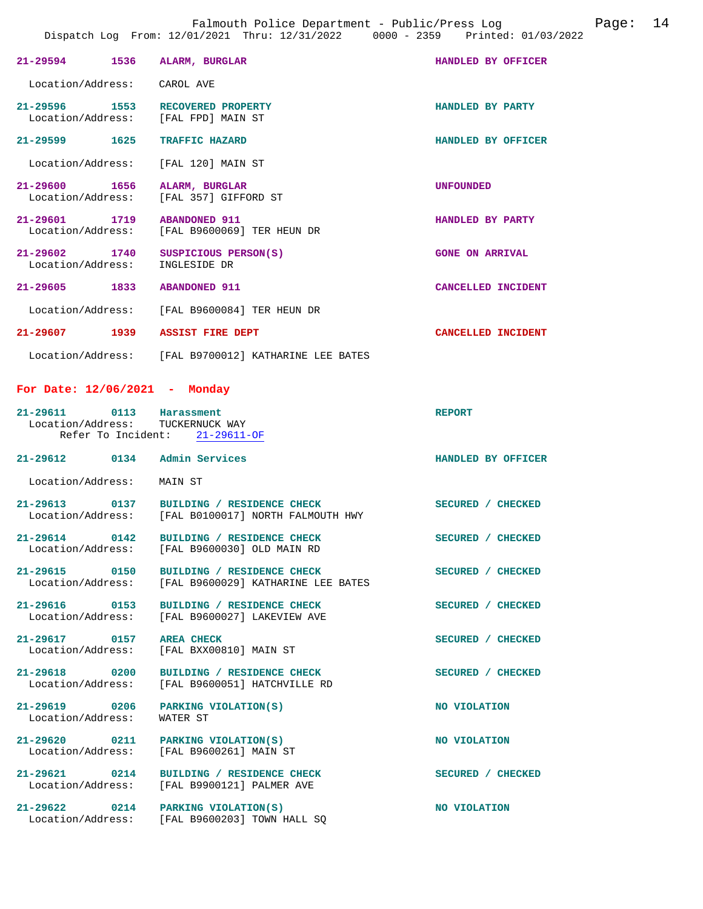21-29594 1536 ALARM, BURGLAR HANDLED BY OFFICER

Location/Address: CAROL AVE

21-29596 1553 RECOVERED PROPERTY HANDLED BY PARTY
Location/Address: [FAL FPD] MAIN ST

21-29599 1625 TRAFFIC HAZARD HANDLED BY OFFICER

Location/Address: [FAL 120] MAIN ST

21-29600 1656 ALARM, BURGLAR UNFOUNDED
Location/Address: [FAL 357] GIFFORD ST

21-29601 1719 ABANDONED 911 HANDLED BY PARTY
Location/Address: [FAL B9600069] TER HEUN DR

21-29602 1740 SUSPICIOUS PERSON(S) GONE ON ARRIVAL
Location/Address: INGLESIDE DR

21-29605 1833 ABANDONED 911 CANCELLED INCIDENT

Location/Address: [FAL B9600084] TER HEUN DR

21-29607 1939 ASSIST FIRE DEPT CANCELLED INCIDENT

Location/Address: [FAL B9700012] KATHARINE LEE BATES

## For Date: 12/06/2021 - Monday

21-29611 0113 Harassment REPORT
Location/Address: TUCKERNUCK WAY
Refer To Incident: 21-29611-OF

21-29612 0134 Admin Services HANDLED BY OFFICER

Location/Address: MAIN ST

21-29613 0137 BUILDING / RESIDENCE CHECK SECURED / CHECKED
Location/Address: [FAL B0100017] NORTH FALMOUTH HWY

21-29614 0142 BUILDING / RESIDENCE CHECK SECURED / CHECKED
Location/Address: [FAL B9600030] OLD MAIN RD

21-29615 0150 BUILDING / RESIDENCE CHECK SECURED / CHECKED
Location/Address: [FAL B9600029] KATHARINE LEE BATES

21-29616 0153 BUILDING / RESIDENCE CHECK SECURED / CHECKED
Location/Address: [FAL B9600027] LAKEVIEW AVE

21-29617 0157 AREA CHECK SECURED / CHECKED
Location/Address: [FAL BXX00810] MAIN ST

21-29618 0200 BUILDING / RESIDENCE CHECK SECURED / CHECKED
Location/Address: [FAL B9600051] HATCHVILLE RD

21-29619 0206 PARKING VIOLATION(S) NO VIOLATION
Location/Address: WATER ST

21-29620 0211 PARKING VIOLATION(S) NO VIOLATION
Location/Address: [FAL B9600261] MAIN ST

21-29621 0214 BUILDING / RESIDENCE CHECK SECURED / CHECKED
Location/Address: [FAL B9900121] PALMER AVE

21-29622 0214 PARKING VIOLATION(S) NO VIOLATION
Location/Address: [FAL B9600203] TOWN HALL SQ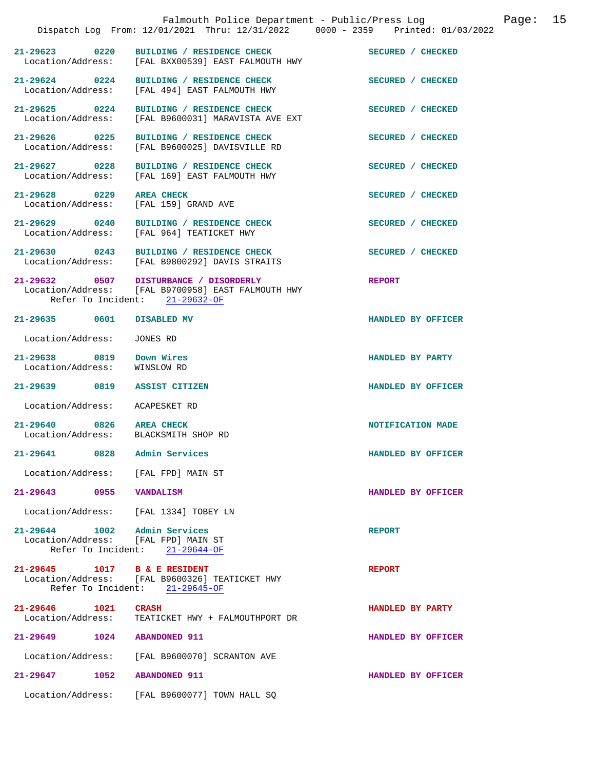21-29623 0220 BUILDING / RESIDENCE CHECK SECURED / CHECKED
Location/Address: [FAL BXX00539] EAST FALMOUTH HWY

21-29624 0224 BUILDING / RESIDENCE CHECK SECURED / CHECKED
Location/Address: [FAL 494] EAST FALMOUTH HWY

21-29625 0224 BUILDING / RESIDENCE CHECK SECURED / CHECKED
Location/Address: [FAL B9600031] MARAVISTA AVE EXT

21-29626 0225 BUILDING / RESIDENCE CHECK SECURED / CHECKED
Location/Address: [FAL B9600025] DAVISVILLE RD

21-29627 0228 BUILDING / RESIDENCE CHECK SECURED / CHECKED
Location/Address: [FAL 169] EAST FALMOUTH HWY

21-29628 0229 AREA CHECK SECURED / CHECKED
Location/Address: [FAL 159] GRAND AVE

21-29629 0240 BUILDING / RESIDENCE CHECK SECURED / CHECKED
Location/Address: [FAL 964] TEATICKET HWY

21-29630 0243 BUILDING / RESIDENCE CHECK SECURED / CHECKED
Location/Address: [FAL B9800292] DAVIS STRAITS

21-29632 0507 DISTURBANCE / DISORDERLY REPORT
Location/Address: [FAL B9700958] EAST FALMOUTH HWY
Refer To Incident: 21-29632-OF

21-29635 0601 DISABLED MV HANDLED BY OFFICER
Location/Address: JONES RD

21-29638 0819 Down Wires HANDLED BY PARTY
Location/Address: WINSLOW RD

21-29639 0819 ASSIST CITIZEN HANDLED BY OFFICER
Location/Address: ACAPESKET RD

21-29640 0826 AREA CHECK NOTIFICATION MADE
Location/Address: BLACKSMITH SHOP RD

21-29641 0828 Admin Services HANDLED BY OFFICER
Location/Address: [FAL FPD] MAIN ST

21-29643 0955 VANDALISM HANDLED BY OFFICER
Location/Address: [FAL 1334] TOBEY LN

21-29644 1002 Admin Services REPORT
Location/Address: [FAL FPD] MAIN ST
Refer To Incident: 21-29644-OF

21-29645 1017 B & E RESIDENT REPORT
Location/Address: [FAL B9600326] TEATICKET HWY
Refer To Incident: 21-29645-OF

21-29646 1021 CRASH HANDLED BY PARTY
Location/Address: TEATICKET HWY + FALMOUTHPORT DR

21-29649 1024 ABANDONED 911 HANDLED BY OFFICER
Location/Address: [FAL B9600070] SCRANTON AVE

21-29647 1052 ABANDONED 911 HANDLED BY OFFICER
Location/Address: [FAL B9600077] TOWN HALL SQ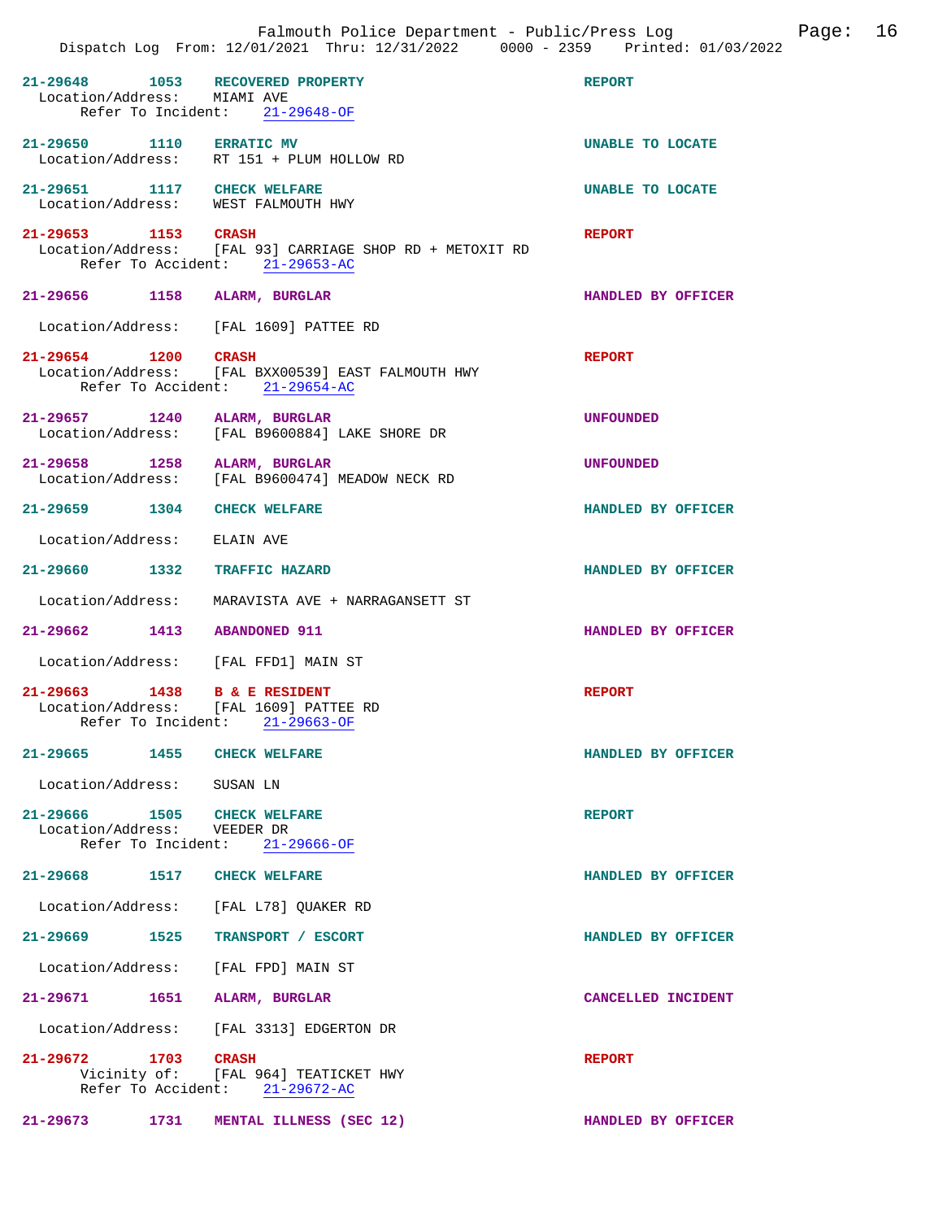**21-29648** 1053 **RECOVERED PROPERTY** — REPORT
Location/Address: MIAMI AVE
Refer To Incident: 21-29648-OF

**21-29650** 1110 **ERRATIC MV** — UNABLE TO LOCATE
Location/Address: RT 151 + PLUM HOLLOW RD

**21-29651** 1117 **CHECK WELFARE** — UNABLE TO LOCATE
Location/Address: WEST FALMOUTH HWY

**21-29653** 1153 **CRASH** — REPORT
Location/Address: [FAL 93] CARRIAGE SHOP RD + METOXIT RD
Refer To Accident: 21-29653-AC

**21-29656** 1158 **ALARM, BURGLAR** — HANDLED BY OFFICER
Location/Address: [FAL 1609] PATTEE RD

**21-29654** 1200 **CRASH** — REPORT
Location/Address: [FAL BXX00539] EAST FALMOUTH HWY
Refer To Accident: 21-29654-AC

**21-29657** 1240 **ALARM, BURGLAR** — UNFOUNDED
Location/Address: [FAL B9600884] LAKE SHORE DR

**21-29658** 1258 **ALARM, BURGLAR** — UNFOUNDED
Location/Address: [FAL B9600474] MEADOW NECK RD

**21-29659** 1304 **CHECK WELFARE** — HANDLED BY OFFICER
Location/Address: ELAIN AVE

**21-29660** 1332 **TRAFFIC HAZARD** — HANDLED BY OFFICER
Location/Address: MARAVISTA AVE + NARRAGANSETT ST

**21-29662** 1413 **ABANDONED 911** — HANDLED BY OFFICER
Location/Address: [FAL FFD1] MAIN ST

**21-29663** 1438 **B & E RESIDENT** — REPORT
Location/Address: [FAL 1609] PATTEE RD
Refer To Incident: 21-29663-OF

**21-29665** 1455 **CHECK WELFARE** — HANDLED BY OFFICER
Location/Address: SUSAN LN

**21-29666** 1505 **CHECK WELFARE** — REPORT
Location/Address: VEEDER DR
Refer To Incident: 21-29666-OF

**21-29668** 1517 **CHECK WELFARE** — HANDLED BY OFFICER
Location/Address: [FAL L78] QUAKER RD

**21-29669** 1525 **TRANSPORT / ESCORT** — HANDLED BY OFFICER
Location/Address: [FAL FPD] MAIN ST

**21-29671** 1651 **ALARM, BURGLAR** — CANCELLED INCIDENT
Location/Address: [FAL 3313] EDGERTON DR

**21-29672** 1703 **CRASH** — REPORT
Vicinity of: [FAL 964] TEATICKET HWY
Refer To Accident: 21-29672-AC

**21-29673** 1731 **MENTAL ILLNESS (SEC 12)** — HANDLED BY OFFICER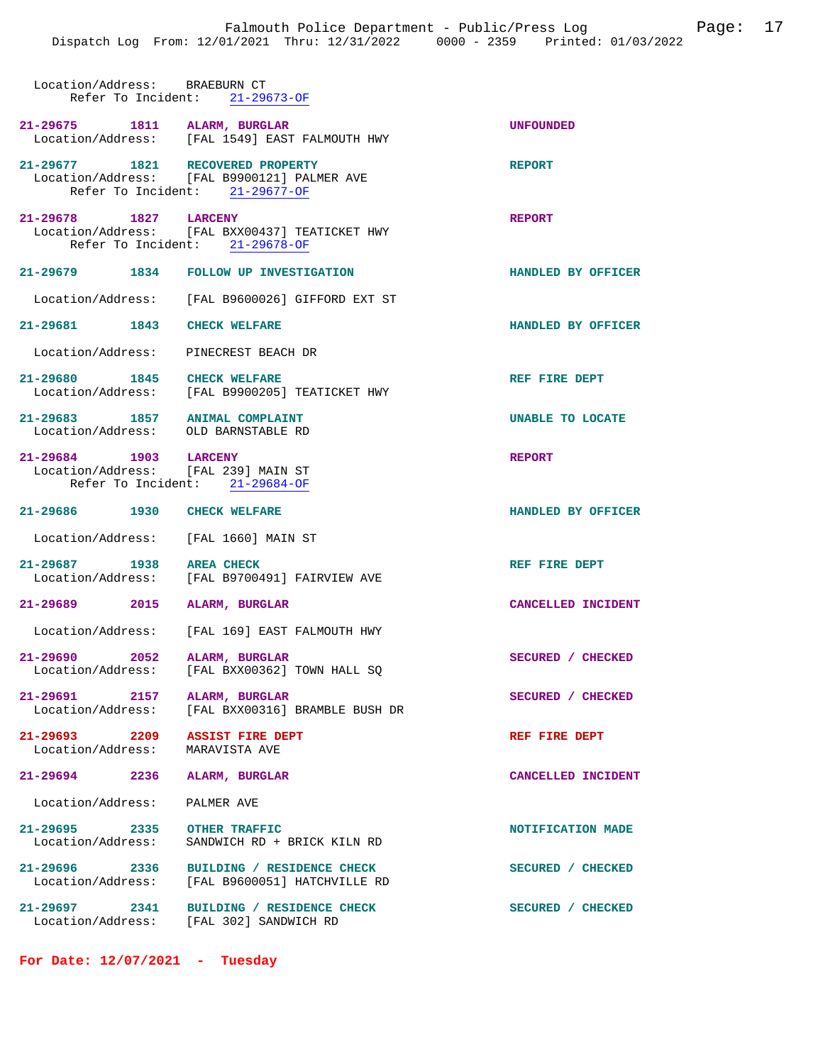Location/Address: BRAEBURN CT
Refer To Incident: 21-29673-OF

**21-29675 1811 ALARM, BURGLAR** — UNFOUNDED
Location/Address: [FAL 1549] EAST FALMOUTH HWY

**21-29677 1821 RECOVERED PROPERTY** — REPORT
Location/Address: [FAL B9900121] PALMER AVE
Refer To Incident: 21-29677-OF

**21-29678 1827 LARCENY** — REPORT
Location/Address: [FAL BXX00437] TEATICKET HWY
Refer To Incident: 21-29678-OF

**21-29679 1834 FOLLOW UP INVESTIGATION** — HANDLED BY OFFICER
Location/Address: [FAL B9600026] GIFFORD EXT ST

**21-29681 1843 CHECK WELFARE** — HANDLED BY OFFICER
Location/Address: PINECREST BEACH DR

**21-29680 1845 CHECK WELFARE** — REF FIRE DEPT
Location/Address: [FAL B9900205] TEATICKET HWY

**21-29683 1857 ANIMAL COMPLAINT** — UNABLE TO LOCATE
Location/Address: OLD BARNSTABLE RD

**21-29684 1903 LARCENY** — REPORT
Location/Address: [FAL 239] MAIN ST
Refer To Incident: 21-29684-OF

**21-29686 1930 CHECK WELFARE** — HANDLED BY OFFICER
Location/Address: [FAL 1660] MAIN ST

**21-29687 1938 AREA CHECK** — REF FIRE DEPT
Location/Address: [FAL B9700491] FAIRVIEW AVE

**21-29689 2015 ALARM, BURGLAR** — CANCELLED INCIDENT
Location/Address: [FAL 169] EAST FALMOUTH HWY

**21-29690 2052 ALARM, BURGLAR** — SECURED / CHECKED
Location/Address: [FAL BXX00362] TOWN HALL SQ

**21-29691 2157 ALARM, BURGLAR** — SECURED / CHECKED
Location/Address: [FAL BXX00316] BRAMBLE BUSH DR

**21-29693 2209 ASSIST FIRE DEPT** — REF FIRE DEPT
Location/Address: MARAVISTA AVE

**21-29694 2236 ALARM, BURGLAR** — CANCELLED INCIDENT
Location/Address: PALMER AVE

**21-29695 2335 OTHER TRAFFIC** — NOTIFICATION MADE
Location/Address: SANDWICH RD + BRICK KILN RD

**21-29696 2336 BUILDING / RESIDENCE CHECK** — SECURED / CHECKED
Location/Address: [FAL B9600051] HATCHVILLE RD

**21-29697 2341 BUILDING / RESIDENCE CHECK** — SECURED / CHECKED
Location/Address: [FAL 302] SANDWICH RD

## For Date: 12/07/2021 - Tuesday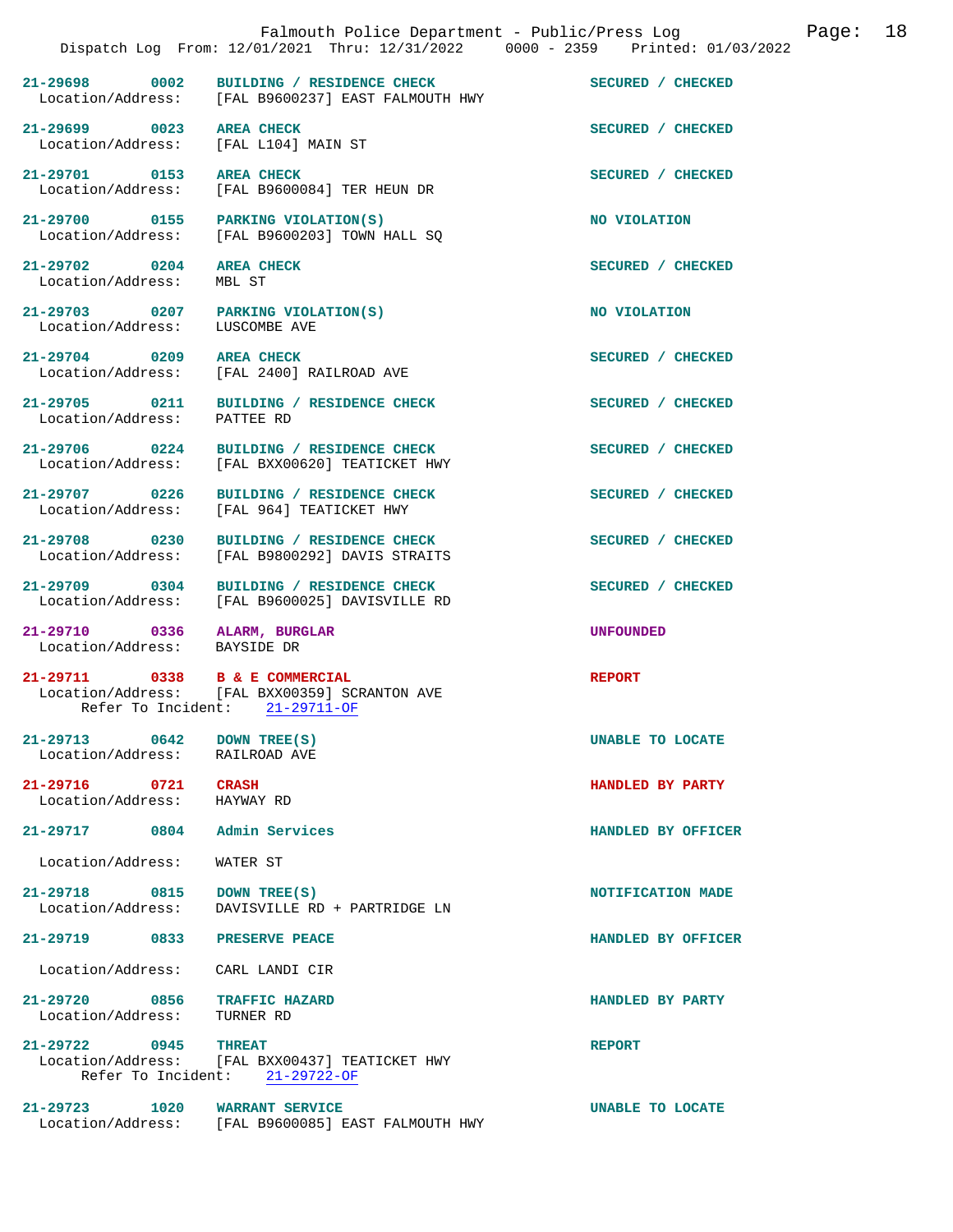| Call # | Time | Call Type | Disposition |
|---|---|---|---|
| 21-29698 | 0002 | BUILDING / RESIDENCE CHECK | SECURED / CHECKED |
| Location/Address: | | [FAL B9600237] EAST FALMOUTH HWY | |
| 21-29699 | 0023 | AREA CHECK | SECURED / CHECKED |
| Location/Address: | | [FAL L104] MAIN ST | |
| 21-29701 | 0153 | AREA CHECK | SECURED / CHECKED |
| Location/Address: | | [FAL B9600084] TER HEUN DR | |
| 21-29700 | 0155 | PARKING VIOLATION(S) | NO VIOLATION |
| Location/Address: | | [FAL B9600203] TOWN HALL SQ | |
| 21-29702 | 0204 | AREA CHECK | SECURED / CHECKED |
| Location/Address: | | MBL ST | |
| 21-29703 | 0207 | PARKING VIOLATION(S) | NO VIOLATION |
| Location/Address: | | LUSCOMBE AVE | |
| 21-29704 | 0209 | AREA CHECK | SECURED / CHECKED |
| Location/Address: | | [FAL 2400] RAILROAD AVE | |
| 21-29705 | 0211 | BUILDING / RESIDENCE CHECK | SECURED / CHECKED |
| Location/Address: | | PATTEE RD | |
| 21-29706 | 0224 | BUILDING / RESIDENCE CHECK | SECURED / CHECKED |
| Location/Address: | | [FAL BXX00620] TEATICKET HWY | |
| 21-29707 | 0226 | BUILDING / RESIDENCE CHECK | SECURED / CHECKED |
| Location/Address: | | [FAL 964] TEATICKET HWY | |
| 21-29708 | 0230 | BUILDING / RESIDENCE CHECK | SECURED / CHECKED |
| Location/Address: | | [FAL B9800292] DAVIS STRAITS | |
| 21-29709 | 0304 | BUILDING / RESIDENCE CHECK | SECURED / CHECKED |
| Location/Address: | | [FAL B9600025] DAVISVILLE RD | |
| 21-29710 | 0336 | ALARM, BURGLAR | UNFOUNDED |
| Location/Address: | | BAYSIDE DR | |
| 21-29711 | 0338 | B & E COMMERCIAL | REPORT |
| Location/Address: | | [FAL BXX00359] SCRANTON AVE | |
| Refer To Incident: | | 21-29711-OF | |
| 21-29713 | 0642 | DOWN TREE(S) | UNABLE TO LOCATE |
| Location/Address: | | RAILROAD AVE | |
| 21-29716 | 0721 | CRASH | HANDLED BY PARTY |
| Location/Address: | | HAYWAY RD | |
| 21-29717 | 0804 | Admin Services | HANDLED BY OFFICER |
| Location/Address: | | WATER ST | |
| 21-29718 | 0815 | DOWN TREE(S) | NOTIFICATION MADE |
| Location/Address: | | DAVISVILLE RD + PARTRIDGE LN | |
| 21-29719 | 0833 | PRESERVE PEACE | HANDLED BY OFFICER |
| Location/Address: | | CARL LANDI CIR | |
| 21-29720 | 0856 | TRAFFIC HAZARD | HANDLED BY PARTY |
| Location/Address: | | TURNER RD | |
| 21-29722 | 0945 | THREAT | REPORT |
| Location/Address: | | [FAL BXX00437] TEATICKET HWY | |
| Refer To Incident: | | 21-29722-OF | |
| 21-29723 | 1020 | WARRANT SERVICE | UNABLE TO LOCATE |
| Location/Address: | | [FAL B9600085] EAST FALMOUTH HWY | |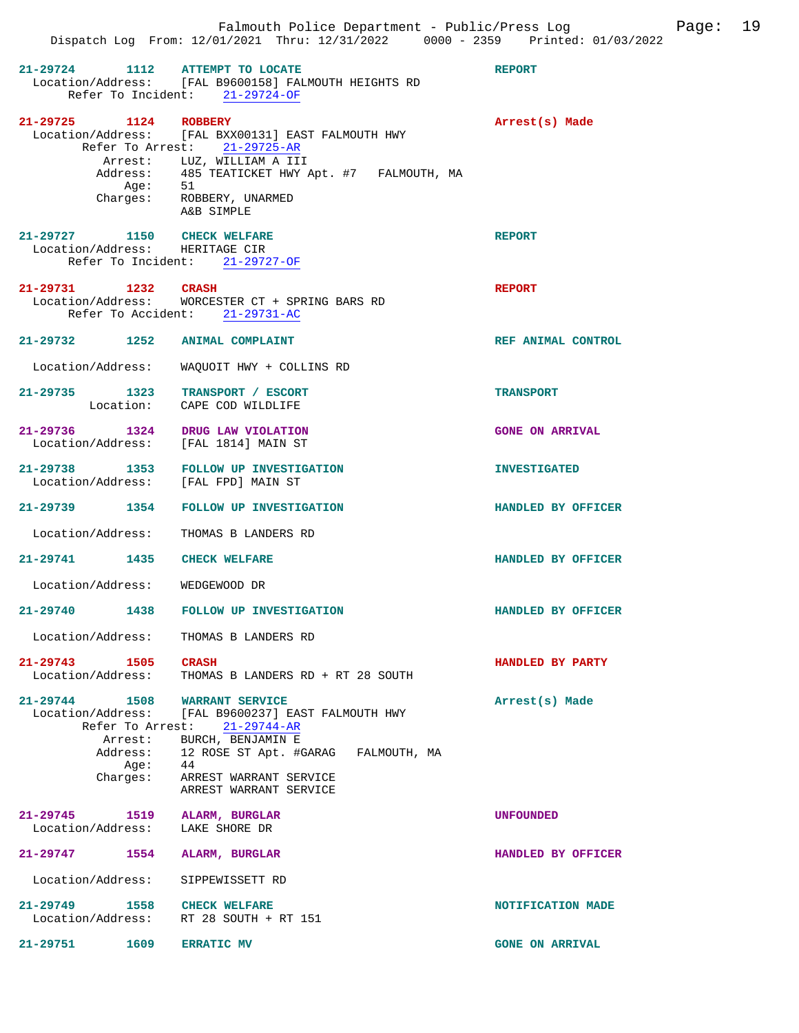**21-29724 1112 ATTEMPT TO LOCATE** — REPORT
Location/Address: [FAL B9600158] FALMOUTH HEIGHTS RD
Refer To Incident: 21-29724-OF

**21-29725 1124 ROBBERY** — Arrest(s) Made
Location/Address: [FAL BXX00131] EAST FALMOUTH HWY
Refer To Arrest: 21-29725-AR
Arrest: LUZ, WILLIAM A III
Address: 485 TEATICKET HWY Apt. #7 FALMOUTH, MA
Age: 51
Charges: ROBBERY, UNARMED
A&B SIMPLE

**21-29727 1150 CHECK WELFARE** — REPORT
Location/Address: HERITAGE CIR
Refer To Incident: 21-29727-OF

**21-29731 1232 CRASH** — REPORT
Location/Address: WORCESTER CT + SPRING BARS RD
Refer To Accident: 21-29731-AC

**21-29732 1252 ANIMAL COMPLAINT** — REF ANIMAL CONTROL
Location/Address: WAQUOIT HWY + COLLINS RD

**21-29735 1323 TRANSPORT / ESCORT** — TRANSPORT
Location: CAPE COD WILDLIFE

**21-29736 1324 DRUG LAW VIOLATION** — GONE ON ARRIVAL
Location/Address: [FAL 1814] MAIN ST

**21-29738 1353 FOLLOW UP INVESTIGATION** — INVESTIGATED
Location/Address: [FAL FPD] MAIN ST

**21-29739 1354 FOLLOW UP INVESTIGATION** — HANDLED BY OFFICER
Location/Address: THOMAS B LANDERS RD

**21-29741 1435 CHECK WELFARE** — HANDLED BY OFFICER
Location/Address: WEDGEWOOD DR

**21-29740 1438 FOLLOW UP INVESTIGATION** — HANDLED BY OFFICER
Location/Address: THOMAS B LANDERS RD

**21-29743 1505 CRASH** — HANDLED BY PARTY
Location/Address: THOMAS B LANDERS RD + RT 28 SOUTH

**21-29744 1508 WARRANT SERVICE** — Arrest(s) Made
Location/Address: [FAL B9600237] EAST FALMOUTH HWY
Refer To Arrest: 21-29744-AR
Arrest: BURCH, BENJAMIN E
Address: 12 ROSE ST Apt. #GARAG FALMOUTH, MA
Age: 44
Charges: ARREST WARRANT SERVICE
ARREST WARRANT SERVICE

**21-29745 1519 ALARM, BURGLAR** — UNFOUNDED
Location/Address: LAKE SHORE DR

**21-29747 1554 ALARM, BURGLAR** — HANDLED BY OFFICER
Location/Address: SIPPEWISSETT RD

**21-29749 1558 CHECK WELFARE** — NOTIFICATION MADE
Location/Address: RT 28 SOUTH + RT 151

**21-29751 1609 ERRATIC MV** — GONE ON ARRIVAL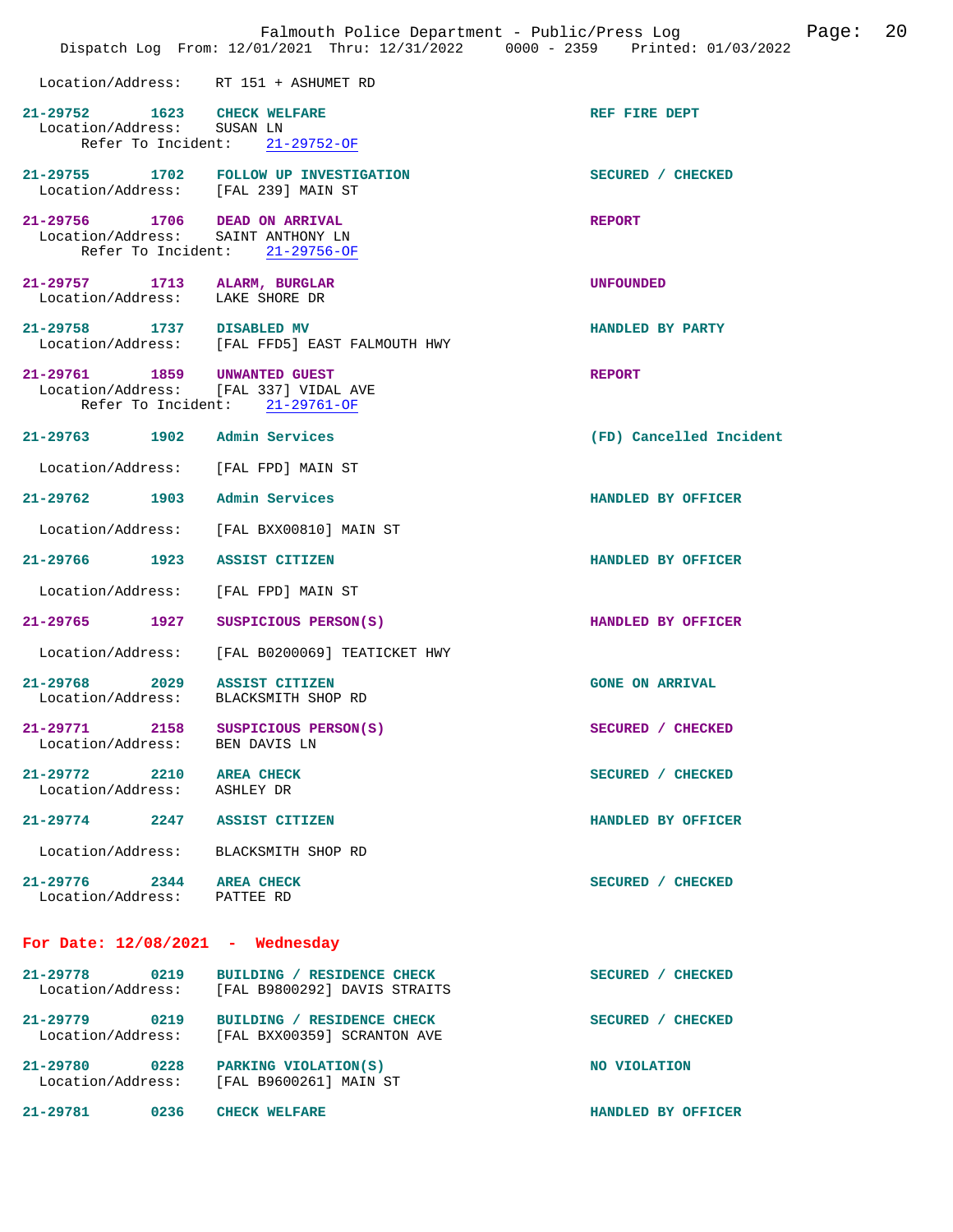Location/Address: RT 151 + ASHUMET RD

**21-29752** 1623 **CHECK WELFARE** — REF FIRE DEPT
Location/Address: SUSAN LN
Refer To Incident: 21-29752-OF

**21-29755** 1702 **FOLLOW UP INVESTIGATION** — SECURED / CHECKED
Location/Address: [FAL 239] MAIN ST

**21-29756** 1706 **DEAD ON ARRIVAL** — REPORT
Location/Address: SAINT ANTHONY LN
Refer To Incident: 21-29756-OF

**21-29757** 1713 **ALARM, BURGLAR** — UNFOUNDED
Location/Address: LAKE SHORE DR

**21-29758** 1737 **DISABLED MV** — HANDLED BY PARTY
Location/Address: [FAL FFD5] EAST FALMOUTH HWY

**21-29761** 1859 **UNWANTED GUEST** — REPORT
Location/Address: [FAL 337] VIDAL AVE
Refer To Incident: 21-29761-OF

**21-29763** 1902 **Admin Services** — (FD) Cancelled Incident
Location/Address: [FAL FPD] MAIN ST

**21-29762** 1903 **Admin Services** — HANDLED BY OFFICER
Location/Address: [FAL BXX00810] MAIN ST

**21-29766** 1923 **ASSIST CITIZEN** — HANDLED BY OFFICER
Location/Address: [FAL FPD] MAIN ST

**21-29765** 1927 **SUSPICIOUS PERSON(S)** — HANDLED BY OFFICER
Location/Address: [FAL B0200069] TEATICKET HWY

**21-29768** 2029 **ASSIST CITIZEN** — GONE ON ARRIVAL
Location/Address: BLACKSMITH SHOP RD

**21-29771** 2158 **SUSPICIOUS PERSON(S)** — SECURED / CHECKED
Location/Address: BEN DAVIS LN

**21-29772** 2210 **AREA CHECK** — SECURED / CHECKED
Location/Address: ASHLEY DR

**21-29774** 2247 **ASSIST CITIZEN** — HANDLED BY OFFICER
Location/Address: BLACKSMITH SHOP RD

**21-29776** 2344 **AREA CHECK** — SECURED / CHECKED
Location/Address: PATTEE RD

## For Date: 12/08/2021 - Wednesday

**21-29778** 0219 **BUILDING / RESIDENCE CHECK** — SECURED / CHECKED
Location/Address: [FAL B9800292] DAVIS STRAITS

**21-29779** 0219 **BUILDING / RESIDENCE CHECK** — SECURED / CHECKED
Location/Address: [FAL BXX00359] SCRANTON AVE

**21-29780** 0228 **PARKING VIOLATION(S)** — NO VIOLATION
Location/Address: [FAL B9600261] MAIN ST

**21-29781** 0236 **CHECK WELFARE** — HANDLED BY OFFICER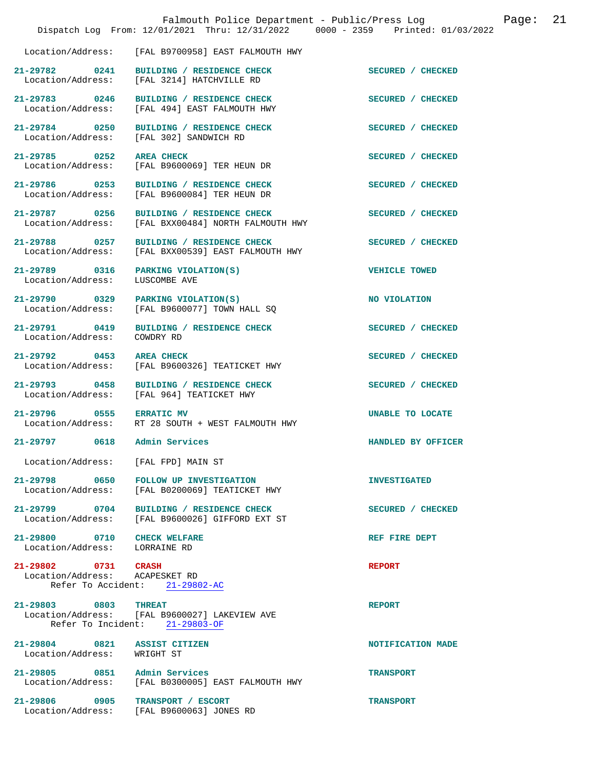Location/Address: [FAL B9700958] EAST FALMOUTH HWY

| Call # | Time | Call Type | Disposition |
|---|---|---|---|
| 21-29782 | 0241 | BUILDING / RESIDENCE CHECK | SECURED / CHECKED |
| Location/Address: | | [FAL 3214] HATCHVILLE RD | |
| 21-29783 | 0246 | BUILDING / RESIDENCE CHECK | SECURED / CHECKED |
| Location/Address: | | [FAL 494] EAST FALMOUTH HWY | |
| 21-29784 | 0250 | BUILDING / RESIDENCE CHECK | SECURED / CHECKED |
| Location/Address: | | [FAL 302] SANDWICH RD | |
| 21-29785 | 0252 | AREA CHECK | SECURED / CHECKED |
| Location/Address: | | [FAL B9600069] TER HEUN DR | |
| 21-29786 | 0253 | BUILDING / RESIDENCE CHECK | SECURED / CHECKED |
| Location/Address: | | [FAL B9600084] TER HEUN DR | |
| 21-29787 | 0256 | BUILDING / RESIDENCE CHECK | SECURED / CHECKED |
| Location/Address: | | [FAL BXX00484] NORTH FALMOUTH HWY | |
| 21-29788 | 0257 | BUILDING / RESIDENCE CHECK | SECURED / CHECKED |
| Location/Address: | | [FAL BXX00539] EAST FALMOUTH HWY | |
| 21-29789 | 0316 | PARKING VIOLATION(S) | VEHICLE TOWED |
| Location/Address: | | LUSCOMBE AVE | |
| 21-29790 | 0329 | PARKING VIOLATION(S) | NO VIOLATION |
| Location/Address: | | [FAL B9600077] TOWN HALL SQ | |
| 21-29791 | 0419 | BUILDING / RESIDENCE CHECK | SECURED / CHECKED |
| Location/Address: | | COWDRY RD | |
| 21-29792 | 0453 | AREA CHECK | SECURED / CHECKED |
| Location/Address: | | [FAL B9600326] TEATICKET HWY | |
| 21-29793 | 0458 | BUILDING / RESIDENCE CHECK | SECURED / CHECKED |
| Location/Address: | | [FAL 964] TEATICKET HWY | |
| 21-29796 | 0555 | ERRATIC MV | UNABLE TO LOCATE |
| Location/Address: | | RT 28 SOUTH + WEST FALMOUTH HWY | |
| 21-29797 | 0618 | Admin Services | HANDLED BY OFFICER |
| Location/Address: | | [FAL FPD] MAIN ST | |
| 21-29798 | 0650 | FOLLOW UP INVESTIGATION | INVESTIGATED |
| Location/Address: | | [FAL B0200069] TEATICKET HWY | |
| 21-29799 | 0704 | BUILDING / RESIDENCE CHECK | SECURED / CHECKED |
| Location/Address: | | [FAL B9600026] GIFFORD EXT ST | |
| 21-29800 | 0710 | CHECK WELFARE | REF FIRE DEPT |
| Location/Address: | | LORRAINE RD | |
| 21-29802 | 0731 | CRASH | REPORT |
| Location/Address: | | ACAPESKET RD | |
| Refer To Accident: | | 21-29802-AC | |
| 21-29803 | 0803 | THREAT | REPORT |
| Location/Address: | | [FAL B9600027] LAKEVIEW AVE | |
| Refer To Incident: | | 21-29803-OF | |
| 21-29804 | 0821 | ASSIST CITIZEN | NOTIFICATION MADE |
| Location/Address: | | WRIGHT ST | |
| 21-29805 | 0851 | Admin Services | TRANSPORT |
| Location/Address: | | [FAL B0300005] EAST FALMOUTH HWY | |
| 21-29806 | 0905 | TRANSPORT / ESCORT | TRANSPORT |
| Location/Address: | | [FAL B9600063] JONES RD | |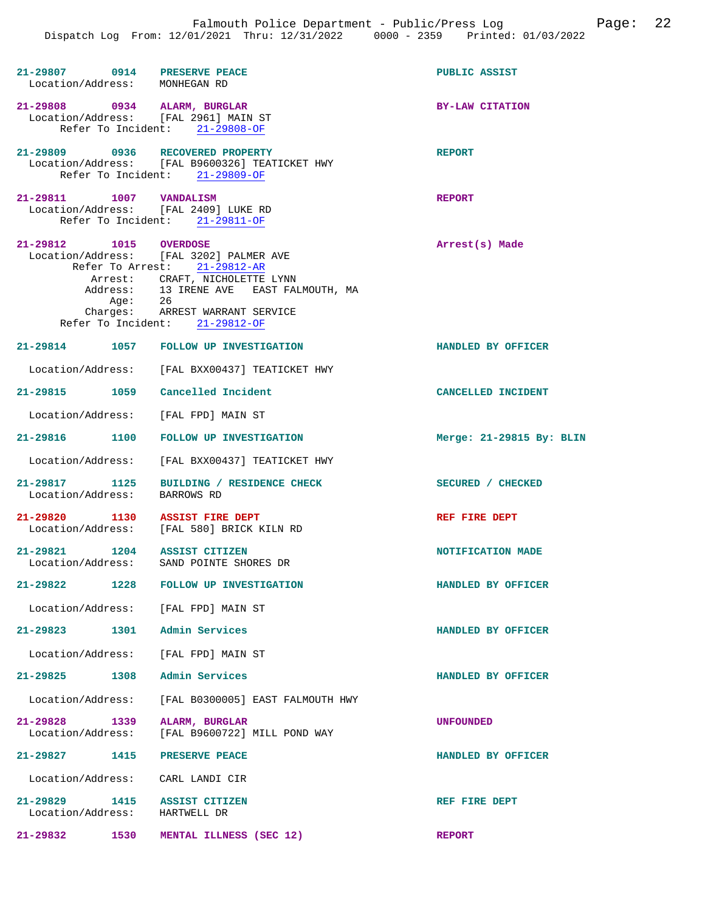21-29807 0914 PRESERVE PEACE — PUBLIC ASSIST
Location/Address: MONHEGAN RD

21-29808 0934 ALARM, BURGLAR — BY-LAW CITATION
Location/Address: [FAL 2961] MAIN ST
Refer To Incident: 21-29808-OF

21-29809 0936 RECOVERED PROPERTY — REPORT
Location/Address: [FAL B9600326] TEATICKET HWY
Refer To Incident: 21-29809-OF

21-29811 1007 VANDALISM — REPORT
Location/Address: [FAL 2409] LUKE RD
Refer To Incident: 21-29811-OF

21-29812 1015 OVERDOSE — Arrest(s) Made
Location/Address: [FAL 3202] PALMER AVE
Refer To Arrest: 21-29812-AR
Arrest: CRAFT, NICHOLETTE LYNN
Address: 13 IRENE AVE EAST FALMOUTH, MA
Age: 26
Charges: ARREST WARRANT SERVICE
Refer To Incident: 21-29812-OF

21-29814 1057 FOLLOW UP INVESTIGATION — HANDLED BY OFFICER
Location/Address: [FAL BXX00437] TEATICKET HWY

21-29815 1059 Cancelled Incident — CANCELLED INCIDENT
Location/Address: [FAL FPD] MAIN ST

21-29816 1100 FOLLOW UP INVESTIGATION — Merge: 21-29815 By: BLIN
Location/Address: [FAL BXX00437] TEATICKET HWY

21-29817 1125 BUILDING / RESIDENCE CHECK — SECURED / CHECKED
Location/Address: BARROWS RD

21-29820 1130 ASSIST FIRE DEPT — REF FIRE DEPT
Location/Address: [FAL 580] BRICK KILN RD

21-29821 1204 ASSIST CITIZEN — NOTIFICATION MADE
Location/Address: SAND POINTE SHORES DR

21-29822 1228 FOLLOW UP INVESTIGATION — HANDLED BY OFFICER
Location/Address: [FAL FPD] MAIN ST

21-29823 1301 Admin Services — HANDLED BY OFFICER
Location/Address: [FAL FPD] MAIN ST

21-29825 1308 Admin Services — HANDLED BY OFFICER
Location/Address: [FAL B0300005] EAST FALMOUTH HWY

21-29828 1339 ALARM, BURGLAR — UNFOUNDED
Location/Address: [FAL B9600722] MILL POND WAY

21-29827 1415 PRESERVE PEACE — HANDLED BY OFFICER
Location/Address: CARL LANDI CIR

21-29829 1415 ASSIST CITIZEN — REF FIRE DEPT
Location/Address: HARTWELL DR

21-29832 1530 MENTAL ILLNESS (SEC 12) — REPORT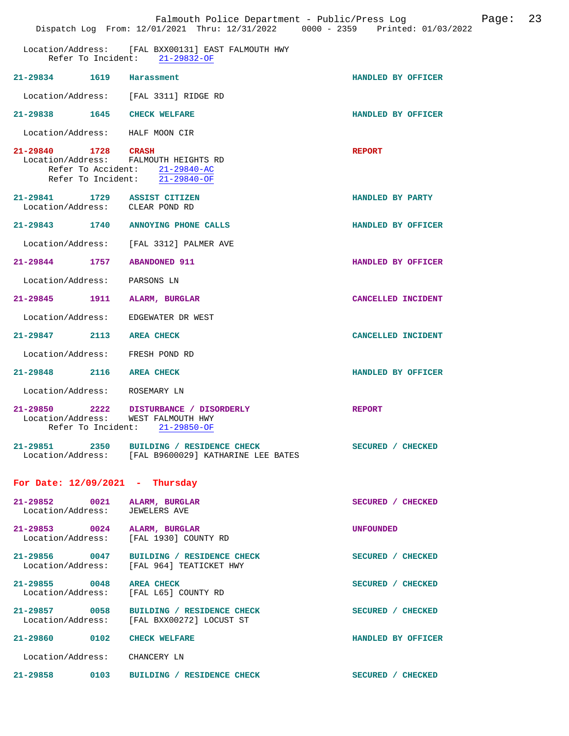Location/Address: [FAL BXX00131] EAST FALMOUTH HWY
Refer To Incident: 21-29832-OF

**21-29834 1619 Harassment** — HANDLED BY OFFICER

Location/Address: [FAL 3311] RIDGE RD

**21-29838 1645 CHECK WELFARE** — HANDLED BY OFFICER

Location/Address: HALF MOON CIR

**21-29840 1728 CRASH** — REPORT

Location/Address: FALMOUTH HEIGHTS RD
Refer To Accident: 21-29840-AC
Refer To Incident: 21-29840-OF

**21-29841 1729 ASSIST CITIZEN** — HANDLED BY PARTY

Location/Address: CLEAR POND RD

**21-29843 1740 ANNOYING PHONE CALLS** — HANDLED BY OFFICER

Location/Address: [FAL 3312] PALMER AVE

**21-29844 1757 ABANDONED 911** — HANDLED BY OFFICER

Location/Address: PARSONS LN

**21-29845 1911 ALARM, BURGLAR** — CANCELLED INCIDENT

Location/Address: EDGEWATER DR WEST

**21-29847 2113 AREA CHECK** — CANCELLED INCIDENT

Location/Address: FRESH POND RD

**21-29848 2116 AREA CHECK** — HANDLED BY OFFICER

Location/Address: ROSEMARY LN

**21-29850 2222 DISTURBANCE / DISORDERLY** — REPORT

Location/Address: WEST FALMOUTH HWY
Refer To Incident: 21-29850-OF

**21-29851 2350 BUILDING / RESIDENCE CHECK** — SECURED / CHECKED

Location/Address: [FAL B9600029] KATHARINE LEE BATES

## For Date: 12/09/2021 - Thursday

**21-29852 0021 ALARM, BURGLAR** — SECURED / CHECKED

Location/Address: JEWELERS AVE

**21-29853 0024 ALARM, BURGLAR** — UNFOUNDED

Location/Address: [FAL 1930] COUNTY RD

**21-29856 0047 BUILDING / RESIDENCE CHECK** — SECURED / CHECKED

Location/Address: [FAL 964] TEATICKET HWY

**21-29855 0048 AREA CHECK** — SECURED / CHECKED

Location/Address: [FAL L65] COUNTY RD

**21-29857 0058 BUILDING / RESIDENCE CHECK** — SECURED / CHECKED

Location/Address: [FAL BXX00272] LOCUST ST

**21-29860 0102 CHECK WELFARE** — HANDLED BY OFFICER

Location/Address: CHANCERY LN

**21-29858 0103 BUILDING / RESIDENCE CHECK** — SECURED / CHECKED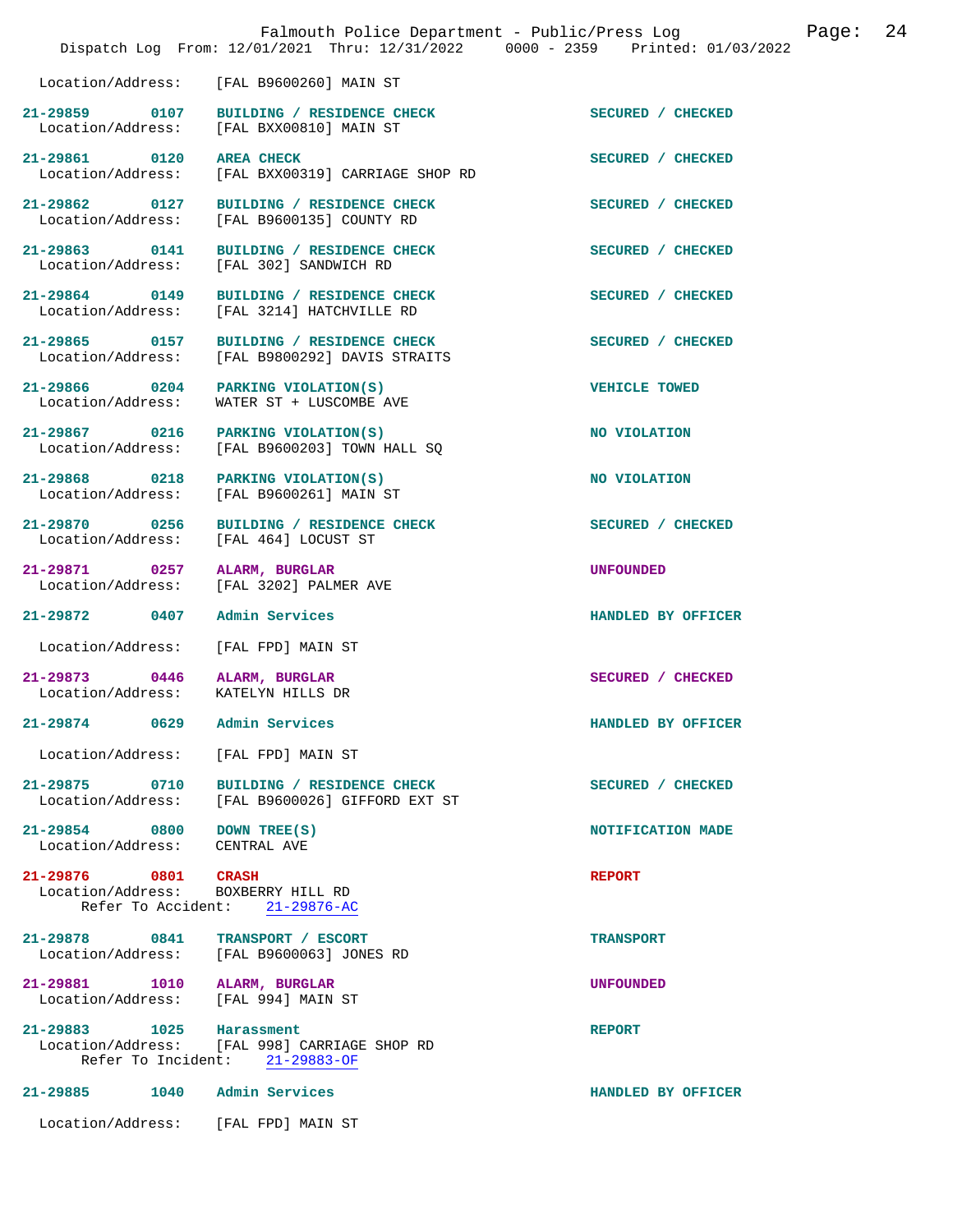Location/Address: [FAL B9600260] MAIN ST

| Call # | Time | Call Type | Action |
|---|---|---|---|
| 21-29859 | 0107 | BUILDING / RESIDENCE CHECK | SECURED / CHECKED |
| | | Location/Address: [FAL BXX00810] MAIN ST | |
| 21-29861 | 0120 | AREA CHECK | SECURED / CHECKED |
| | | Location/Address: [FAL BXX00319] CARRIAGE SHOP RD | |
| 21-29862 | 0127 | BUILDING / RESIDENCE CHECK | SECURED / CHECKED |
| | | Location/Address: [FAL B9600135] COUNTY RD | |
| 21-29863 | 0141 | BUILDING / RESIDENCE CHECK | SECURED / CHECKED |
| | | Location/Address: [FAL 302] SANDWICH RD | |
| 21-29864 | 0149 | BUILDING / RESIDENCE CHECK | SECURED / CHECKED |
| | | Location/Address: [FAL 3214] HATCHVILLE RD | |
| 21-29865 | 0157 | BUILDING / RESIDENCE CHECK | SECURED / CHECKED |
| | | Location/Address: [FAL B9800292] DAVIS STRAITS | |
| 21-29866 | 0204 | PARKING VIOLATION(S) | VEHICLE TOWED |
| | | Location/Address: WATER ST + LUSCOMBE AVE | |
| 21-29867 | 0216 | PARKING VIOLATION(S) | NO VIOLATION |
| | | Location/Address: [FAL B9600203] TOWN HALL SQ | |
| 21-29868 | 0218 | PARKING VIOLATION(S) | NO VIOLATION |
| | | Location/Address: [FAL B9600261] MAIN ST | |
| 21-29870 | 0256 | BUILDING / RESIDENCE CHECK | SECURED / CHECKED |
| | | Location/Address: [FAL 464] LOCUST ST | |
| 21-29871 | 0257 | ALARM, BURGLAR | UNFOUNDED |
| | | Location/Address: [FAL 3202] PALMER AVE | |
| 21-29872 | 0407 | Admin Services | HANDLED BY OFFICER |
| | | Location/Address: [FAL FPD] MAIN ST | |
| 21-29873 | 0446 | ALARM, BURGLAR | SECURED / CHECKED |
| | | Location/Address: KATELYN HILLS DR | |
| 21-29874 | 0629 | Admin Services | HANDLED BY OFFICER |
| | | Location/Address: [FAL FPD] MAIN ST | |
| 21-29875 | 0710 | BUILDING / RESIDENCE CHECK | SECURED / CHECKED |
| | | Location/Address: [FAL B9600026] GIFFORD EXT ST | |
| 21-29854 | 0800 | DOWN TREE(S) | NOTIFICATION MADE |
| | | Location/Address: CENTRAL AVE | |
| 21-29876 | 0801 | CRASH | REPORT |
| | | Location/Address: BOXBERRY HILL RD; Refer To Accident: 21-29876-AC | |
| 21-29878 | 0841 | TRANSPORT / ESCORT | TRANSPORT |
| | | Location/Address: [FAL B9600063] JONES RD | |
| 21-29881 | 1010 | ALARM, BURGLAR | UNFOUNDED |
| | | Location/Address: [FAL 994] MAIN ST | |
| 21-29883 | 1025 | Harassment | REPORT |
| | | Location/Address: [FAL 998] CARRIAGE SHOP RD; Refer To Incident: 21-29883-OF | |
| 21-29885 | 1040 | Admin Services | HANDLED BY OFFICER |
| | | Location/Address: [FAL FPD] MAIN ST | |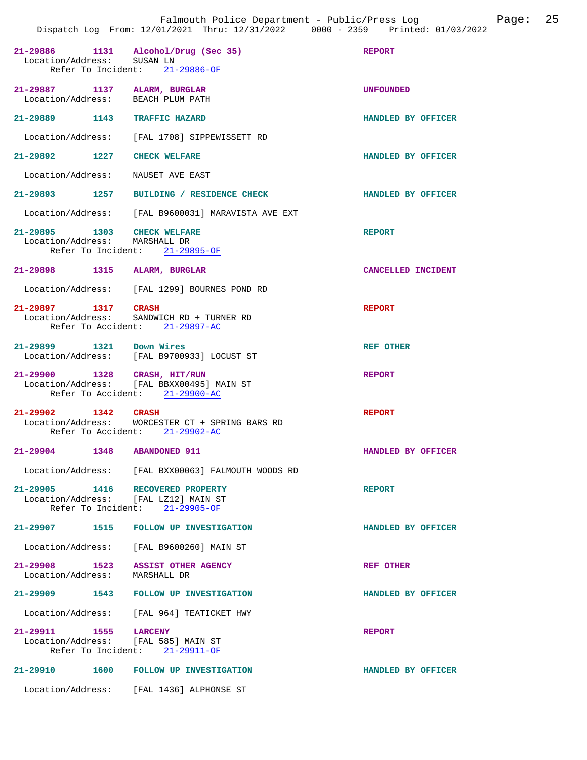21-29886 1131 **Alcohol/Drug (Sec 35)** REPORT
Location/Address: SUSAN LN
Refer To Incident: 21-29886-OF

21-29887 1137 **ALARM, BURGLAR** UNFOUNDED
Location/Address: BEACH PLUM PATH

21-29889 1143 **TRAFFIC HAZARD** HANDLED BY OFFICER
Location/Address: [FAL 1708] SIPPEWISSETT RD

21-29892 1227 **CHECK WELFARE** HANDLED BY OFFICER
Location/Address: NAUSET AVE EAST

21-29893 1257 **BUILDING / RESIDENCE CHECK** HANDLED BY OFFICER
Location/Address: [FAL B9600031] MARAVISTA AVE EXT

21-29895 1303 **CHECK WELFARE** REPORT
Location/Address: MARSHALL DR
Refer To Incident: 21-29895-OF

21-29898 1315 **ALARM, BURGLAR** CANCELLED INCIDENT
Location/Address: [FAL 1299] BOURNES POND RD

21-29897 1317 **CRASH** REPORT
Location/Address: SANDWICH RD + TURNER RD
Refer To Accident: 21-29897-AC

21-29899 1321 **Down Wires** REF OTHER
Location/Address: [FAL B9700933] LOCUST ST

21-29900 1328 **CRASH, HIT/RUN** REPORT
Location/Address: [FAL BBXX00495] MAIN ST
Refer To Accident: 21-29900-AC

21-29902 1342 **CRASH** REPORT
Location/Address: WORCESTER CT + SPRING BARS RD
Refer To Accident: 21-29902-AC

21-29904 1348 **ABANDONED 911** HANDLED BY OFFICER
Location/Address: [FAL BXX00063] FALMOUTH WOODS RD

21-29905 1416 **RECOVERED PROPERTY** REPORT
Location/Address: [FAL LZ12] MAIN ST
Refer To Incident: 21-29905-OF

21-29907 1515 **FOLLOW UP INVESTIGATION** HANDLED BY OFFICER
Location/Address: [FAL B9600260] MAIN ST

21-29908 1523 **ASSIST OTHER AGENCY** REF OTHER
Location/Address: MARSHALL DR

21-29909 1543 **FOLLOW UP INVESTIGATION** HANDLED BY OFFICER
Location/Address: [FAL 964] TEATICKET HWY

21-29911 1555 **LARCENY** REPORT
Location/Address: [FAL 585] MAIN ST
Refer To Incident: 21-29911-OF

21-29910 1600 **FOLLOW UP INVESTIGATION** HANDLED BY OFFICER
Location/Address: [FAL 1436] ALPHONSE ST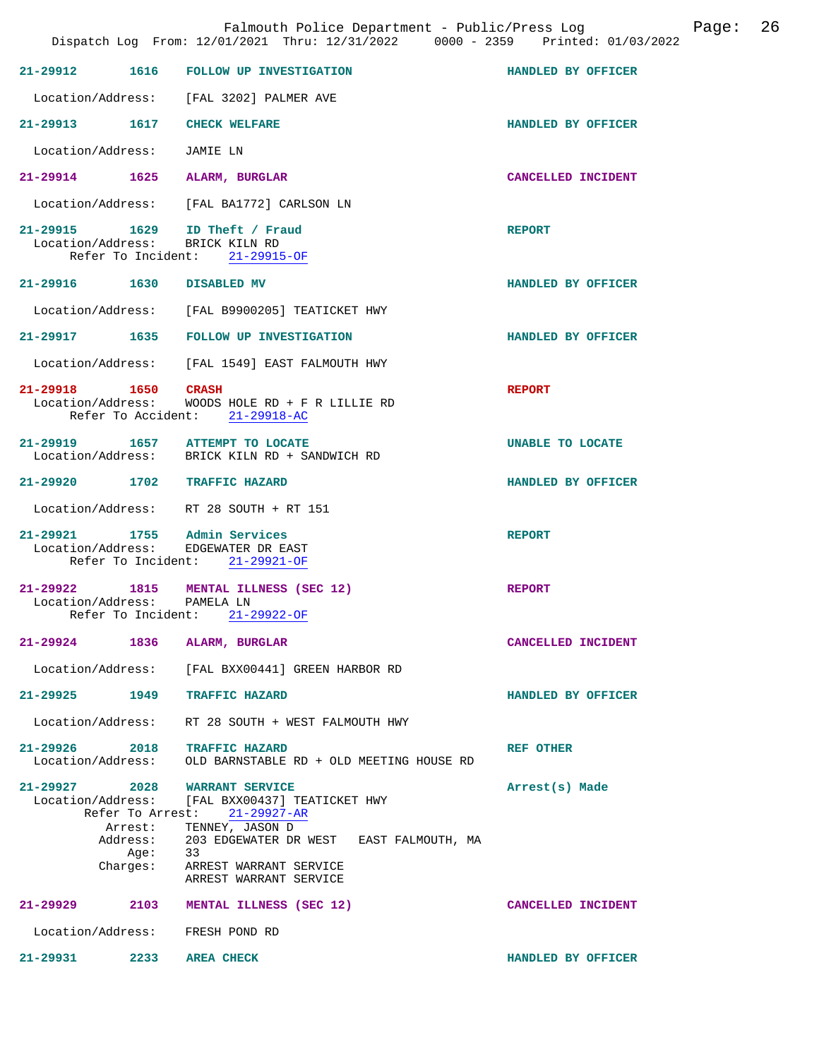21-29912 1616 **FOLLOW UP INVESTIGATION** HANDLED BY OFFICER

Location/Address: [FAL 3202] PALMER AVE

21-29913 1617 **CHECK WELFARE** HANDLED BY OFFICER

Location/Address: JAMIE LN

21-29914 1625 **ALARM, BURGLAR** CANCELLED INCIDENT

Location/Address: [FAL BA1772] CARLSON LN

21-29915 1629 **ID Theft / Fraud** REPORT
Location/Address: BRICK KILN RD
Refer To Incident: 21-29915-OF

21-29916 1630 **DISABLED MV** HANDLED BY OFFICER

Location/Address: [FAL B9900205] TEATICKET HWY

21-29917 1635 **FOLLOW UP INVESTIGATION** HANDLED BY OFFICER

Location/Address: [FAL 1549] EAST FALMOUTH HWY

21-29918 1650 **CRASH** REPORT
Location/Address: WOODS HOLE RD + F R LILLIE RD
Refer To Accident: 21-29918-AC

21-29919 1657 **ATTEMPT TO LOCATE** UNABLE TO LOCATE
Location/Address: BRICK KILN RD + SANDWICH RD

21-29920 1702 **TRAFFIC HAZARD** HANDLED BY OFFICER

Location/Address: RT 28 SOUTH + RT 151

21-29921 1755 **Admin Services** REPORT
Location/Address: EDGEWATER DR EAST
Refer To Incident: 21-29921-OF

21-29922 1815 **MENTAL ILLNESS (SEC 12)** REPORT
Location/Address: PAMELA LN
Refer To Incident: 21-29922-OF

21-29924 1836 **ALARM, BURGLAR** CANCELLED INCIDENT

Location/Address: [FAL BXX00441] GREEN HARBOR RD

21-29925 1949 **TRAFFIC HAZARD** HANDLED BY OFFICER

Location/Address: RT 28 SOUTH + WEST FALMOUTH HWY

21-29926 2018 **TRAFFIC HAZARD** REF OTHER
Location/Address: OLD BARNSTABLE RD + OLD MEETING HOUSE RD

21-29927 2028 **WARRANT SERVICE** Arrest(s) Made
Location/Address: [FAL BXX00437] TEATICKET HWY
Refer To Arrest: 21-29927-AR
Arrest: TENNEY, JASON D
Address: 203 EDGEWATER DR WEST EAST FALMOUTH, MA
Age: 33
Charges: ARREST WARRANT SERVICE
ARREST WARRANT SERVICE

21-29929 2103 **MENTAL ILLNESS (SEC 12)** CANCELLED INCIDENT

Location/Address: FRESH POND RD

21-29931 2233 **AREA CHECK** HANDLED BY OFFICER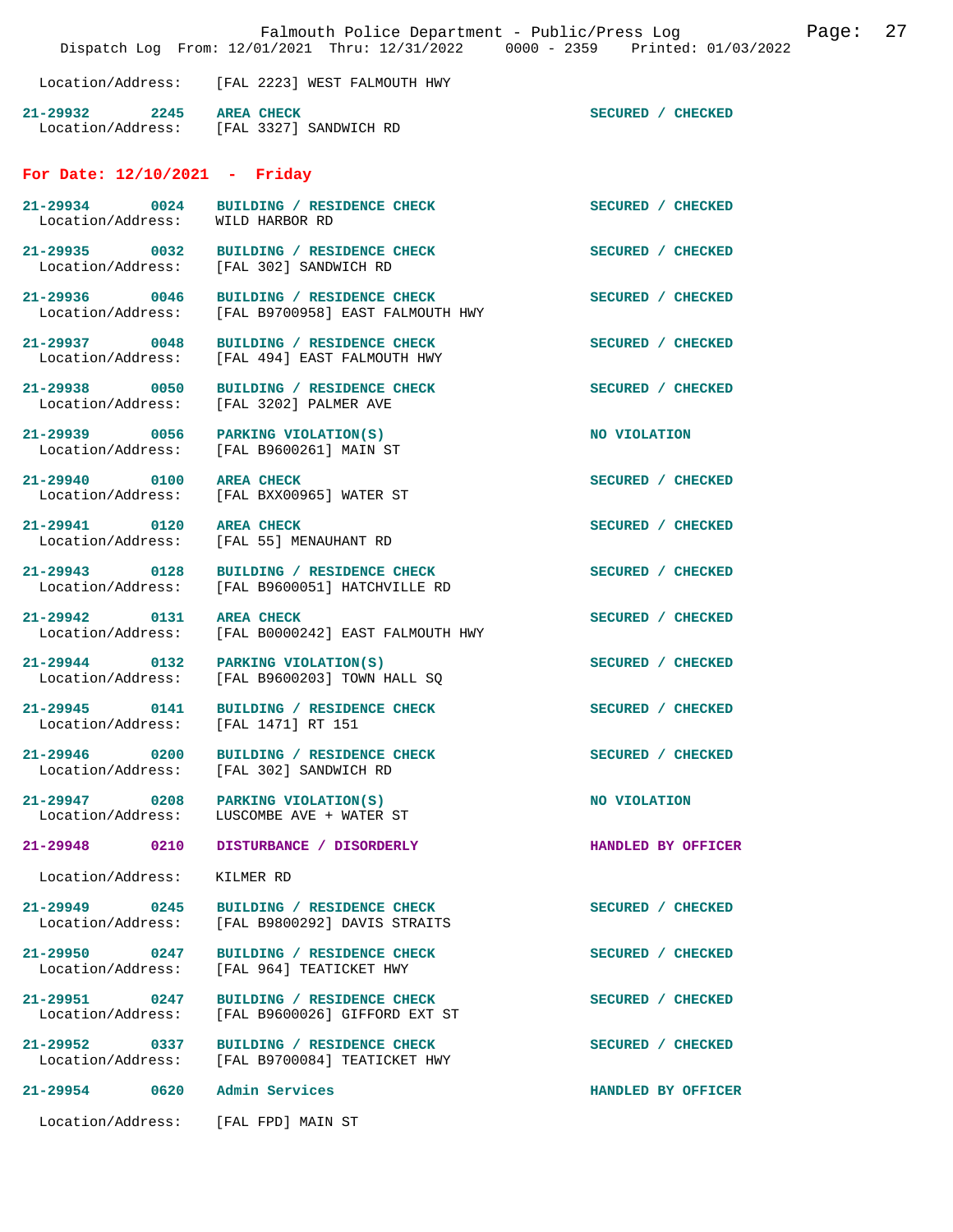Location/Address: [FAL 2223] WEST FALMOUTH HWY

21-29932 2245 **AREA CHECK** SECURED / CHECKED
Location/Address: [FAL 3327] SANDWICH RD

## For Date: 12/10/2021 - Friday

21-29934 0024 **BUILDING / RESIDENCE CHECK** SECURED / CHECKED
Location/Address: WILD HARBOR RD

21-29935 0032 **BUILDING / RESIDENCE CHECK** SECURED / CHECKED
Location/Address: [FAL 302] SANDWICH RD

21-29936 0046 **BUILDING / RESIDENCE CHECK** SECURED / CHECKED
Location/Address: [FAL B9700958] EAST FALMOUTH HWY

21-29937 0048 **BUILDING / RESIDENCE CHECK** SECURED / CHECKED
Location/Address: [FAL 494] EAST FALMOUTH HWY

21-29938 0050 **BUILDING / RESIDENCE CHECK** SECURED / CHECKED
Location/Address: [FAL 3202] PALMER AVE

21-29939 0056 **PARKING VIOLATION(S)** NO VIOLATION
Location/Address: [FAL B9600261] MAIN ST

21-29940 0100 **AREA CHECK** SECURED / CHECKED
Location/Address: [FAL BXX00965] WATER ST

21-29941 0120 **AREA CHECK** SECURED / CHECKED
Location/Address: [FAL 55] MENAUHANT RD

21-29943 0128 **BUILDING / RESIDENCE CHECK** SECURED / CHECKED
Location/Address: [FAL B9600051] HATCHVILLE RD

21-29942 0131 **AREA CHECK** SECURED / CHECKED
Location/Address: [FAL B0000242] EAST FALMOUTH HWY

21-29944 0132 **PARKING VIOLATION(S)** SECURED / CHECKED
Location/Address: [FAL B9600203] TOWN HALL SQ

21-29945 0141 **BUILDING / RESIDENCE CHECK** SECURED / CHECKED
Location/Address: [FAL 1471] RT 151

21-29946 0200 **BUILDING / RESIDENCE CHECK** SECURED / CHECKED
Location/Address: [FAL 302] SANDWICH RD

21-29947 0208 **PARKING VIOLATION(S)** NO VIOLATION
Location/Address: LUSCOMBE AVE + WATER ST

21-29948 0210 **DISTURBANCE / DISORDERLY** HANDLED BY OFFICER
Location/Address: KILMER RD

21-29949 0245 **BUILDING / RESIDENCE CHECK** SECURED / CHECKED
Location/Address: [FAL B9800292] DAVIS STRAITS

21-29950 0247 **BUILDING / RESIDENCE CHECK** SECURED / CHECKED
Location/Address: [FAL 964] TEATICKET HWY

21-29951 0247 **BUILDING / RESIDENCE CHECK** SECURED / CHECKED
Location/Address: [FAL B9600026] GIFFORD EXT ST

21-29952 0337 **BUILDING / RESIDENCE CHECK** SECURED / CHECKED
Location/Address: [FAL B9700084] TEATICKET HWY

21-29954 0620 **Admin Services** HANDLED BY OFFICER
Location/Address: [FAL FPD] MAIN ST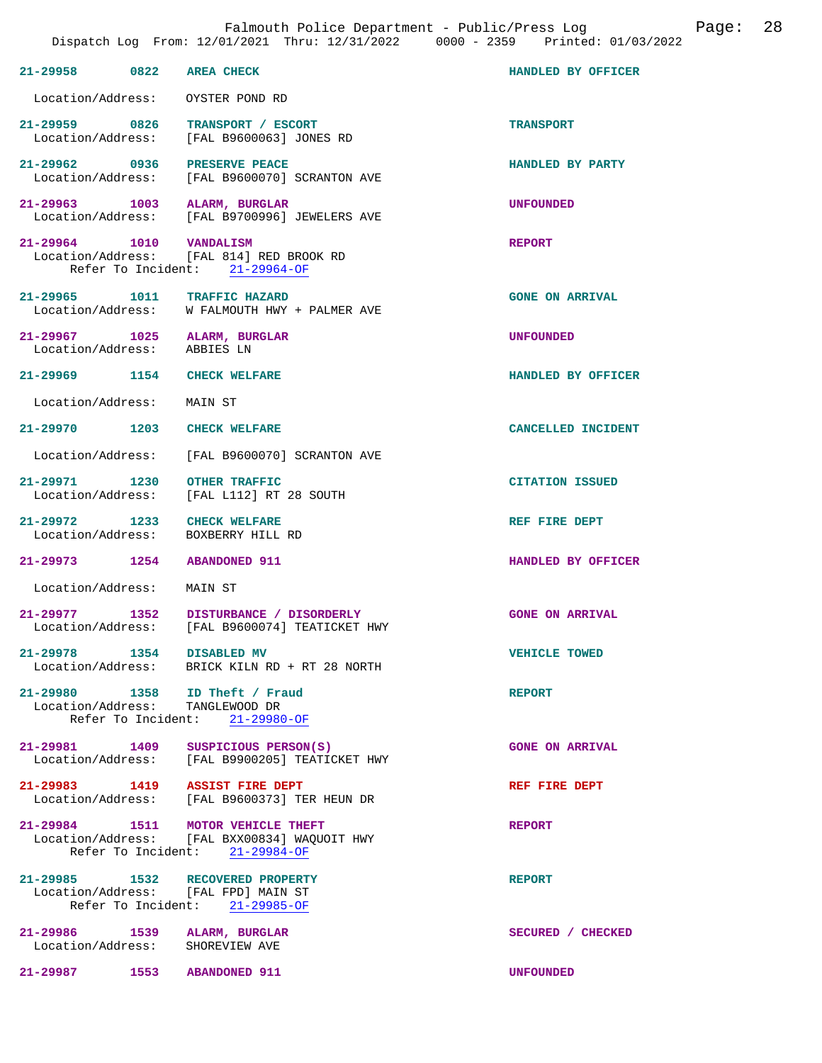| Incident | Time | Call Type | Disposition |
|---|---|---|---|
| 21-29958 | 0822 | AREA CHECK | HANDLED BY OFFICER |

Location/Address: OYSTER POND RD

| Incident | Time | Call Type | Disposition |
|---|---|---|---|
| 21-29959 | 0826 | TRANSPORT / ESCORT | TRANSPORT |

Location/Address: [FAL B9600063] JONES RD

| Incident | Time | Call Type | Disposition |
|---|---|---|---|
| 21-29962 | 0936 | PRESERVE PEACE | HANDLED BY PARTY |

Location/Address: [FAL B9600070] SCRANTON AVE

| Incident | Time | Call Type | Disposition |
|---|---|---|---|
| 21-29963 | 1003 | ALARM, BURGLAR | UNFOUNDED |

Location/Address: [FAL B9700996] JEWELERS AVE

| Incident | Time | Call Type | Disposition |
|---|---|---|---|
| 21-29964 | 1010 | VANDALISM | REPORT |

Location/Address: [FAL 814] RED BROOK RD
Refer To Incident: 21-29964-OF

| Incident | Time | Call Type | Disposition |
|---|---|---|---|
| 21-29965 | 1011 | TRAFFIC HAZARD | GONE ON ARRIVAL |

Location/Address: W FALMOUTH HWY + PALMER AVE

| Incident | Time | Call Type | Disposition |
|---|---|---|---|
| 21-29967 | 1025 | ALARM, BURGLAR | UNFOUNDED |

Location/Address: ABBIES LN

| Incident | Time | Call Type | Disposition |
|---|---|---|---|
| 21-29969 | 1154 | CHECK WELFARE | HANDLED BY OFFICER |

Location/Address: MAIN ST

| Incident | Time | Call Type | Disposition |
|---|---|---|---|
| 21-29970 | 1203 | CHECK WELFARE | CANCELLED INCIDENT |

Location/Address: [FAL B9600070] SCRANTON AVE

| Incident | Time | Call Type | Disposition |
|---|---|---|---|
| 21-29971 | 1230 | OTHER TRAFFIC | CITATION ISSUED |

Location/Address: [FAL L112] RT 28 SOUTH

| Incident | Time | Call Type | Disposition |
|---|---|---|---|
| 21-29972 | 1233 | CHECK WELFARE | REF FIRE DEPT |

Location/Address: BOXBERRY HILL RD

| Incident | Time | Call Type | Disposition |
|---|---|---|---|
| 21-29973 | 1254 | ABANDONED 911 | HANDLED BY OFFICER |

Location/Address: MAIN ST

| Incident | Time | Call Type | Disposition |
|---|---|---|---|
| 21-29977 | 1352 | DISTURBANCE / DISORDERLY | GONE ON ARRIVAL |

Location/Address: [FAL B9600074] TEATICKET HWY

| Incident | Time | Call Type | Disposition |
|---|---|---|---|
| 21-29978 | 1354 | DISABLED MV | VEHICLE TOWED |

Location/Address: BRICK KILN RD + RT 28 NORTH

| Incident | Time | Call Type | Disposition |
|---|---|---|---|
| 21-29980 | 1358 | ID Theft / Fraud | REPORT |

Location/Address: TANGLEWOOD DR
Refer To Incident: 21-29980-OF

| Incident | Time | Call Type | Disposition |
|---|---|---|---|
| 21-29981 | 1409 | SUSPICIOUS PERSON(S) | GONE ON ARRIVAL |

Location/Address: [FAL B9900205] TEATICKET HWY

| Incident | Time | Call Type | Disposition |
|---|---|---|---|
| 21-29983 | 1419 | ASSIST FIRE DEPT | REF FIRE DEPT |

Location/Address: [FAL B9600373] TER HEUN DR

| Incident | Time | Call Type | Disposition |
|---|---|---|---|
| 21-29984 | 1511 | MOTOR VEHICLE THEFT | REPORT |

Location/Address: [FAL BXX00834] WAQUOIT HWY
Refer To Incident: 21-29984-OF

| Incident | Time | Call Type | Disposition |
|---|---|---|---|
| 21-29985 | 1532 | RECOVERED PROPERTY | REPORT |

Location/Address: [FAL FPD] MAIN ST
Refer To Incident: 21-29985-OF

| Incident | Time | Call Type | Disposition |
|---|---|---|---|
| 21-29986 | 1539 | ALARM, BURGLAR | SECURED / CHECKED |

Location/Address: SHOREVIEW AVE

| Incident | Time | Call Type | Disposition |
|---|---|---|---|
| 21-29987 | 1553 | ABANDONED 911 | UNFOUNDED |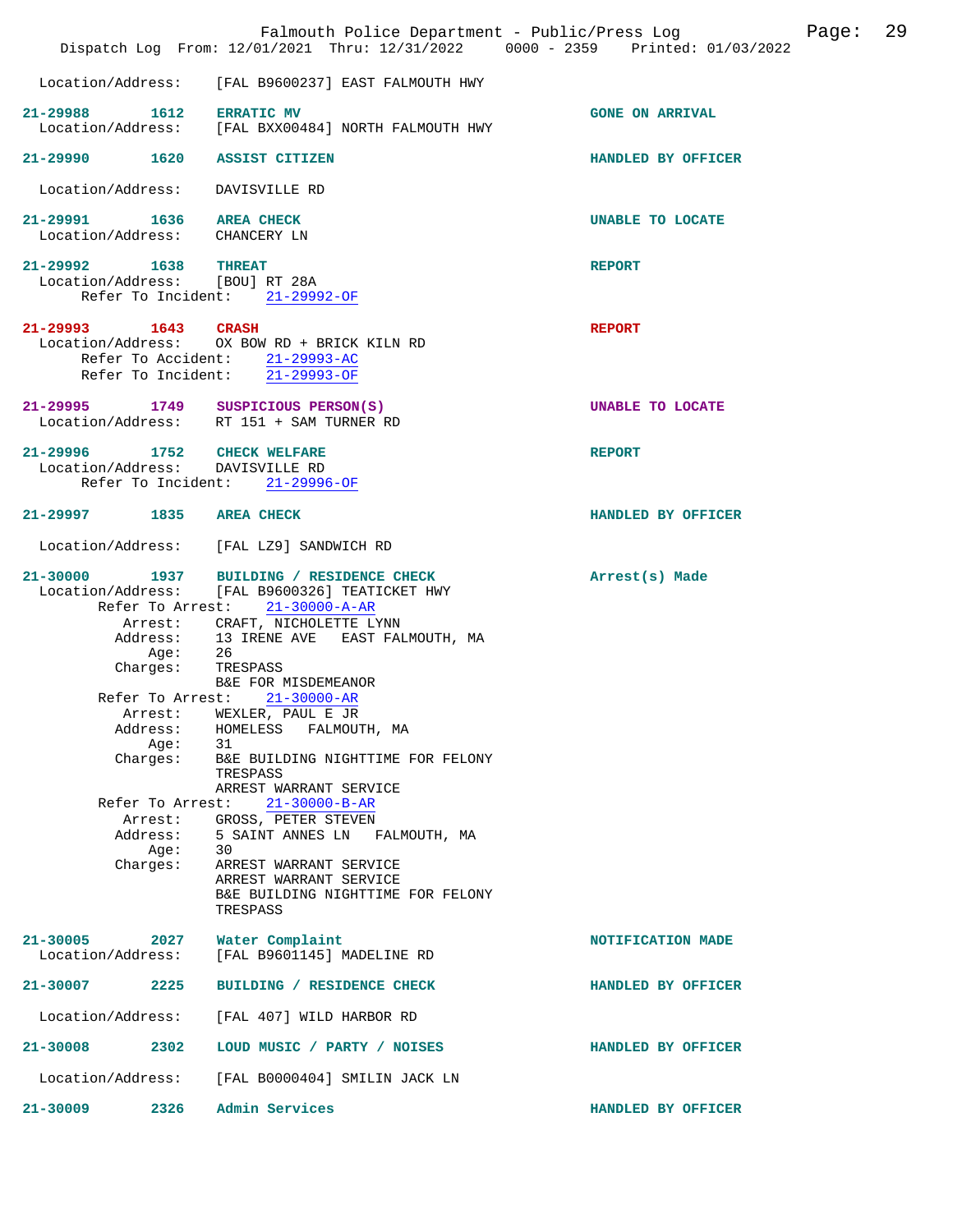Location/Address: [FAL B9600237] EAST FALMOUTH HWY

**21-29988** 1612 **ERRATIC MV** — GONE ON ARRIVAL
Location/Address: [FAL BXX00484] NORTH FALMOUTH HWY

**21-29990** 1620 **ASSIST CITIZEN** — HANDLED BY OFFICER
Location/Address: DAVISVILLE RD

**21-29991** 1636 **AREA CHECK** — UNABLE TO LOCATE
Location/Address: CHANCERY LN

**21-29992** 1638 **THREAT** — REPORT
Location/Address: [BOU] RT 28A
Refer To Incident: 21-29992-OF

**21-29993** 1643 **CRASH** — REPORT
Location/Address: OX BOW RD + BRICK KILN RD
Refer To Accident: 21-29993-AC
Refer To Incident: 21-29993-OF

**21-29995** 1749 **SUSPICIOUS PERSON(S)** — UNABLE TO LOCATE
Location/Address: RT 151 + SAM TURNER RD

**21-29996** 1752 **CHECK WELFARE** — REPORT
Location/Address: DAVISVILLE RD
Refer To Incident: 21-29996-OF

**21-29997** 1835 **AREA CHECK** — HANDLED BY OFFICER
Location/Address: [FAL LZ9] SANDWICH RD

**21-30000** 1937 **BUILDING / RESIDENCE CHECK** — Arrest(s) Made
Location/Address: [FAL B9600326] TEATICKET HWY
Refer To Arrest: 21-30000-A-AR
Arrest: CRAFT, NICHOLETTE LYNN
Address: 13 IRENE AVE EAST FALMOUTH, MA
Age: 26
Charges: TRESPASS
B&E FOR MISDEMEANOR
Refer To Arrest: 21-30000-AR
Arrest: WEXLER, PAUL E JR
Address: HOMELESS FALMOUTH, MA
Age: 31
Charges: B&E BUILDING NIGHTTIME FOR FELONY
TRESPASS
ARREST WARRANT SERVICE
Refer To Arrest: 21-30000-B-AR
Arrest: GROSS, PETER STEVEN
Address: 5 SAINT ANNES LN FALMOUTH, MA
Age: 30
Charges: ARREST WARRANT SERVICE
ARREST WARRANT SERVICE
B&E BUILDING NIGHTTIME FOR FELONY
TRESPASS

**21-30005** 2027 **Water Complaint** — NOTIFICATION MADE
Location/Address: [FAL B9601145] MADELINE RD

**21-30007** 2225 **BUILDING / RESIDENCE CHECK** — HANDLED BY OFFICER
Location/Address: [FAL 407] WILD HARBOR RD

**21-30008** 2302 **LOUD MUSIC / PARTY / NOISES** — HANDLED BY OFFICER
Location/Address: [FAL B0000404] SMILIN JACK LN

**21-30009** 2326 **Admin Services** — HANDLED BY OFFICER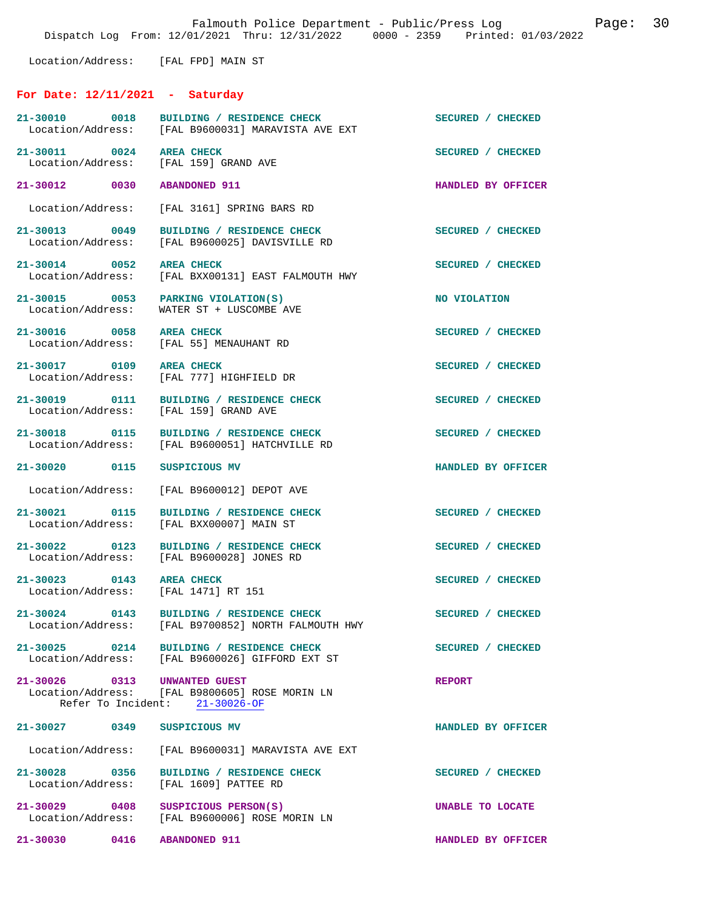Location/Address: [FAL FPD] MAIN ST

## For Date: 12/11/2021 - Saturday

**21-30010 0018 BUILDING / RESIDENCE CHECK** — SECURED / CHECKED
Location/Address: [FAL B9600031] MARAVISTA AVE EXT

**21-30011 0024 AREA CHECK** — SECURED / CHECKED
Location/Address: [FAL 159] GRAND AVE

**21-30012 0030 ABANDONED 911** — HANDLED BY OFFICER
Location/Address: [FAL 3161] SPRING BARS RD

**21-30013 0049 BUILDING / RESIDENCE CHECK** — SECURED / CHECKED
Location/Address: [FAL B9600025] DAVISVILLE RD

**21-30014 0052 AREA CHECK** — SECURED / CHECKED
Location/Address: [FAL BXX00131] EAST FALMOUTH HWY

**21-30015 0053 PARKING VIOLATION(S)** — NO VIOLATION
Location/Address: WATER ST + LUSCOMBE AVE

**21-30016 0058 AREA CHECK** — SECURED / CHECKED
Location/Address: [FAL 55] MENAUHANT RD

**21-30017 0109 AREA CHECK** — SECURED / CHECKED
Location/Address: [FAL 777] HIGHFIELD DR

**21-30019 0111 BUILDING / RESIDENCE CHECK** — SECURED / CHECKED
Location/Address: [FAL 159] GRAND AVE

**21-30018 0115 BUILDING / RESIDENCE CHECK** — SECURED / CHECKED
Location/Address: [FAL B9600051] HATCHVILLE RD

**21-30020 0115 SUSPICIOUS MV** — HANDLED BY OFFICER
Location/Address: [FAL B9600012] DEPOT AVE

**21-30021 0115 BUILDING / RESIDENCE CHECK** — SECURED / CHECKED
Location/Address: [FAL BXX00007] MAIN ST

**21-30022 0123 BUILDING / RESIDENCE CHECK** — SECURED / CHECKED
Location/Address: [FAL B9600028] JONES RD

**21-30023 0143 AREA CHECK** — SECURED / CHECKED
Location/Address: [FAL 1471] RT 151

**21-30024 0143 BUILDING / RESIDENCE CHECK** — SECURED / CHECKED
Location/Address: [FAL B9700852] NORTH FALMOUTH HWY

**21-30025 0214 BUILDING / RESIDENCE CHECK** — SECURED / CHECKED
Location/Address: [FAL B9600026] GIFFORD EXT ST

**21-30026 0313 UNWANTED GUEST** — REPORT
Location/Address: [FAL B9800605] ROSE MORIN LN
Refer To Incident: 21-30026-OF

**21-30027 0349 SUSPICIOUS MV** — HANDLED BY OFFICER
Location/Address: [FAL B9600031] MARAVISTA AVE EXT

**21-30028 0356 BUILDING / RESIDENCE CHECK** — SECURED / CHECKED
Location/Address: [FAL 1609] PATTEE RD

**21-30029 0408 SUSPICIOUS PERSON(S)** — UNABLE TO LOCATE
Location/Address: [FAL B9600006] ROSE MORIN LN

**21-30030 0416 ABANDONED 911** — HANDLED BY OFFICER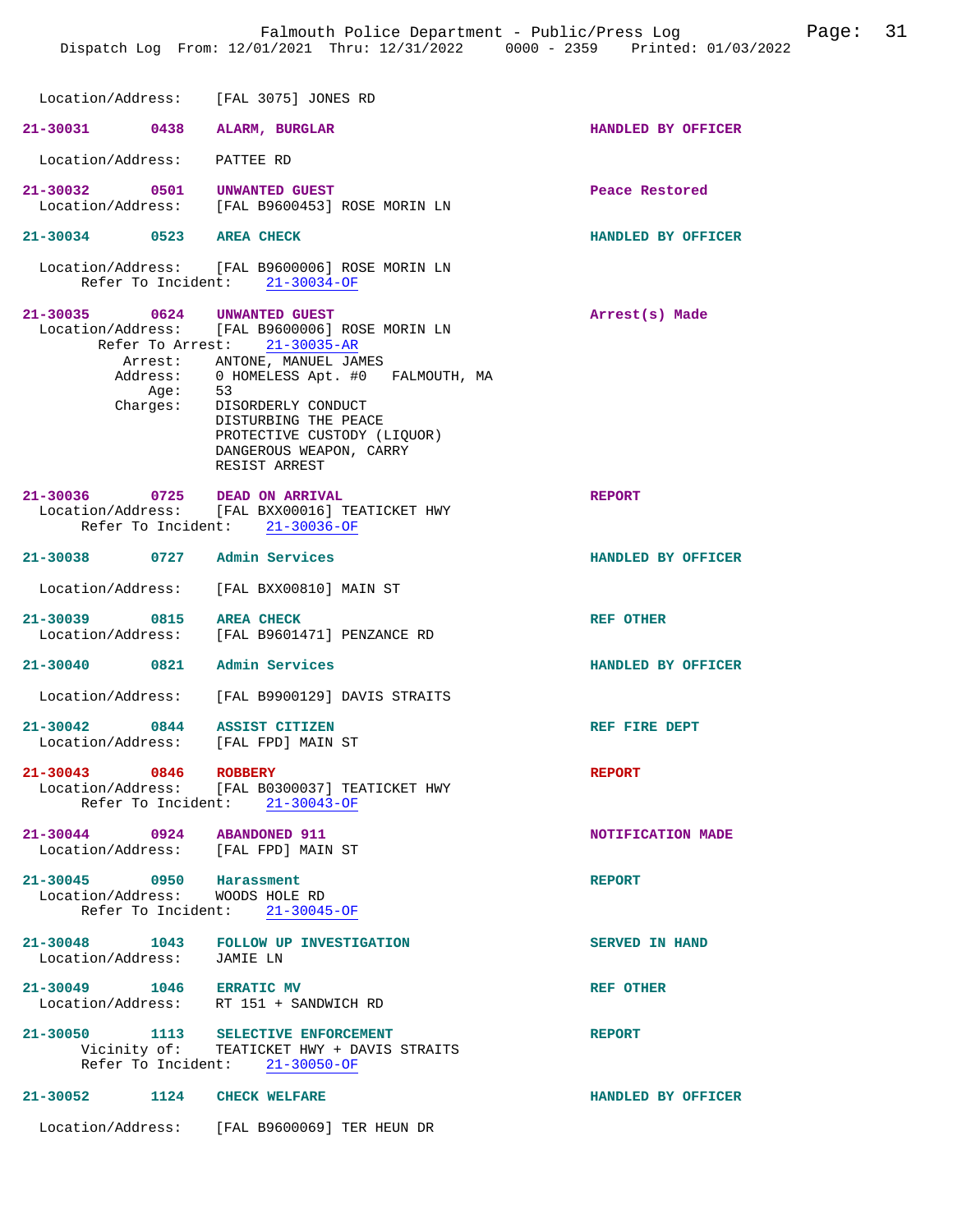Location/Address: [FAL 3075] JONES RD

**21-30031 0438 ALARM, BURGLAR** — HANDLED BY OFFICER
Location/Address: PATTEE RD

**21-30032 0501 UNWANTED GUEST** — Peace Restored
Location/Address: [FAL B9600453] ROSE MORIN LN

**21-30034 0523 AREA CHECK** — HANDLED BY OFFICER
Location/Address: [FAL B9600006] ROSE MORIN LN
Refer To Incident: 21-30034-OF

**21-30035 0624 UNWANTED GUEST** — Arrest(s) Made
Location/Address: [FAL B9600006] ROSE MORIN LN
Refer To Arrest: 21-30035-AR
Arrest: ANTONE, MANUEL JAMES
Address: 0 HOMELESS Apt. #0 FALMOUTH, MA
Age: 53
Charges: DISORDERLY CONDUCT
DISTURBING THE PEACE
PROTECTIVE CUSTODY (LIQUOR)
DANGEROUS WEAPON, CARRY
RESIST ARREST

**21-30036 0725 DEAD ON ARRIVAL** — REPORT
Location/Address: [FAL BXX00016] TEATICKET HWY
Refer To Incident: 21-30036-OF

**21-30038 0727 Admin Services** — HANDLED BY OFFICER
Location/Address: [FAL BXX00810] MAIN ST

**21-30039 0815 AREA CHECK** — REF OTHER
Location/Address: [FAL B9601471] PENZANCE RD

**21-30040 0821 Admin Services** — HANDLED BY OFFICER
Location/Address: [FAL B9900129] DAVIS STRAITS

**21-30042 0844 ASSIST CITIZEN** — REF FIRE DEPT
Location/Address: [FAL FPD] MAIN ST

**21-30043 0846 ROBBERY** — REPORT
Location/Address: [FAL B0300037] TEATICKET HWY
Refer To Incident: 21-30043-OF

**21-30044 0924 ABANDONED 911** — NOTIFICATION MADE
Location/Address: [FAL FPD] MAIN ST

**21-30045 0950 Harassment** — REPORT
Location/Address: WOODS HOLE RD
Refer To Incident: 21-30045-OF

**21-30048 1043 FOLLOW UP INVESTIGATION** — SERVED IN HAND
Location/Address: JAMIE LN

**21-30049 1046 ERRATIC MV** — REF OTHER
Location/Address: RT 151 + SANDWICH RD

**21-30050 1113 SELECTIVE ENFORCEMENT** — REPORT
Vicinity of: TEATICKET HWY + DAVIS STRAITS
Refer To Incident: 21-30050-OF

**21-30052 1124 CHECK WELFARE** — HANDLED BY OFFICER
Location/Address: [FAL B9600069] TER HEUN DR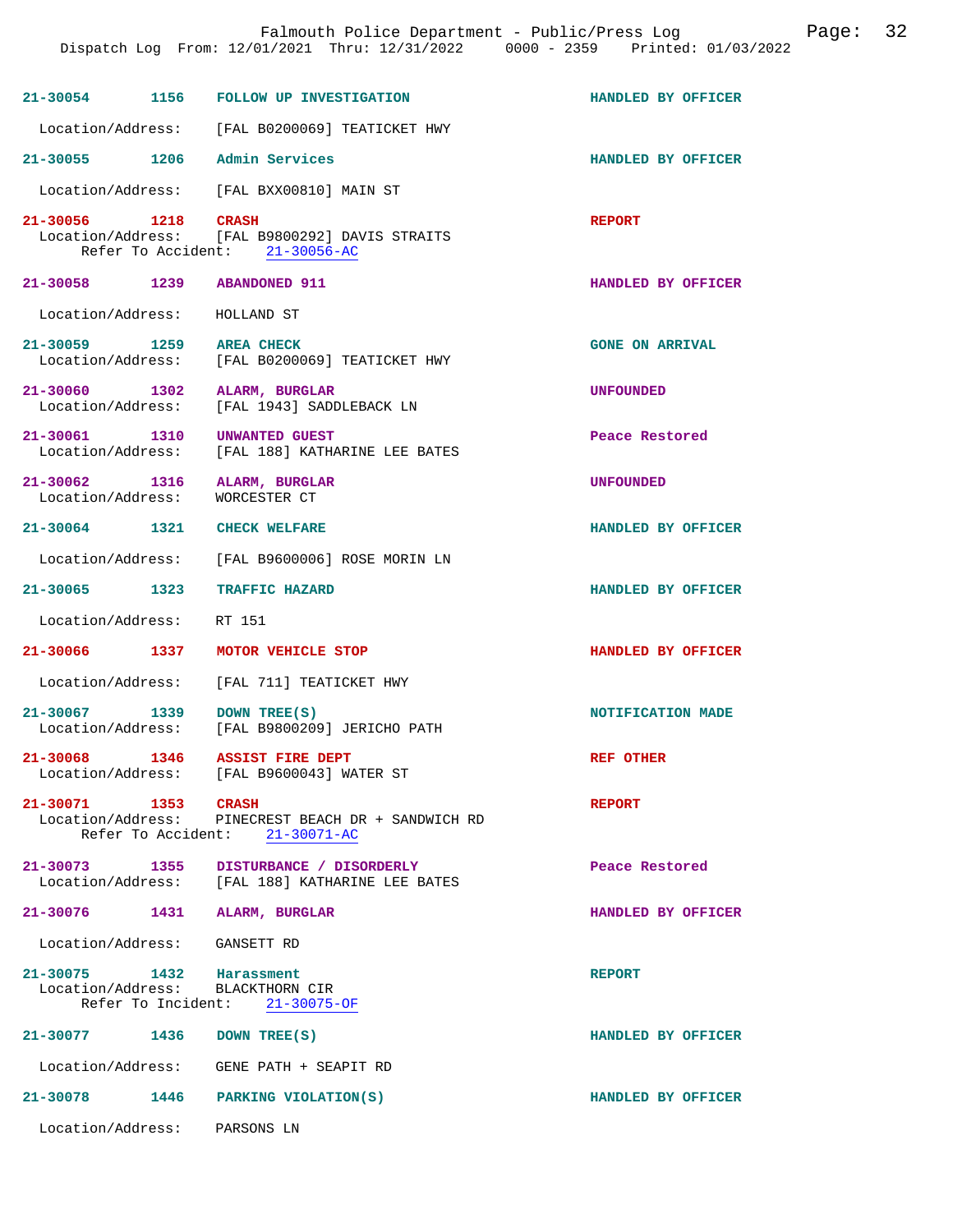**21-30054** 1156 **FOLLOW UP INVESTIGATION** — HANDLED BY OFFICER
Location/Address: [FAL B0200069] TEATICKET HWY

**21-30055** 1206 **Admin Services** — HANDLED BY OFFICER
Location/Address: [FAL BXX00810] MAIN ST

**21-30056** 1218 **CRASH** — REPORT
Location/Address: [FAL B9800292] DAVIS STRAITS
Refer To Accident: 21-30056-AC

**21-30058** 1239 **ABANDONED 911** — HANDLED BY OFFICER
Location/Address: HOLLAND ST

**21-30059** 1259 **AREA CHECK** — GONE ON ARRIVAL
Location/Address: [FAL B0200069] TEATICKET HWY

**21-30060** 1302 **ALARM, BURGLAR** — UNFOUNDED
Location/Address: [FAL 1943] SADDLEBACK LN

**21-30061** 1310 **UNWANTED GUEST** — Peace Restored
Location/Address: [FAL 188] KATHARINE LEE BATES

**21-30062** 1316 **ALARM, BURGLAR** — UNFOUNDED
Location/Address: WORCESTER CT

**21-30064** 1321 **CHECK WELFARE** — HANDLED BY OFFICER
Location/Address: [FAL B9600006] ROSE MORIN LN

**21-30065** 1323 **TRAFFIC HAZARD** — HANDLED BY OFFICER
Location/Address: RT 151

**21-30066** 1337 **MOTOR VEHICLE STOP** — HANDLED BY OFFICER
Location/Address: [FAL 711] TEATICKET HWY

**21-30067** 1339 **DOWN TREE(S)** — NOTIFICATION MADE
Location/Address: [FAL B9800209] JERICHO PATH

**21-30068** 1346 **ASSIST FIRE DEPT** — REF OTHER
Location/Address: [FAL B9600043] WATER ST

**21-30071** 1353 **CRASH** — REPORT
Location/Address: PINECREST BEACH DR + SANDWICH RD
Refer To Accident: 21-30071-AC

**21-30073** 1355 **DISTURBANCE / DISORDERLY** — Peace Restored
Location/Address: [FAL 188] KATHARINE LEE BATES

**21-30076** 1431 **ALARM, BURGLAR** — HANDLED BY OFFICER
Location/Address: GANSETT RD

**21-30075** 1432 **Harassment** — REPORT
Location/Address: BLACKTHORN CIR
Refer To Incident: 21-30075-OF

**21-30077** 1436 **DOWN TREE(S)** — HANDLED BY OFFICER
Location/Address: GENE PATH + SEAPIT RD

**21-30078** 1446 **PARKING VIOLATION(S)** — HANDLED BY OFFICER
Location/Address: PARSONS LN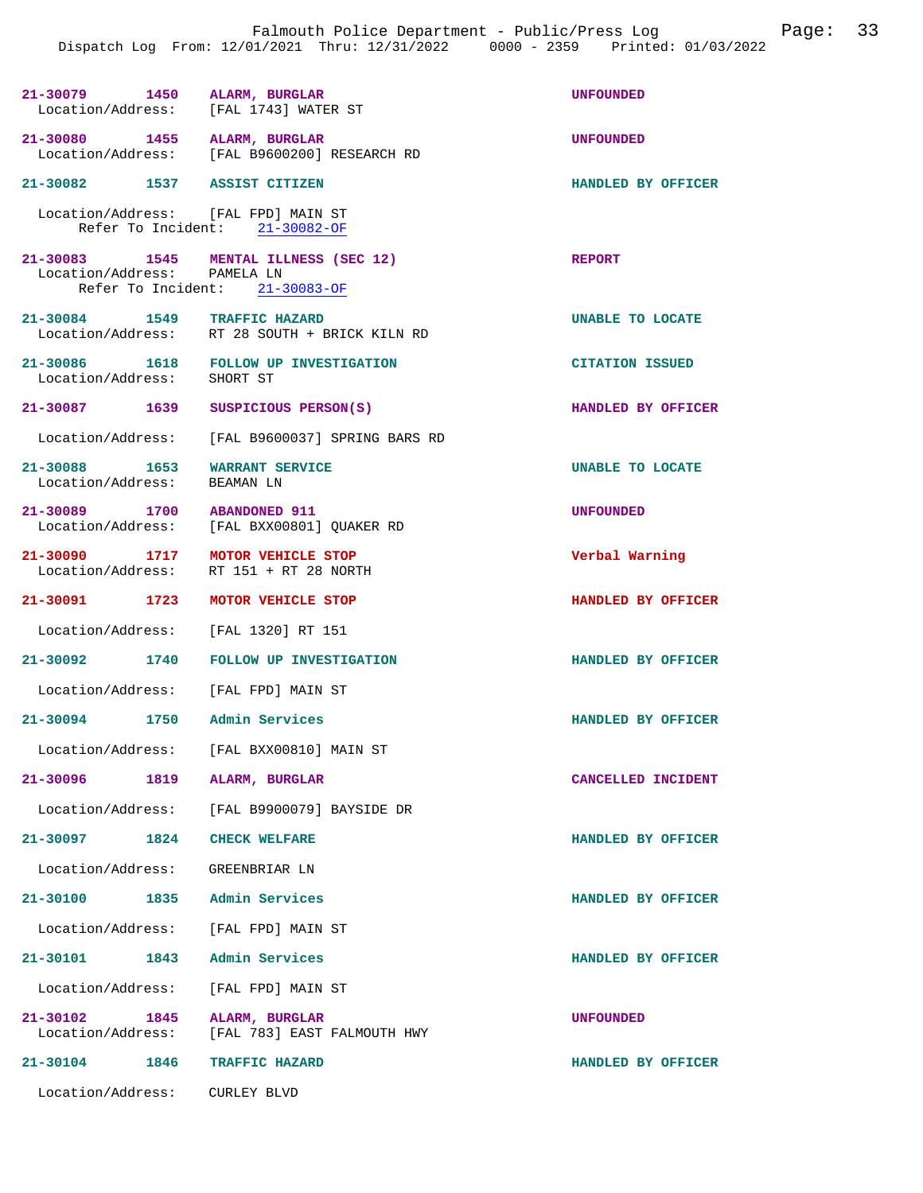**21-30079** 1450 **ALARM, BURGLAR** UNFOUNDED
Location/Address: [FAL 1743] WATER ST

**21-30080** 1455 **ALARM, BURGLAR** UNFOUNDED
Location/Address: [FAL B9600200] RESEARCH RD

**21-30082** 1537 **ASSIST CITIZEN** HANDLED BY OFFICER
Location/Address: [FAL FPD] MAIN ST
Refer To Incident: 21-30082-OF

**21-30083** 1545 **MENTAL ILLNESS (SEC 12)** REPORT
Location/Address: PAMELA LN
Refer To Incident: 21-30083-OF

**21-30084** 1549 **TRAFFIC HAZARD** UNABLE TO LOCATE
Location/Address: RT 28 SOUTH + BRICK KILN RD

**21-30086** 1618 **FOLLOW UP INVESTIGATION** CITATION ISSUED
Location/Address: SHORT ST

**21-30087** 1639 **SUSPICIOUS PERSON(S)** HANDLED BY OFFICER
Location/Address: [FAL B9600037] SPRING BARS RD

**21-30088** 1653 **WARRANT SERVICE** UNABLE TO LOCATE
Location/Address: BEAMAN LN

**21-30089** 1700 **ABANDONED 911** UNFOUNDED
Location/Address: [FAL BXX00801] QUAKER RD

**21-30090** 1717 **MOTOR VEHICLE STOP** Verbal Warning
Location/Address: RT 151 + RT 28 NORTH

**21-30091** 1723 **MOTOR VEHICLE STOP** HANDLED BY OFFICER
Location/Address: [FAL 1320] RT 151

**21-30092** 1740 **FOLLOW UP INVESTIGATION** HANDLED BY OFFICER
Location/Address: [FAL FPD] MAIN ST

**21-30094** 1750 **Admin Services** HANDLED BY OFFICER
Location/Address: [FAL BXX00810] MAIN ST

**21-30096** 1819 **ALARM, BURGLAR** CANCELLED INCIDENT
Location/Address: [FAL B9900079] BAYSIDE DR

**21-30097** 1824 **CHECK WELFARE** HANDLED BY OFFICER
Location/Address: GREENBRIAR LN

**21-30100** 1835 **Admin Services** HANDLED BY OFFICER
Location/Address: [FAL FPD] MAIN ST

**21-30101** 1843 **Admin Services** HANDLED BY OFFICER
Location/Address: [FAL FPD] MAIN ST

**21-30102** 1845 **ALARM, BURGLAR** UNFOUNDED
Location/Address: [FAL 783] EAST FALMOUTH HWY

**21-30104** 1846 **TRAFFIC HAZARD** HANDLED BY OFFICER
Location/Address: CURLEY BLVD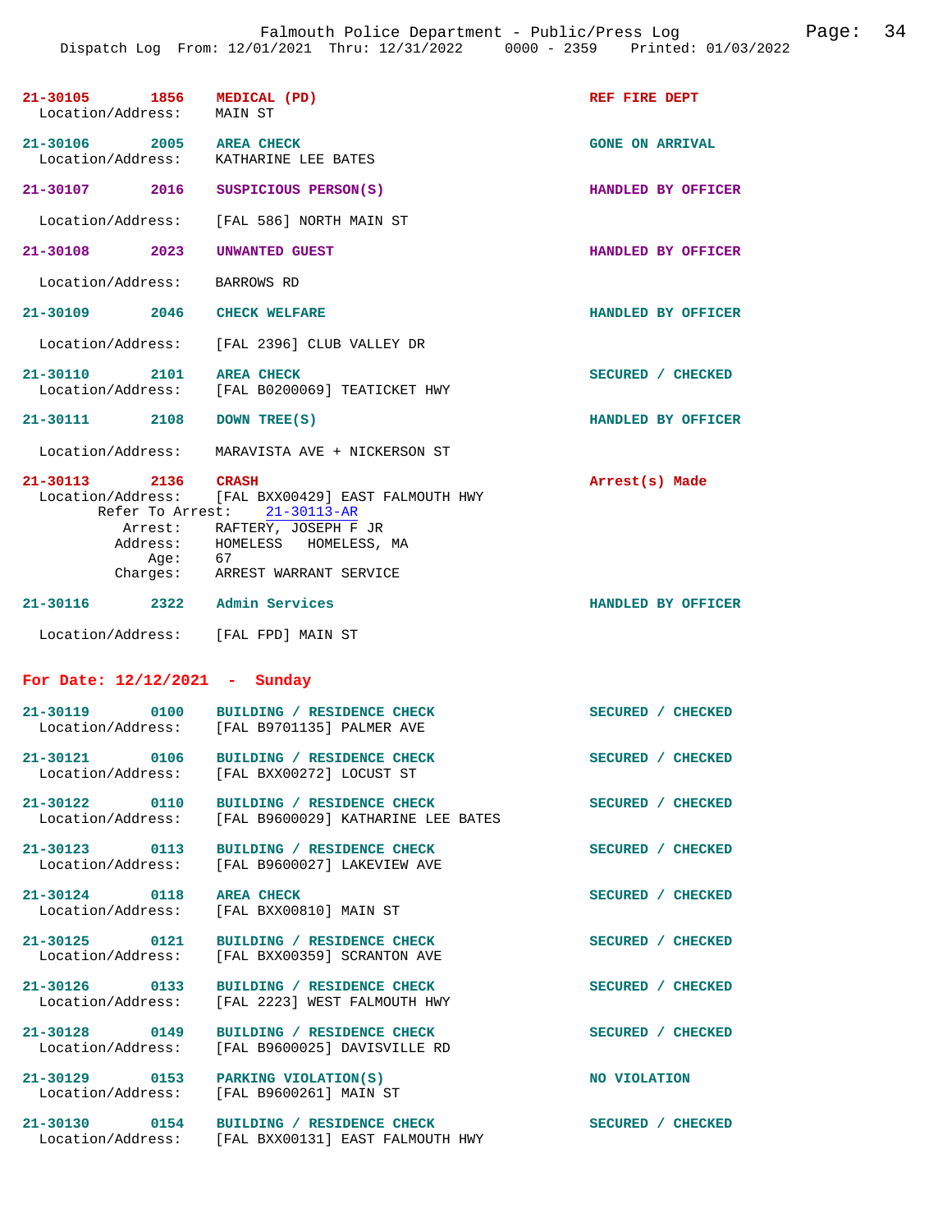21-30105 1856 MEDICAL (PD) REF FIRE DEPT
Location/Address: MAIN ST

21-30106 2005 AREA CHECK GONE ON ARRIVAL
Location/Address: KATHARINE LEE BATES

21-30107 2016 SUSPICIOUS PERSON(S) HANDLED BY OFFICER
Location/Address: [FAL 586] NORTH MAIN ST

21-30108 2023 UNWANTED GUEST HANDLED BY OFFICER
Location/Address: BARROWS RD

21-30109 2046 CHECK WELFARE HANDLED BY OFFICER
Location/Address: [FAL 2396] CLUB VALLEY DR

21-30110 2101 AREA CHECK SECURED / CHECKED
Location/Address: [FAL B0200069] TEATICKET HWY

21-30111 2108 DOWN TREE(S) HANDLED BY OFFICER
Location/Address: MARAVISTA AVE + NICKERSON ST

21-30113 2136 CRASH Arrest(s) Made
Location/Address: [FAL BXX00429] EAST FALMOUTH HWY
Refer To Arrest: 21-30113-AR
Arrest: RAFTERY, JOSEPH F JR
Address: HOMELESS HOMELESS, MA
Age: 67
Charges: ARREST WARRANT SERVICE

21-30116 2322 Admin Services HANDLED BY OFFICER
Location/Address: [FAL FPD] MAIN ST

## For Date: 12/12/2021 - Sunday

21-30119 0100 BUILDING / RESIDENCE CHECK SECURED / CHECKED
Location/Address: [FAL B9701135] PALMER AVE

21-30121 0106 BUILDING / RESIDENCE CHECK SECURED / CHECKED
Location/Address: [FAL BXX00272] LOCUST ST

21-30122 0110 BUILDING / RESIDENCE CHECK SECURED / CHECKED
Location/Address: [FAL B9600029] KATHARINE LEE BATES

21-30123 0113 BUILDING / RESIDENCE CHECK SECURED / CHECKED
Location/Address: [FAL B9600027] LAKEVIEW AVE

21-30124 0118 AREA CHECK SECURED / CHECKED
Location/Address: [FAL BXX00810] MAIN ST

21-30125 0121 BUILDING / RESIDENCE CHECK SECURED / CHECKED
Location/Address: [FAL BXX00359] SCRANTON AVE

21-30126 0133 BUILDING / RESIDENCE CHECK SECURED / CHECKED
Location/Address: [FAL 2223] WEST FALMOUTH HWY

21-30128 0149 BUILDING / RESIDENCE CHECK SECURED / CHECKED
Location/Address: [FAL B9600025] DAVISVILLE RD

21-30129 0153 PARKING VIOLATION(S) NO VIOLATION
Location/Address: [FAL B9600261] MAIN ST

21-30130 0154 BUILDING / RESIDENCE CHECK SECURED / CHECKED
Location/Address: [FAL BXX00131] EAST FALMOUTH HWY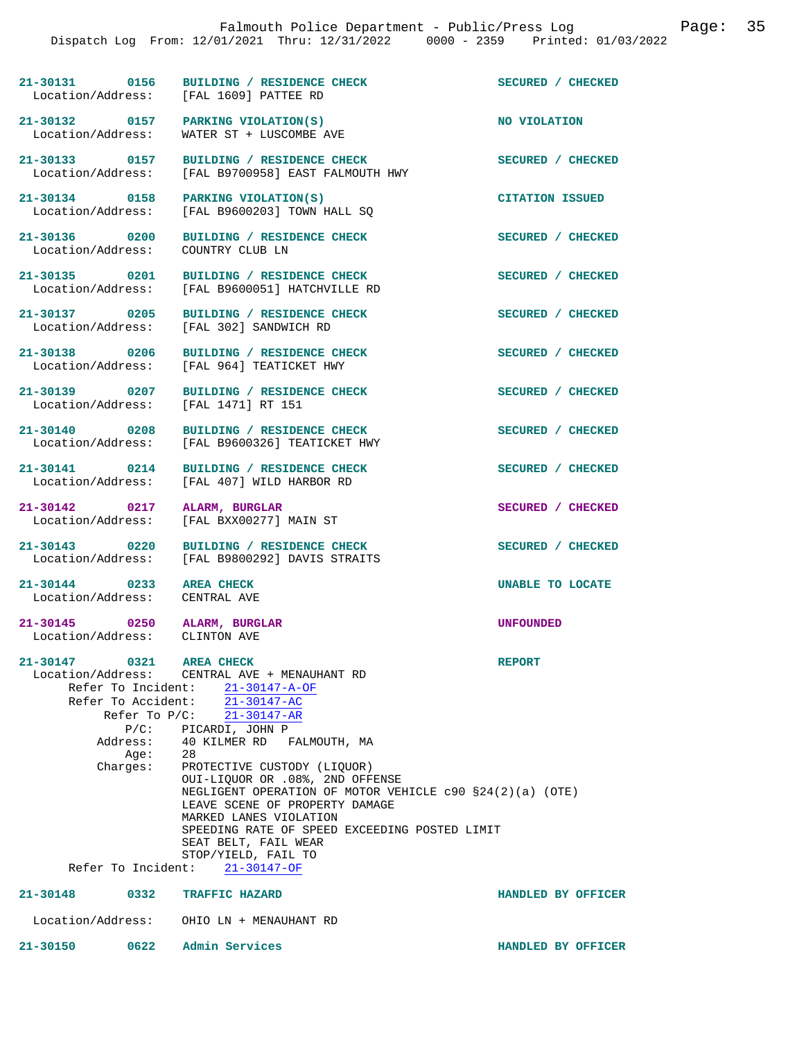**21-30131** 0156 **BUILDING / RESIDENCE CHECK** — **SECURED / CHECKED**
Location/Address: [FAL 1609] PATTEE RD

**21-30132** 0157 **PARKING VIOLATION(S)** — **NO VIOLATION**
Location/Address: WATER ST + LUSCOMBE AVE

**21-30133** 0157 **BUILDING / RESIDENCE CHECK** — **SECURED / CHECKED**
Location/Address: [FAL B9700958] EAST FALMOUTH HWY

**21-30134** 0158 **PARKING VIOLATION(S)** — **CITATION ISSUED**
Location/Address: [FAL B9600203] TOWN HALL SQ

**21-30136** 0200 **BUILDING / RESIDENCE CHECK** — **SECURED / CHECKED**
Location/Address: COUNTRY CLUB LN

**21-30135** 0201 **BUILDING / RESIDENCE CHECK** — **SECURED / CHECKED**
Location/Address: [FAL B9600051] HATCHVILLE RD

**21-30137** 0205 **BUILDING / RESIDENCE CHECK** — **SECURED / CHECKED**
Location/Address: [FAL 302] SANDWICH RD

**21-30138** 0206 **BUILDING / RESIDENCE CHECK** — **SECURED / CHECKED**
Location/Address: [FAL 964] TEATICKET HWY

**21-30139** 0207 **BUILDING / RESIDENCE CHECK** — **SECURED / CHECKED**
Location/Address: [FAL 1471] RT 151

**21-30140** 0208 **BUILDING / RESIDENCE CHECK** — **SECURED / CHECKED**
Location/Address: [FAL B9600326] TEATICKET HWY

**21-30141** 0214 **BUILDING / RESIDENCE CHECK** — **SECURED / CHECKED**
Location/Address: [FAL 407] WILD HARBOR RD

**21-30142** 0217 **ALARM, BURGLAR** — **SECURED / CHECKED**
Location/Address: [FAL BXX00277] MAIN ST

**21-30143** 0220 **BUILDING / RESIDENCE CHECK** — **SECURED / CHECKED**
Location/Address: [FAL B9800292] DAVIS STRAITS

**21-30144** 0233 **AREA CHECK** — **UNABLE TO LOCATE**
Location/Address: CENTRAL AVE

**21-30145** 0250 **ALARM, BURGLAR** — **UNFOUNDED**
Location/Address: CLINTON AVE

**21-30147** 0321 **AREA CHECK** — **REPORT**
Location/Address: CENTRAL AVE + MENAUHANT RD
Refer To Incident: 21-30147-A-OF
Refer To Accident: 21-30147-AC
Refer To P/C: 21-30147-AR
P/C: PICARDI, JOHN P
Address: 40 KILMER RD FALMOUTH, MA
Age: 28
Charges:
- PROTECTIVE CUSTODY (LIQUOR)
- OUI-LIQUOR OR .08%, 2ND OFFENSE
- NEGLIGENT OPERATION OF MOTOR VEHICLE c90 §24(2)(a) (OTE)
- LEAVE SCENE OF PROPERTY DAMAGE
- MARKED LANES VIOLATION
- SPEEDING RATE OF SPEED EXCEEDING POSTED LIMIT
- SEAT BELT, FAIL WEAR
- STOP/YIELD, FAIL TO

Refer To Incident: 21-30147-OF

**21-30148** 0332 **TRAFFIC HAZARD** — **HANDLED BY OFFICER**
Location/Address: OHIO LN + MENAUHANT RD

**21-30150** 0622 **Admin Services** — **HANDLED BY OFFICER**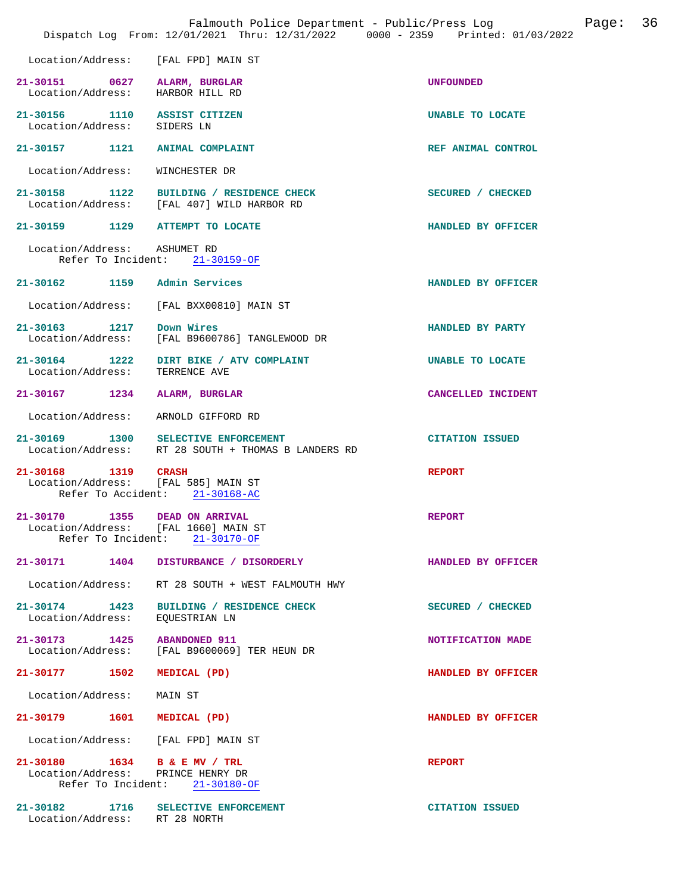Location/Address: [FAL FPD] MAIN ST

**21-30151 0627 ALARM, BURGLAR** UNFOUNDED
Location/Address: HARBOR HILL RD

**21-30156 1110 ASSIST CITIZEN** UNABLE TO LOCATE
Location/Address: SIDERS LN

**21-30157 1121 ANIMAL COMPLAINT** REF ANIMAL CONTROL
Location/Address: WINCHESTER DR

**21-30158 1122 BUILDING / RESIDENCE CHECK** SECURED / CHECKED
Location/Address: [FAL 407] WILD HARBOR RD

**21-30159 1129 ATTEMPT TO LOCATE** HANDLED BY OFFICER
Location/Address: ASHUMET RD
Refer To Incident: 21-30159-OF

**21-30162 1159 Admin Services** HANDLED BY OFFICER
Location/Address: [FAL BXX00810] MAIN ST

**21-30163 1217 Down Wires** HANDLED BY PARTY
Location/Address: [FAL B9600786] TANGLEWOOD DR

**21-30164 1222 DIRT BIKE / ATV COMPLAINT** UNABLE TO LOCATE
Location/Address: TERRENCE AVE

**21-30167 1234 ALARM, BURGLAR** CANCELLED INCIDENT
Location/Address: ARNOLD GIFFORD RD

**21-30169 1300 SELECTIVE ENFORCEMENT** CITATION ISSUED
Location/Address: RT 28 SOUTH + THOMAS B LANDERS RD

**21-30168 1319 CRASH** REPORT
Location/Address: [FAL 585] MAIN ST
Refer To Accident: 21-30168-AC

**21-30170 1355 DEAD ON ARRIVAL** REPORT
Location/Address: [FAL 1660] MAIN ST
Refer To Incident: 21-30170-OF

**21-30171 1404 DISTURBANCE / DISORDERLY** HANDLED BY OFFICER
Location/Address: RT 28 SOUTH + WEST FALMOUTH HWY

**21-30174 1423 BUILDING / RESIDENCE CHECK** SECURED / CHECKED
Location/Address: EQUESTRIAN LN

**21-30173 1425 ABANDONED 911** NOTIFICATION MADE
Location/Address: [FAL B9600069] TER HEUN DR

**21-30177 1502 MEDICAL (PD)** HANDLED BY OFFICER
Location/Address: MAIN ST

**21-30179 1601 MEDICAL (PD)** HANDLED BY OFFICER
Location/Address: [FAL FPD] MAIN ST

**21-30180 1634 B & E MV / TRL** REPORT
Location/Address: PRINCE HENRY DR
Refer To Incident: 21-30180-OF

**21-30182 1716 SELECTIVE ENFORCEMENT** CITATION ISSUED
Location/Address: RT 28 NORTH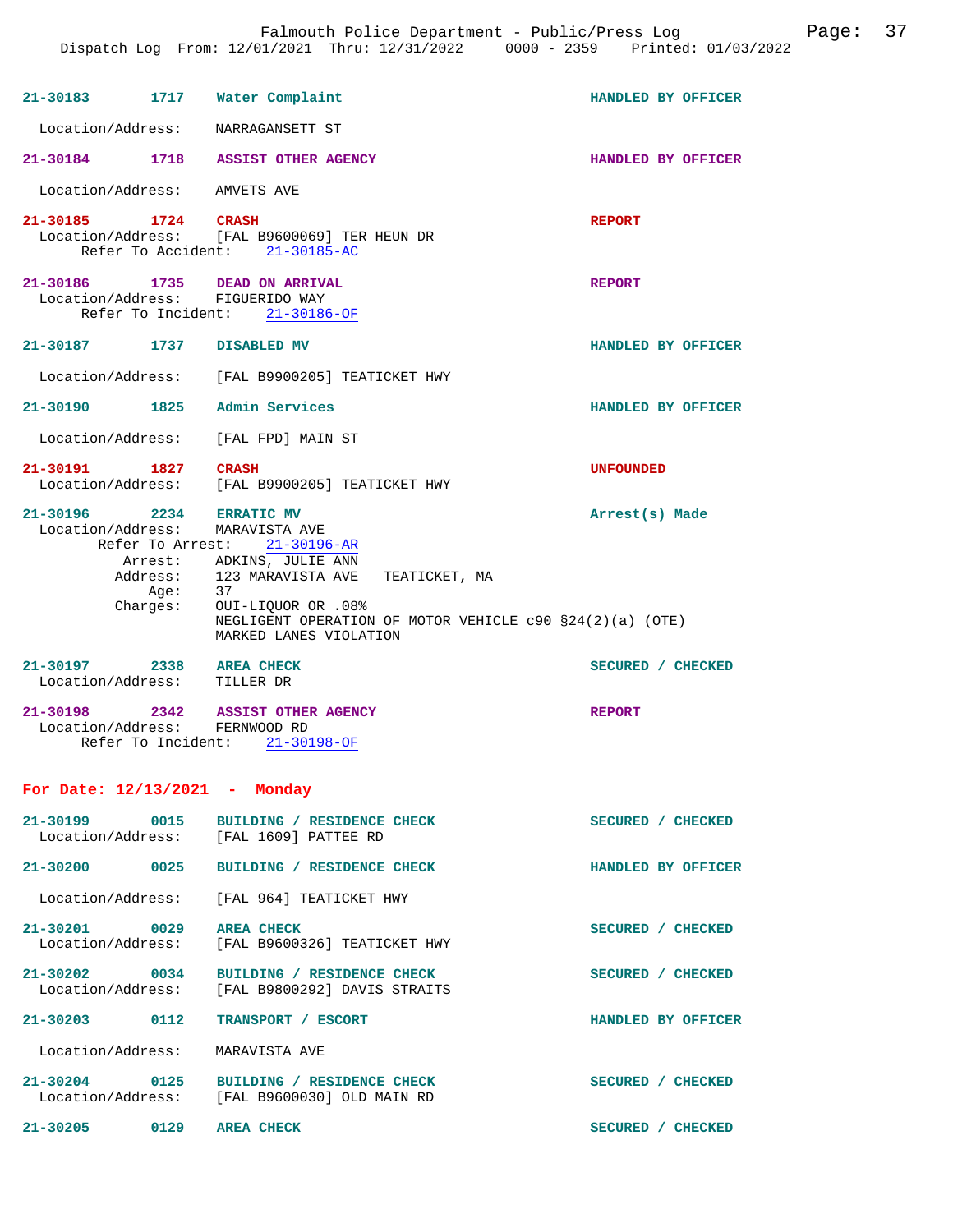21-30183 1717 Water Complaint HANDLED BY OFFICER

Location/Address: NARRAGANSETT ST

21-30184 1718 ASSIST OTHER AGENCY HANDLED BY OFFICER

Location/Address: AMVETS AVE

21-30185 1724 CRASH REPORT
Location/Address: [FAL B9600069] TER HEUN DR
Refer To Accident: 21-30185-AC

21-30186 1735 DEAD ON ARRIVAL REPORT
Location/Address: FIGUERIDO WAY
Refer To Incident: 21-30186-OF

21-30187 1737 DISABLED MV HANDLED BY OFFICER

Location/Address: [FAL B9900205] TEATICKET HWY

21-30190 1825 Admin Services HANDLED BY OFFICER

Location/Address: [FAL FPD] MAIN ST

21-30191 1827 CRASH UNFOUNDED
Location/Address: [FAL B9900205] TEATICKET HWY

21-30196 2234 ERRATIC MV Arrest(s) Made
Location/Address: MARAVISTA AVE
Refer To Arrest: 21-30196-AR
Arrest: ADKINS, JULIE ANN
Address: 123 MARAVISTA AVE TEATICKET, MA
Age: 37
Charges: OUI-LIQUOR OR .08%
NEGLIGENT OPERATION OF MOTOR VEHICLE c90 §24(2)(a) (OTE)
MARKED LANES VIOLATION

21-30197 2338 AREA CHECK SECURED / CHECKED
Location/Address: TILLER DR

21-30198 2342 ASSIST OTHER AGENCY REPORT
Location/Address: FERNWOOD RD
Refer To Incident: 21-30198-OF

## For Date: 12/13/2021 - Monday

21-30199 0015 BUILDING / RESIDENCE CHECK SECURED / CHECKED
Location/Address: [FAL 1609] PATTEE RD

21-30200 0025 BUILDING / RESIDENCE CHECK HANDLED BY OFFICER

Location/Address: [FAL 964] TEATICKET HWY

21-30201 0029 AREA CHECK SECURED / CHECKED
Location/Address: [FAL B9600326] TEATICKET HWY

21-30202 0034 BUILDING / RESIDENCE CHECK SECURED / CHECKED
Location/Address: [FAL B9800292] DAVIS STRAITS

21-30203 0112 TRANSPORT / ESCORT HANDLED BY OFFICER

Location/Address: MARAVISTA AVE

21-30204 0125 BUILDING / RESIDENCE CHECK SECURED / CHECKED
Location/Address: [FAL B9600030] OLD MAIN RD

21-30205 0129 AREA CHECK SECURED / CHECKED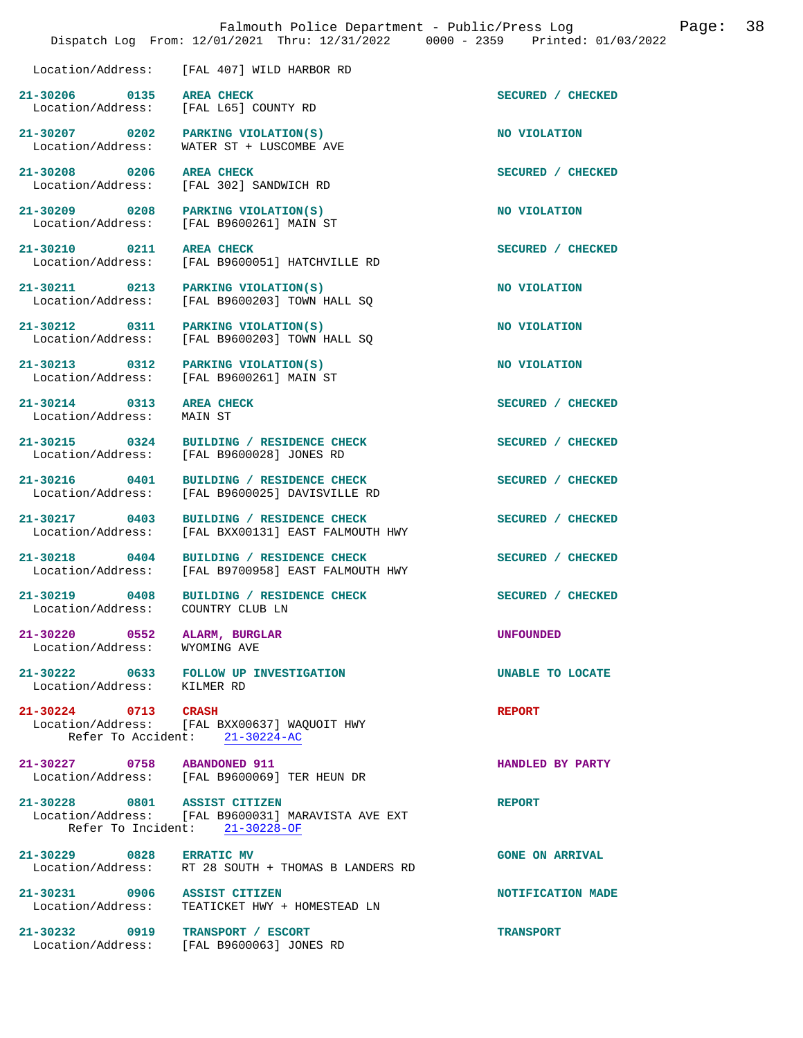Location/Address: [FAL 407] WILD HARBOR RD

**21-30206 0135 AREA CHECK** SECURED / CHECKED
Location/Address: [FAL L65] COUNTY RD

**21-30207 0202 PARKING VIOLATION(S)** NO VIOLATION
Location/Address: WATER ST + LUSCOMBE AVE

**21-30208 0206 AREA CHECK** SECURED / CHECKED
Location/Address: [FAL 302] SANDWICH RD

**21-30209 0208 PARKING VIOLATION(S)** NO VIOLATION
Location/Address: [FAL B9600261] MAIN ST

**21-30210 0211 AREA CHECK** SECURED / CHECKED
Location/Address: [FAL B9600051] HATCHVILLE RD

**21-30211 0213 PARKING VIOLATION(S)** NO VIOLATION
Location/Address: [FAL B9600203] TOWN HALL SQ

**21-30212 0311 PARKING VIOLATION(S)** NO VIOLATION
Location/Address: [FAL B9600203] TOWN HALL SQ

**21-30213 0312 PARKING VIOLATION(S)** NO VIOLATION
Location/Address: [FAL B9600261] MAIN ST

**21-30214 0313 AREA CHECK** SECURED / CHECKED
Location/Address: MAIN ST

**21-30215 0324 BUILDING / RESIDENCE CHECK** SECURED / CHECKED
Location/Address: [FAL B9600028] JONES RD

**21-30216 0401 BUILDING / RESIDENCE CHECK** SECURED / CHECKED
Location/Address: [FAL B9600025] DAVISVILLE RD

**21-30217 0403 BUILDING / RESIDENCE CHECK** SECURED / CHECKED
Location/Address: [FAL BXX00131] EAST FALMOUTH HWY

**21-30218 0404 BUILDING / RESIDENCE CHECK** SECURED / CHECKED
Location/Address: [FAL B9700958] EAST FALMOUTH HWY

**21-30219 0408 BUILDING / RESIDENCE CHECK** SECURED / CHECKED
Location/Address: COUNTRY CLUB LN

**21-30220 0552 ALARM, BURGLAR** UNFOUNDED
Location/Address: WYOMING AVE

**21-30222 0633 FOLLOW UP INVESTIGATION** UNABLE TO LOCATE
Location/Address: KILMER RD

**21-30224 0713 CRASH** REPORT
Location/Address: [FAL BXX00637] WAQUOIT HWY
Refer To Accident: 21-30224-AC

**21-30227 0758 ABANDONED 911** HANDLED BY PARTY
Location/Address: [FAL B9600069] TER HEUN DR

**21-30228 0801 ASSIST CITIZEN** REPORT
Location/Address: [FAL B9600031] MARAVISTA AVE EXT
Refer To Incident: 21-30228-OF

**21-30229 0828 ERRATIC MV** GONE ON ARRIVAL
Location/Address: RT 28 SOUTH + THOMAS B LANDERS RD

**21-30231 0906 ASSIST CITIZEN** NOTIFICATION MADE
Location/Address: TEATICKET HWY + HOMESTEAD LN

**21-30232 0919 TRANSPORT / ESCORT** TRANSPORT
Location/Address: [FAL B9600063] JONES RD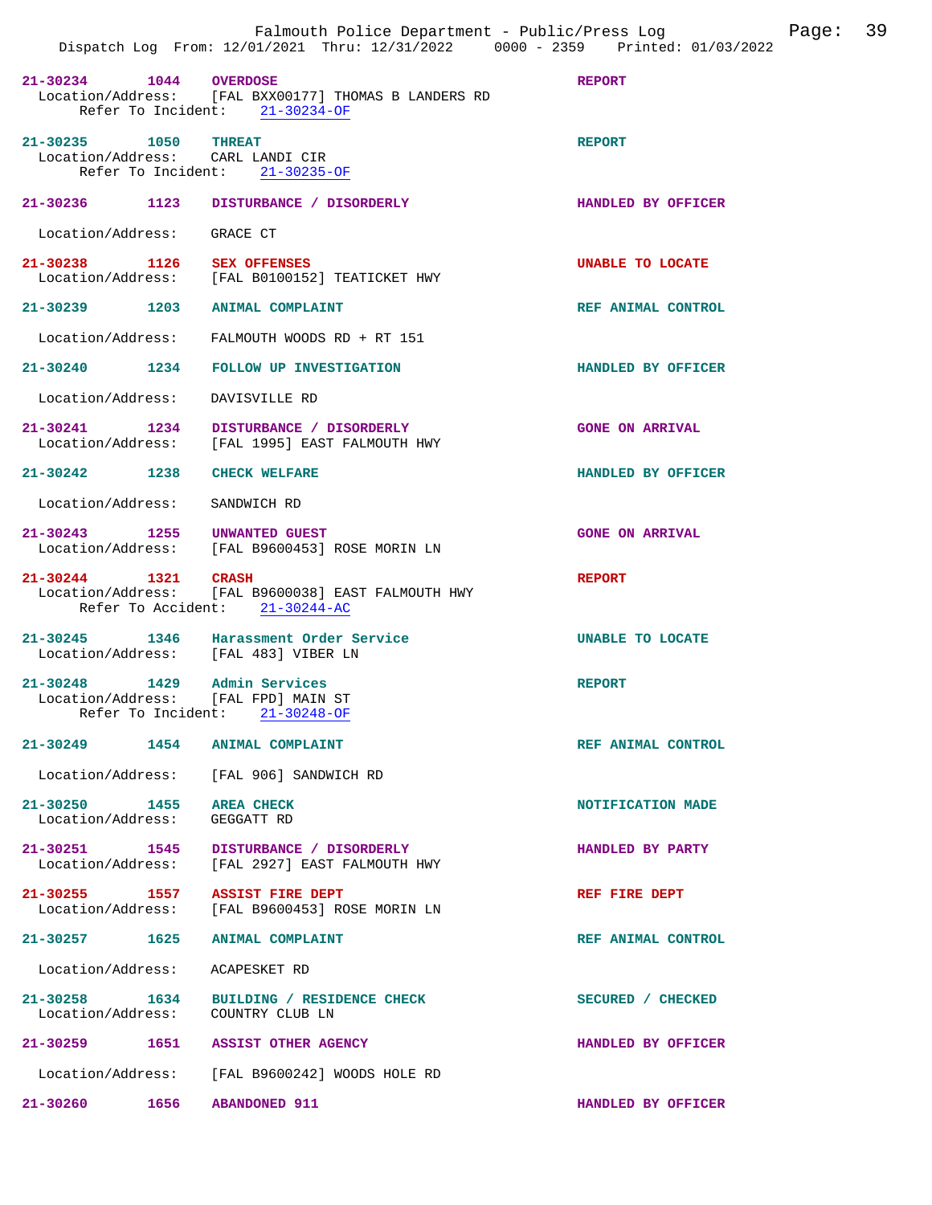21-30234 1044 **OVERDOSE** REPORT
Location/Address: [FAL BXX00177] THOMAS B LANDERS RD
Refer To Incident: 21-30234-OF

21-30235 1050 **THREAT** REPORT
Location/Address: CARL LANDI CIR
Refer To Incident: 21-30235-OF

21-30236 1123 **DISTURBANCE / DISORDERLY** HANDLED BY OFFICER
Location/Address: GRACE CT

21-30238 1126 **SEX OFFENSES** UNABLE TO LOCATE
Location/Address: [FAL B0100152] TEATICKET HWY

21-30239 1203 **ANIMAL COMPLAINT** REF ANIMAL CONTROL
Location/Address: FALMOUTH WOODS RD + RT 151

21-30240 1234 **FOLLOW UP INVESTIGATION** HANDLED BY OFFICER
Location/Address: DAVISVILLE RD

21-30241 1234 **DISTURBANCE / DISORDERLY** GONE ON ARRIVAL
Location/Address: [FAL 1995] EAST FALMOUTH HWY

21-30242 1238 **CHECK WELFARE** HANDLED BY OFFICER
Location/Address: SANDWICH RD

21-30243 1255 **UNWANTED GUEST** GONE ON ARRIVAL
Location/Address: [FAL B9600453] ROSE MORIN LN

21-30244 1321 **CRASH** REPORT
Location/Address: [FAL B9600038] EAST FALMOUTH HWY
Refer To Accident: 21-30244-AC

21-30245 1346 **Harassment Order Service** UNABLE TO LOCATE
Location/Address: [FAL 483] VIBER LN

21-30248 1429 **Admin Services** REPORT
Location/Address: [FAL FPD] MAIN ST
Refer To Incident: 21-30248-OF

21-30249 1454 **ANIMAL COMPLAINT** REF ANIMAL CONTROL
Location/Address: [FAL 906] SANDWICH RD

21-30250 1455 **AREA CHECK** NOTIFICATION MADE
Location/Address: GEGGATT RD

21-30251 1545 **DISTURBANCE / DISORDERLY** HANDLED BY PARTY
Location/Address: [FAL 2927] EAST FALMOUTH HWY

21-30255 1557 **ASSIST FIRE DEPT** REF FIRE DEPT
Location/Address: [FAL B9600453] ROSE MORIN LN

21-30257 1625 **ANIMAL COMPLAINT** REF ANIMAL CONTROL
Location/Address: ACAPESKET RD

21-30258 1634 **BUILDING / RESIDENCE CHECK** SECURED / CHECKED
Location/Address: COUNTRY CLUB LN

21-30259 1651 **ASSIST OTHER AGENCY** HANDLED BY OFFICER
Location/Address: [FAL B9600242] WOODS HOLE RD

21-30260 1656 **ABANDONED 911** HANDLED BY OFFICER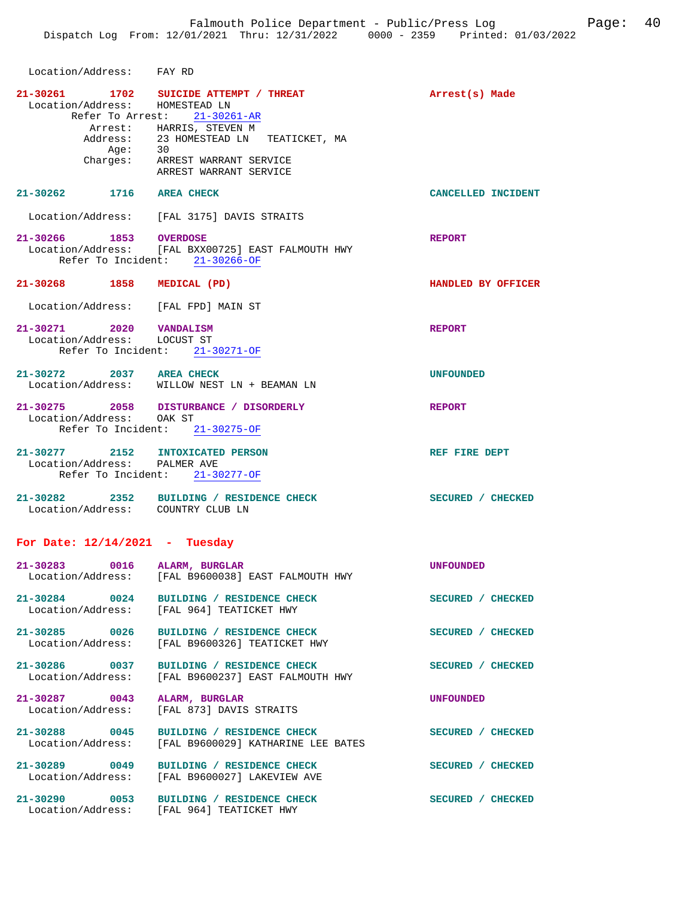Location/Address: FAY RD

**21-30261 1702 SUICIDE ATTEMPT / THREAT** — Arrest(s) Made
Location/Address: HOMESTEAD LN
Refer To Arrest: 21-30261-AR
Arrest: HARRIS, STEVEN M
Address: 23 HOMESTEAD LN TEATICKET, MA
Age: 30
Charges: ARREST WARRANT SERVICE
ARREST WARRANT SERVICE

**21-30262 1716 AREA CHECK** — CANCELLED INCIDENT
Location/Address: [FAL 3175] DAVIS STRAITS

**21-30266 1853 OVERDOSE** — REPORT
Location/Address: [FAL BXX00725] EAST FALMOUTH HWY
Refer To Incident: 21-30266-OF

**21-30268 1858 MEDICAL (PD)** — HANDLED BY OFFICER
Location/Address: [FAL FPD] MAIN ST

**21-30271 2020 VANDALISM** — REPORT
Location/Address: LOCUST ST
Refer To Incident: 21-30271-OF

**21-30272 2037 AREA CHECK** — UNFOUNDED
Location/Address: WILLOW NEST LN + BEAMAN LN

**21-30275 2058 DISTURBANCE / DISORDERLY** — REPORT
Location/Address: OAK ST
Refer To Incident: 21-30275-OF

**21-30277 2152 INTOXICATED PERSON** — REF FIRE DEPT
Location/Address: PALMER AVE
Refer To Incident: 21-30277-OF

**21-30282 2352 BUILDING / RESIDENCE CHECK** — SECURED / CHECKED
Location/Address: COUNTRY CLUB LN

## For Date: 12/14/2021 - Tuesday

**21-30283 0016 ALARM, BURGLAR** — UNFOUNDED
Location/Address: [FAL B9600038] EAST FALMOUTH HWY

**21-30284 0024 BUILDING / RESIDENCE CHECK** — SECURED / CHECKED
Location/Address: [FAL 964] TEATICKET HWY

**21-30285 0026 BUILDING / RESIDENCE CHECK** — SECURED / CHECKED
Location/Address: [FAL B9600326] TEATICKET HWY

**21-30286 0037 BUILDING / RESIDENCE CHECK** — SECURED / CHECKED
Location/Address: [FAL B9600237] EAST FALMOUTH HWY

**21-30287 0043 ALARM, BURGLAR** — UNFOUNDED
Location/Address: [FAL 873] DAVIS STRAITS

**21-30288 0045 BUILDING / RESIDENCE CHECK** — SECURED / CHECKED
Location/Address: [FAL B9600029] KATHARINE LEE BATES

**21-30289 0049 BUILDING / RESIDENCE CHECK** — SECURED / CHECKED
Location/Address: [FAL B9600027] LAKEVIEW AVE

**21-30290 0053 BUILDING / RESIDENCE CHECK** — SECURED / CHECKED
Location/Address: [FAL 964] TEATICKET HWY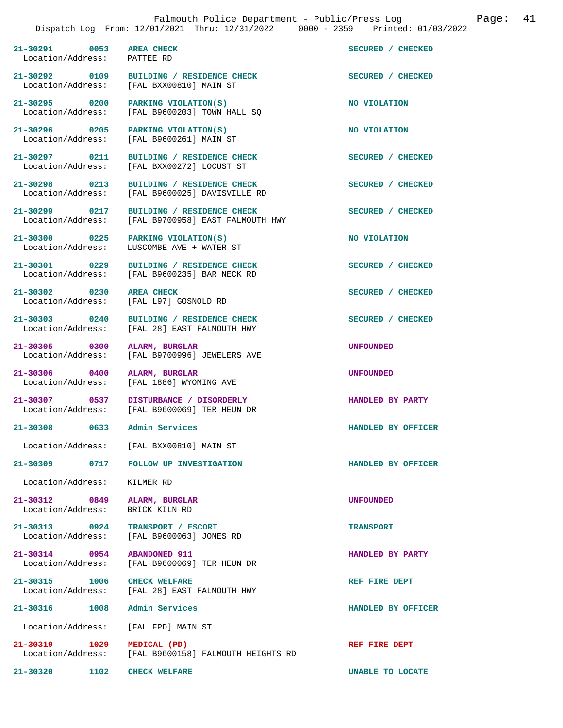| Call # | Time | Call Type | Disposition |
|---|---|---|---|
| 21-30291 | 0053 | AREA CHECK | SECURED / CHECKED |
| Location/Address: | | PATTEE RD | |
| 21-30292 | 0109 | BUILDING / RESIDENCE CHECK | SECURED / CHECKED |
| Location/Address: | | [FAL BXX00810] MAIN ST | |
| 21-30295 | 0200 | PARKING VIOLATION(S) | NO VIOLATION |
| Location/Address: | | [FAL B9600203] TOWN HALL SQ | |
| 21-30296 | 0205 | PARKING VIOLATION(S) | NO VIOLATION |
| Location/Address: | | [FAL B9600261] MAIN ST | |
| 21-30297 | 0211 | BUILDING / RESIDENCE CHECK | SECURED / CHECKED |
| Location/Address: | | [FAL BXX00272] LOCUST ST | |
| 21-30298 | 0213 | BUILDING / RESIDENCE CHECK | SECURED / CHECKED |
| Location/Address: | | [FAL B9600025] DAVISVILLE RD | |
| 21-30299 | 0217 | BUILDING / RESIDENCE CHECK | SECURED / CHECKED |
| Location/Address: | | [FAL B9700958] EAST FALMOUTH HWY | |
| 21-30300 | 0225 | PARKING VIOLATION(S) | NO VIOLATION |
| Location/Address: | | LUSCOMBE AVE + WATER ST | |
| 21-30301 | 0229 | BUILDING / RESIDENCE CHECK | SECURED / CHECKED |
| Location/Address: | | [FAL B9600235] BAR NECK RD | |
| 21-30302 | 0230 | AREA CHECK | SECURED / CHECKED |
| Location/Address: | | [FAL L97] GOSNOLD RD | |
| 21-30303 | 0240 | BUILDING / RESIDENCE CHECK | SECURED / CHECKED |
| Location/Address: | | [FAL 28] EAST FALMOUTH HWY | |
| 21-30305 | 0300 | ALARM, BURGLAR | UNFOUNDED |
| Location/Address: | | [FAL B9700996] JEWELERS AVE | |
| 21-30306 | 0400 | ALARM, BURGLAR | UNFOUNDED |
| Location/Address: | | [FAL 1886] WYOMING AVE | |
| 21-30307 | 0537 | DISTURBANCE / DISORDERLY | HANDLED BY PARTY |
| Location/Address: | | [FAL B9600069] TER HEUN DR | |
| 21-30308 | 0633 | Admin Services | HANDLED BY OFFICER |
| Location/Address: | | [FAL BXX00810] MAIN ST | |
| 21-30309 | 0717 | FOLLOW UP INVESTIGATION | HANDLED BY OFFICER |
| Location/Address: | | KILMER RD | |
| 21-30312 | 0849 | ALARM, BURGLAR | UNFOUNDED |
| Location/Address: | | BRICK KILN RD | |
| 21-30313 | 0924 | TRANSPORT / ESCORT | TRANSPORT |
| Location/Address: | | [FAL B9600063] JONES RD | |
| 21-30314 | 0954 | ABANDONED 911 | HANDLED BY PARTY |
| Location/Address: | | [FAL B9600069] TER HEUN DR | |
| 21-30315 | 1006 | CHECK WELFARE | REF FIRE DEPT |
| Location/Address: | | [FAL 28] EAST FALMOUTH HWY | |
| 21-30316 | 1008 | Admin Services | HANDLED BY OFFICER |
| Location/Address: | | [FAL FPD] MAIN ST | |
| 21-30319 | 1029 | MEDICAL (PD) | REF FIRE DEPT |
| Location/Address: | | [FAL B9600158] FALMOUTH HEIGHTS RD | |
| 21-30320 | 1102 | CHECK WELFARE | UNABLE TO LOCATE |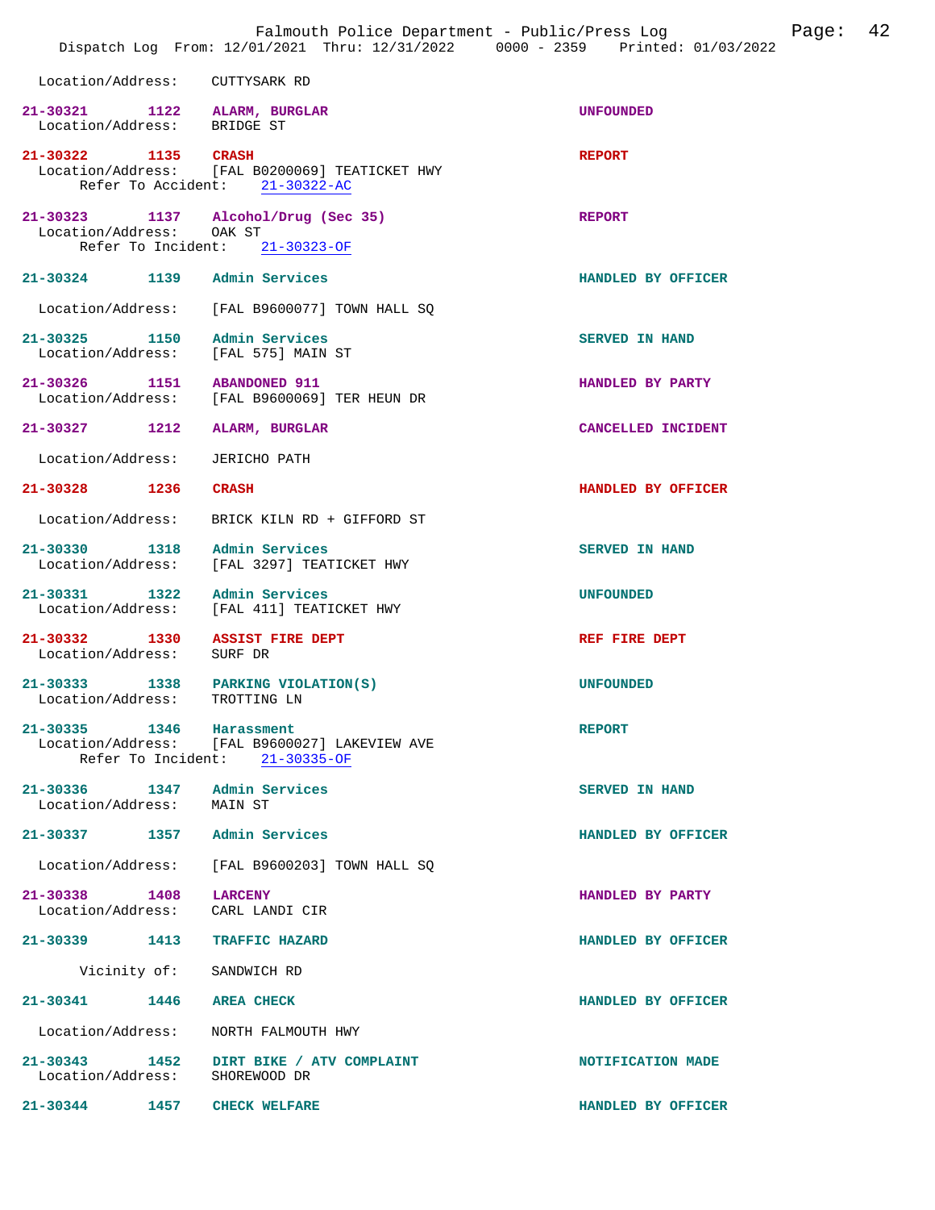Location/Address: CUTTYSARK RD

21-30321 1122 ALARM, BURGLAR UNFOUNDED
Location/Address: BRIDGE ST

21-30322 1135 CRASH REPORT
Location/Address: [FAL B0200069] TEATICKET HWY
Refer To Accident: 21-30322-AC

21-30323 1137 Alcohol/Drug (Sec 35) REPORT
Location/Address: OAK ST
Refer To Incident: 21-30323-OF

21-30324 1139 Admin Services HANDLED BY OFFICER
Location/Address: [FAL B9600077] TOWN HALL SQ

21-30325 1150 Admin Services SERVED IN HAND
Location/Address: [FAL 575] MAIN ST

21-30326 1151 ABANDONED 911 HANDLED BY PARTY
Location/Address: [FAL B9600069] TER HEUN DR

21-30327 1212 ALARM, BURGLAR CANCELLED INCIDENT
Location/Address: JERICHO PATH

21-30328 1236 CRASH HANDLED BY OFFICER
Location/Address: BRICK KILN RD + GIFFORD ST

21-30330 1318 Admin Services SERVED IN HAND
Location/Address: [FAL 3297] TEATICKET HWY

21-30331 1322 Admin Services UNFOUNDED
Location/Address: [FAL 411] TEATICKET HWY

21-30332 1330 ASSIST FIRE DEPT REF FIRE DEPT
Location/Address: SURF DR

21-30333 1338 PARKING VIOLATION(S) UNFOUNDED
Location/Address: TROTTING LN

21-30335 1346 Harassment REPORT
Location/Address: [FAL B9600027] LAKEVIEW AVE
Refer To Incident: 21-30335-OF

21-30336 1347 Admin Services SERVED IN HAND
Location/Address: MAIN ST

21-30337 1357 Admin Services HANDLED BY OFFICER
Location/Address: [FAL B9600203] TOWN HALL SQ

21-30338 1408 LARCENY HANDLED BY PARTY
Location/Address: CARL LANDI CIR

21-30339 1413 TRAFFIC HAZARD HANDLED BY OFFICER
Vicinity of: SANDWICH RD

21-30341 1446 AREA CHECK HANDLED BY OFFICER
Location/Address: NORTH FALMOUTH HWY

21-30343 1452 DIRT BIKE / ATV COMPLAINT NOTIFICATION MADE
Location/Address: SHOREWOOD DR

21-30344 1457 CHECK WELFARE HANDLED BY OFFICER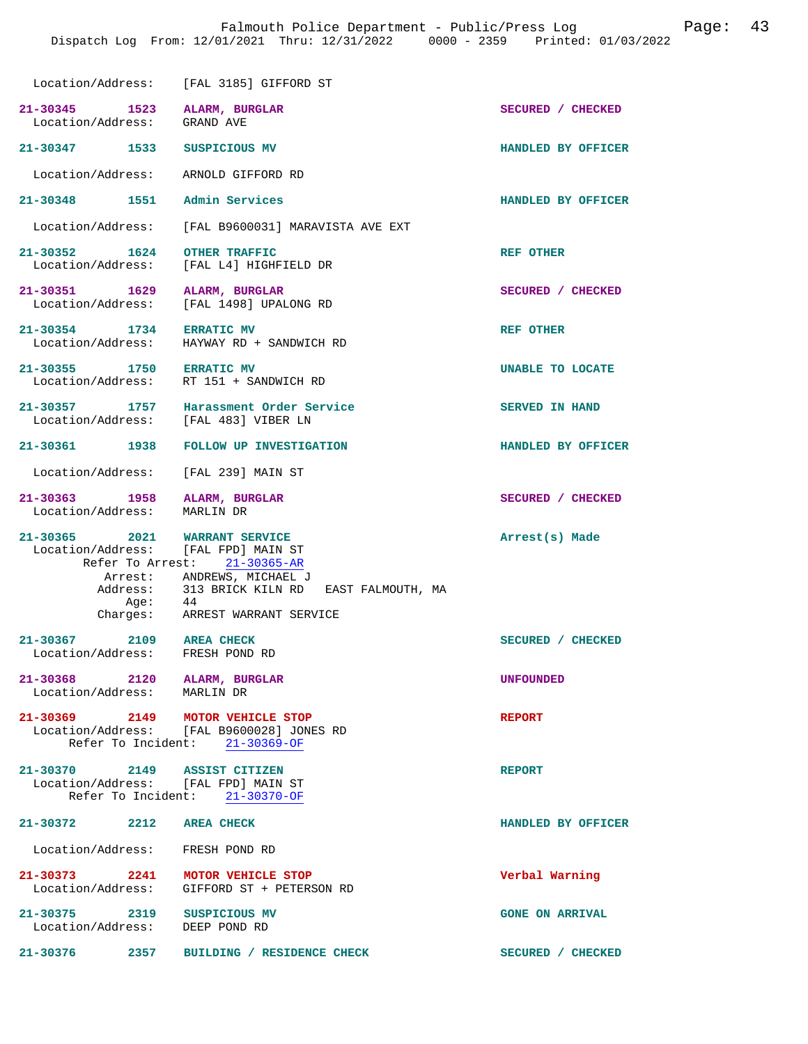Location/Address: [FAL 3185] GIFFORD ST

**21-30345** 1523 **ALARM, BURGLAR** — SECURED / CHECKED
Location/Address: GRAND AVE

**21-30347** 1533 **SUSPICIOUS MV** — HANDLED BY OFFICER
Location/Address: ARNOLD GIFFORD RD

**21-30348** 1551 **Admin Services** — HANDLED BY OFFICER
Location/Address: [FAL B9600031] MARAVISTA AVE EXT

**21-30352** 1624 **OTHER TRAFFIC** — REF OTHER
Location/Address: [FAL L4] HIGHFIELD DR

**21-30351** 1629 **ALARM, BURGLAR** — SECURED / CHECKED
Location/Address: [FAL 1498] UPALONG RD

**21-30354** 1734 **ERRATIC MV** — REF OTHER
Location/Address: HAYWAY RD + SANDWICH RD

**21-30355** 1750 **ERRATIC MV** — UNABLE TO LOCATE
Location/Address: RT 151 + SANDWICH RD

**21-30357** 1757 **Harassment Order Service** — SERVED IN HAND
Location/Address: [FAL 483] VIBER LN

**21-30361** 1938 **FOLLOW UP INVESTIGATION** — HANDLED BY OFFICER
Location/Address: [FAL 239] MAIN ST

**21-30363** 1958 **ALARM, BURGLAR** — SECURED / CHECKED
Location/Address: MARLIN DR

**21-30365** 2021 **WARRANT SERVICE** — Arrest(s) Made
Location/Address: [FAL FPD] MAIN ST
Refer To Arrest: 21-30365-AR
Arrest: ANDREWS, MICHAEL J
Address: 313 BRICK KILN RD EAST FALMOUTH, MA
Age: 44
Charges: ARREST WARRANT SERVICE

**21-30367** 2109 **AREA CHECK** — SECURED / CHECKED
Location/Address: FRESH POND RD

**21-30368** 2120 **ALARM, BURGLAR** — UNFOUNDED
Location/Address: MARLIN DR

**21-30369** 2149 **MOTOR VEHICLE STOP** — REPORT
Location/Address: [FAL B9600028] JONES RD
Refer To Incident: 21-30369-OF

**21-30370** 2149 **ASSIST CITIZEN** — REPORT
Location/Address: [FAL FPD] MAIN ST
Refer To Incident: 21-30370-OF

**21-30372** 2212 **AREA CHECK** — HANDLED BY OFFICER
Location/Address: FRESH POND RD

**21-30373** 2241 **MOTOR VEHICLE STOP** — Verbal Warning
Location/Address: GIFFORD ST + PETERSON RD

**21-30375** 2319 **SUSPICIOUS MV** — GONE ON ARRIVAL
Location/Address: DEEP POND RD

**21-30376** 2357 **BUILDING / RESIDENCE CHECK** — SECURED / CHECKED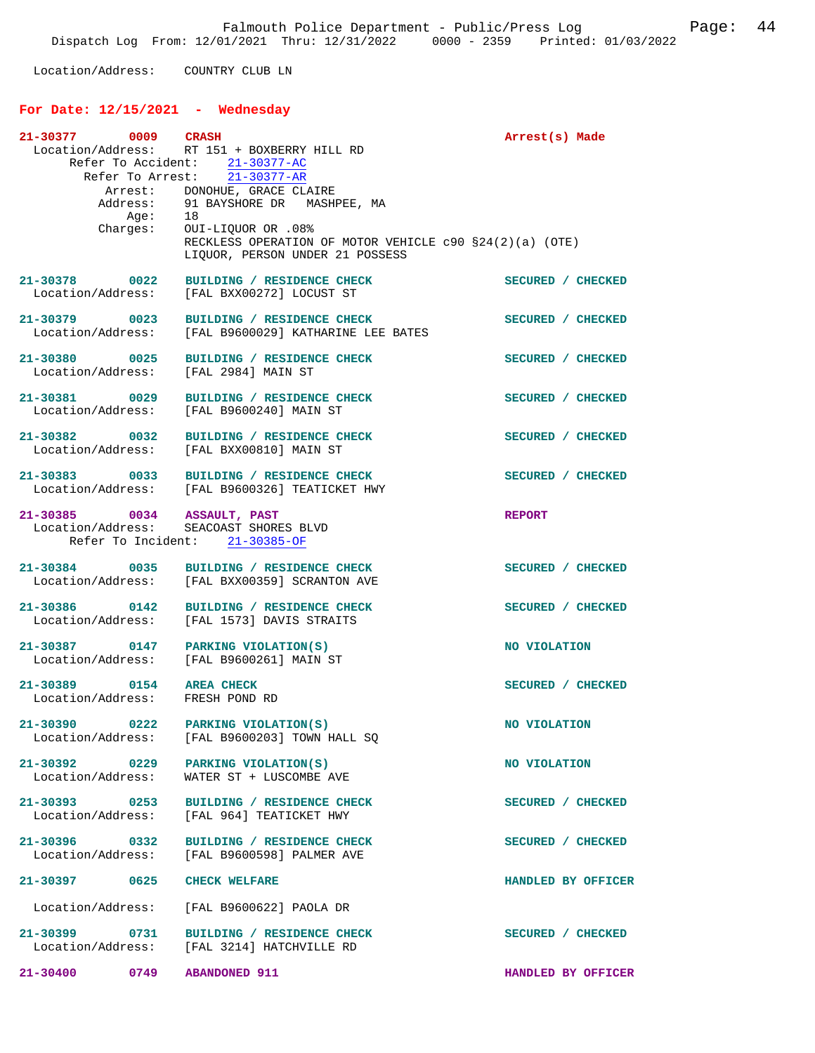Location/Address: COUNTRY CLUB LN

## For Date: 12/15/2021 - Wednesday

**21-30377 0009 CRASH** — Arrest(s) Made
Location/Address: RT 151 + BOXBERRY HILL RD
Refer To Accident: 21-30377-AC
Refer To Arrest: 21-30377-AR
Arrest: DONOHUE, GRACE CLAIRE
Address: 91 BAYSHORE DR MASHPEE, MA
Age: 18
Charges: OUI-LIQUOR OR .08%
RECKLESS OPERATION OF MOTOR VEHICLE c90 §24(2)(a) (OTE)
LIQUOR, PERSON UNDER 21 POSSESS

**21-30378 0022 BUILDING / RESIDENCE CHECK** — SECURED / CHECKED
Location/Address: [FAL BXX00272] LOCUST ST

**21-30379 0023 BUILDING / RESIDENCE CHECK** — SECURED / CHECKED
Location/Address: [FAL B9600029] KATHARINE LEE BATES

**21-30380 0025 BUILDING / RESIDENCE CHECK** — SECURED / CHECKED
Location/Address: [FAL 2984] MAIN ST

**21-30381 0029 BUILDING / RESIDENCE CHECK** — SECURED / CHECKED
Location/Address: [FAL B9600240] MAIN ST

**21-30382 0032 BUILDING / RESIDENCE CHECK** — SECURED / CHECKED
Location/Address: [FAL BXX00810] MAIN ST

**21-30383 0033 BUILDING / RESIDENCE CHECK** — SECURED / CHECKED
Location/Address: [FAL B9600326] TEATICKET HWY

**21-30385 0034 ASSAULT, PAST** — REPORT
Location/Address: SEACOAST SHORES BLVD
Refer To Incident: 21-30385-OF

**21-30384 0035 BUILDING / RESIDENCE CHECK** — SECURED / CHECKED
Location/Address: [FAL BXX00359] SCRANTON AVE

**21-30386 0142 BUILDING / RESIDENCE CHECK** — SECURED / CHECKED
Location/Address: [FAL 1573] DAVIS STRAITS

**21-30387 0147 PARKING VIOLATION(S)** — NO VIOLATION
Location/Address: [FAL B9600261] MAIN ST

**21-30389 0154 AREA CHECK** — SECURED / CHECKED
Location/Address: FRESH POND RD

**21-30390 0222 PARKING VIOLATION(S)** — NO VIOLATION
Location/Address: [FAL B9600203] TOWN HALL SQ

**21-30392 0229 PARKING VIOLATION(S)** — NO VIOLATION
Location/Address: WATER ST + LUSCOMBE AVE

**21-30393 0253 BUILDING / RESIDENCE CHECK** — SECURED / CHECKED
Location/Address: [FAL 964] TEATICKET HWY

**21-30396 0332 BUILDING / RESIDENCE CHECK** — SECURED / CHECKED
Location/Address: [FAL B9600598] PALMER AVE

**21-30397 0625 CHECK WELFARE** — HANDLED BY OFFICER
Location/Address: [FAL B9600622] PAOLA DR

**21-30399 0731 BUILDING / RESIDENCE CHECK** — SECURED / CHECKED
Location/Address: [FAL 3214] HATCHVILLE RD

**21-30400 0749 ABANDONED 911** — HANDLED BY OFFICER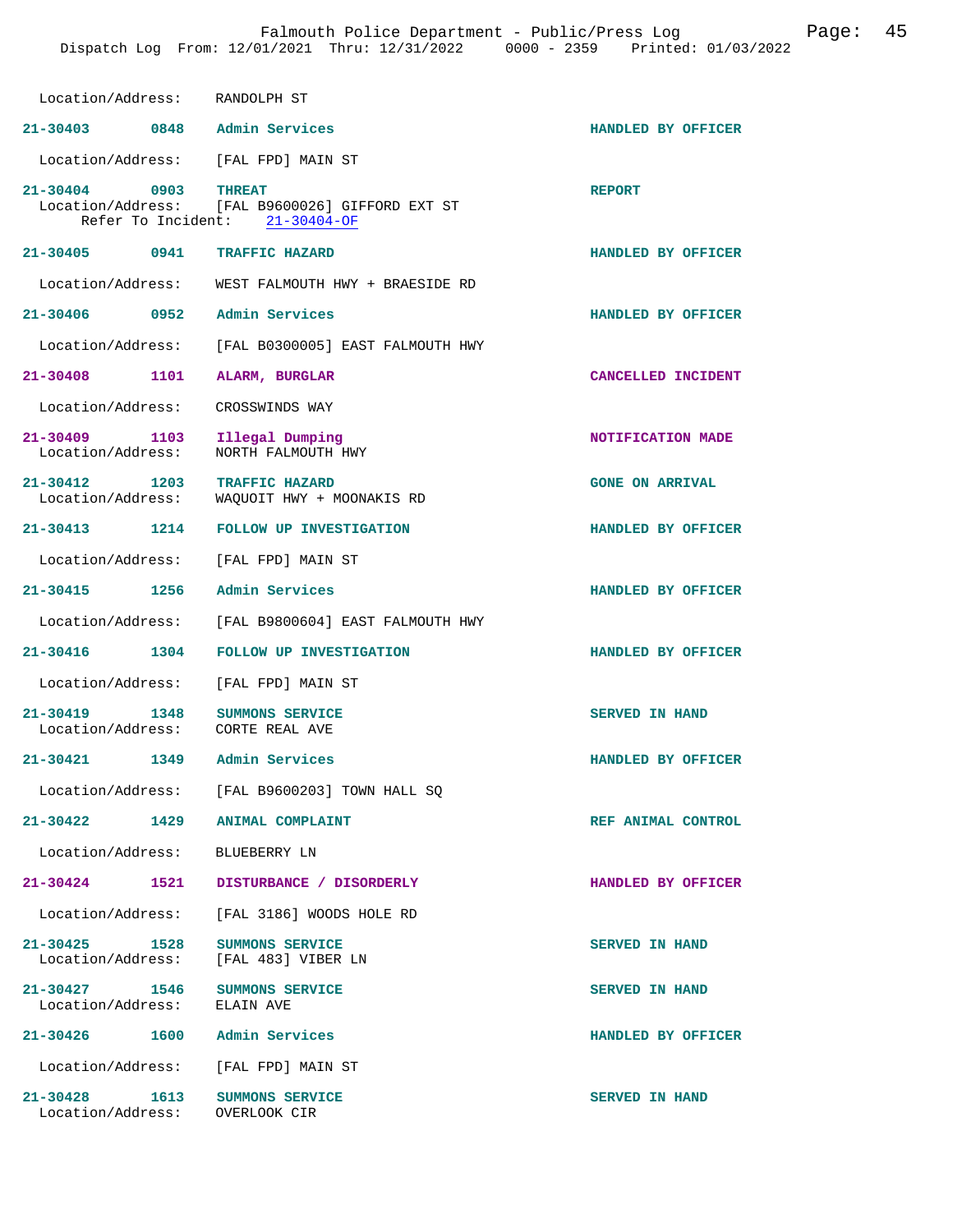Location/Address: RANDOLPH ST

**21-30403** 0848 **Admin Services** — HANDLED BY OFFICER
Location/Address: [FAL FPD] MAIN ST

**21-30404** 0903 **THREAT** — REPORT
Location/Address: [FAL B9600026] GIFFORD EXT ST
Refer To Incident: 21-30404-OF

**21-30405** 0941 **TRAFFIC HAZARD** — HANDLED BY OFFICER
Location/Address: WEST FALMOUTH HWY + BRAESIDE RD

**21-30406** 0952 **Admin Services** — HANDLED BY OFFICER
Location/Address: [FAL B0300005] EAST FALMOUTH HWY

**21-30408** 1101 **ALARM, BURGLAR** — CANCELLED INCIDENT
Location/Address: CROSSWINDS WAY

**21-30409** 1103 **Illegal Dumping** — NOTIFICATION MADE
Location/Address: NORTH FALMOUTH HWY

**21-30412** 1203 **TRAFFIC HAZARD** — GONE ON ARRIVAL
Location/Address: WAQUOIT HWY + MOONAKIS RD

**21-30413** 1214 **FOLLOW UP INVESTIGATION** — HANDLED BY OFFICER
Location/Address: [FAL FPD] MAIN ST

**21-30415** 1256 **Admin Services** — HANDLED BY OFFICER
Location/Address: [FAL B9800604] EAST FALMOUTH HWY

**21-30416** 1304 **FOLLOW UP INVESTIGATION** — HANDLED BY OFFICER
Location/Address: [FAL FPD] MAIN ST

**21-30419** 1348 **SUMMONS SERVICE** — SERVED IN HAND
Location/Address: CORTE REAL AVE

**21-30421** 1349 **Admin Services** — HANDLED BY OFFICER
Location/Address: [FAL B9600203] TOWN HALL SQ

**21-30422** 1429 **ANIMAL COMPLAINT** — REF ANIMAL CONTROL
Location/Address: BLUEBERRY LN

**21-30424** 1521 **DISTURBANCE / DISORDERLY** — HANDLED BY OFFICER
Location/Address: [FAL 3186] WOODS HOLE RD

**21-30425** 1528 **SUMMONS SERVICE** — SERVED IN HAND
Location/Address: [FAL 483] VIBER LN

**21-30427** 1546 **SUMMONS SERVICE** — SERVED IN HAND
Location/Address: ELAIN AVE

**21-30426** 1600 **Admin Services** — HANDLED BY OFFICER
Location/Address: [FAL FPD] MAIN ST

**21-30428** 1613 **SUMMONS SERVICE** — SERVED IN HAND
Location/Address: OVERLOOK CIR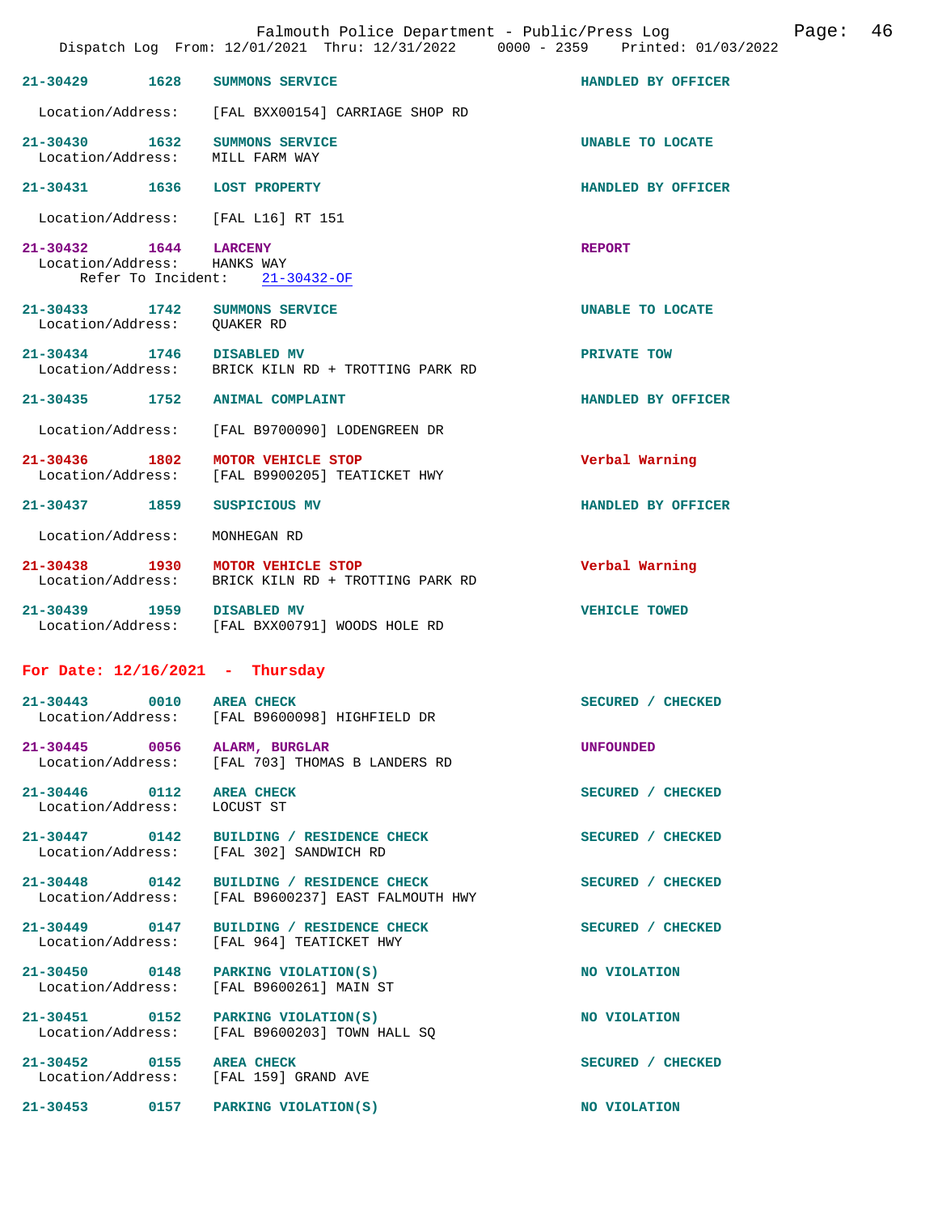**21-30429** 1628 **SUMMONS SERVICE** — HANDLED BY OFFICER
Location/Address: [FAL BXX00154] CARRIAGE SHOP RD

**21-30430** 1632 **SUMMONS SERVICE** — UNABLE TO LOCATE
Location/Address: MILL FARM WAY

**21-30431** 1636 **LOST PROPERTY** — HANDLED BY OFFICER
Location/Address: [FAL L16] RT 151

**21-30432** 1644 **LARCENY** — REPORT
Location/Address: HANKS WAY
Refer To Incident: 21-30432-OF

**21-30433** 1742 **SUMMONS SERVICE** — UNABLE TO LOCATE
Location/Address: QUAKER RD

**21-30434** 1746 **DISABLED MV** — PRIVATE TOW
Location/Address: BRICK KILN RD + TROTTING PARK RD

**21-30435** 1752 **ANIMAL COMPLAINT** — HANDLED BY OFFICER
Location/Address: [FAL B9700090] LODENGREEN DR

**21-30436** 1802 **MOTOR VEHICLE STOP** — Verbal Warning
Location/Address: [FAL B9900205] TEATICKET HWY

**21-30437** 1859 **SUSPICIOUS MV** — HANDLED BY OFFICER
Location/Address: MONHEGAN RD

**21-30438** 1930 **MOTOR VEHICLE STOP** — Verbal Warning
Location/Address: BRICK KILN RD + TROTTING PARK RD

**21-30439** 1959 **DISABLED MV** — VEHICLE TOWED
Location/Address: [FAL BXX00791] WOODS HOLE RD

## For Date: 12/16/2021 - Thursday

**21-30443** 0010 **AREA CHECK** — SECURED / CHECKED
Location/Address: [FAL B9600098] HIGHFIELD DR

**21-30445** 0056 **ALARM, BURGLAR** — UNFOUNDED
Location/Address: [FAL 703] THOMAS B LANDERS RD

**21-30446** 0112 **AREA CHECK** — SECURED / CHECKED
Location/Address: LOCUST ST

**21-30447** 0142 **BUILDING / RESIDENCE CHECK** — SECURED / CHECKED
Location/Address: [FAL 302] SANDWICH RD

**21-30448** 0142 **BUILDING / RESIDENCE CHECK** — SECURED / CHECKED
Location/Address: [FAL B9600237] EAST FALMOUTH HWY

**21-30449** 0147 **BUILDING / RESIDENCE CHECK** — SECURED / CHECKED
Location/Address: [FAL 964] TEATICKET HWY

**21-30450** 0148 **PARKING VIOLATION(S)** — NO VIOLATION
Location/Address: [FAL B9600261] MAIN ST

**21-30451** 0152 **PARKING VIOLATION(S)** — NO VIOLATION
Location/Address: [FAL B9600203] TOWN HALL SQ

**21-30452** 0155 **AREA CHECK** — SECURED / CHECKED
Location/Address: [FAL 159] GRAND AVE

**21-30453** 0157 **PARKING VIOLATION(S)** — NO VIOLATION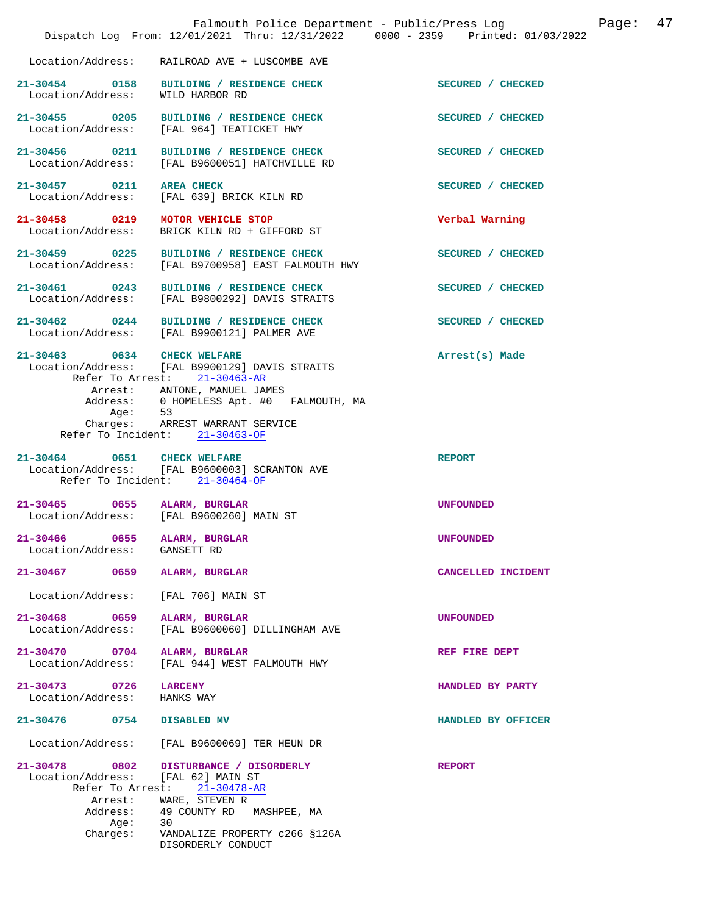Location/Address: RAILROAD AVE + LUSCOMBE AVE

**21-30454** 0158 **BUILDING / RESIDENCE CHECK** SECURED / CHECKED
Location/Address: WILD HARBOR RD

**21-30455** 0205 **BUILDING / RESIDENCE CHECK** SECURED / CHECKED
Location/Address: [FAL 964] TEATICKET HWY

**21-30456** 0211 **BUILDING / RESIDENCE CHECK** SECURED / CHECKED
Location/Address: [FAL B9600051] HATCHVILLE RD

**21-30457** 0211 **AREA CHECK** SECURED / CHECKED
Location/Address: [FAL 639] BRICK KILN RD

**21-30458** 0219 **MOTOR VEHICLE STOP** Verbal Warning
Location/Address: BRICK KILN RD + GIFFORD ST

**21-30459** 0225 **BUILDING / RESIDENCE CHECK** SECURED / CHECKED
Location/Address: [FAL B9700958] EAST FALMOUTH HWY

**21-30461** 0243 **BUILDING / RESIDENCE CHECK** SECURED / CHECKED
Location/Address: [FAL B9800292] DAVIS STRAITS

**21-30462** 0244 **BUILDING / RESIDENCE CHECK** SECURED / CHECKED
Location/Address: [FAL B9900121] PALMER AVE

**21-30463** 0634 **CHECK WELFARE** Arrest(s) Made
Location/Address: [FAL B9900129] DAVIS STRAITS
Refer To Arrest: 21-30463-AR
Arrest: ANTONE, MANUEL JAMES
Address: 0 HOMELESS Apt. #0 FALMOUTH, MA
Age: 53
Charges: ARREST WARRANT SERVICE
Refer To Incident: 21-30463-OF

**21-30464** 0651 **CHECK WELFARE** REPORT
Location/Address: [FAL B9600003] SCRANTON AVE
Refer To Incident: 21-30464-OF

**21-30465** 0655 **ALARM, BURGLAR** UNFOUNDED
Location/Address: [FAL B9600260] MAIN ST

**21-30466** 0655 **ALARM, BURGLAR** UNFOUNDED
Location/Address: GANSETT RD

**21-30467** 0659 **ALARM, BURGLAR** CANCELLED INCIDENT
Location/Address: [FAL 706] MAIN ST

**21-30468** 0659 **ALARM, BURGLAR** UNFOUNDED
Location/Address: [FAL B9600060] DILLINGHAM AVE

**21-30470** 0704 **ALARM, BURGLAR** REF FIRE DEPT
Location/Address: [FAL 944] WEST FALMOUTH HWY

**21-30473** 0726 **LARCENY** HANDLED BY PARTY
Location/Address: HANKS WAY

**21-30476** 0754 **DISABLED MV** HANDLED BY OFFICER
Location/Address: [FAL B9600069] TER HEUN DR

**21-30478** 0802 **DISTURBANCE / DISORDERLY** REPORT
Location/Address: [FAL 62] MAIN ST
Refer To Arrest: 21-30478-AR
Arrest: WARE, STEVEN R
Address: 49 COUNTY RD MASHPEE, MA
Age: 30
Charges: VANDALIZE PROPERTY c266 §126A
DISORDERLY CONDUCT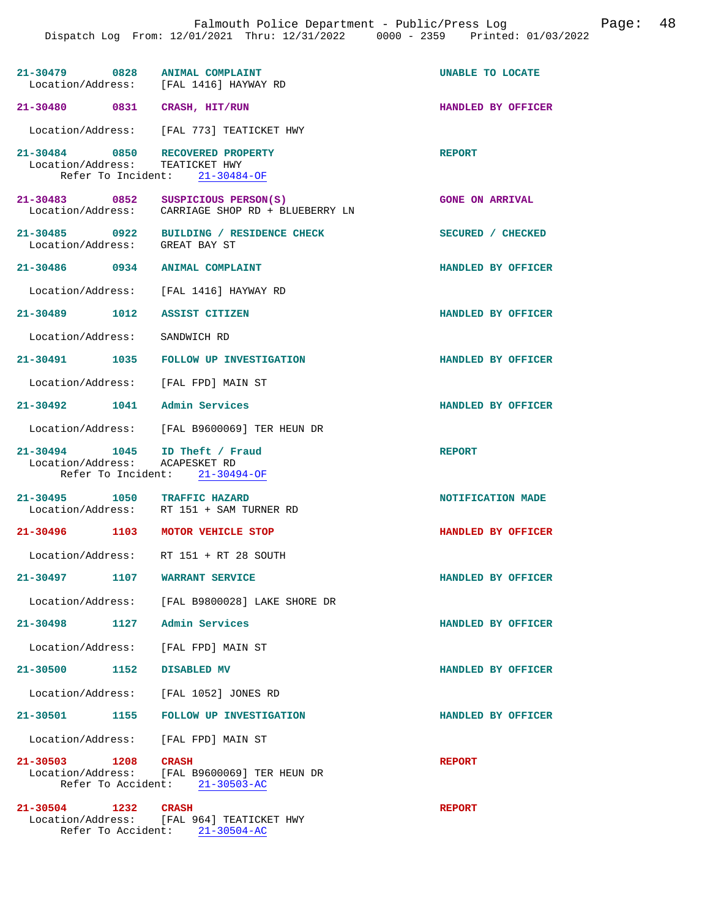21-30479 0828 **ANIMAL COMPLAINT** UNABLE TO LOCATE
Location/Address: [FAL 1416] HAYWAY RD

21-30480 0831 **CRASH, HIT/RUN** HANDLED BY OFFICER
Location/Address: [FAL 773] TEATICKET HWY

21-30484 0850 **RECOVERED PROPERTY** REPORT
Location/Address: TEATICKET HWY
Refer To Incident: 21-30484-OF

21-30483 0852 **SUSPICIOUS PERSON(S)** GONE ON ARRIVAL
Location/Address: CARRIAGE SHOP RD + BLUEBERRY LN

21-30485 0922 **BUILDING / RESIDENCE CHECK** SECURED / CHECKED
Location/Address: GREAT BAY ST

21-30486 0934 **ANIMAL COMPLAINT** HANDLED BY OFFICER
Location/Address: [FAL 1416] HAYWAY RD

21-30489 1012 **ASSIST CITIZEN** HANDLED BY OFFICER
Location/Address: SANDWICH RD

21-30491 1035 **FOLLOW UP INVESTIGATION** HANDLED BY OFFICER
Location/Address: [FAL FPD] MAIN ST

21-30492 1041 **Admin Services** HANDLED BY OFFICER
Location/Address: [FAL B9600069] TER HEUN DR

21-30494 1045 **ID Theft / Fraud** REPORT
Location/Address: ACAPESKET RD
Refer To Incident: 21-30494-OF

21-30495 1050 **TRAFFIC HAZARD** NOTIFICATION MADE
Location/Address: RT 151 + SAM TURNER RD

21-30496 1103 **MOTOR VEHICLE STOP** HANDLED BY OFFICER
Location/Address: RT 151 + RT 28 SOUTH

21-30497 1107 **WARRANT SERVICE** HANDLED BY OFFICER
Location/Address: [FAL B9800028] LAKE SHORE DR

21-30498 1127 **Admin Services** HANDLED BY OFFICER
Location/Address: [FAL FPD] MAIN ST

21-30500 1152 **DISABLED MV** HANDLED BY OFFICER
Location/Address: [FAL 1052] JONES RD

21-30501 1155 **FOLLOW UP INVESTIGATION** HANDLED BY OFFICER
Location/Address: [FAL FPD] MAIN ST

21-30503 1208 **CRASH** REPORT
Location/Address: [FAL B9600069] TER HEUN DR
Refer To Accident: 21-30503-AC

21-30504 1232 **CRASH** REPORT
Location/Address: [FAL 964] TEATICKET HWY
Refer To Accident: 21-30504-AC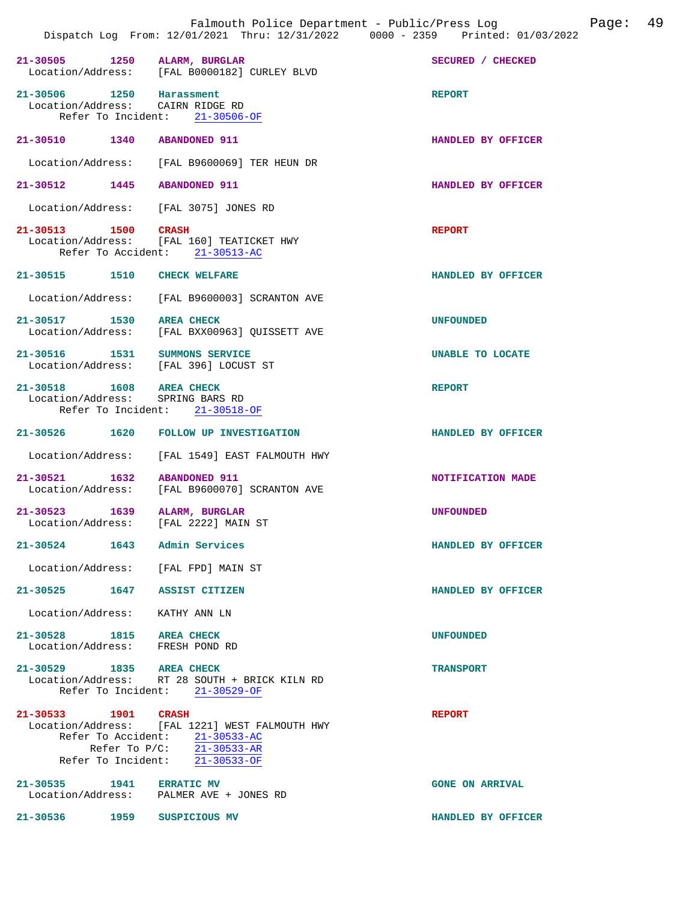Dispatch Log From: 12/01/2021 Thru: 12/31/2022 0000 - 2359 Printed: 01/03/2022

21-30505 1250 ALARM, BURGLAR — SECURED / CHECKED
Location/Address: [FAL B0000182] CURLEY BLVD

21-30506 1250 Harassment — REPORT
Location/Address: CAIRN RIDGE RD
Refer To Incident: 21-30506-OF

21-30510 1340 ABANDONED 911 — HANDLED BY OFFICER
Location/Address: [FAL B9600069] TER HEUN DR

21-30512 1445 ABANDONED 911 — HANDLED BY OFFICER
Location/Address: [FAL 3075] JONES RD

21-30513 1500 CRASH — REPORT
Location/Address: [FAL 160] TEATICKET HWY
Refer To Accident: 21-30513-AC

21-30515 1510 CHECK WELFARE — HANDLED BY OFFICER
Location/Address: [FAL B9600003] SCRANTON AVE

21-30517 1530 AREA CHECK — UNFOUNDED
Location/Address: [FAL BXX00963] QUISSETT AVE

21-30516 1531 SUMMONS SERVICE — UNABLE TO LOCATE
Location/Address: [FAL 396] LOCUST ST

21-30518 1608 AREA CHECK — REPORT
Location/Address: SPRING BARS RD
Refer To Incident: 21-30518-OF

21-30526 1620 FOLLOW UP INVESTIGATION — HANDLED BY OFFICER
Location/Address: [FAL 1549] EAST FALMOUTH HWY

21-30521 1632 ABANDONED 911 — NOTIFICATION MADE
Location/Address: [FAL B9600070] SCRANTON AVE

21-30523 1639 ALARM, BURGLAR — UNFOUNDED
Location/Address: [FAL 2222] MAIN ST

21-30524 1643 Admin Services — HANDLED BY OFFICER
Location/Address: [FAL FPD] MAIN ST

21-30525 1647 ASSIST CITIZEN — HANDLED BY OFFICER
Location/Address: KATHY ANN LN

21-30528 1815 AREA CHECK — UNFOUNDED
Location/Address: FRESH POND RD

21-30529 1835 AREA CHECK — TRANSPORT
Location/Address: RT 28 SOUTH + BRICK KILN RD
Refer To Incident: 21-30529-OF

21-30533 1901 CRASH — REPORT
Location/Address: [FAL 1221] WEST FALMOUTH HWY
Refer To Accident: 21-30533-AC
Refer To P/C: 21-30533-AR
Refer To Incident: 21-30533-OF

21-30535 1941 ERRATIC MV — GONE ON ARRIVAL
Location/Address: PALMER AVE + JONES RD

21-30536 1959 SUSPICIOUS MV — HANDLED BY OFFICER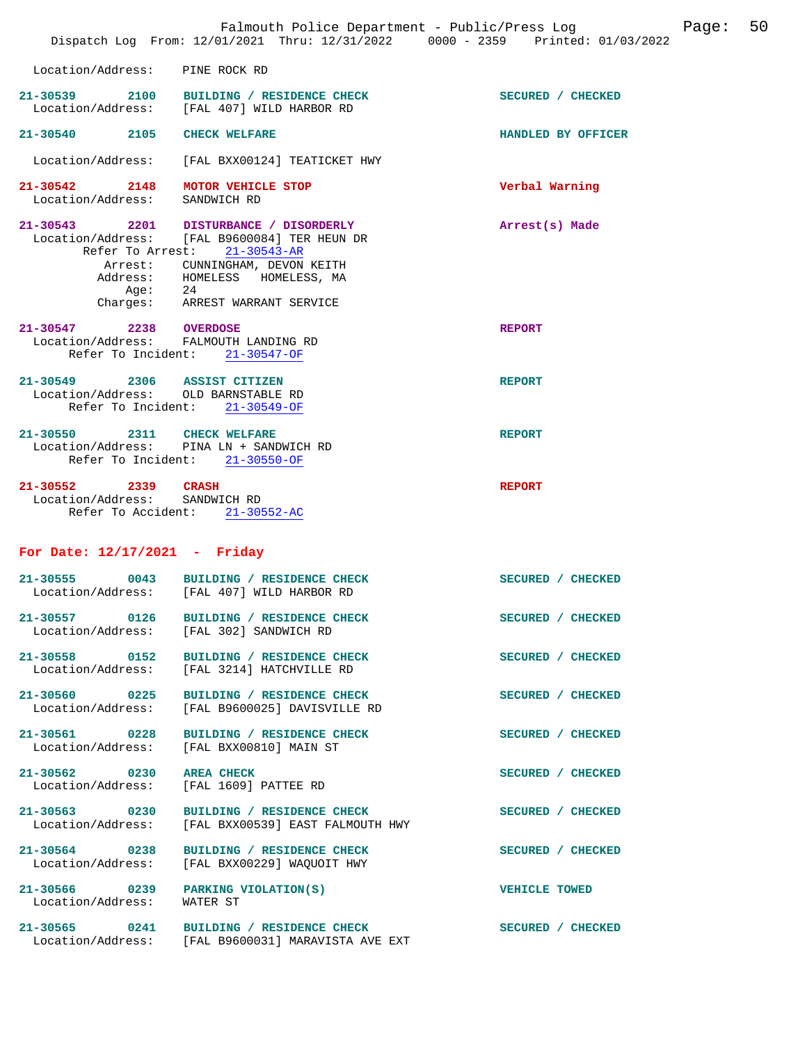Location/Address: PINE ROCK RD

**21-30539 2100 BUILDING / RESIDENCE CHECK** SECURED / CHECKED
Location/Address: [FAL 407] WILD HARBOR RD

**21-30540 2105 CHECK WELFARE** HANDLED BY OFFICER

Location/Address: [FAL BXX00124] TEATICKET HWY

**21-30542 2148 MOTOR VEHICLE STOP** Verbal Warning
Location/Address: SANDWICH RD

**21-30543 2201 DISTURBANCE / DISORDERLY** Arrest(s) Made
Location/Address: [FAL B9600084] TER HEUN DR
Refer To Arrest: 21-30543-AR
Arrest: CUNNINGHAM, DEVON KEITH
Address: HOMELESS HOMELESS, MA
Age: 24
Charges: ARREST WARRANT SERVICE

**21-30547 2238 OVERDOSE** REPORT
Location/Address: FALMOUTH LANDING RD
Refer To Incident: 21-30547-OF

**21-30549 2306 ASSIST CITIZEN** REPORT
Location/Address: OLD BARNSTABLE RD
Refer To Incident: 21-30549-OF

**21-30550 2311 CHECK WELFARE** REPORT
Location/Address: PINA LN + SANDWICH RD
Refer To Incident: 21-30550-OF

**21-30552 2339 CRASH** REPORT
Location/Address: SANDWICH RD
Refer To Accident: 21-30552-AC

## For Date: 12/17/2021 - Friday

**21-30555 0043 BUILDING / RESIDENCE CHECK** SECURED / CHECKED
Location/Address: [FAL 407] WILD HARBOR RD

**21-30557 0126 BUILDING / RESIDENCE CHECK** SECURED / CHECKED
Location/Address: [FAL 302] SANDWICH RD

**21-30558 0152 BUILDING / RESIDENCE CHECK** SECURED / CHECKED
Location/Address: [FAL 3214] HATCHVILLE RD

**21-30560 0225 BUILDING / RESIDENCE CHECK** SECURED / CHECKED
Location/Address: [FAL B9600025] DAVISVILLE RD

**21-30561 0228 BUILDING / RESIDENCE CHECK** SECURED / CHECKED
Location/Address: [FAL BXX00810] MAIN ST

**21-30562 0230 AREA CHECK** SECURED / CHECKED
Location/Address: [FAL 1609] PATTEE RD

**21-30563 0230 BUILDING / RESIDENCE CHECK** SECURED / CHECKED
Location/Address: [FAL BXX00539] EAST FALMOUTH HWY

**21-30564 0238 BUILDING / RESIDENCE CHECK** SECURED / CHECKED
Location/Address: [FAL BXX00229] WAQUOIT HWY

**21-30566 0239 PARKING VIOLATION(S)** VEHICLE TOWED
Location/Address: WATER ST

**21-30565 0241 BUILDING / RESIDENCE CHECK** SECURED / CHECKED
Location/Address: [FAL B9600031] MARAVISTA AVE EXT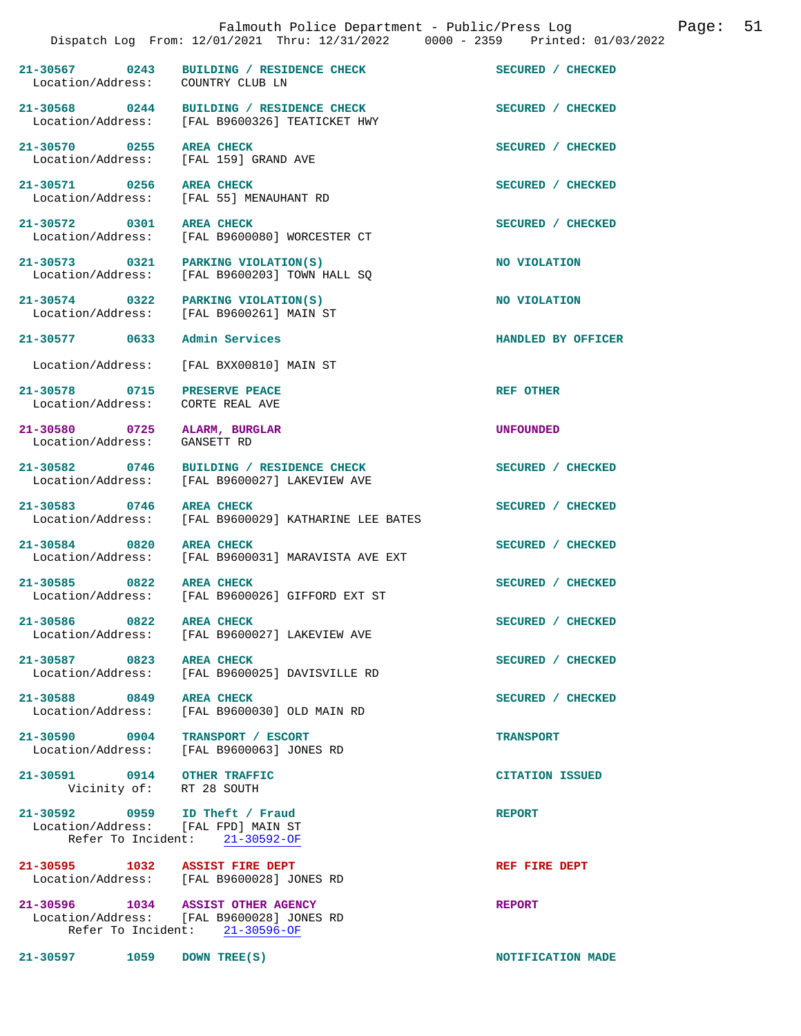21-30567 0243 BUILDING / RESIDENCE CHECK SECURED / CHECKED
Location/Address: COUNTRY CLUB LN

21-30568 0244 BUILDING / RESIDENCE CHECK SECURED / CHECKED
Location/Address: [FAL B9600326] TEATICKET HWY

21-30570 0255 AREA CHECK SECURED / CHECKED
Location/Address: [FAL 159] GRAND AVE

21-30571 0256 AREA CHECK SECURED / CHECKED
Location/Address: [FAL 55] MENAUHANT RD

21-30572 0301 AREA CHECK SECURED / CHECKED
Location/Address: [FAL B9600080] WORCESTER CT

21-30573 0321 PARKING VIOLATION(S) NO VIOLATION
Location/Address: [FAL B9600203] TOWN HALL SQ

21-30574 0322 PARKING VIOLATION(S) NO VIOLATION
Location/Address: [FAL B9600261] MAIN ST

21-30577 0633 Admin Services HANDLED BY OFFICER

Location/Address: [FAL BXX00810] MAIN ST

21-30578 0715 PRESERVE PEACE REF OTHER
Location/Address: CORTE REAL AVE

21-30580 0725 ALARM, BURGLAR UNFOUNDED
Location/Address: GANSETT RD

21-30582 0746 BUILDING / RESIDENCE CHECK SECURED / CHECKED
Location/Address: [FAL B9600027] LAKEVIEW AVE

21-30583 0746 AREA CHECK SECURED / CHECKED
Location/Address: [FAL B9600029] KATHARINE LEE BATES

21-30584 0820 AREA CHECK SECURED / CHECKED
Location/Address: [FAL B9600031] MARAVISTA AVE EXT

21-30585 0822 AREA CHECK SECURED / CHECKED
Location/Address: [FAL B9600026] GIFFORD EXT ST

21-30586 0822 AREA CHECK SECURED / CHECKED
Location/Address: [FAL B9600027] LAKEVIEW AVE

21-30587 0823 AREA CHECK SECURED / CHECKED
Location/Address: [FAL B9600025] DAVISVILLE RD

21-30588 0849 AREA CHECK SECURED / CHECKED
Location/Address: [FAL B9600030] OLD MAIN RD

21-30590 0904 TRANSPORT / ESCORT TRANSPORT
Location/Address: [FAL B9600063] JONES RD

21-30591 0914 OTHER TRAFFIC CITATION ISSUED
Vicinity of: RT 28 SOUTH

21-30592 0959 ID Theft / Fraud REPORT
Location/Address: [FAL FPD] MAIN ST
Refer To Incident: 21-30592-OF

21-30595 1032 ASSIST FIRE DEPT REF FIRE DEPT
Location/Address: [FAL B9600028] JONES RD

21-30596 1034 ASSIST OTHER AGENCY REPORT
Location/Address: [FAL B9600028] JONES RD
Refer To Incident: 21-30596-OF

21-30597 1059 DOWN TREE(S) NOTIFICATION MADE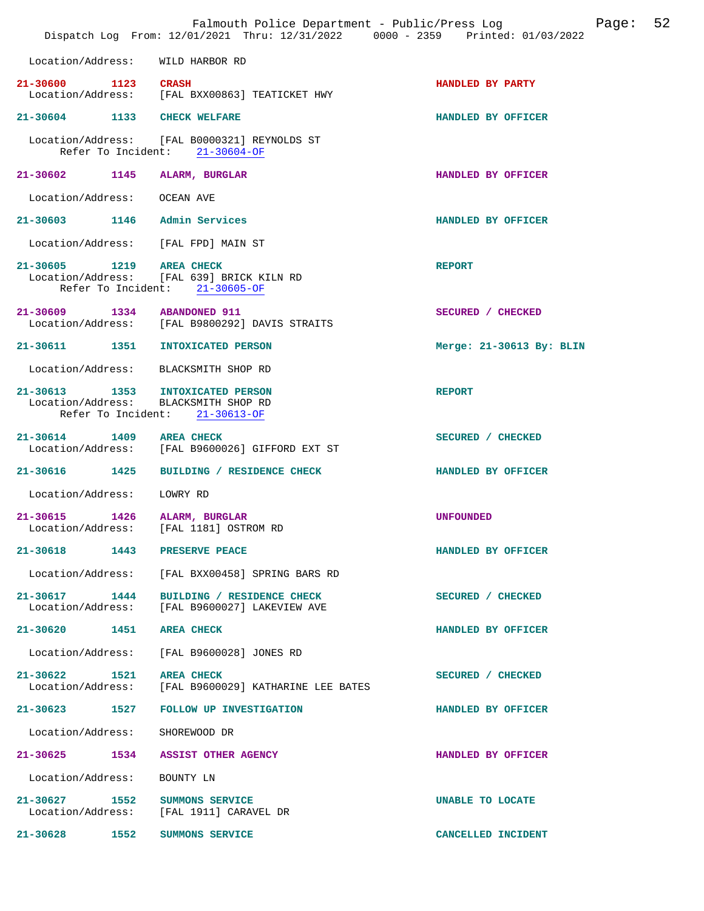Location/Address: WILD HARBOR RD

**21-30600** 1123 **CRASH** — HANDLED BY PARTY
Location/Address: [FAL BXX00863] TEATICKET HWY

**21-30604** 1133 **CHECK WELFARE** — HANDLED BY OFFICER
Location/Address: [FAL B0000321] REYNOLDS ST
Refer To Incident: 21-30604-OF

**21-30602** 1145 **ALARM, BURGLAR** — HANDLED BY OFFICER
Location/Address: OCEAN AVE

**21-30603** 1146 **Admin Services** — HANDLED BY OFFICER
Location/Address: [FAL FPD] MAIN ST

**21-30605** 1219 **AREA CHECK** — REPORT
Location/Address: [FAL 639] BRICK KILN RD
Refer To Incident: 21-30605-OF

**21-30609** 1334 **ABANDONED 911** — SECURED / CHECKED
Location/Address: [FAL B9800292] DAVIS STRAITS

**21-30611** 1351 **INTOXICATED PERSON** — Merge: 21-30613 By: BLIN
Location/Address: BLACKSMITH SHOP RD

**21-30613** 1353 **INTOXICATED PERSON** — REPORT
Location/Address: BLACKSMITH SHOP RD
Refer To Incident: 21-30613-OF

**21-30614** 1409 **AREA CHECK** — SECURED / CHECKED
Location/Address: [FAL B9600026] GIFFORD EXT ST

**21-30616** 1425 **BUILDING / RESIDENCE CHECK** — HANDLED BY OFFICER
Location/Address: LOWRY RD

**21-30615** 1426 **ALARM, BURGLAR** — UNFOUNDED
Location/Address: [FAL 1181] OSTROM RD

**21-30618** 1443 **PRESERVE PEACE** — HANDLED BY OFFICER
Location/Address: [FAL BXX00458] SPRING BARS RD

**21-30617** 1444 **BUILDING / RESIDENCE CHECK** — SECURED / CHECKED
Location/Address: [FAL B9600027] LAKEVIEW AVE

**21-30620** 1451 **AREA CHECK** — HANDLED BY OFFICER
Location/Address: [FAL B9600028] JONES RD

**21-30622** 1521 **AREA CHECK** — SECURED / CHECKED
Location/Address: [FAL B9600029] KATHARINE LEE BATES

**21-30623** 1527 **FOLLOW UP INVESTIGATION** — HANDLED BY OFFICER
Location/Address: SHOREWOOD DR

**21-30625** 1534 **ASSIST OTHER AGENCY** — HANDLED BY OFFICER
Location/Address: BOUNTY LN

**21-30627** 1552 **SUMMONS SERVICE** — UNABLE TO LOCATE
Location/Address: [FAL 1911] CARAVEL DR

**21-30628** 1552 **SUMMONS SERVICE** — CANCELLED INCIDENT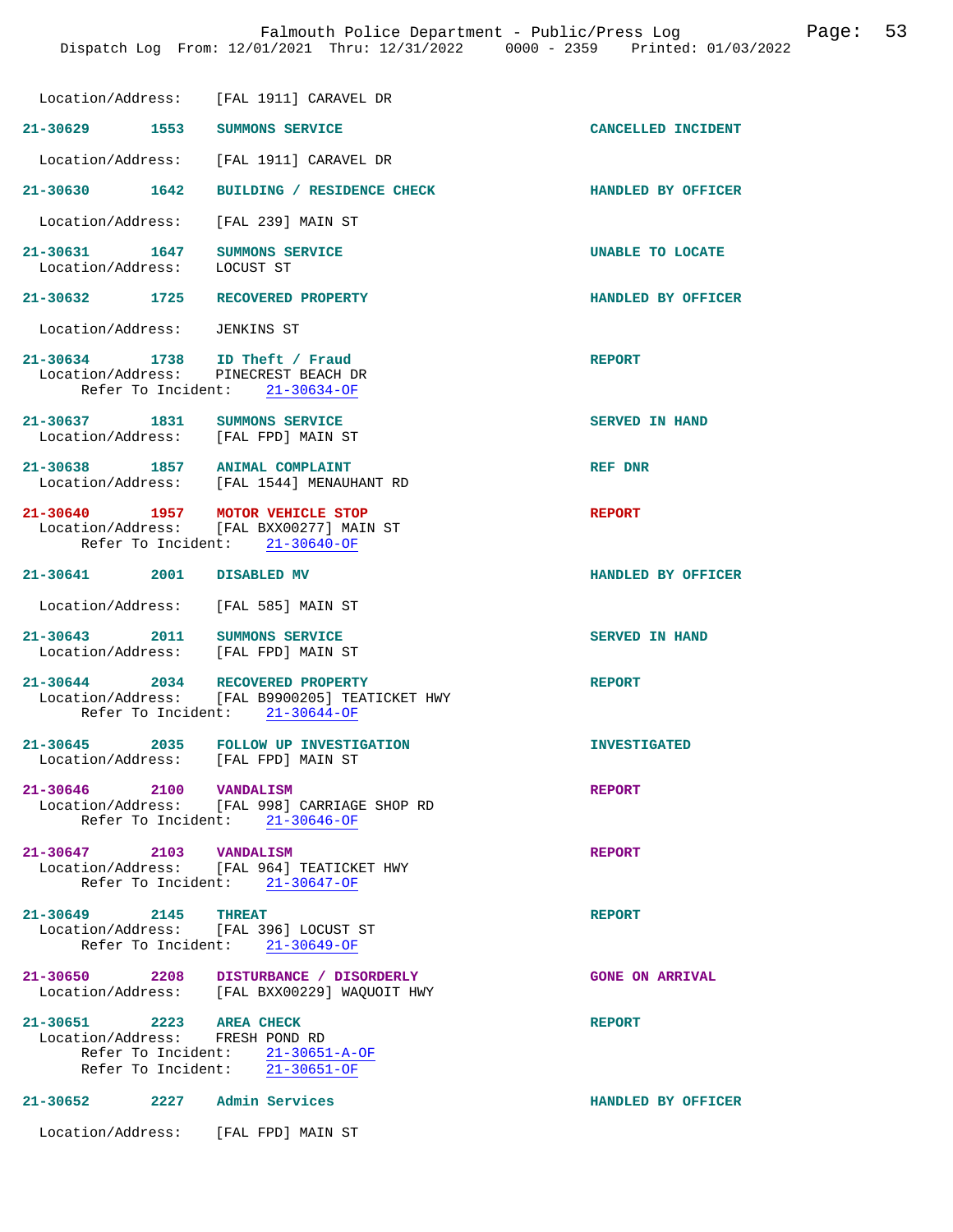Location/Address: [FAL 1911] CARAVEL DR

**21-30629 1553 SUMMONS SERVICE** — **CANCELLED INCIDENT**
Location/Address: [FAL 1911] CARAVEL DR

**21-30630 1642 BUILDING / RESIDENCE CHECK** — **HANDLED BY OFFICER**
Location/Address: [FAL 239] MAIN ST

**21-30631 1647 SUMMONS SERVICE** — **UNABLE TO LOCATE**
Location/Address: LOCUST ST

**21-30632 1725 RECOVERED PROPERTY** — **HANDLED BY OFFICER**
Location/Address: JENKINS ST

**21-30634 1738 ID Theft / Fraud** — **REPORT**
Location/Address: PINECREST BEACH DR
Refer To Incident: 21-30634-OF

**21-30637 1831 SUMMONS SERVICE** — **SERVED IN HAND**
Location/Address: [FAL FPD] MAIN ST

**21-30638 1857 ANIMAL COMPLAINT** — **REF DNR**
Location/Address: [FAL 1544] MENAUHANT RD

**21-30640 1957 MOTOR VEHICLE STOP** — **REPORT**
Location/Address: [FAL BXX00277] MAIN ST
Refer To Incident: 21-30640-OF

**21-30641 2001 DISABLED MV** — **HANDLED BY OFFICER**
Location/Address: [FAL 585] MAIN ST

**21-30643 2011 SUMMONS SERVICE** — **SERVED IN HAND**
Location/Address: [FAL FPD] MAIN ST

**21-30644 2034 RECOVERED PROPERTY** — **REPORT**
Location/Address: [FAL B9900205] TEATICKET HWY
Refer To Incident: 21-30644-OF

**21-30645 2035 FOLLOW UP INVESTIGATION** — **INVESTIGATED**
Location/Address: [FAL FPD] MAIN ST

**21-30646 2100 VANDALISM** — **REPORT**
Location/Address: [FAL 998] CARRIAGE SHOP RD
Refer To Incident: 21-30646-OF

**21-30647 2103 VANDALISM** — **REPORT**
Location/Address: [FAL 964] TEATICKET HWY
Refer To Incident: 21-30647-OF

**21-30649 2145 THREAT** — **REPORT**
Location/Address: [FAL 396] LOCUST ST
Refer To Incident: 21-30649-OF

**21-30650 2208 DISTURBANCE / DISORDERLY** — **GONE ON ARRIVAL**
Location/Address: [FAL BXX00229] WAQUOIT HWY

**21-30651 2223 AREA CHECK** — **REPORT**
Location/Address: FRESH POND RD
Refer To Incident: 21-30651-A-OF
Refer To Incident: 21-30651-OF

**21-30652 2227 Admin Services** — **HANDLED BY OFFICER**
Location/Address: [FAL FPD] MAIN ST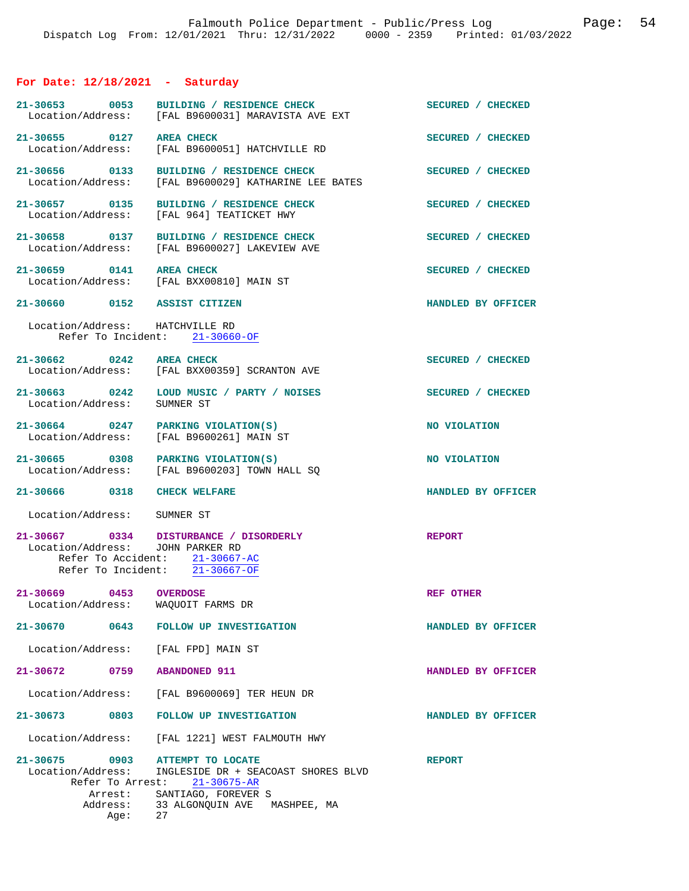## For Date: 12/18/2021 - Saturday

**21-30653 0053 BUILDING / RESIDENCE CHECK** — SECURED / CHECKED
Location/Address: [FAL B9600031] MARAVISTA AVE EXT

**21-30655 0127 AREA CHECK** — SECURED / CHECKED
Location/Address: [FAL B9600051] HATCHVILLE RD

**21-30656 0133 BUILDING / RESIDENCE CHECK** — SECURED / CHECKED
Location/Address: [FAL B9600029] KATHARINE LEE BATES

**21-30657 0135 BUILDING / RESIDENCE CHECK** — SECURED / CHECKED
Location/Address: [FAL 964] TEATICKET HWY

**21-30658 0137 BUILDING / RESIDENCE CHECK** — SECURED / CHECKED
Location/Address: [FAL B9600027] LAKEVIEW AVE

**21-30659 0141 AREA CHECK** — SECURED / CHECKED
Location/Address: [FAL BXX00810] MAIN ST

**21-30660 0152 ASSIST CITIZEN** — HANDLED BY OFFICER
Location/Address: HATCHVILLE RD
Refer To Incident: 21-30660-OF

**21-30662 0242 AREA CHECK** — SECURED / CHECKED
Location/Address: [FAL BXX00359] SCRANTON AVE

**21-30663 0242 LOUD MUSIC / PARTY / NOISES** — SECURED / CHECKED
Location/Address: SUMNER ST

**21-30664 0247 PARKING VIOLATION(S)** — NO VIOLATION
Location/Address: [FAL B9600261] MAIN ST

**21-30665 0308 PARKING VIOLATION(S)** — NO VIOLATION
Location/Address: [FAL B9600203] TOWN HALL SQ

**21-30666 0318 CHECK WELFARE** — HANDLED BY OFFICER
Location/Address: SUMNER ST

**21-30667 0334 DISTURBANCE / DISORDERLY** — REPORT
Location/Address: JOHN PARKER RD
Refer To Accident: 21-30667-AC
Refer To Incident: 21-30667-OF

**21-30669 0453 OVERDOSE** — REF OTHER
Location/Address: WAQUOIT FARMS DR

**21-30670 0643 FOLLOW UP INVESTIGATION** — HANDLED BY OFFICER
Location/Address: [FAL FPD] MAIN ST

**21-30672 0759 ABANDONED 911** — HANDLED BY OFFICER
Location/Address: [FAL B9600069] TER HEUN DR

**21-30673 0803 FOLLOW UP INVESTIGATION** — HANDLED BY OFFICER
Location/Address: [FAL 1221] WEST FALMOUTH HWY

**21-30675 0903 ATTEMPT TO LOCATE** — REPORT
Location/Address: INGLESIDE DR + SEACOAST SHORES BLVD
Refer To Arrest: 21-30675-AR
Arrest: SANTIAGO, FOREVER S
Address: 33 ALGONQUIN AVE MASHPEE, MA
Age: 27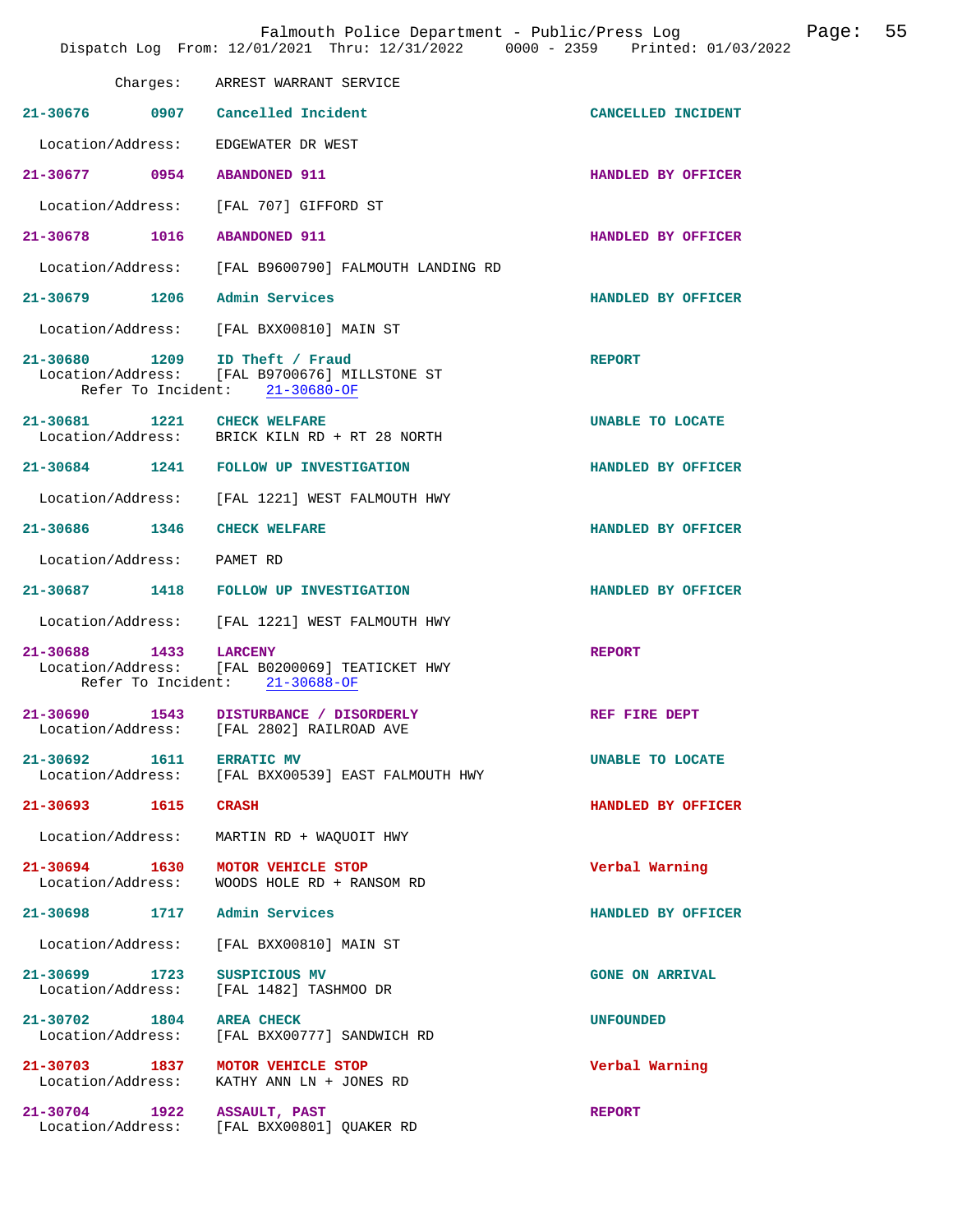Charges: ARREST WARRANT SERVICE

| Call # | Time | Call Reason | Action |
|---|---|---|---|
| 21-30676 | 0907 | Cancelled Incident | CANCELLED INCIDENT |
| Location/Address: | | EDGEWATER DR WEST | |
| 21-30677 | 0954 | ABANDONED 911 | HANDLED BY OFFICER |
| Location/Address: | | [FAL 707] GIFFORD ST | |
| 21-30678 | 1016 | ABANDONED 911 | HANDLED BY OFFICER |
| Location/Address: | | [FAL B9600790] FALMOUTH LANDING RD | |
| 21-30679 | 1206 | Admin Services | HANDLED BY OFFICER |
| Location/Address: | | [FAL BXX00810] MAIN ST | |
| 21-30680 | 1209 | ID Theft / Fraud | REPORT |
| Location/Address: | | [FAL B9700676] MILLSTONE ST | |
| Refer To Incident: | | 21-30680-OF | |
| 21-30681 | 1221 | CHECK WELFARE | UNABLE TO LOCATE |
| Location/Address: | | BRICK KILN RD + RT 28 NORTH | |
| 21-30684 | 1241 | FOLLOW UP INVESTIGATION | HANDLED BY OFFICER |
| Location/Address: | | [FAL 1221] WEST FALMOUTH HWY | |
| 21-30686 | 1346 | CHECK WELFARE | HANDLED BY OFFICER |
| Location/Address: | | PAMET RD | |
| 21-30687 | 1418 | FOLLOW UP INVESTIGATION | HANDLED BY OFFICER |
| Location/Address: | | [FAL 1221] WEST FALMOUTH HWY | |
| 21-30688 | 1433 | LARCENY | REPORT |
| Location/Address: | | [FAL B0200069] TEATICKET HWY | |
| Refer To Incident: | | 21-30688-OF | |
| 21-30690 | 1543 | DISTURBANCE / DISORDERLY | REF FIRE DEPT |
| Location/Address: | | [FAL 2802] RAILROAD AVE | |
| 21-30692 | 1611 | ERRATIC MV | UNABLE TO LOCATE |
| Location/Address: | | [FAL BXX00539] EAST FALMOUTH HWY | |
| 21-30693 | 1615 | CRASH | HANDLED BY OFFICER |
| Location/Address: | | MARTIN RD + WAQUOIT HWY | |
| 21-30694 | 1630 | MOTOR VEHICLE STOP | Verbal Warning |
| Location/Address: | | WOODS HOLE RD + RANSOM RD | |
| 21-30698 | 1717 | Admin Services | HANDLED BY OFFICER |
| Location/Address: | | [FAL BXX00810] MAIN ST | |
| 21-30699 | 1723 | SUSPICIOUS MV | GONE ON ARRIVAL |
| Location/Address: | | [FAL 1482] TASHMOO DR | |
| 21-30702 | 1804 | AREA CHECK | UNFOUNDED |
| Location/Address: | | [FAL BXX00777] SANDWICH RD | |
| 21-30703 | 1837 | MOTOR VEHICLE STOP | Verbal Warning |
| Location/Address: | | KATHY ANN LN + JONES RD | |
| 21-30704 | 1922 | ASSAULT, PAST | REPORT |
| Location/Address: | | [FAL BXX00801] QUAKER RD | |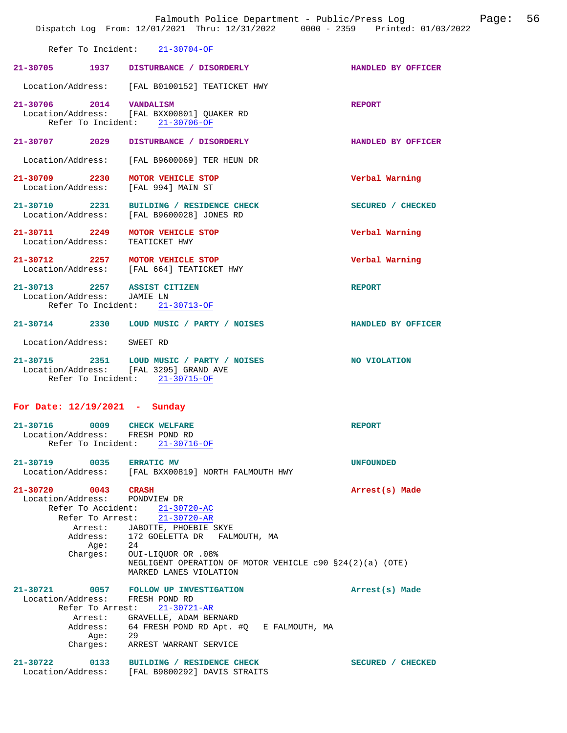Refer To Incident: 21-30704-OF

**21-30705 1937 DISTURBANCE / DISORDERLY** HANDLED BY OFFICER
Location/Address: [FAL B0100152] TEATICKET HWY

**21-30706 2014 VANDALISM** REPORT
Location/Address: [FAL BXX00801] QUAKER RD
Refer To Incident: 21-30706-OF

**21-30707 2029 DISTURBANCE / DISORDERLY** HANDLED BY OFFICER
Location/Address: [FAL B9600069] TER HEUN DR

**21-30709 2230 MOTOR VEHICLE STOP** Verbal Warning
Location/Address: [FAL 994] MAIN ST

**21-30710 2231 BUILDING / RESIDENCE CHECK** SECURED / CHECKED
Location/Address: [FAL B9600028] JONES RD

**21-30711 2249 MOTOR VEHICLE STOP** Verbal Warning
Location/Address: TEATICKET HWY

**21-30712 2257 MOTOR VEHICLE STOP** Verbal Warning
Location/Address: [FAL 664] TEATICKET HWY

**21-30713 2257 ASSIST CITIZEN** REPORT
Location/Address: JAMIE LN
Refer To Incident: 21-30713-OF

**21-30714 2330 LOUD MUSIC / PARTY / NOISES** HANDLED BY OFFICER
Location/Address: SWEET RD

**21-30715 2351 LOUD MUSIC / PARTY / NOISES** NO VIOLATION
Location/Address: [FAL 3295] GRAND AVE
Refer To Incident: 21-30715-OF

## For Date: 12/19/2021 - Sunday

**21-30716 0009 CHECK WELFARE** REPORT
Location/Address: FRESH POND RD
Refer To Incident: 21-30716-OF

**21-30719 0035 ERRATIC MV** UNFOUNDED
Location/Address: [FAL BXX00819] NORTH FALMOUTH HWY

**21-30720 0043 CRASH** Arrest(s) Made
Location/Address: PONDVIEW DR
Refer To Accident: 21-30720-AC
Refer To Arrest: 21-30720-AR
Arrest: JABOTTE, PHOEBIE SKYE
Address: 172 GOELETTA DR FALMOUTH, MA
Age: 24
Charges: OUI-LIQUOR OR .08%
NEGLIGENT OPERATION OF MOTOR VEHICLE c90 §24(2)(a) (OTE)
MARKED LANES VIOLATION

**21-30721 0057 FOLLOW UP INVESTIGATION** Arrest(s) Made
Location/Address: FRESH POND RD
Refer To Arrest: 21-30721-AR
Arrest: GRAVELLE, ADAM BERNARD
Address: 64 FRESH POND RD Apt. #Q E FALMOUTH, MA
Age: 29
Charges: ARREST WARRANT SERVICE

**21-30722 0133 BUILDING / RESIDENCE CHECK** SECURED / CHECKED
Location/Address: [FAL B9800292] DAVIS STRAITS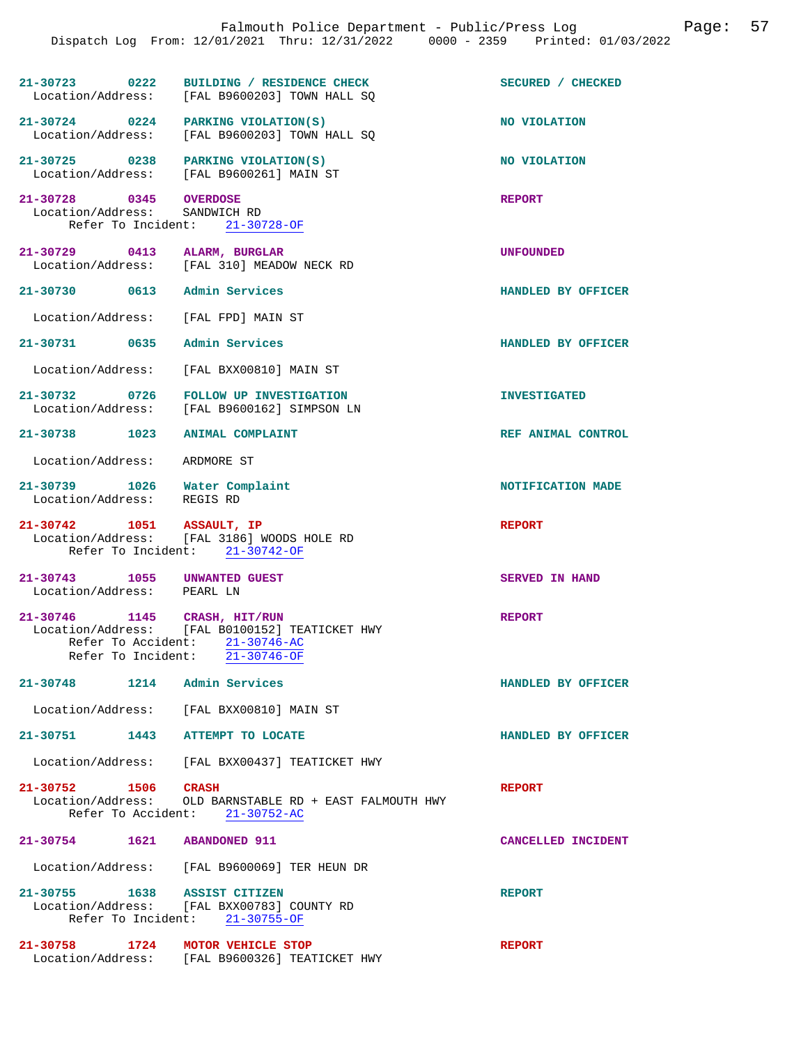21-30723 0222 **BUILDING / RESIDENCE CHECK** SECURED / CHECKED
Location/Address: [FAL B9600203] TOWN HALL SQ

21-30724 0224 **PARKING VIOLATION(S)** NO VIOLATION
Location/Address: [FAL B9600203] TOWN HALL SQ

21-30725 0238 **PARKING VIOLATION(S)** NO VIOLATION
Location/Address: [FAL B9600261] MAIN ST

21-30728 0345 **OVERDOSE** REPORT
Location/Address: SANDWICH RD
Refer To Incident: 21-30728-OF

21-30729 0413 **ALARM, BURGLAR** UNFOUNDED
Location/Address: [FAL 310] MEADOW NECK RD

21-30730 0613 **Admin Services** HANDLED BY OFFICER
Location/Address: [FAL FPD] MAIN ST

21-30731 0635 **Admin Services** HANDLED BY OFFICER
Location/Address: [FAL BXX00810] MAIN ST

21-30732 0726 **FOLLOW UP INVESTIGATION** INVESTIGATED
Location/Address: [FAL B9600162] SIMPSON LN

21-30738 1023 **ANIMAL COMPLAINT** REF ANIMAL CONTROL
Location/Address: ARDMORE ST

21-30739 1026 **Water Complaint** NOTIFICATION MADE
Location/Address: REGIS RD

21-30742 1051 **ASSAULT, IP** REPORT
Location/Address: [FAL 3186] WOODS HOLE RD
Refer To Incident: 21-30742-OF

21-30743 1055 **UNWANTED GUEST** SERVED IN HAND
Location/Address: PEARL LN

21-30746 1145 **CRASH, HIT/RUN** REPORT
Location/Address: [FAL B0100152] TEATICKET HWY
Refer To Accident: 21-30746-AC
Refer To Incident: 21-30746-OF

21-30748 1214 **Admin Services** HANDLED BY OFFICER
Location/Address: [FAL BXX00810] MAIN ST

21-30751 1443 **ATTEMPT TO LOCATE** HANDLED BY OFFICER
Location/Address: [FAL BXX00437] TEATICKET HWY

21-30752 1506 **CRASH** REPORT
Location/Address: OLD BARNSTABLE RD + EAST FALMOUTH HWY
Refer To Accident: 21-30752-AC

21-30754 1621 **ABANDONED 911** CANCELLED INCIDENT
Location/Address: [FAL B9600069] TER HEUN DR

21-30755 1638 **ASSIST CITIZEN** REPORT
Location/Address: [FAL BXX00783] COUNTY RD
Refer To Incident: 21-30755-OF

21-30758 1724 **MOTOR VEHICLE STOP** REPORT
Location/Address: [FAL B9600326] TEATICKET HWY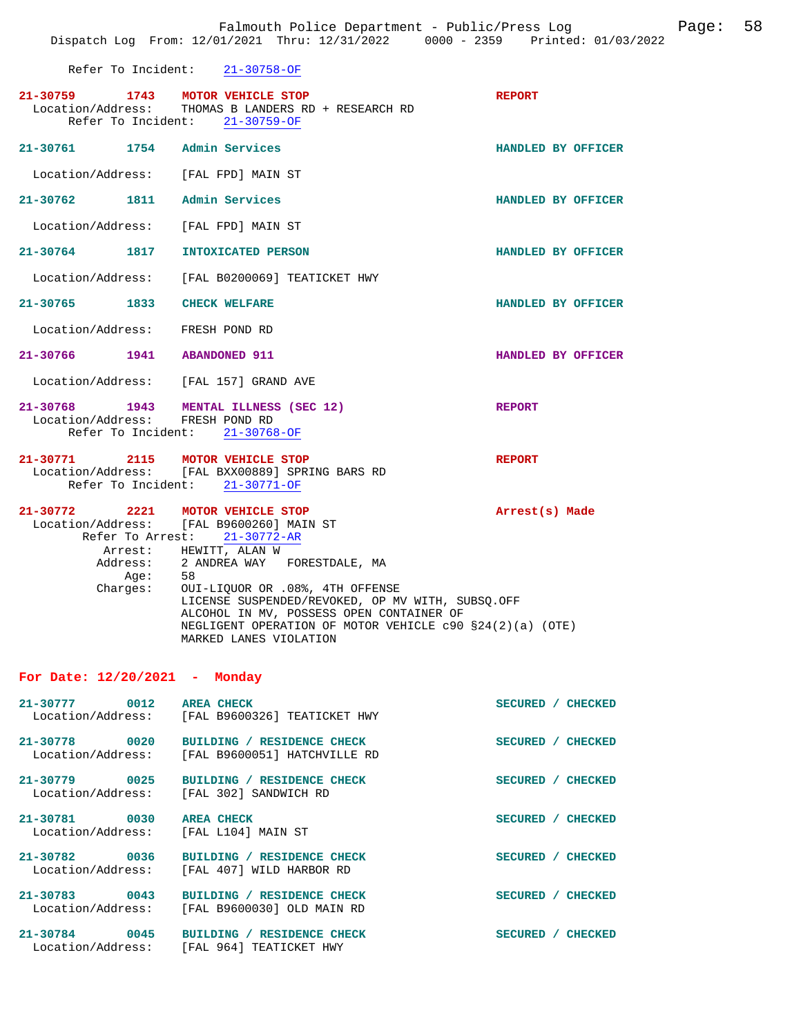Refer To Incident: 21-30758-OF

**21-30759 1743 MOTOR VEHICLE STOP** REPORT
Location/Address: THOMAS B LANDERS RD + RESEARCH RD
Refer To Incident: 21-30759-OF

**21-30761 1754 Admin Services** HANDLED BY OFFICER
Location/Address: [FAL FPD] MAIN ST

**21-30762 1811 Admin Services** HANDLED BY OFFICER
Location/Address: [FAL FPD] MAIN ST

**21-30764 1817 INTOXICATED PERSON** HANDLED BY OFFICER
Location/Address: [FAL B0200069] TEATICKET HWY

**21-30765 1833 CHECK WELFARE** HANDLED BY OFFICER
Location/Address: FRESH POND RD

**21-30766 1941 ABANDONED 911** HANDLED BY OFFICER
Location/Address: [FAL 157] GRAND AVE

**21-30768 1943 MENTAL ILLNESS (SEC 12)** REPORT
Location/Address: FRESH POND RD
Refer To Incident: 21-30768-OF

**21-30771 2115 MOTOR VEHICLE STOP** REPORT
Location/Address: [FAL BXX00889] SPRING BARS RD
Refer To Incident: 21-30771-OF

**21-30772 2221 MOTOR VEHICLE STOP** Arrest(s) Made
Location/Address: [FAL B9600260] MAIN ST
Refer To Arrest: 21-30772-AR
Arrest: HEWITT, ALAN W
Address: 2 ANDREA WAY FORESTDALE, MA
Age: 58
Charges: OUI-LIQUOR OR .08%, 4TH OFFENSE
LICENSE SUSPENDED/REVOKED, OP MV WITH, SUBSQ.OFF
ALCOHOL IN MV, POSSESS OPEN CONTAINER OF
NEGLIGENT OPERATION OF MOTOR VEHICLE c90 §24(2)(a) (OTE)
MARKED LANES VIOLATION

## For Date: 12/20/2021 - Monday

**21-30777 0012 AREA CHECK** SECURED / CHECKED
Location/Address: [FAL B9600326] TEATICKET HWY

**21-30778 0020 BUILDING / RESIDENCE CHECK** SECURED / CHECKED
Location/Address: [FAL B9600051] HATCHVILLE RD

**21-30779 0025 BUILDING / RESIDENCE CHECK** SECURED / CHECKED
Location/Address: [FAL 302] SANDWICH RD

**21-30781 0030 AREA CHECK** SECURED / CHECKED
Location/Address: [FAL L104] MAIN ST

**21-30782 0036 BUILDING / RESIDENCE CHECK** SECURED / CHECKED
Location/Address: [FAL 407] WILD HARBOR RD

**21-30783 0043 BUILDING / RESIDENCE CHECK** SECURED / CHECKED
Location/Address: [FAL B9600030] OLD MAIN RD

**21-30784 0045 BUILDING / RESIDENCE CHECK** SECURED / CHECKED
Location/Address: [FAL 964] TEATICKET HWY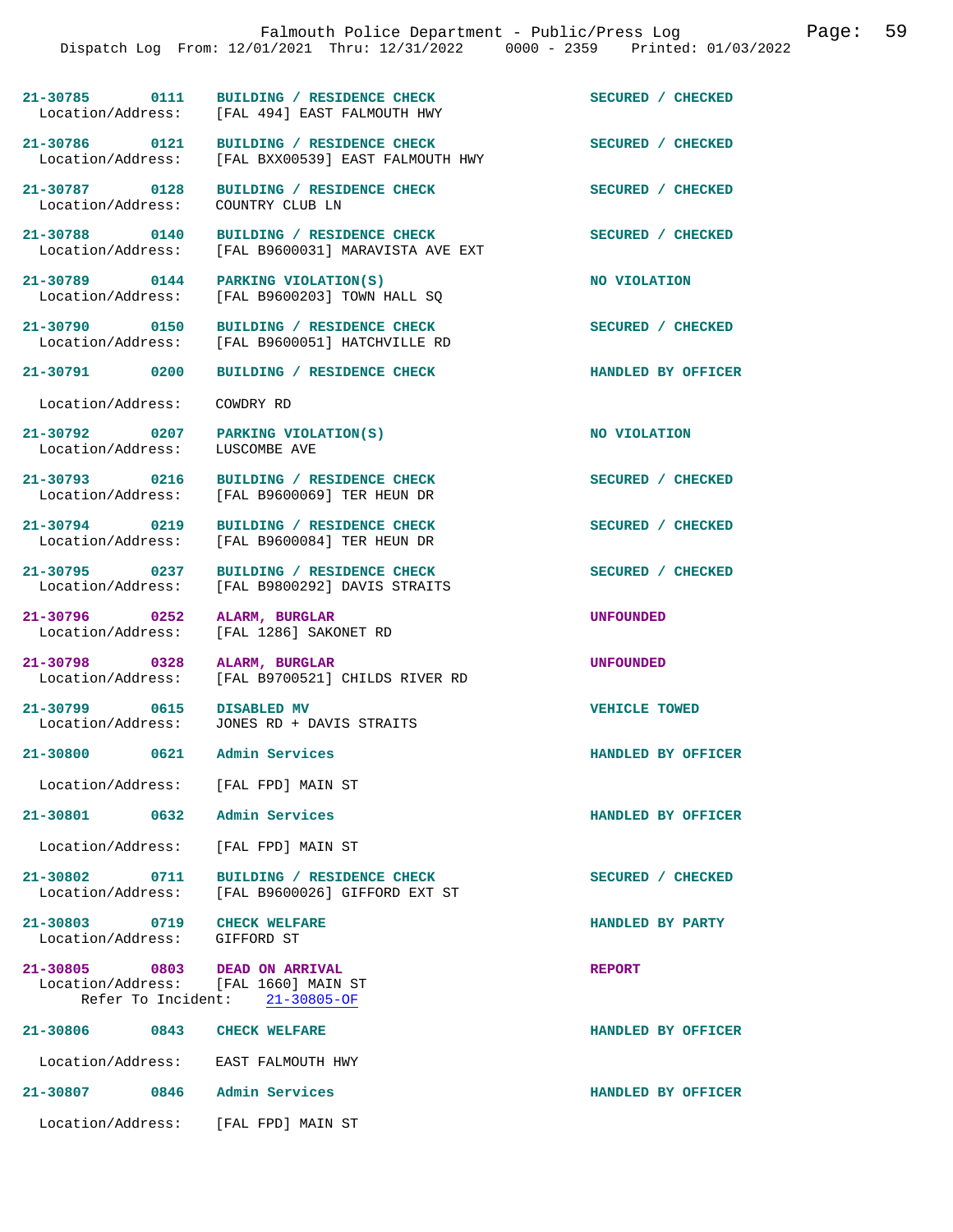| Call # | Time | Call Type | Disposition |
|---|---|---|---|
| 21-30785 | 0111 | BUILDING / RESIDENCE CHECK | SECURED / CHECKED |
| Location/Address: | | [FAL 494] EAST FALMOUTH HWY | |
| 21-30786 | 0121 | BUILDING / RESIDENCE CHECK | SECURED / CHECKED |
| Location/Address: | | [FAL BXX00539] EAST FALMOUTH HWY | |
| 21-30787 | 0128 | BUILDING / RESIDENCE CHECK | SECURED / CHECKED |
| Location/Address: | | COUNTRY CLUB LN | |
| 21-30788 | 0140 | BUILDING / RESIDENCE CHECK | SECURED / CHECKED |
| Location/Address: | | [FAL B9600031] MARAVISTA AVE EXT | |
| 21-30789 | 0144 | PARKING VIOLATION(S) | NO VIOLATION |
| Location/Address: | | [FAL B9600203] TOWN HALL SQ | |
| 21-30790 | 0150 | BUILDING / RESIDENCE CHECK | SECURED / CHECKED |
| Location/Address: | | [FAL B9600051] HATCHVILLE RD | |
| 21-30791 | 0200 | BUILDING / RESIDENCE CHECK | HANDLED BY OFFICER |
| Location/Address: | | COWDRY RD | |
| 21-30792 | 0207 | PARKING VIOLATION(S) | NO VIOLATION |
| Location/Address: | | LUSCOMBE AVE | |
| 21-30793 | 0216 | BUILDING / RESIDENCE CHECK | SECURED / CHECKED |
| Location/Address: | | [FAL B9600069] TER HEUN DR | |
| 21-30794 | 0219 | BUILDING / RESIDENCE CHECK | SECURED / CHECKED |
| Location/Address: | | [FAL B9600084] TER HEUN DR | |
| 21-30795 | 0237 | BUILDING / RESIDENCE CHECK | SECURED / CHECKED |
| Location/Address: | | [FAL B9800292] DAVIS STRAITS | |
| 21-30796 | 0252 | ALARM, BURGLAR | UNFOUNDED |
| Location/Address: | | [FAL 1286] SAKONET RD | |
| 21-30798 | 0328 | ALARM, BURGLAR | UNFOUNDED |
| Location/Address: | | [FAL B9700521] CHILDS RIVER RD | |
| 21-30799 | 0615 | DISABLED MV | VEHICLE TOWED |
| Location/Address: | | JONES RD + DAVIS STRAITS | |
| 21-30800 | 0621 | Admin Services | HANDLED BY OFFICER |
| Location/Address: | | [FAL FPD] MAIN ST | |
| 21-30801 | 0632 | Admin Services | HANDLED BY OFFICER |
| Location/Address: | | [FAL FPD] MAIN ST | |
| 21-30802 | 0711 | BUILDING / RESIDENCE CHECK | SECURED / CHECKED |
| Location/Address: | | [FAL B9600026] GIFFORD EXT ST | |
| 21-30803 | 0719 | CHECK WELFARE | HANDLED BY PARTY |
| Location/Address: | | GIFFORD ST | |
| 21-30805 | 0803 | DEAD ON ARRIVAL | REPORT |
| Location/Address: | | [FAL 1660] MAIN ST | |
| Refer To Incident: | | 21-30805-OF | |
| 21-30806 | 0843 | CHECK WELFARE | HANDLED BY OFFICER |
| Location/Address: | | EAST FALMOUTH HWY | |
| 21-30807 | 0846 | Admin Services | HANDLED BY OFFICER |
| Location/Address: | | [FAL FPD] MAIN ST | |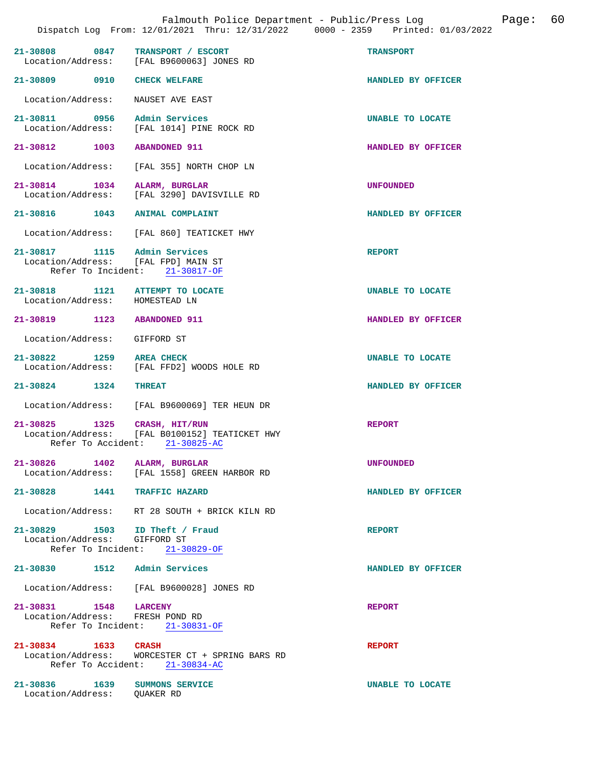| Call # | Time | Call Type | Disposition |
| --- | --- | --- | --- |
| 21-30808 | 0847 | TRANSPORT / ESCORT | TRANSPORT |
| Location/Address: | | [FAL B9600063] JONES RD | |
| 21-30809 | 0910 | CHECK WELFARE | HANDLED BY OFFICER |
| Location/Address: | | NAUSET AVE EAST | |
| 21-30811 | 0956 | Admin Services | UNABLE TO LOCATE |
| Location/Address: | | [FAL 1014] PINE ROCK RD | |
| 21-30812 | 1003 | ABANDONED 911 | HANDLED BY OFFICER |
| Location/Address: | | [FAL 355] NORTH CHOP LN | |
| 21-30814 | 1034 | ALARM, BURGLAR | UNFOUNDED |
| Location/Address: | | [FAL 3290] DAVISVILLE RD | |
| 21-30816 | 1043 | ANIMAL COMPLAINT | HANDLED BY OFFICER |
| Location/Address: | | [FAL 860] TEATICKET HWY | |
| 21-30817 | 1115 | Admin Services | REPORT |
| Location/Address: | | [FAL FPD] MAIN ST | |
| Refer To Incident: | | 21-30817-OF | |
| 21-30818 | 1121 | ATTEMPT TO LOCATE | UNABLE TO LOCATE |
| Location/Address: | | HOMESTEAD LN | |
| 21-30819 | 1123 | ABANDONED 911 | HANDLED BY OFFICER |
| Location/Address: | | GIFFORD ST | |
| 21-30822 | 1259 | AREA CHECK | UNABLE TO LOCATE |
| Location/Address: | | [FAL FFD2] WOODS HOLE RD | |
| 21-30824 | 1324 | THREAT | HANDLED BY OFFICER |
| Location/Address: | | [FAL B9600069] TER HEUN DR | |
| 21-30825 | 1325 | CRASH, HIT/RUN | REPORT |
| Location/Address: | | [FAL B0100152] TEATICKET HWY | |
| Refer To Accident: | | 21-30825-AC | |
| 21-30826 | 1402 | ALARM, BURGLAR | UNFOUNDED |
| Location/Address: | | [FAL 1558] GREEN HARBOR RD | |
| 21-30828 | 1441 | TRAFFIC HAZARD | HANDLED BY OFFICER |
| Location/Address: | | RT 28 SOUTH + BRICK KILN RD | |
| 21-30829 | 1503 | ID Theft / Fraud | REPORT |
| Location/Address: | | GIFFORD ST | |
| Refer To Incident: | | 21-30829-OF | |
| 21-30830 | 1512 | Admin Services | HANDLED BY OFFICER |
| Location/Address: | | [FAL B9600028] JONES RD | |
| 21-30831 | 1548 | LARCENY | REPORT |
| Location/Address: | | FRESH POND RD | |
| Refer To Incident: | | 21-30831-OF | |
| 21-30834 | 1633 | CRASH | REPORT |
| Location/Address: | | WORCESTER CT + SPRING BARS RD | |
| Refer To Accident: | | 21-30834-AC | |
| 21-30836 | 1639 | SUMMONS SERVICE | UNABLE TO LOCATE |
| Location/Address: | | QUAKER RD | |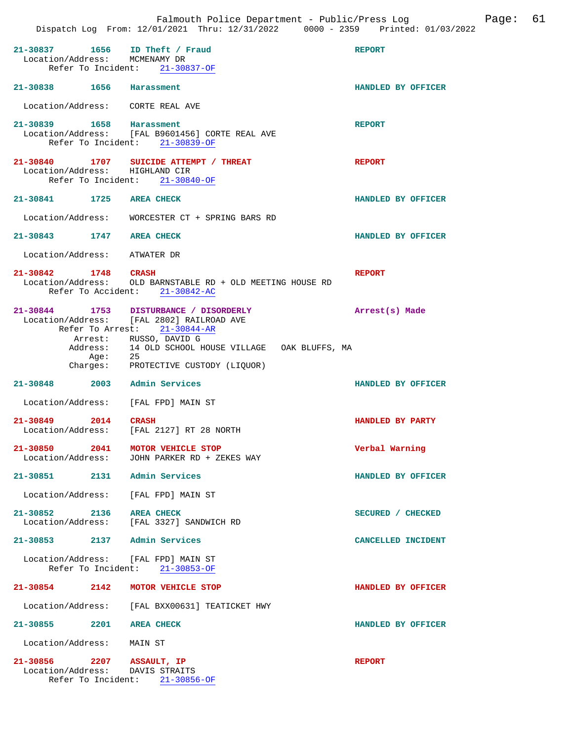21-30837 1656 ID Theft / Fraud REPORT
Location/Address: MCMENAMY DR
Refer To Incident: 21-30837-OF

21-30838 1656 Harassment HANDLED BY OFFICER

Location/Address: CORTE REAL AVE

21-30839 1658 Harassment REPORT
Location/Address: [FAL B9601456] CORTE REAL AVE
Refer To Incident: 21-30839-OF

21-30840 1707 SUICIDE ATTEMPT / THREAT REPORT
Location/Address: HIGHLAND CIR
Refer To Incident: 21-30840-OF

21-30841 1725 AREA CHECK HANDLED BY OFFICER

Location/Address: WORCESTER CT + SPRING BARS RD

21-30843 1747 AREA CHECK HANDLED BY OFFICER

Location/Address: ATWATER DR

21-30842 1748 CRASH REPORT
Location/Address: OLD BARNSTABLE RD + OLD MEETING HOUSE RD
Refer To Accident: 21-30842-AC

21-30844 1753 DISTURBANCE / DISORDERLY Arrest(s) Made
Location/Address: [FAL 2802] RAILROAD AVE
Refer To Arrest: 21-30844-AR
Arrest: RUSSO, DAVID G
Address: 14 OLD SCHOOL HOUSE VILLAGE OAK BLUFFS, MA
Age: 25
Charges: PROTECTIVE CUSTODY (LIQUOR)

21-30848 2003 Admin Services HANDLED BY OFFICER

Location/Address: [FAL FPD] MAIN ST

21-30849 2014 CRASH HANDLED BY PARTY
Location/Address: [FAL 2127] RT 28 NORTH

21-30850 2041 MOTOR VEHICLE STOP Verbal Warning
Location/Address: JOHN PARKER RD + ZEKES WAY

21-30851 2131 Admin Services HANDLED BY OFFICER

Location/Address: [FAL FPD] MAIN ST

21-30852 2136 AREA CHECK SECURED / CHECKED
Location/Address: [FAL 3327] SANDWICH RD

21-30853 2137 Admin Services CANCELLED INCIDENT

Location/Address: [FAL FPD] MAIN ST
Refer To Incident: 21-30853-OF

21-30854 2142 MOTOR VEHICLE STOP HANDLED BY OFFICER

Location/Address: [FAL BXX00631] TEATICKET HWY

21-30855 2201 AREA CHECK HANDLED BY OFFICER

Location/Address: MAIN ST

21-30856 2207 ASSAULT, IP REPORT
Location/Address: DAVIS STRAITS
Refer To Incident: 21-30856-OF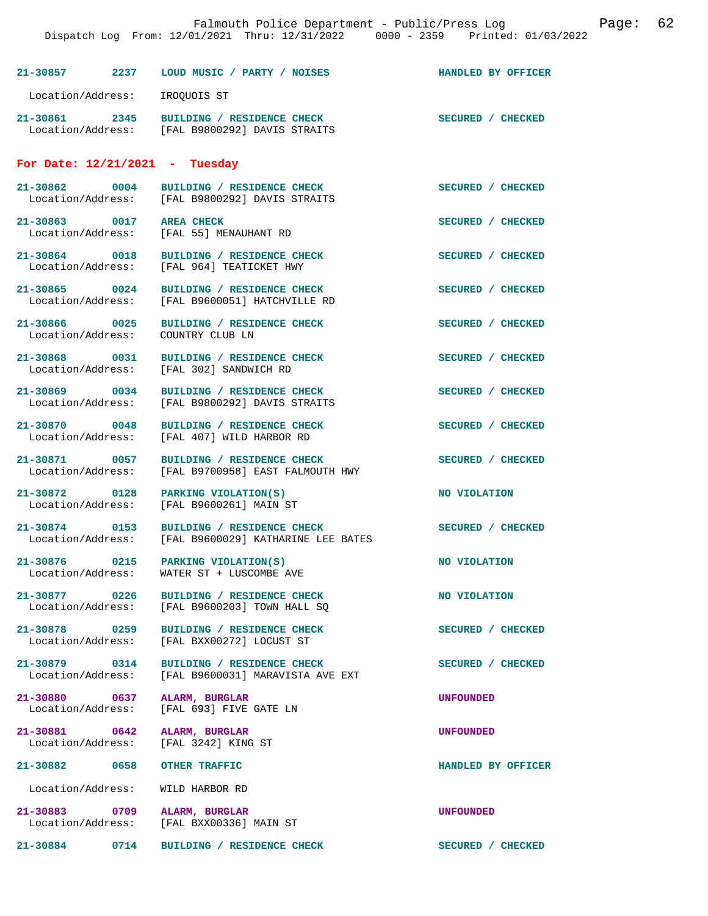21-30857 2237 LOUD MUSIC / PARTY / NOISES HANDLED BY OFFICER

Location/Address: IROQUOIS ST

21-30861 2345 BUILDING / RESIDENCE CHECK SECURED / CHECKED
Location/Address: [FAL B9800292] DAVIS STRAITS

## For Date: 12/21/2021 - Tuesday

21-30862 0004 BUILDING / RESIDENCE CHECK SECURED / CHECKED
Location/Address: [FAL B9800292] DAVIS STRAITS

21-30863 0017 AREA CHECK SECURED / CHECKED
Location/Address: [FAL 55] MENAUHANT RD

21-30864 0018 BUILDING / RESIDENCE CHECK SECURED / CHECKED
Location/Address: [FAL 964] TEATICKET HWY

21-30865 0024 BUILDING / RESIDENCE CHECK SECURED / CHECKED
Location/Address: [FAL B9600051] HATCHVILLE RD

21-30866 0025 BUILDING / RESIDENCE CHECK SECURED / CHECKED
Location/Address: COUNTRY CLUB LN

21-30868 0031 BUILDING / RESIDENCE CHECK SECURED / CHECKED
Location/Address: [FAL 302] SANDWICH RD

21-30869 0034 BUILDING / RESIDENCE CHECK SECURED / CHECKED
Location/Address: [FAL B9800292] DAVIS STRAITS

21-30870 0048 BUILDING / RESIDENCE CHECK SECURED / CHECKED
Location/Address: [FAL 407] WILD HARBOR RD

21-30871 0057 BUILDING / RESIDENCE CHECK SECURED / CHECKED
Location/Address: [FAL B9700958] EAST FALMOUTH HWY

21-30872 0128 PARKING VIOLATION(S) NO VIOLATION
Location/Address: [FAL B9600261] MAIN ST

21-30874 0153 BUILDING / RESIDENCE CHECK SECURED / CHECKED
Location/Address: [FAL B9600029] KATHARINE LEE BATES

21-30876 0215 PARKING VIOLATION(S) NO VIOLATION
Location/Address: WATER ST + LUSCOMBE AVE

21-30877 0226 BUILDING / RESIDENCE CHECK NO VIOLATION
Location/Address: [FAL B9600203] TOWN HALL SQ

21-30878 0259 BUILDING / RESIDENCE CHECK SECURED / CHECKED
Location/Address: [FAL BXX00272] LOCUST ST

21-30879 0314 BUILDING / RESIDENCE CHECK SECURED / CHECKED
Location/Address: [FAL B9600031] MARAVISTA AVE EXT

21-30880 0637 ALARM, BURGLAR UNFOUNDED
Location/Address: [FAL 693] FIVE GATE LN

21-30881 0642 ALARM, BURGLAR UNFOUNDED
Location/Address: [FAL 3242] KING ST

21-30882 0658 OTHER TRAFFIC HANDLED BY OFFICER

Location/Address: WILD HARBOR RD

21-30883 0709 ALARM, BURGLAR UNFOUNDED
Location/Address: [FAL BXX00336] MAIN ST

21-30884 0714 BUILDING / RESIDENCE CHECK SECURED / CHECKED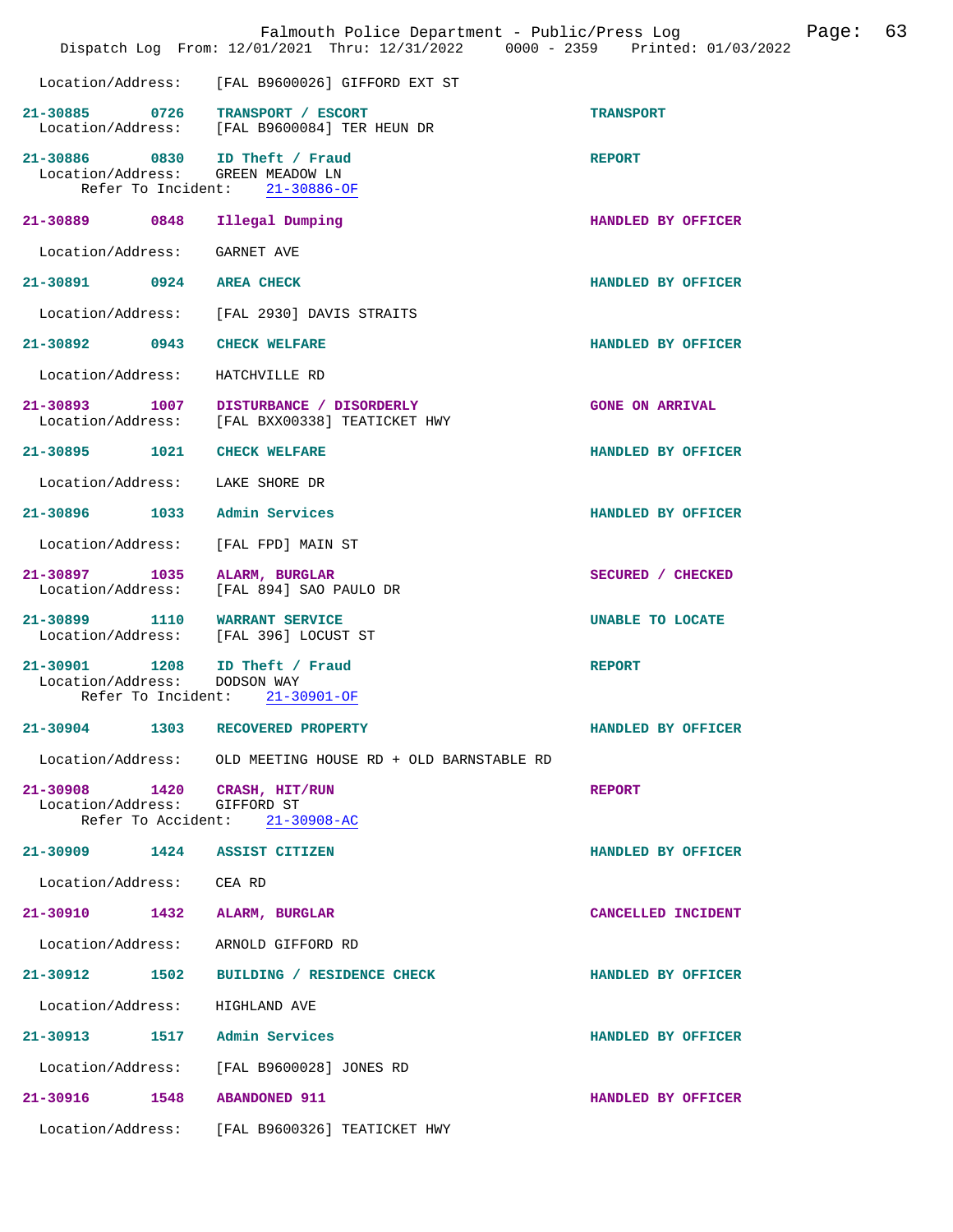Location/Address: [FAL B9600026] GIFFORD EXT ST

**21-30885** 0726 **TRANSPORT / ESCORT** **TRANSPORT**
Location/Address: [FAL B9600084] TER HEUN DR

**21-30886** 0830 **ID Theft / Fraud** **REPORT**
Location/Address: GREEN MEADOW LN
Refer To Incident: 21-30886-OF

**21-30889** 0848 **Illegal Dumping** **HANDLED BY OFFICER**
Location/Address: GARNET AVE

**21-30891** 0924 **AREA CHECK** **HANDLED BY OFFICER**
Location/Address: [FAL 2930] DAVIS STRAITS

**21-30892** 0943 **CHECK WELFARE** **HANDLED BY OFFICER**
Location/Address: HATCHVILLE RD

**21-30893** 1007 **DISTURBANCE / DISORDERLY** **GONE ON ARRIVAL**
Location/Address: [FAL BXX00338] TEATICKET HWY

**21-30895** 1021 **CHECK WELFARE** **HANDLED BY OFFICER**
Location/Address: LAKE SHORE DR

**21-30896** 1033 **Admin Services** **HANDLED BY OFFICER**
Location/Address: [FAL FPD] MAIN ST

**21-30897** 1035 **ALARM, BURGLAR** **SECURED / CHECKED**
Location/Address: [FAL 894] SAO PAULO DR

**21-30899** 1110 **WARRANT SERVICE** **UNABLE TO LOCATE**
Location/Address: [FAL 396] LOCUST ST

**21-30901** 1208 **ID Theft / Fraud** **REPORT**
Location/Address: DODSON WAY
Refer To Incident: 21-30901-OF

**21-30904** 1303 **RECOVERED PROPERTY** **HANDLED BY OFFICER**
Location/Address: OLD MEETING HOUSE RD + OLD BARNSTABLE RD

**21-30908** 1420 **CRASH, HIT/RUN** **REPORT**
Location/Address: GIFFORD ST
Refer To Accident: 21-30908-AC

**21-30909** 1424 **ASSIST CITIZEN** **HANDLED BY OFFICER**
Location/Address: CEA RD

**21-30910** 1432 **ALARM, BURGLAR** **CANCELLED INCIDENT**
Location/Address: ARNOLD GIFFORD RD

**21-30912** 1502 **BUILDING / RESIDENCE CHECK** **HANDLED BY OFFICER**
Location/Address: HIGHLAND AVE

**21-30913** 1517 **Admin Services** **HANDLED BY OFFICER**
Location/Address: [FAL B9600028] JONES RD

**21-30916** 1548 **ABANDONED 911** **HANDLED BY OFFICER**
Location/Address: [FAL B9600326] TEATICKET HWY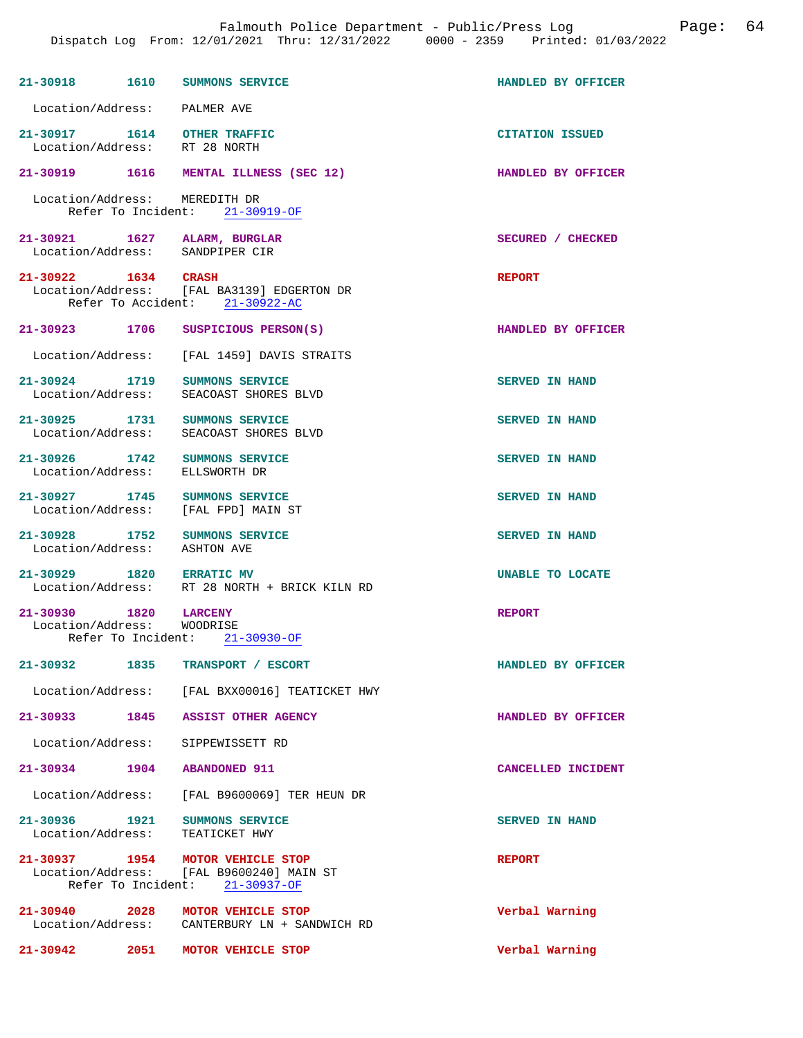**21-30918** 1610 **SUMMONS SERVICE** **HANDLED BY OFFICER**
Location/Address: PALMER AVE

**21-30917** 1614 **OTHER TRAFFIC** **CITATION ISSUED**
Location/Address: RT 28 NORTH

**21-30919** 1616 **MENTAL ILLNESS (SEC 12)** **HANDLED BY OFFICER**
Location/Address: MEREDITH DR
Refer To Incident: 21-30919-OF

**21-30921** 1627 **ALARM, BURGLAR** **SECURED / CHECKED**
Location/Address: SANDPIPER CIR

**21-30922** 1634 **CRASH** **REPORT**
Location/Address: [FAL BA3139] EDGERTON DR
Refer To Accident: 21-30922-AC

**21-30923** 1706 **SUSPICIOUS PERSON(S)** **HANDLED BY OFFICER**
Location/Address: [FAL 1459] DAVIS STRAITS

**21-30924** 1719 **SUMMONS SERVICE** **SERVED IN HAND**
Location/Address: SEACOAST SHORES BLVD

**21-30925** 1731 **SUMMONS SERVICE** **SERVED IN HAND**
Location/Address: SEACOAST SHORES BLVD

**21-30926** 1742 **SUMMONS SERVICE** **SERVED IN HAND**
Location/Address: ELLSWORTH DR

**21-30927** 1745 **SUMMONS SERVICE** **SERVED IN HAND**
Location/Address: [FAL FPD] MAIN ST

**21-30928** 1752 **SUMMONS SERVICE** **SERVED IN HAND**
Location/Address: ASHTON AVE

**21-30929** 1820 **ERRATIC MV** **UNABLE TO LOCATE**
Location/Address: RT 28 NORTH + BRICK KILN RD

**21-30930** 1820 **LARCENY** **REPORT**
Location/Address: WOODRISE
Refer To Incident: 21-30930-OF

**21-30932** 1835 **TRANSPORT / ESCORT** **HANDLED BY OFFICER**
Location/Address: [FAL BXX00016] TEATICKET HWY

**21-30933** 1845 **ASSIST OTHER AGENCY** **HANDLED BY OFFICER**
Location/Address: SIPPEWISSETT RD

**21-30934** 1904 **ABANDONED 911** **CANCELLED INCIDENT**
Location/Address: [FAL B9600069] TER HEUN DR

**21-30936** 1921 **SUMMONS SERVICE** **SERVED IN HAND**
Location/Address: TEATICKET HWY

**21-30937** 1954 **MOTOR VEHICLE STOP** **REPORT**
Location/Address: [FAL B9600240] MAIN ST
Refer To Incident: 21-30937-OF

**21-30940** 2028 **MOTOR VEHICLE STOP** **Verbal Warning**
Location/Address: CANTERBURY LN + SANDWICH RD

**21-30942** 2051 **MOTOR VEHICLE STOP** **Verbal Warning**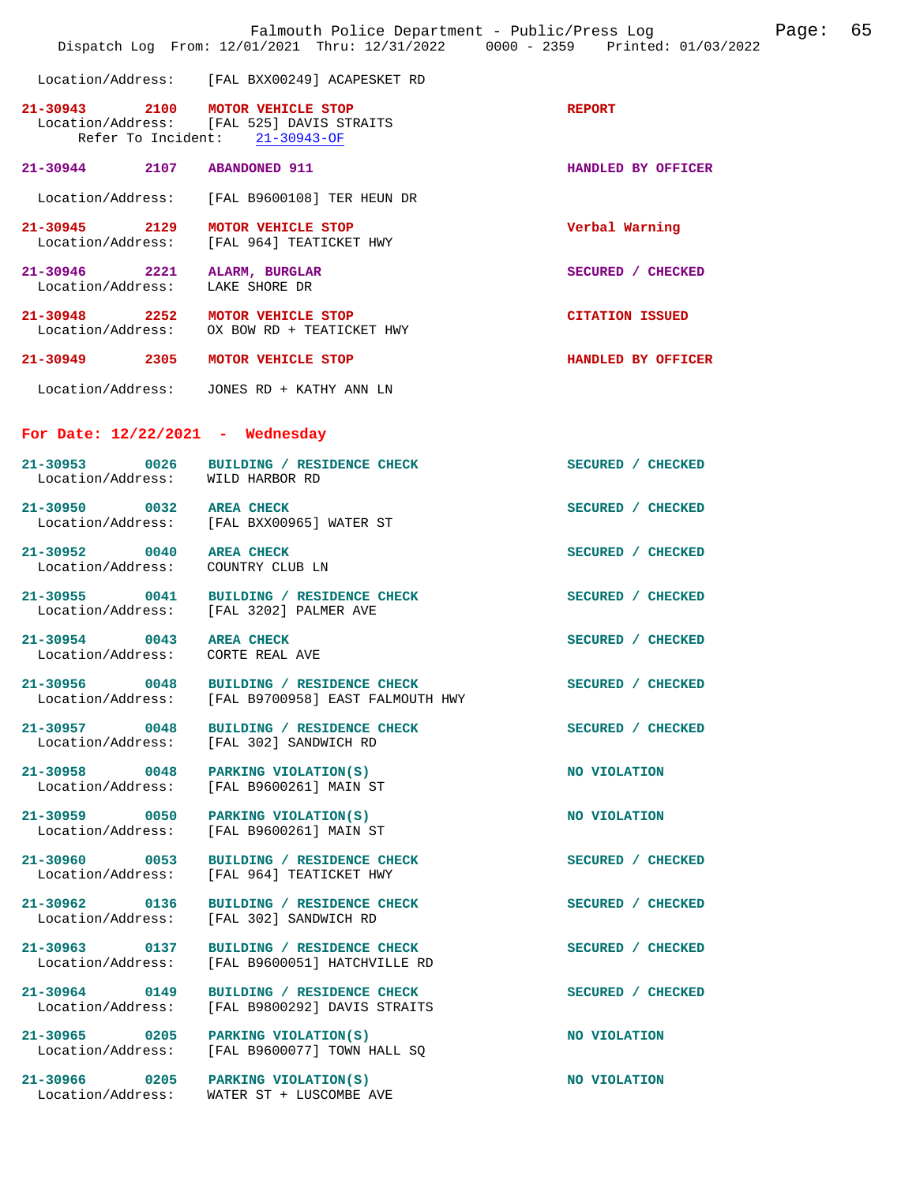Location/Address: [FAL BXX00249] ACAPESKET RD

**21-30943 2100 MOTOR VEHICLE STOP** — REPORT
Location/Address: [FAL 525] DAVIS STRAITS
Refer To Incident: 21-30943-OF

**21-30944 2107 ABANDONED 911** — HANDLED BY OFFICER
Location/Address: [FAL B9600108] TER HEUN DR

**21-30945 2129 MOTOR VEHICLE STOP** — Verbal Warning
Location/Address: [FAL 964] TEATICKET HWY

**21-30946 2221 ALARM, BURGLAR** — SECURED / CHECKED
Location/Address: LAKE SHORE DR

**21-30948 2252 MOTOR VEHICLE STOP** — CITATION ISSUED
Location/Address: OX BOW RD + TEATICKET HWY

**21-30949 2305 MOTOR VEHICLE STOP** — HANDLED BY OFFICER
Location/Address: JONES RD + KATHY ANN LN

## For Date: 12/22/2021 - Wednesday

**21-30953 0026 BUILDING / RESIDENCE CHECK** — SECURED / CHECKED
Location/Address: WILD HARBOR RD

**21-30950 0032 AREA CHECK** — SECURED / CHECKED
Location/Address: [FAL BXX00965] WATER ST

**21-30952 0040 AREA CHECK** — SECURED / CHECKED
Location/Address: COUNTRY CLUB LN

**21-30955 0041 BUILDING / RESIDENCE CHECK** — SECURED / CHECKED
Location/Address: [FAL 3202] PALMER AVE

**21-30954 0043 AREA CHECK** — SECURED / CHECKED
Location/Address: CORTE REAL AVE

**21-30956 0048 BUILDING / RESIDENCE CHECK** — SECURED / CHECKED
Location/Address: [FAL B9700958] EAST FALMOUTH HWY

**21-30957 0048 BUILDING / RESIDENCE CHECK** — SECURED / CHECKED
Location/Address: [FAL 302] SANDWICH RD

**21-30958 0048 PARKING VIOLATION(S)** — NO VIOLATION
Location/Address: [FAL B9600261] MAIN ST

**21-30959 0050 PARKING VIOLATION(S)** — NO VIOLATION
Location/Address: [FAL B9600261] MAIN ST

**21-30960 0053 BUILDING / RESIDENCE CHECK** — SECURED / CHECKED
Location/Address: [FAL 964] TEATICKET HWY

**21-30962 0136 BUILDING / RESIDENCE CHECK** — SECURED / CHECKED
Location/Address: [FAL 302] SANDWICH RD

**21-30963 0137 BUILDING / RESIDENCE CHECK** — SECURED / CHECKED
Location/Address: [FAL B9600051] HATCHVILLE RD

**21-30964 0149 BUILDING / RESIDENCE CHECK** — SECURED / CHECKED
Location/Address: [FAL B9800292] DAVIS STRAITS

**21-30965 0205 PARKING VIOLATION(S)** — NO VIOLATION
Location/Address: [FAL B9600077] TOWN HALL SQ

**21-30966 0205 PARKING VIOLATION(S)** — NO VIOLATION
Location/Address: WATER ST + LUSCOMBE AVE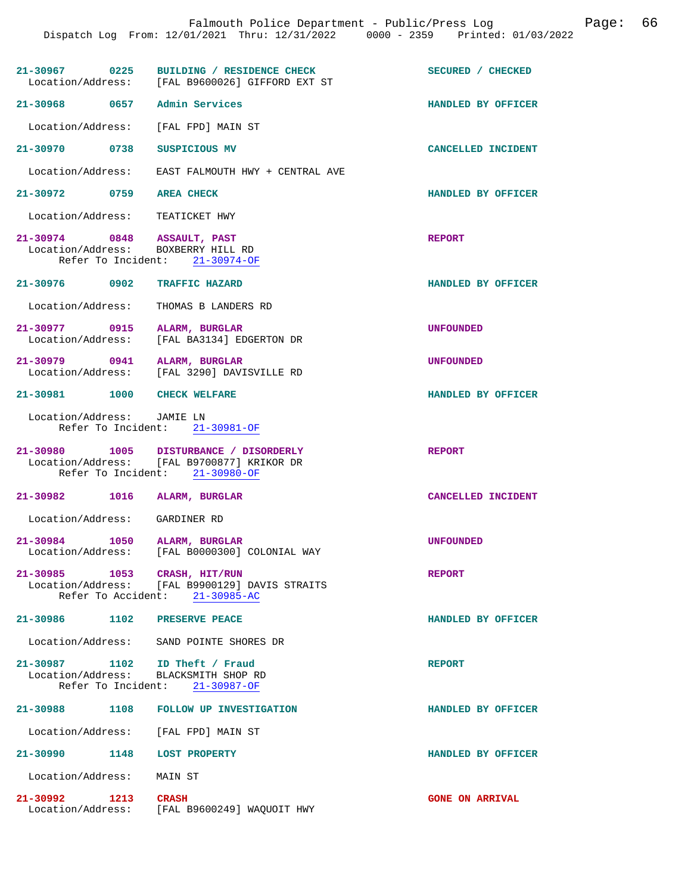**21-30967** 0225 **BUILDING / RESIDENCE CHECK** — SECURED / CHECKED
Location/Address: [FAL B9600026] GIFFORD EXT ST

**21-30968** 0657 **Admin Services** — HANDLED BY OFFICER
Location/Address: [FAL FPD] MAIN ST

**21-30970** 0738 **SUSPICIOUS MV** — CANCELLED INCIDENT
Location/Address: EAST FALMOUTH HWY + CENTRAL AVE

**21-30972** 0759 **AREA CHECK** — HANDLED BY OFFICER
Location/Address: TEATICKET HWY

**21-30974** 0848 **ASSAULT, PAST** — REPORT
Location/Address: BOXBERRY HILL RD
Refer To Incident: 21-30974-OF

**21-30976** 0902 **TRAFFIC HAZARD** — HANDLED BY OFFICER
Location/Address: THOMAS B LANDERS RD

**21-30977** 0915 **ALARM, BURGLAR** — UNFOUNDED
Location/Address: [FAL BA3134] EDGERTON DR

**21-30979** 0941 **ALARM, BURGLAR** — UNFOUNDED
Location/Address: [FAL 3290] DAVISVILLE RD

**21-30981** 1000 **CHECK WELFARE** — HANDLED BY OFFICER
Location/Address: JAMIE LN
Refer To Incident: 21-30981-OF

**21-30980** 1005 **DISTURBANCE / DISORDERLY** — REPORT
Location/Address: [FAL B9700877] KRIKOR DR
Refer To Incident: 21-30980-OF

**21-30982** 1016 **ALARM, BURGLAR** — CANCELLED INCIDENT
Location/Address: GARDINER RD

**21-30984** 1050 **ALARM, BURGLAR** — UNFOUNDED
Location/Address: [FAL B0000300] COLONIAL WAY

**21-30985** 1053 **CRASH, HIT/RUN** — REPORT
Location/Address: [FAL B9900129] DAVIS STRAITS
Refer To Accident: 21-30985-AC

**21-30986** 1102 **PRESERVE PEACE** — HANDLED BY OFFICER
Location/Address: SAND POINTE SHORES DR

**21-30987** 1102 **ID Theft / Fraud** — REPORT
Location/Address: BLACKSMITH SHOP RD
Refer To Incident: 21-30987-OF

**21-30988** 1108 **FOLLOW UP INVESTIGATION** — HANDLED BY OFFICER
Location/Address: [FAL FPD] MAIN ST

**21-30990** 1148 **LOST PROPERTY** — HANDLED BY OFFICER
Location/Address: MAIN ST

**21-30992** 1213 **CRASH** — GONE ON ARRIVAL
Location/Address: [FAL B9600249] WAQUOIT HWY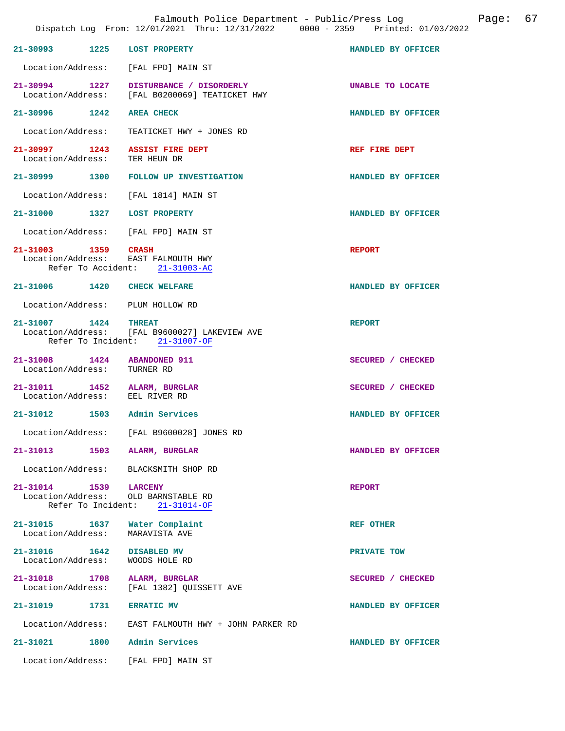Dispatch Log From: 12/01/2021 Thru: 12/31/2022 0000 - 2359 Printed: 01/03/2022

**21-30993** 1225 **LOST PROPERTY** — HANDLED BY OFFICER
Location/Address: [FAL FPD] MAIN ST

**21-30994** 1227 **DISTURBANCE / DISORDERLY** — UNABLE TO LOCATE
Location/Address: [FAL B0200069] TEATICKET HWY

**21-30996** 1242 **AREA CHECK** — HANDLED BY OFFICER
Location/Address: TEATICKET HWY + JONES RD

**21-30997** 1243 **ASSIST FIRE DEPT** — REF FIRE DEPT
Location/Address: TER HEUN DR

**21-30999** 1300 **FOLLOW UP INVESTIGATION** — HANDLED BY OFFICER
Location/Address: [FAL 1814] MAIN ST

**21-31000** 1327 **LOST PROPERTY** — HANDLED BY OFFICER
Location/Address: [FAL FPD] MAIN ST

**21-31003** 1359 **CRASH** — REPORT
Location/Address: EAST FALMOUTH HWY
Refer To Accident: 21-31003-AC

**21-31006** 1420 **CHECK WELFARE** — HANDLED BY OFFICER
Location/Address: PLUM HOLLOW RD

**21-31007** 1424 **THREAT** — REPORT
Location/Address: [FAL B9600027] LAKEVIEW AVE
Refer To Incident: 21-31007-OF

**21-31008** 1424 **ABANDONED 911** — SECURED / CHECKED
Location/Address: TURNER RD

**21-31011** 1452 **ALARM, BURGLAR** — SECURED / CHECKED
Location/Address: EEL RIVER RD

**21-31012** 1503 **Admin Services** — HANDLED BY OFFICER
Location/Address: [FAL B9600028] JONES RD

**21-31013** 1503 **ALARM, BURGLAR** — HANDLED BY OFFICER
Location/Address: BLACKSMITH SHOP RD

**21-31014** 1539 **LARCENY** — REPORT
Location/Address: OLD BARNSTABLE RD
Refer To Incident: 21-31014-OF

**21-31015** 1637 **Water Complaint** — REF OTHER
Location/Address: MARAVISTA AVE

**21-31016** 1642 **DISABLED MV** — PRIVATE TOW
Location/Address: WOODS HOLE RD

**21-31018** 1708 **ALARM, BURGLAR** — SECURED / CHECKED
Location/Address: [FAL 1382] QUISSETT AVE

**21-31019** 1731 **ERRATIC MV** — HANDLED BY OFFICER
Location/Address: EAST FALMOUTH HWY + JOHN PARKER RD

**21-31021** 1800 **Admin Services** — HANDLED BY OFFICER
Location/Address: [FAL FPD] MAIN ST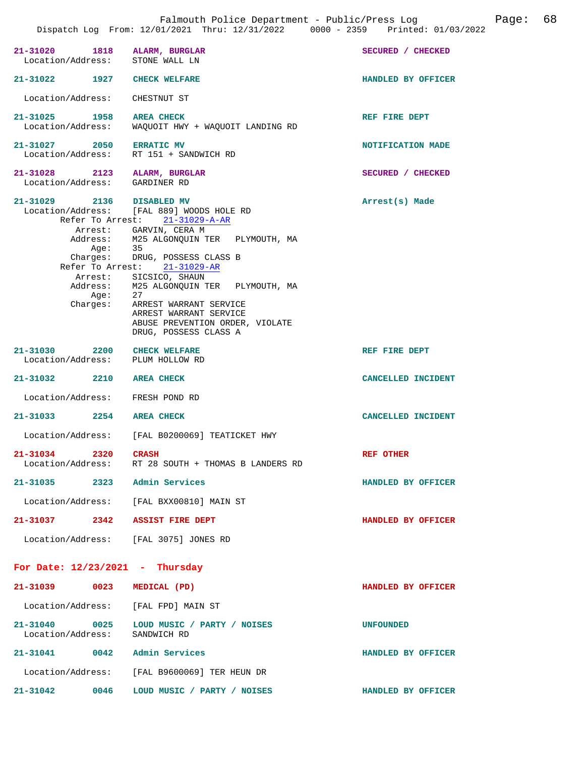**21-31020** 1818 **ALARM, BURGLAR** SECURED / CHECKED
Location/Address: STONE WALL LN

**21-31022** 1927 **CHECK WELFARE** HANDLED BY OFFICER
Location/Address: CHESTNUT ST

**21-31025** 1958 **AREA CHECK** REF FIRE DEPT
Location/Address: WAQUOIT HWY + WAQUOIT LANDING RD

**21-31027** 2050 **ERRATIC MV** NOTIFICATION MADE
Location/Address: RT 151 + SANDWICH RD

**21-31028** 2123 **ALARM, BURGLAR** SECURED / CHECKED
Location/Address: GARDINER RD

**21-31029** 2136 **DISABLED MV** Arrest(s) Made
Location/Address: [FAL 889] WOODS HOLE RD
Refer To Arrest: 21-31029-A-AR
Arrest: GARVIN, CERA M
Address: M25 ALGONQUIN TER PLYMOUTH, MA
Age: 35
Charges: DRUG, POSSESS CLASS B
Refer To Arrest: 21-31029-AR
Arrest: SICSICO, SHAUN
Address: M25 ALGONQUIN TER PLYMOUTH, MA
Age: 27
Charges: ARREST WARRANT SERVICE
ARREST WARRANT SERVICE
ABUSE PREVENTION ORDER, VIOLATE
DRUG, POSSESS CLASS A

**21-31030** 2200 **CHECK WELFARE** REF FIRE DEPT
Location/Address: PLUM HOLLOW RD

**21-31032** 2210 **AREA CHECK** CANCELLED INCIDENT
Location/Address: FRESH POND RD

**21-31033** 2254 **AREA CHECK** CANCELLED INCIDENT
Location/Address: [FAL B0200069] TEATICKET HWY

**21-31034** 2320 **CRASH** REF OTHER
Location/Address: RT 28 SOUTH + THOMAS B LANDERS RD

**21-31035** 2323 **Admin Services** HANDLED BY OFFICER
Location/Address: [FAL BXX00810] MAIN ST

**21-31037** 2342 **ASSIST FIRE DEPT** HANDLED BY OFFICER
Location/Address: [FAL 3075] JONES RD

## For Date: 12/23/2021 - Thursday

**21-31039** 0023 **MEDICAL (PD)** HANDLED BY OFFICER
Location/Address: [FAL FPD] MAIN ST

**21-31040** 0025 **LOUD MUSIC / PARTY / NOISES** UNFOUNDED
Location/Address: SANDWICH RD

**21-31041** 0042 **Admin Services** HANDLED BY OFFICER
Location/Address: [FAL B9600069] TER HEUN DR

**21-31042** 0046 **LOUD MUSIC / PARTY / NOISES** HANDLED BY OFFICER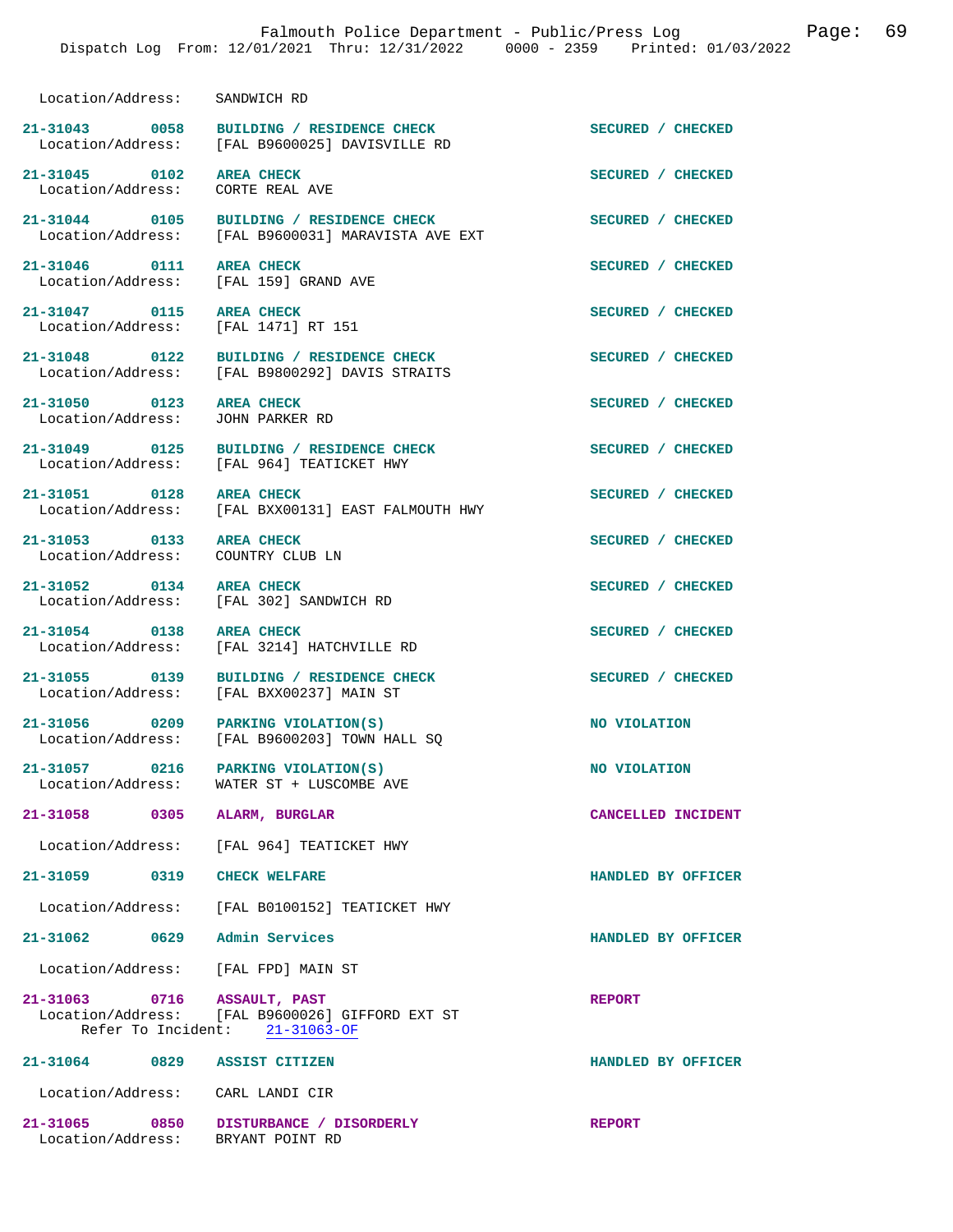Location/Address: SANDWICH RD

21-31043 0058 **BUILDING / RESIDENCE CHECK** SECURED / CHECKED
Location/Address: [FAL B9600025] DAVISVILLE RD

21-31045 0102 **AREA CHECK** SECURED / CHECKED
Location/Address: CORTE REAL AVE

21-31044 0105 **BUILDING / RESIDENCE CHECK** SECURED / CHECKED
Location/Address: [FAL B9600031] MARAVISTA AVE EXT

21-31046 0111 **AREA CHECK** SECURED / CHECKED
Location/Address: [FAL 159] GRAND AVE

21-31047 0115 **AREA CHECK** SECURED / CHECKED
Location/Address: [FAL 1471] RT 151

21-31048 0122 **BUILDING / RESIDENCE CHECK** SECURED / CHECKED
Location/Address: [FAL B9800292] DAVIS STRAITS

21-31050 0123 **AREA CHECK** SECURED / CHECKED
Location/Address: JOHN PARKER RD

21-31049 0125 **BUILDING / RESIDENCE CHECK** SECURED / CHECKED
Location/Address: [FAL 964] TEATICKET HWY

21-31051 0128 **AREA CHECK** SECURED / CHECKED
Location/Address: [FAL BXX00131] EAST FALMOUTH HWY

21-31053 0133 **AREA CHECK** SECURED / CHECKED
Location/Address: COUNTRY CLUB LN

21-31052 0134 **AREA CHECK** SECURED / CHECKED
Location/Address: [FAL 302] SANDWICH RD

21-31054 0138 **AREA CHECK** SECURED / CHECKED
Location/Address: [FAL 3214] HATCHVILLE RD

21-31055 0139 **BUILDING / RESIDENCE CHECK** SECURED / CHECKED
Location/Address: [FAL BXX00237] MAIN ST

21-31056 0209 **PARKING VIOLATION(S)** NO VIOLATION
Location/Address: [FAL B9600203] TOWN HALL SQ

21-31057 0216 **PARKING VIOLATION(S)** NO VIOLATION
Location/Address: WATER ST + LUSCOMBE AVE

21-31058 0305 **ALARM, BURGLAR** CANCELLED INCIDENT
Location/Address: [FAL 964] TEATICKET HWY

21-31059 0319 **CHECK WELFARE** HANDLED BY OFFICER
Location/Address: [FAL B0100152] TEATICKET HWY

21-31062 0629 **Admin Services** HANDLED BY OFFICER
Location/Address: [FAL FPD] MAIN ST

21-31063 0716 **ASSAULT, PAST** REPORT
Location/Address: [FAL B9600026] GIFFORD EXT ST
Refer To Incident: 21-31063-OF

21-31064 0829 **ASSIST CITIZEN** HANDLED BY OFFICER
Location/Address: CARL LANDI CIR

21-31065 0850 **DISTURBANCE / DISORDERLY** REPORT
Location/Address: BRYANT POINT RD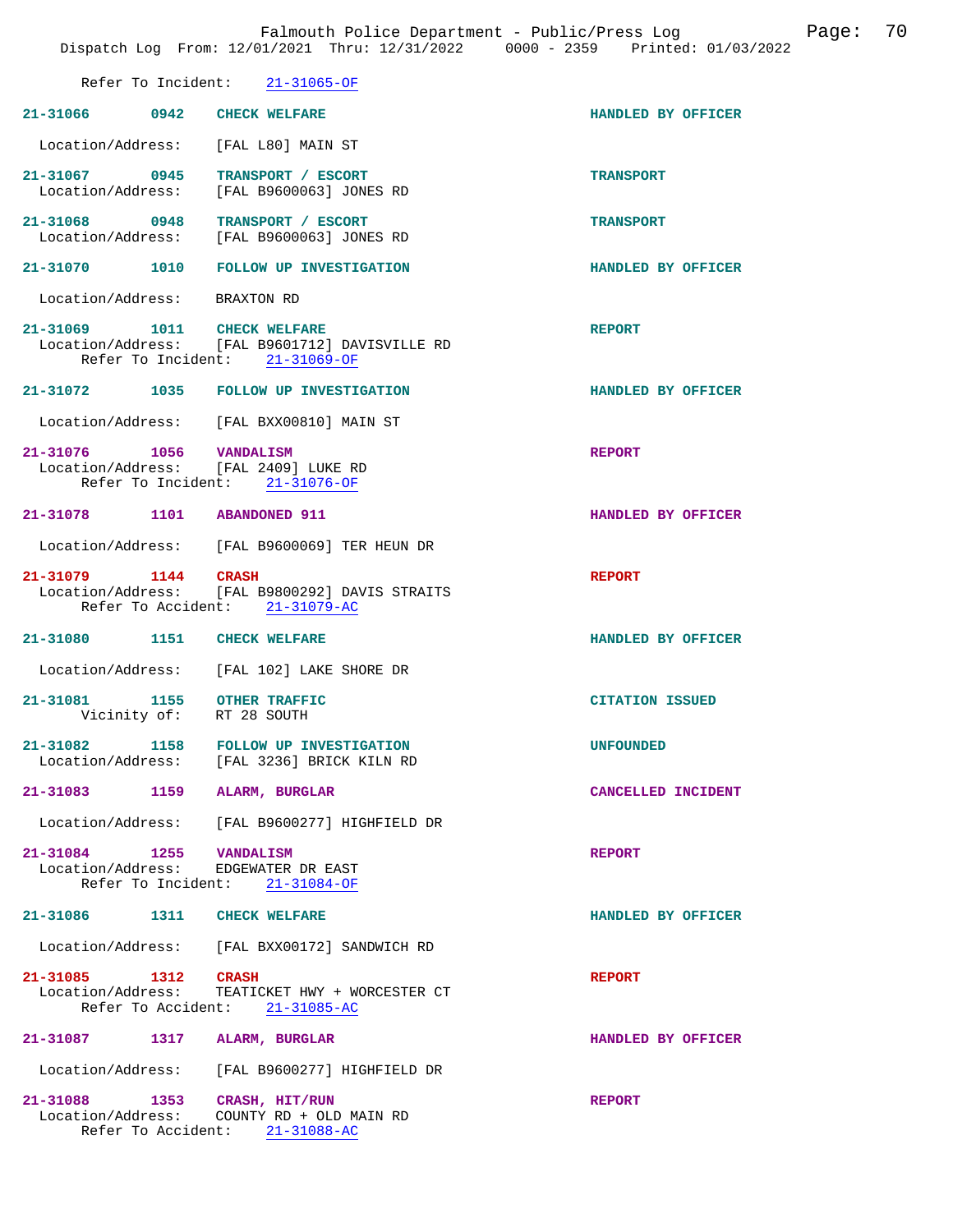Refer To Incident: 21-31065-OF

**21-31066 0942 CHECK WELFARE** HANDLED BY OFFICER
Location/Address: [FAL L80] MAIN ST

**21-31067 0945 TRANSPORT / ESCORT** TRANSPORT
Location/Address: [FAL B9600063] JONES RD

**21-31068 0948 TRANSPORT / ESCORT** TRANSPORT
Location/Address: [FAL B9600063] JONES RD

**21-31070 1010 FOLLOW UP INVESTIGATION** HANDLED BY OFFICER
Location/Address: BRAXTON RD

**21-31069 1011 CHECK WELFARE** REPORT
Location/Address: [FAL B9601712] DAVISVILLE RD
Refer To Incident: 21-31069-OF

**21-31072 1035 FOLLOW UP INVESTIGATION** HANDLED BY OFFICER
Location/Address: [FAL BXX00810] MAIN ST

**21-31076 1056 VANDALISM** REPORT
Location/Address: [FAL 2409] LUKE RD
Refer To Incident: 21-31076-OF

**21-31078 1101 ABANDONED 911** HANDLED BY OFFICER
Location/Address: [FAL B9600069] TER HEUN DR

**21-31079 1144 CRASH** REPORT
Location/Address: [FAL B9800292] DAVIS STRAITS
Refer To Accident: 21-31079-AC

**21-31080 1151 CHECK WELFARE** HANDLED BY OFFICER
Location/Address: [FAL 102] LAKE SHORE DR

**21-31081 1155 OTHER TRAFFIC** CITATION ISSUED
Vicinity of: RT 28 SOUTH

**21-31082 1158 FOLLOW UP INVESTIGATION** UNFOUNDED
Location/Address: [FAL 3236] BRICK KILN RD

**21-31083 1159 ALARM, BURGLAR** CANCELLED INCIDENT
Location/Address: [FAL B9600277] HIGHFIELD DR

**21-31084 1255 VANDALISM** REPORT
Location/Address: EDGEWATER DR EAST
Refer To Incident: 21-31084-OF

**21-31086 1311 CHECK WELFARE** HANDLED BY OFFICER
Location/Address: [FAL BXX00172] SANDWICH RD

**21-31085 1312 CRASH** REPORT
Location/Address: TEATICKET HWY + WORCESTER CT
Refer To Accident: 21-31085-AC

**21-31087 1317 ALARM, BURGLAR** HANDLED BY OFFICER
Location/Address: [FAL B9600277] HIGHFIELD DR

**21-31088 1353 CRASH, HIT/RUN** REPORT
Location/Address: COUNTY RD + OLD MAIN RD
Refer To Accident: 21-31088-AC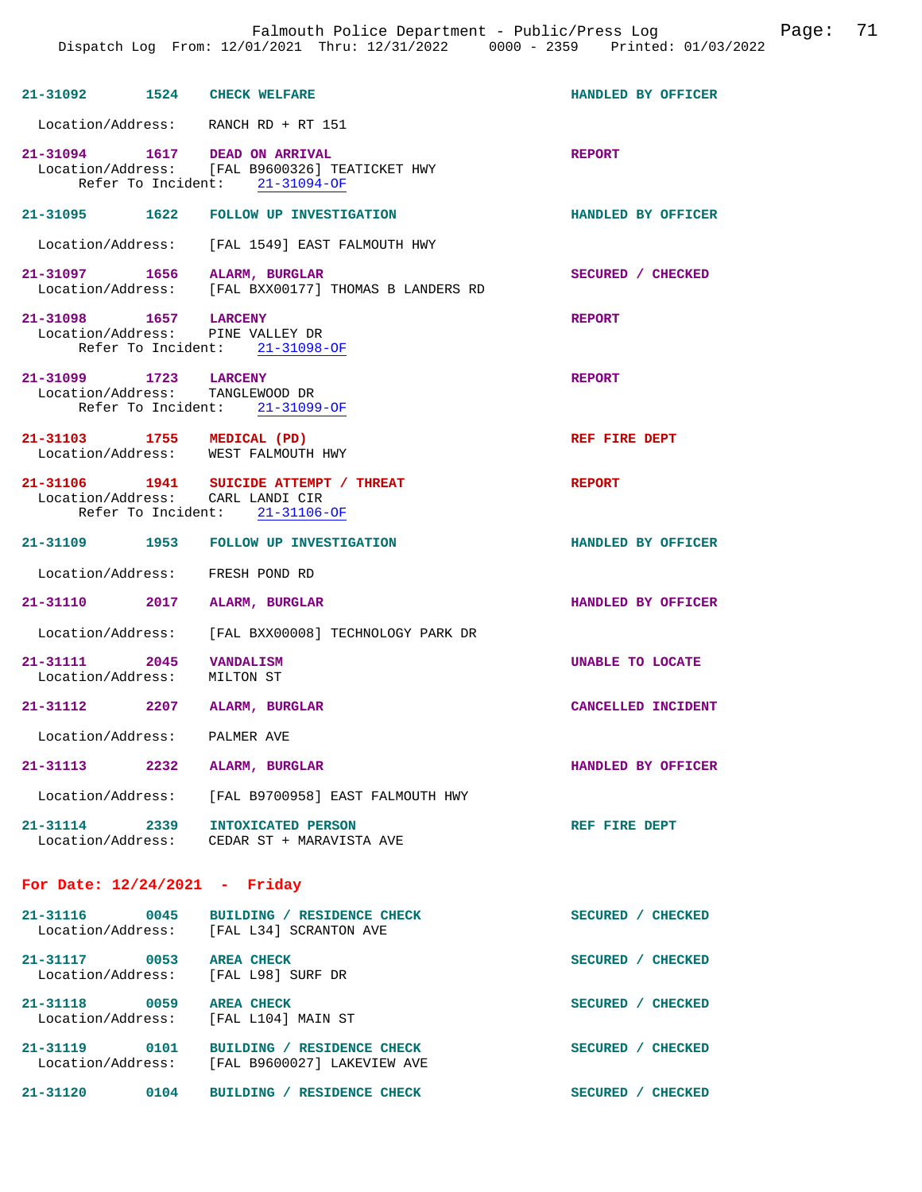21-31092 1524 **CHECK WELFARE** HANDLED BY OFFICER

Location/Address: RANCH RD + RT 151

21-31094 1617 **DEAD ON ARRIVAL** REPORT
Location/Address: [FAL B9600326] TEATICKET HWY
Refer To Incident: 21-31094-OF

21-31095 1622 **FOLLOW UP INVESTIGATION** HANDLED BY OFFICER

Location/Address: [FAL 1549] EAST FALMOUTH HWY

21-31097 1656 **ALARM, BURGLAR** SECURED / CHECKED
Location/Address: [FAL BXX00177] THOMAS B LANDERS RD

21-31098 1657 **LARCENY** REPORT
Location/Address: PINE VALLEY DR
Refer To Incident: 21-31098-OF

21-31099 1723 **LARCENY** REPORT
Location/Address: TANGLEWOOD DR
Refer To Incident: 21-31099-OF

21-31103 1755 **MEDICAL (PD)** REF FIRE DEPT
Location/Address: WEST FALMOUTH HWY

21-31106 1941 **SUICIDE ATTEMPT / THREAT** REPORT
Location/Address: CARL LANDI CIR
Refer To Incident: 21-31106-OF

21-31109 1953 **FOLLOW UP INVESTIGATION** HANDLED BY OFFICER

Location/Address: FRESH POND RD

21-31110 2017 **ALARM, BURGLAR** HANDLED BY OFFICER

Location/Address: [FAL BXX00008] TECHNOLOGY PARK DR

21-31111 2045 **VANDALISM** UNABLE TO LOCATE
Location/Address: MILTON ST

21-31112 2207 **ALARM, BURGLAR** CANCELLED INCIDENT

Location/Address: PALMER AVE

21-31113 2232 **ALARM, BURGLAR** HANDLED BY OFFICER

Location/Address: [FAL B9700958] EAST FALMOUTH HWY

21-31114 2339 **INTOXICATED PERSON** REF FIRE DEPT
Location/Address: CEDAR ST + MARAVISTA AVE

## For Date: 12/24/2021 - Friday

21-31116 0045 **BUILDING / RESIDENCE CHECK** SECURED / CHECKED
Location/Address: [FAL L34] SCRANTON AVE

21-31117 0053 **AREA CHECK** SECURED / CHECKED
Location/Address: [FAL L98] SURF DR

21-31118 0059 **AREA CHECK** SECURED / CHECKED
Location/Address: [FAL L104] MAIN ST

21-31119 0101 **BUILDING / RESIDENCE CHECK** SECURED / CHECKED
Location/Address: [FAL B9600027] LAKEVIEW AVE

21-31120 0104 **BUILDING / RESIDENCE CHECK** SECURED / CHECKED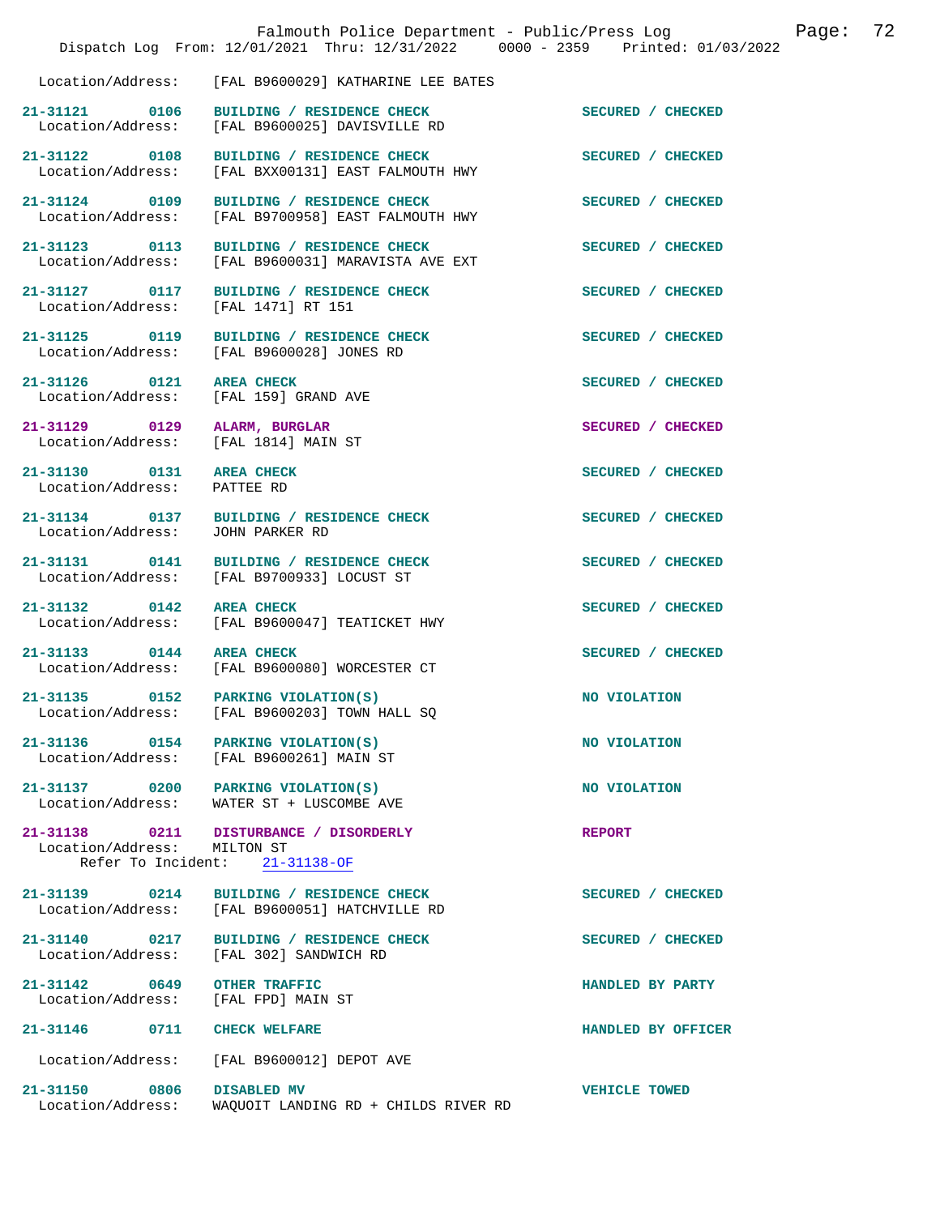Location/Address: [FAL B9600029] KATHARINE LEE BATES

| Call # | Time | Call Type | Disposition |
|---|---|---|---|
| 21-31121 | 0106 | BUILDING / RESIDENCE CHECK | SECURED / CHECKED |
| Location/Address: | | [FAL B9600025] DAVISVILLE RD | |
| 21-31122 | 0108 | BUILDING / RESIDENCE CHECK | SECURED / CHECKED |
| Location/Address: | | [FAL BXX00131] EAST FALMOUTH HWY | |
| 21-31124 | 0109 | BUILDING / RESIDENCE CHECK | SECURED / CHECKED |
| Location/Address: | | [FAL B9700958] EAST FALMOUTH HWY | |
| 21-31123 | 0113 | BUILDING / RESIDENCE CHECK | SECURED / CHECKED |
| Location/Address: | | [FAL B9600031] MARAVISTA AVE EXT | |
| 21-31127 | 0117 | BUILDING / RESIDENCE CHECK | SECURED / CHECKED |
| Location/Address: | | [FAL 1471] RT 151 | |
| 21-31125 | 0119 | BUILDING / RESIDENCE CHECK | SECURED / CHECKED |
| Location/Address: | | [FAL B9600028] JONES RD | |
| 21-31126 | 0121 | AREA CHECK | SECURED / CHECKED |
| Location/Address: | | [FAL 159] GRAND AVE | |
| 21-31129 | 0129 | ALARM, BURGLAR | SECURED / CHECKED |
| Location/Address: | | [FAL 1814] MAIN ST | |
| 21-31130 | 0131 | AREA CHECK | SECURED / CHECKED |
| Location/Address: | | PATTEE RD | |
| 21-31134 | 0137 | BUILDING / RESIDENCE CHECK | SECURED / CHECKED |
| Location/Address: | | JOHN PARKER RD | |
| 21-31131 | 0141 | BUILDING / RESIDENCE CHECK | SECURED / CHECKED |
| Location/Address: | | [FAL B9700933] LOCUST ST | |
| 21-31132 | 0142 | AREA CHECK | SECURED / CHECKED |
| Location/Address: | | [FAL B9600047] TEATICKET HWY | |
| 21-31133 | 0144 | AREA CHECK | SECURED / CHECKED |
| Location/Address: | | [FAL B9600080] WORCESTER CT | |
| 21-31135 | 0152 | PARKING VIOLATION(S) | NO VIOLATION |
| Location/Address: | | [FAL B9600203] TOWN HALL SQ | |
| 21-31136 | 0154 | PARKING VIOLATION(S) | NO VIOLATION |
| Location/Address: | | [FAL B9600261] MAIN ST | |
| 21-31137 | 0200 | PARKING VIOLATION(S) | NO VIOLATION |
| Location/Address: | | WATER ST + LUSCOMBE AVE | |
| 21-31138 | 0211 | DISTURBANCE / DISORDERLY | REPORT |
| Location/Address: | | MILTON ST | |
| Refer To Incident: | | 21-31138-OF | |
| 21-31139 | 0214 | BUILDING / RESIDENCE CHECK | SECURED / CHECKED |
| Location/Address: | | [FAL B9600051] HATCHVILLE RD | |
| 21-31140 | 0217 | BUILDING / RESIDENCE CHECK | SECURED / CHECKED |
| Location/Address: | | [FAL 302] SANDWICH RD | |
| 21-31142 | 0649 | OTHER TRAFFIC | HANDLED BY PARTY |
| Location/Address: | | [FAL FPD] MAIN ST | |
| 21-31146 | 0711 | CHECK WELFARE | HANDLED BY OFFICER |
| Location/Address: | | [FAL B9600012] DEPOT AVE | |
| 21-31150 | 0806 | DISABLED MV | VEHICLE TOWED |
| Location/Address: | | WAQUOIT LANDING RD + CHILDS RIVER RD | |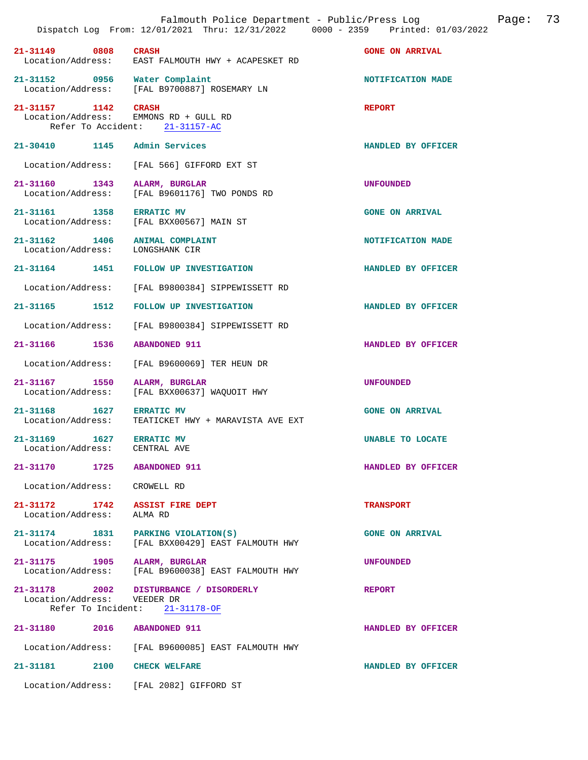**21-31149** **0808** **CRASH** — **GONE ON ARRIVAL**
Location/Address: EAST FALMOUTH HWY + ACAPESKET RD

**21-31152** **0956** **Water Complaint** — **NOTIFICATION MADE**
Location/Address: [FAL B9700887] ROSEMARY LN

**21-31157** **1142** **CRASH** — **REPORT**
Location/Address: EMMONS RD + GULL RD
Refer To Accident: 21-31157-AC

**21-30410** **1145** **Admin Services** — **HANDLED BY OFFICER**
Location/Address: [FAL 566] GIFFORD EXT ST

**21-31160** **1343** **ALARM, BURGLAR** — **UNFOUNDED**
Location/Address: [FAL B9601176] TWO PONDS RD

**21-31161** **1358** **ERRATIC MV** — **GONE ON ARRIVAL**
Location/Address: [FAL BXX00567] MAIN ST

**21-31162** **1406** **ANIMAL COMPLAINT** — **NOTIFICATION MADE**
Location/Address: LONGSHANK CIR

**21-31164** **1451** **FOLLOW UP INVESTIGATION** — **HANDLED BY OFFICER**
Location/Address: [FAL B9800384] SIPPEWISSETT RD

**21-31165** **1512** **FOLLOW UP INVESTIGATION** — **HANDLED BY OFFICER**
Location/Address: [FAL B9800384] SIPPEWISSETT RD

**21-31166** **1536** **ABANDONED 911** — **HANDLED BY OFFICER**
Location/Address: [FAL B9600069] TER HEUN DR

**21-31167** **1550** **ALARM, BURGLAR** — **UNFOUNDED**
Location/Address: [FAL BXX00637] WAQUOIT HWY

**21-31168** **1627** **ERRATIC MV** — **GONE ON ARRIVAL**
Location/Address: TEATICKET HWY + MARAVISTA AVE EXT

**21-31169** **1627** **ERRATIC MV** — **UNABLE TO LOCATE**
Location/Address: CENTRAL AVE

**21-31170** **1725** **ABANDONED 911** — **HANDLED BY OFFICER**
Location/Address: CROWELL RD

**21-31172** **1742** **ASSIST FIRE DEPT** — **TRANSPORT**
Location/Address: ALMA RD

**21-31174** **1831** **PARKING VIOLATION(S)** — **GONE ON ARRIVAL**
Location/Address: [FAL BXX00429] EAST FALMOUTH HWY

**21-31175** **1905** **ALARM, BURGLAR** — **UNFOUNDED**
Location/Address: [FAL B9600038] EAST FALMOUTH HWY

**21-31178** **2002** **DISTURBANCE / DISORDERLY** — **REPORT**
Location/Address: VEEDER DR
Refer To Incident: 21-31178-OF

**21-31180** **2016** **ABANDONED 911** — **HANDLED BY OFFICER**
Location/Address: [FAL B9600085] EAST FALMOUTH HWY

**21-31181** **2100** **CHECK WELFARE** — **HANDLED BY OFFICER**
Location/Address: [FAL 2082] GIFFORD ST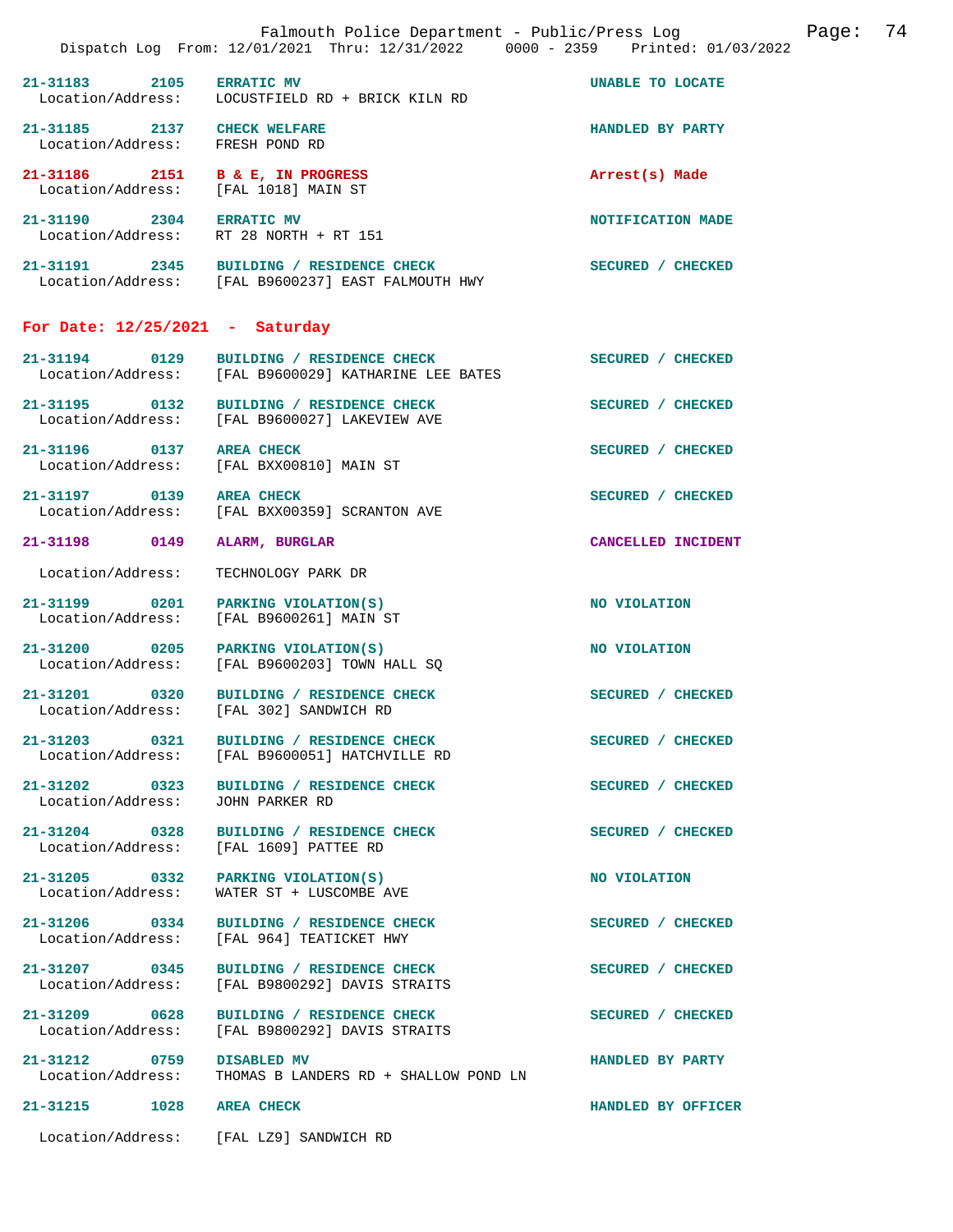21-31183 2105 ERRATIC MV UNABLE TO LOCATE
Location/Address: LOCUSTFIELD RD + BRICK KILN RD

21-31185 2137 CHECK WELFARE HANDLED BY PARTY
Location/Address: FRESH POND RD

21-31186 2151 B & E, IN PROGRESS Arrest(s) Made
Location/Address: [FAL 1018] MAIN ST

21-31190 2304 ERRATIC MV NOTIFICATION MADE
Location/Address: RT 28 NORTH + RT 151

21-31191 2345 BUILDING / RESIDENCE CHECK SECURED / CHECKED
Location/Address: [FAL B9600237] EAST FALMOUTH HWY

## For Date: 12/25/2021 - Saturday

21-31194 0129 BUILDING / RESIDENCE CHECK SECURED / CHECKED
Location/Address: [FAL B9600029] KATHARINE LEE BATES

21-31195 0132 BUILDING / RESIDENCE CHECK SECURED / CHECKED
Location/Address: [FAL B9600027] LAKEVIEW AVE

21-31196 0137 AREA CHECK SECURED / CHECKED
Location/Address: [FAL BXX00810] MAIN ST

21-31197 0139 AREA CHECK SECURED / CHECKED
Location/Address: [FAL BXX00359] SCRANTON AVE

21-31198 0149 ALARM, BURGLAR CANCELLED INCIDENT
Location/Address: TECHNOLOGY PARK DR

21-31199 0201 PARKING VIOLATION(S) NO VIOLATION
Location/Address: [FAL B9600261] MAIN ST

21-31200 0205 PARKING VIOLATION(S) NO VIOLATION
Location/Address: [FAL B9600203] TOWN HALL SQ

21-31201 0320 BUILDING / RESIDENCE CHECK SECURED / CHECKED
Location/Address: [FAL 302] SANDWICH RD

21-31203 0321 BUILDING / RESIDENCE CHECK SECURED / CHECKED
Location/Address: [FAL B9600051] HATCHVILLE RD

21-31202 0323 BUILDING / RESIDENCE CHECK SECURED / CHECKED
Location/Address: JOHN PARKER RD

21-31204 0328 BUILDING / RESIDENCE CHECK SECURED / CHECKED
Location/Address: [FAL 1609] PATTEE RD

21-31205 0332 PARKING VIOLATION(S) NO VIOLATION
Location/Address: WATER ST + LUSCOMBE AVE

21-31206 0334 BUILDING / RESIDENCE CHECK SECURED / CHECKED
Location/Address: [FAL 964] TEATICKET HWY

21-31207 0345 BUILDING / RESIDENCE CHECK SECURED / CHECKED
Location/Address: [FAL B9800292] DAVIS STRAITS

21-31209 0628 BUILDING / RESIDENCE CHECK SECURED / CHECKED
Location/Address: [FAL B9800292] DAVIS STRAITS

21-31212 0759 DISABLED MV HANDLED BY PARTY
Location/Address: THOMAS B LANDERS RD + SHALLOW POND LN

21-31215 1028 AREA CHECK HANDLED BY OFFICER
Location/Address: [FAL LZ9] SANDWICH RD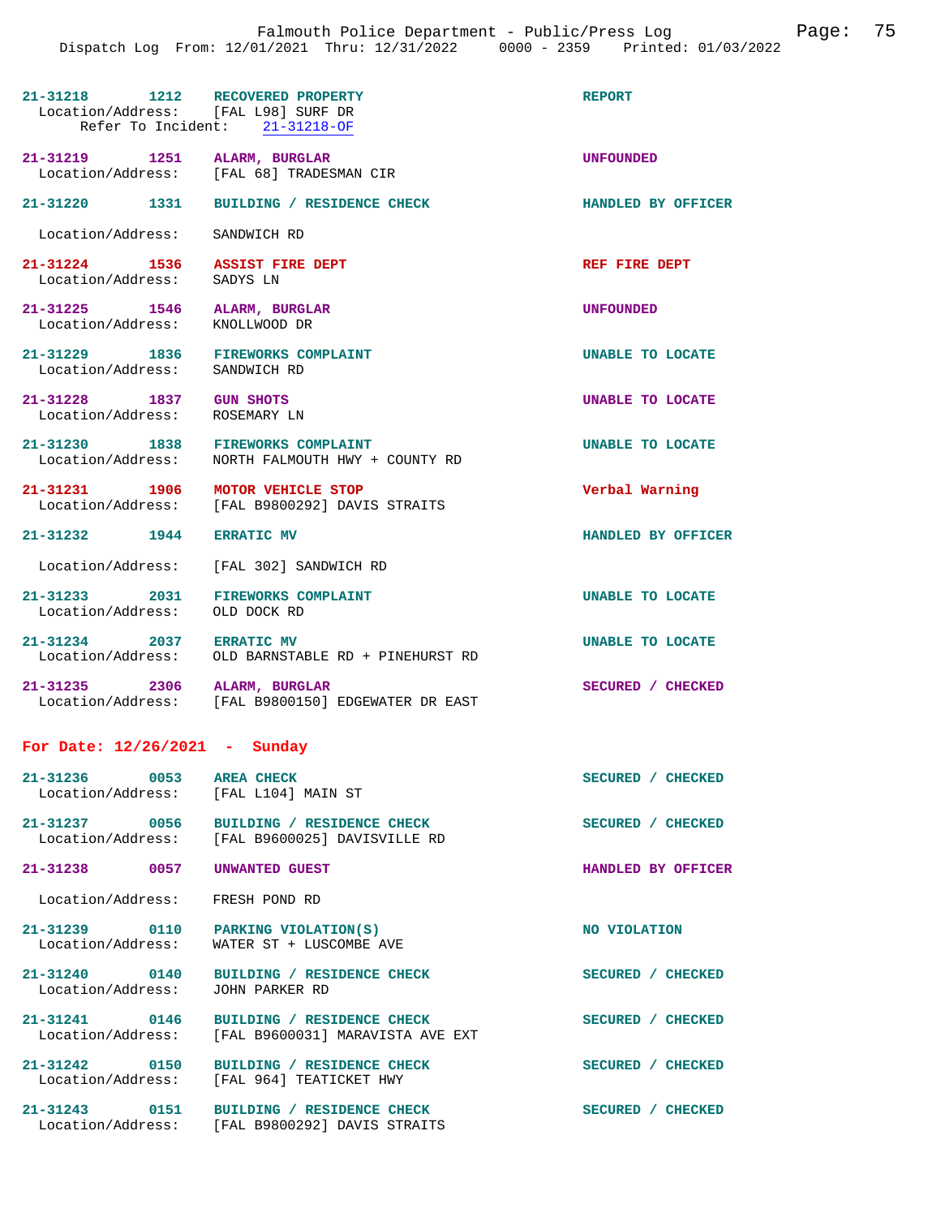**21-31218** 1212 **RECOVERED PROPERTY** REPORT
Location/Address: [FAL L98] SURF DR
Refer To Incident: 21-31218-OF

**21-31219** 1251 **ALARM, BURGLAR** UNFOUNDED
Location/Address: [FAL 68] TRADESMAN CIR

**21-31220** 1331 **BUILDING / RESIDENCE CHECK** HANDLED BY OFFICER
Location/Address: SANDWICH RD

**21-31224** 1536 **ASSIST FIRE DEPT** REF FIRE DEPT
Location/Address: SADYS LN

**21-31225** 1546 **ALARM, BURGLAR** UNFOUNDED
Location/Address: KNOLLWOOD DR

**21-31229** 1836 **FIREWORKS COMPLAINT** UNABLE TO LOCATE
Location/Address: SANDWICH RD

**21-31228** 1837 **GUN SHOTS** UNABLE TO LOCATE
Location/Address: ROSEMARY LN

**21-31230** 1838 **FIREWORKS COMPLAINT** UNABLE TO LOCATE
Location/Address: NORTH FALMOUTH HWY + COUNTY RD

**21-31231** 1906 **MOTOR VEHICLE STOP** Verbal Warning
Location/Address: [FAL B9800292] DAVIS STRAITS

**21-31232** 1944 **ERRATIC MV** HANDLED BY OFFICER
Location/Address: [FAL 302] SANDWICH RD

**21-31233** 2031 **FIREWORKS COMPLAINT** UNABLE TO LOCATE
Location/Address: OLD DOCK RD

**21-31234** 2037 **ERRATIC MV** UNABLE TO LOCATE
Location/Address: OLD BARNSTABLE RD + PINEHURST RD

**21-31235** 2306 **ALARM, BURGLAR** SECURED / CHECKED
Location/Address: [FAL B9800150] EDGEWATER DR EAST

## For Date: 12/26/2021 - Sunday

**21-31236** 0053 **AREA CHECK** SECURED / CHECKED
Location/Address: [FAL L104] MAIN ST

**21-31237** 0056 **BUILDING / RESIDENCE CHECK** SECURED / CHECKED
Location/Address: [FAL B9600025] DAVISVILLE RD

**21-31238** 0057 **UNWANTED GUEST** HANDLED BY OFFICER
Location/Address: FRESH POND RD

**21-31239** 0110 **PARKING VIOLATION(S)** NO VIOLATION
Location/Address: WATER ST + LUSCOMBE AVE

**21-31240** 0140 **BUILDING / RESIDENCE CHECK** SECURED / CHECKED
Location/Address: JOHN PARKER RD

**21-31241** 0146 **BUILDING / RESIDENCE CHECK** SECURED / CHECKED
Location/Address: [FAL B9600031] MARAVISTA AVE EXT

**21-31242** 0150 **BUILDING / RESIDENCE CHECK** SECURED / CHECKED
Location/Address: [FAL 964] TEATICKET HWY

**21-31243** 0151 **BUILDING / RESIDENCE CHECK** SECURED / CHECKED
Location/Address: [FAL B9800292] DAVIS STRAITS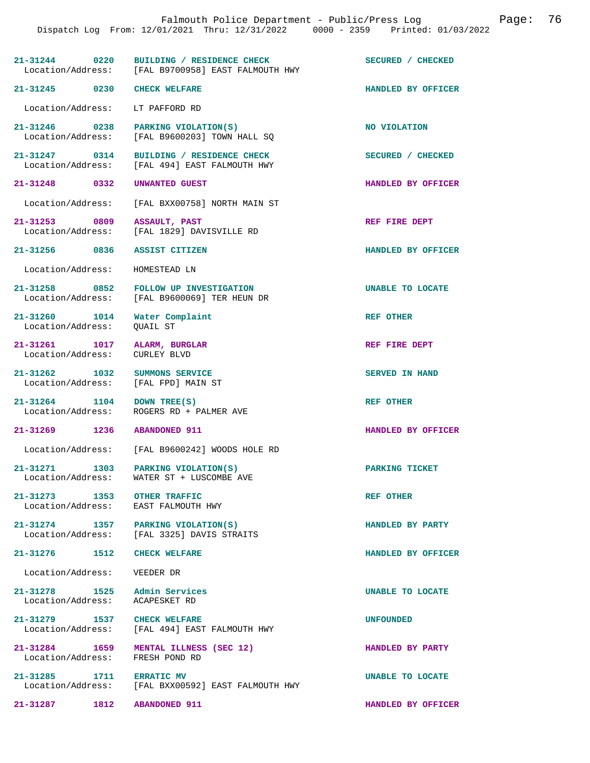| Call # | Time | Call Type | Disposition |
|---|---|---|---|
| 21-31244 | 0220 | BUILDING / RESIDENCE CHECK | SECURED / CHECKED |
| Location/Address: | | [FAL B9700958] EAST FALMOUTH HWY | |
| 21-31245 | 0230 | CHECK WELFARE | HANDLED BY OFFICER |
| Location/Address: | | LT PAFFORD RD | |
| 21-31246 | 0238 | PARKING VIOLATION(S) | NO VIOLATION |
| Location/Address: | | [FAL B9600203] TOWN HALL SQ | |
| 21-31247 | 0314 | BUILDING / RESIDENCE CHECK | SECURED / CHECKED |
| Location/Address: | | [FAL 494] EAST FALMOUTH HWY | |
| 21-31248 | 0332 | UNWANTED GUEST | HANDLED BY OFFICER |
| Location/Address: | | [FAL BXX00758] NORTH MAIN ST | |
| 21-31253 | 0809 | ASSAULT, PAST | REF FIRE DEPT |
| Location/Address: | | [FAL 1829] DAVISVILLE RD | |
| 21-31256 | 0836 | ASSIST CITIZEN | HANDLED BY OFFICER |
| Location/Address: | | HOMESTEAD LN | |
| 21-31258 | 0852 | FOLLOW UP INVESTIGATION | UNABLE TO LOCATE |
| Location/Address: | | [FAL B9600069] TER HEUN DR | |
| 21-31260 | 1014 | Water Complaint | REF OTHER |
| Location/Address: | | QUAIL ST | |
| 21-31261 | 1017 | ALARM, BURGLAR | REF FIRE DEPT |
| Location/Address: | | CURLEY BLVD | |
| 21-31262 | 1032 | SUMMONS SERVICE | SERVED IN HAND |
| Location/Address: | | [FAL FPD] MAIN ST | |
| 21-31264 | 1104 | DOWN TREE(S) | REF OTHER |
| Location/Address: | | ROGERS RD + PALMER AVE | |
| 21-31269 | 1236 | ABANDONED 911 | HANDLED BY OFFICER |
| Location/Address: | | [FAL B9600242] WOODS HOLE RD | |
| 21-31271 | 1303 | PARKING VIOLATION(S) | PARKING TICKET |
| Location/Address: | | WATER ST + LUSCOMBE AVE | |
| 21-31273 | 1353 | OTHER TRAFFIC | REF OTHER |
| Location/Address: | | EAST FALMOUTH HWY | |
| 21-31274 | 1357 | PARKING VIOLATION(S) | HANDLED BY PARTY |
| Location/Address: | | [FAL 3325] DAVIS STRAITS | |
| 21-31276 | 1512 | CHECK WELFARE | HANDLED BY OFFICER |
| Location/Address: | | VEEDER DR | |
| 21-31278 | 1525 | Admin Services | UNABLE TO LOCATE |
| Location/Address: | | ACAPESKET RD | |
| 21-31279 | 1537 | CHECK WELFARE | UNFOUNDED |
| Location/Address: | | [FAL 494] EAST FALMOUTH HWY | |
| 21-31284 | 1659 | MENTAL ILLNESS (SEC 12) | HANDLED BY PARTY |
| Location/Address: | | FRESH POND RD | |
| 21-31285 | 1711 | ERRATIC MV | UNABLE TO LOCATE |
| Location/Address: | | [FAL BXX00592] EAST FALMOUTH HWY | |
| 21-31287 | 1812 | ABANDONED 911 | HANDLED BY OFFICER |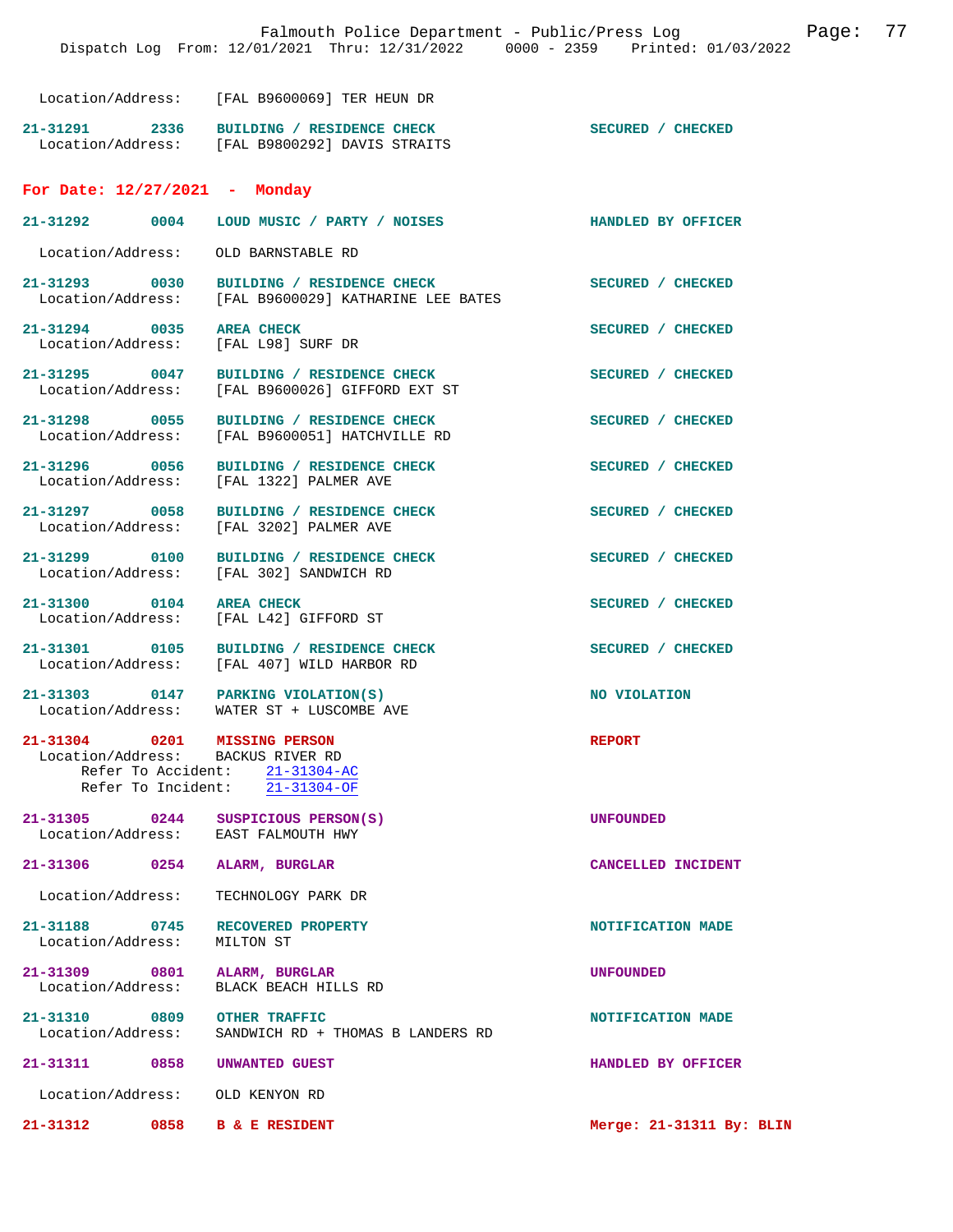Location/Address: [FAL B9600069] TER HEUN DR

**21-31291** 2336 **BUILDING / RESIDENCE CHECK** — SECURED / CHECKED
Location/Address: [FAL B9800292] DAVIS STRAITS

## For Date: 12/27/2021 - Monday

**21-31292** 0004 **LOUD MUSIC / PARTY / NOISES** — HANDLED BY OFFICER
Location/Address: OLD BARNSTABLE RD

**21-31293** 0030 **BUILDING / RESIDENCE CHECK** — SECURED / CHECKED
Location/Address: [FAL B9600029] KATHARINE LEE BATES

**21-31294** 0035 **AREA CHECK** — SECURED / CHECKED
Location/Address: [FAL L98] SURF DR

**21-31295** 0047 **BUILDING / RESIDENCE CHECK** — SECURED / CHECKED
Location/Address: [FAL B9600026] GIFFORD EXT ST

**21-31298** 0055 **BUILDING / RESIDENCE CHECK** — SECURED / CHECKED
Location/Address: [FAL B9600051] HATCHVILLE RD

**21-31296** 0056 **BUILDING / RESIDENCE CHECK** — SECURED / CHECKED
Location/Address: [FAL 1322] PALMER AVE

**21-31297** 0058 **BUILDING / RESIDENCE CHECK** — SECURED / CHECKED
Location/Address: [FAL 3202] PALMER AVE

**21-31299** 0100 **BUILDING / RESIDENCE CHECK** — SECURED / CHECKED
Location/Address: [FAL 302] SANDWICH RD

**21-31300** 0104 **AREA CHECK** — SECURED / CHECKED
Location/Address: [FAL L42] GIFFORD ST

**21-31301** 0105 **BUILDING / RESIDENCE CHECK** — SECURED / CHECKED
Location/Address: [FAL 407] WILD HARBOR RD

**21-31303** 0147 **PARKING VIOLATION(S)** — NO VIOLATION
Location/Address: WATER ST + LUSCOMBE AVE

**21-31304** 0201 **MISSING PERSON** — REPORT
Location/Address: BACKUS RIVER RD
Refer To Accident: 21-31304-AC
Refer To Incident: 21-31304-OF

**21-31305** 0244 **SUSPICIOUS PERSON(S)** — UNFOUNDED
Location/Address: EAST FALMOUTH HWY

**21-31306** 0254 **ALARM, BURGLAR** — CANCELLED INCIDENT
Location/Address: TECHNOLOGY PARK DR

**21-31188** 0745 **RECOVERED PROPERTY** — NOTIFICATION MADE
Location/Address: MILTON ST

**21-31309** 0801 **ALARM, BURGLAR** — UNFOUNDED
Location/Address: BLACK BEACH HILLS RD

**21-31310** 0809 **OTHER TRAFFIC** — NOTIFICATION MADE
Location/Address: SANDWICH RD + THOMAS B LANDERS RD

**21-31311** 0858 **UNWANTED GUEST** — HANDLED BY OFFICER
Location/Address: OLD KENYON RD

**21-31312** 0858 **B & E RESIDENT** — Merge: 21-31311 By: BLIN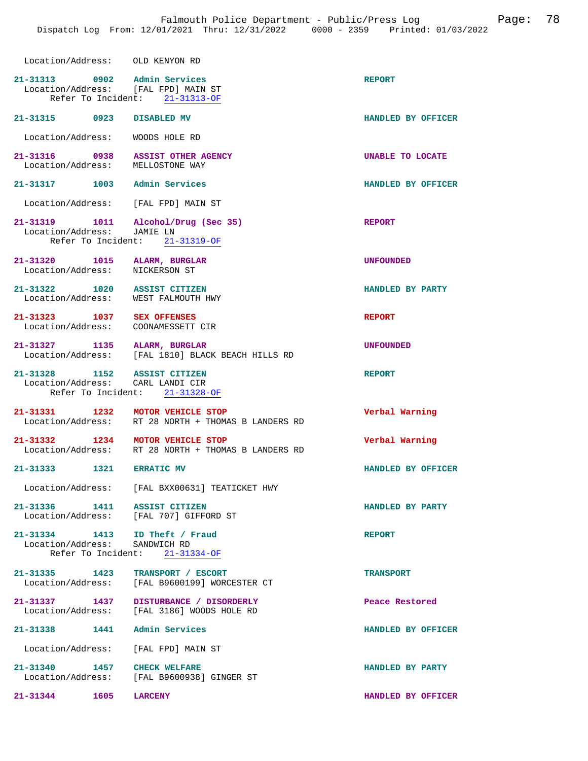Location/Address: OLD KENYON RD

**21-31313** 0902 Admin Services — REPORT
Location/Address: [FAL FPD] MAIN ST
Refer To Incident: 21-31313-OF

**21-31315** 0923 DISABLED MV — HANDLED BY OFFICER
Location/Address: WOODS HOLE RD

**21-31316** 0938 ASSIST OTHER AGENCY — UNABLE TO LOCATE
Location/Address: MELLOSTONE WAY

**21-31317** 1003 Admin Services — HANDLED BY OFFICER
Location/Address: [FAL FPD] MAIN ST

**21-31319** 1011 Alcohol/Drug (Sec 35) — REPORT
Location/Address: JAMIE LN
Refer To Incident: 21-31319-OF

**21-31320** 1015 ALARM, BURGLAR — UNFOUNDED
Location/Address: NICKERSON ST

**21-31322** 1020 ASSIST CITIZEN — HANDLED BY PARTY
Location/Address: WEST FALMOUTH HWY

**21-31323** 1037 SEX OFFENSES — REPORT
Location/Address: COONAMESSETT CIR

**21-31327** 1135 ALARM, BURGLAR — UNFOUNDED
Location/Address: [FAL 1810] BLACK BEACH HILLS RD

**21-31328** 1152 ASSIST CITIZEN — REPORT
Location/Address: CARL LANDI CIR
Refer To Incident: 21-31328-OF

**21-31331** 1232 MOTOR VEHICLE STOP — Verbal Warning
Location/Address: RT 28 NORTH + THOMAS B LANDERS RD

**21-31332** 1234 MOTOR VEHICLE STOP — Verbal Warning
Location/Address: RT 28 NORTH + THOMAS B LANDERS RD

**21-31333** 1321 ERRATIC MV — HANDLED BY OFFICER
Location/Address: [FAL BXX00631] TEATICKET HWY

**21-31336** 1411 ASSIST CITIZEN — HANDLED BY PARTY
Location/Address: [FAL 707] GIFFORD ST

**21-31334** 1413 ID Theft / Fraud — REPORT
Location/Address: SANDWICH RD
Refer To Incident: 21-31334-OF

**21-31335** 1423 TRANSPORT / ESCORT — TRANSPORT
Location/Address: [FAL B9600199] WORCESTER CT

**21-31337** 1437 DISTURBANCE / DISORDERLY — Peace Restored
Location/Address: [FAL 3186] WOODS HOLE RD

**21-31338** 1441 Admin Services — HANDLED BY OFFICER
Location/Address: [FAL FPD] MAIN ST

**21-31340** 1457 CHECK WELFARE — HANDLED BY PARTY
Location/Address: [FAL B9600938] GINGER ST

**21-31344** 1605 LARCENY — HANDLED BY OFFICER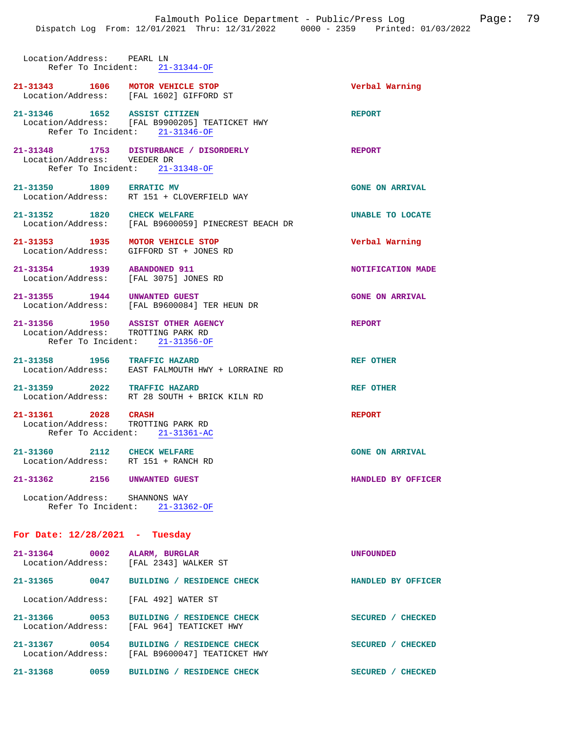Location/Address: PEARL LN
Refer To Incident: 21-31344-OF

**21-31343** 1606 **MOTOR VEHICLE STOP** — **Verbal Warning**
Location/Address: [FAL 1602] GIFFORD ST

**21-31346** 1652 **ASSIST CITIZEN** — **REPORT**
Location/Address: [FAL B9900205] TEATICKET HWY
Refer To Incident: 21-31346-OF

**21-31348** 1753 **DISTURBANCE / DISORDERLY** — **REPORT**
Location/Address: VEEDER DR
Refer To Incident: 21-31348-OF

**21-31350** 1809 **ERRATIC MV** — **GONE ON ARRIVAL**
Location/Address: RT 151 + CLOVERFIELD WAY

**21-31352** 1820 **CHECK WELFARE** — **UNABLE TO LOCATE**
Location/Address: [FAL B9600059] PINECREST BEACH DR

**21-31353** 1935 **MOTOR VEHICLE STOP** — **Verbal Warning**
Location/Address: GIFFORD ST + JONES RD

**21-31354** 1939 **ABANDONED 911** — **NOTIFICATION MADE**
Location/Address: [FAL 3075] JONES RD

**21-31355** 1944 **UNWANTED GUEST** — **GONE ON ARRIVAL**
Location/Address: [FAL B9600084] TER HEUN DR

**21-31356** 1950 **ASSIST OTHER AGENCY** — **REPORT**
Location/Address: TROTTING PARK RD
Refer To Incident: 21-31356-OF

**21-31358** 1956 **TRAFFIC HAZARD** — **REF OTHER**
Location/Address: EAST FALMOUTH HWY + LORRAINE RD

**21-31359** 2022 **TRAFFIC HAZARD** — **REF OTHER**
Location/Address: RT 28 SOUTH + BRICK KILN RD

**21-31361** 2028 **CRASH** — **REPORT**
Location/Address: TROTTING PARK RD
Refer To Accident: 21-31361-AC

**21-31360** 2112 **CHECK WELFARE** — **GONE ON ARRIVAL**
Location/Address: RT 151 + RANCH RD

**21-31362** 2156 **UNWANTED GUEST** — **HANDLED BY OFFICER**
Location/Address: SHANNONS WAY
Refer To Incident: 21-31362-OF

## For Date: 12/28/2021 - Tuesday

**21-31364** 0002 **ALARM, BURGLAR** — **UNFOUNDED**
Location/Address: [FAL 2343] WALKER ST

**21-31365** 0047 **BUILDING / RESIDENCE CHECK** — **HANDLED BY OFFICER**
Location/Address: [FAL 492] WATER ST

**21-31366** 0053 **BUILDING / RESIDENCE CHECK** — **SECURED / CHECKED**
Location/Address: [FAL 964] TEATICKET HWY

**21-31367** 0054 **BUILDING / RESIDENCE CHECK** — **SECURED / CHECKED**
Location/Address: [FAL B9600047] TEATICKET HWY

**21-31368** 0059 **BUILDING / RESIDENCE CHECK** — **SECURED / CHECKED**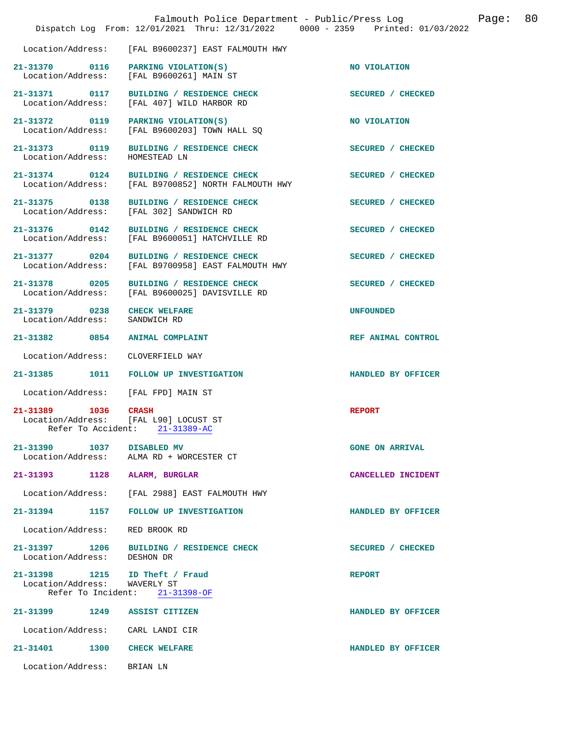Location/Address: [FAL B9600237] EAST FALMOUTH HWY

**21-31370 0116 PARKING VIOLATION(S)** — NO VIOLATION
Location/Address: [FAL B9600261] MAIN ST

**21-31371 0117 BUILDING / RESIDENCE CHECK** — SECURED / CHECKED
Location/Address: [FAL 407] WILD HARBOR RD

**21-31372 0119 PARKING VIOLATION(S)** — NO VIOLATION
Location/Address: [FAL B9600203] TOWN HALL SQ

**21-31373 0119 BUILDING / RESIDENCE CHECK** — SECURED / CHECKED
Location/Address: HOMESTEAD LN

**21-31374 0124 BUILDING / RESIDENCE CHECK** — SECURED / CHECKED
Location/Address: [FAL B9700852] NORTH FALMOUTH HWY

**21-31375 0138 BUILDING / RESIDENCE CHECK** — SECURED / CHECKED
Location/Address: [FAL 302] SANDWICH RD

**21-31376 0142 BUILDING / RESIDENCE CHECK** — SECURED / CHECKED
Location/Address: [FAL B9600051] HATCHVILLE RD

**21-31377 0204 BUILDING / RESIDENCE CHECK** — SECURED / CHECKED
Location/Address: [FAL B9700958] EAST FALMOUTH HWY

**21-31378 0205 BUILDING / RESIDENCE CHECK** — SECURED / CHECKED
Location/Address: [FAL B9600025] DAVISVILLE RD

**21-31379 0238 CHECK WELFARE** — UNFOUNDED
Location/Address: SANDWICH RD

**21-31382 0854 ANIMAL COMPLAINT** — REF ANIMAL CONTROL
Location/Address: CLOVERFIELD WAY

**21-31385 1011 FOLLOW UP INVESTIGATION** — HANDLED BY OFFICER
Location/Address: [FAL FPD] MAIN ST

**21-31389 1036 CRASH** — REPORT
Location/Address: [FAL L90] LOCUST ST
Refer To Accident: 21-31389-AC

**21-31390 1037 DISABLED MV** — GONE ON ARRIVAL
Location/Address: ALMA RD + WORCESTER CT

**21-31393 1128 ALARM, BURGLAR** — CANCELLED INCIDENT
Location/Address: [FAL 2988] EAST FALMOUTH HWY

**21-31394 1157 FOLLOW UP INVESTIGATION** — HANDLED BY OFFICER
Location/Address: RED BROOK RD

**21-31397 1206 BUILDING / RESIDENCE CHECK** — SECURED / CHECKED
Location/Address: DESHON DR

**21-31398 1215 ID Theft / Fraud** — REPORT
Location/Address: WAVERLY ST
Refer To Incident: 21-31398-OF

**21-31399 1249 ASSIST CITIZEN** — HANDLED BY OFFICER
Location/Address: CARL LANDI CIR

**21-31401 1300 CHECK WELFARE** — HANDLED BY OFFICER
Location/Address: BRIAN LN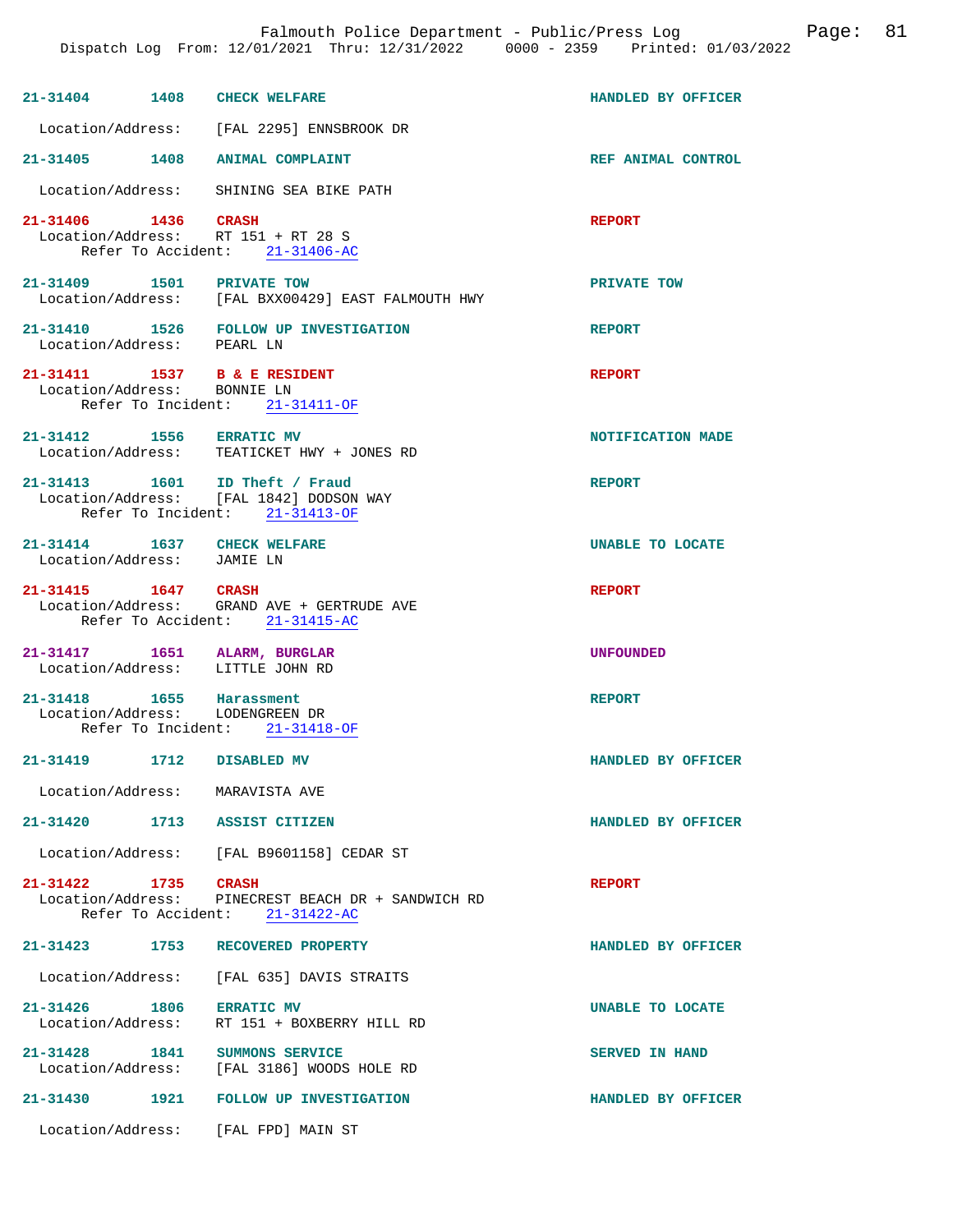21-31404 1408 CHECK WELFARE HANDLED BY OFFICER

Location/Address: [FAL 2295] ENNSBROOK DR

21-31405 1408 ANIMAL COMPLAINT REF ANIMAL CONTROL

Location/Address: SHINING SEA BIKE PATH

21-31406 1436 CRASH REPORT
Location/Address: RT 151 + RT 28 S
Refer To Accident: 21-31406-AC

21-31409 1501 PRIVATE TOW PRIVATE TOW
Location/Address: [FAL BXX00429] EAST FALMOUTH HWY

21-31410 1526 FOLLOW UP INVESTIGATION REPORT
Location/Address: PEARL LN

21-31411 1537 B & E RESIDENT REPORT
Location/Address: BONNIE LN
Refer To Incident: 21-31411-OF

21-31412 1556 ERRATIC MV NOTIFICATION MADE
Location/Address: TEATICKET HWY + JONES RD

21-31413 1601 ID Theft / Fraud REPORT
Location/Address: [FAL 1842] DODSON WAY
Refer To Incident: 21-31413-OF

21-31414 1637 CHECK WELFARE UNABLE TO LOCATE
Location/Address: JAMIE LN

21-31415 1647 CRASH REPORT
Location/Address: GRAND AVE + GERTRUDE AVE
Refer To Accident: 21-31415-AC

21-31417 1651 ALARM, BURGLAR UNFOUNDED
Location/Address: LITTLE JOHN RD

21-31418 1655 Harassment REPORT
Location/Address: LODENGREEN DR
Refer To Incident: 21-31418-OF

21-31419 1712 DISABLED MV HANDLED BY OFFICER

Location/Address: MARAVISTA AVE

21-31420 1713 ASSIST CITIZEN HANDLED BY OFFICER

Location/Address: [FAL B9601158] CEDAR ST

21-31422 1735 CRASH REPORT
Location/Address: PINECREST BEACH DR + SANDWICH RD
Refer To Accident: 21-31422-AC

21-31423 1753 RECOVERED PROPERTY HANDLED BY OFFICER

Location/Address: [FAL 635] DAVIS STRAITS

21-31426 1806 ERRATIC MV UNABLE TO LOCATE
Location/Address: RT 151 + BOXBERRY HILL RD

21-31428 1841 SUMMONS SERVICE SERVED IN HAND
Location/Address: [FAL 3186] WOODS HOLE RD

21-31430 1921 FOLLOW UP INVESTIGATION HANDLED BY OFFICER

Location/Address: [FAL FPD] MAIN ST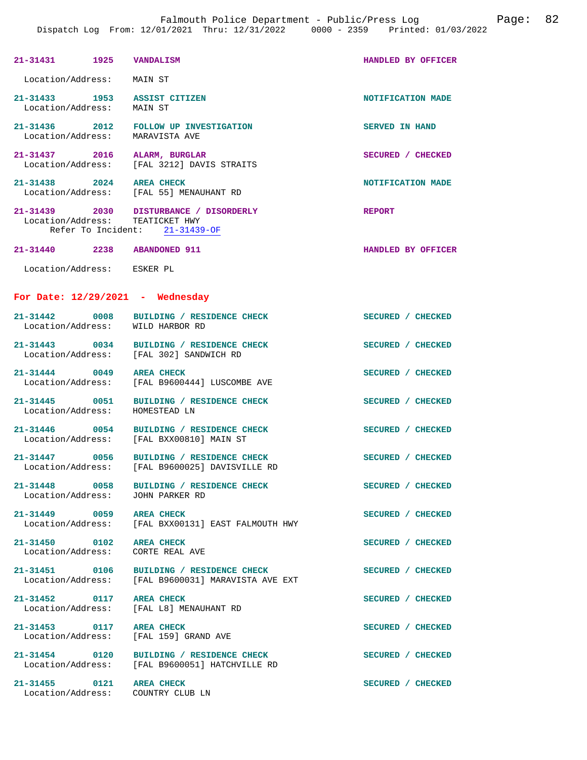**21-31431** 1925 **VANDALISM** **HANDLED BY OFFICER**

Location/Address: MAIN ST

**21-31433** 1953 **ASSIST CITIZEN** **NOTIFICATION MADE**
Location/Address: MAIN ST

**21-31436** 2012 **FOLLOW UP INVESTIGATION** **SERVED IN HAND**
Location/Address: MARAVISTA AVE

**21-31437** 2016 **ALARM, BURGLAR** **SECURED / CHECKED**
Location/Address: [FAL 3212] DAVIS STRAITS

**21-31438** 2024 **AREA CHECK** **NOTIFICATION MADE**
Location/Address: [FAL 55] MENAUHANT RD

**21-31439** 2030 **DISTURBANCE / DISORDERLY** **REPORT**
Location/Address: TEATICKET HWY
Refer To Incident: 21-31439-OF

**21-31440** 2238 **ABANDONED 911** **HANDLED BY OFFICER**

Location/Address: ESKER PL

## For Date: 12/29/2021 - Wednesday

**21-31442** 0008 **BUILDING / RESIDENCE CHECK** **SECURED / CHECKED**
Location/Address: WILD HARBOR RD

**21-31443** 0034 **BUILDING / RESIDENCE CHECK** **SECURED / CHECKED**
Location/Address: [FAL 302] SANDWICH RD

**21-31444** 0049 **AREA CHECK** **SECURED / CHECKED**
Location/Address: [FAL B9600444] LUSCOMBE AVE

**21-31445** 0051 **BUILDING / RESIDENCE CHECK** **SECURED / CHECKED**
Location/Address: HOMESTEAD LN

**21-31446** 0054 **BUILDING / RESIDENCE CHECK** **SECURED / CHECKED**
Location/Address: [FAL BXX00810] MAIN ST

**21-31447** 0056 **BUILDING / RESIDENCE CHECK** **SECURED / CHECKED**
Location/Address: [FAL B9600025] DAVISVILLE RD

**21-31448** 0058 **BUILDING / RESIDENCE CHECK** **SECURED / CHECKED**
Location/Address: JOHN PARKER RD

**21-31449** 0059 **AREA CHECK** **SECURED / CHECKED**
Location/Address: [FAL BXX00131] EAST FALMOUTH HWY

**21-31450** 0102 **AREA CHECK** **SECURED / CHECKED**
Location/Address: CORTE REAL AVE

**21-31451** 0106 **BUILDING / RESIDENCE CHECK** **SECURED / CHECKED**
Location/Address: [FAL B9600031] MARAVISTA AVE EXT

**21-31452** 0117 **AREA CHECK** **SECURED / CHECKED**
Location/Address: [FAL L8] MENAUHANT RD

**21-31453** 0117 **AREA CHECK** **SECURED / CHECKED**
Location/Address: [FAL 159] GRAND AVE

**21-31454** 0120 **BUILDING / RESIDENCE CHECK** **SECURED / CHECKED**
Location/Address: [FAL B9600051] HATCHVILLE RD

**21-31455** 0121 **AREA CHECK** **SECURED / CHECKED**
Location/Address: COUNTRY CLUB LN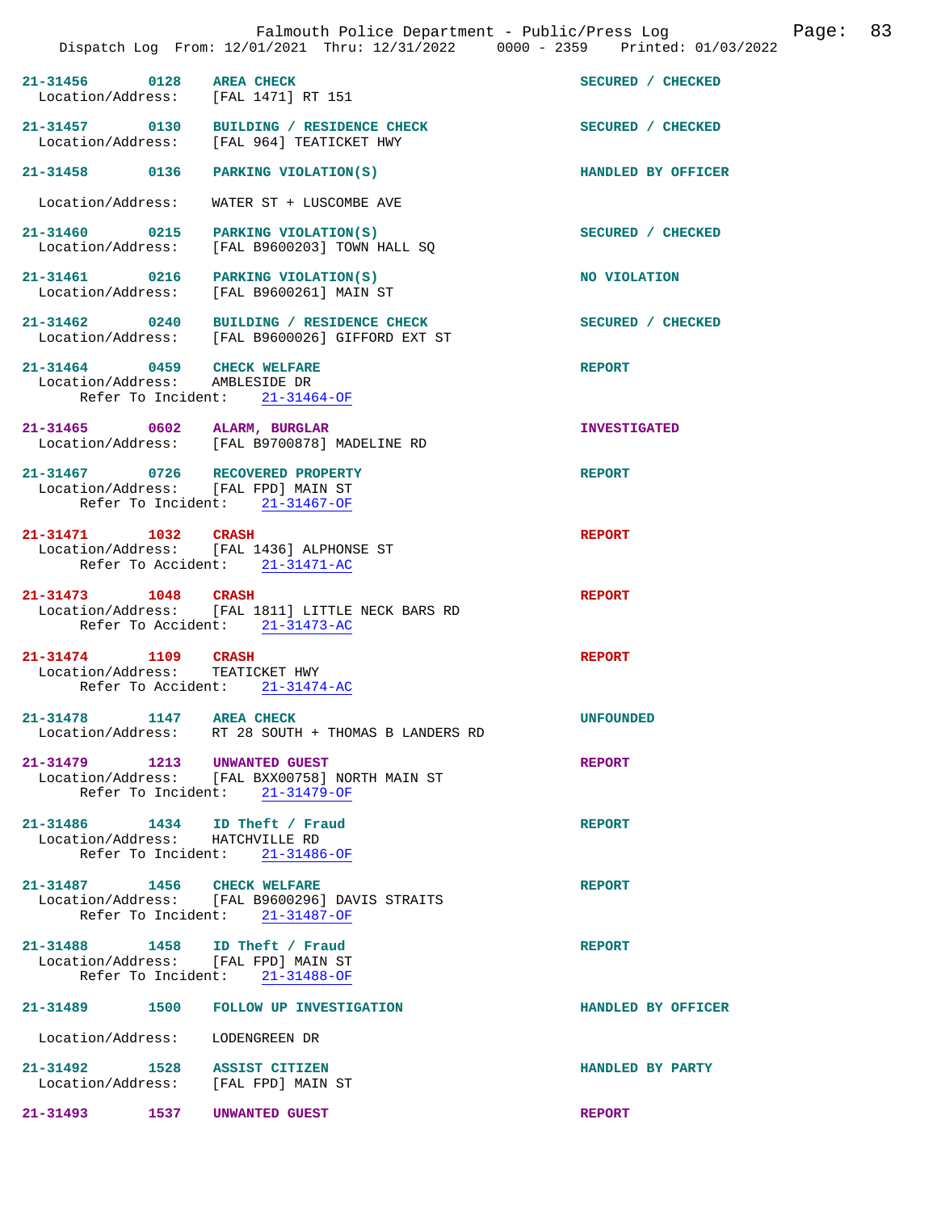| Call Number | Time | Call Reason | Action |
|---|---|---|---|
| 21-31456 | 0128 | AREA CHECK | SECURED / CHECKED |
| Location/Address: [FAL 1471] RT 151 | | | |
| 21-31457 | 0130 | BUILDING / RESIDENCE CHECK | SECURED / CHECKED |
| Location/Address: [FAL 964] TEATICKET HWY | | | |
| 21-31458 | 0136 | PARKING VIOLATION(S) | HANDLED BY OFFICER |
| Location/Address: WATER ST + LUSCOMBE AVE | | | |
| 21-31460 | 0215 | PARKING VIOLATION(S) | SECURED / CHECKED |
| Location/Address: [FAL B9600203] TOWN HALL SQ | | | |
| 21-31461 | 0216 | PARKING VIOLATION(S) | NO VIOLATION |
| Location/Address: [FAL B9600261] MAIN ST | | | |
| 21-31462 | 0240 | BUILDING / RESIDENCE CHECK | SECURED / CHECKED |
| Location/Address: [FAL B9600026] GIFFORD EXT ST | | | |
| 21-31464 | 0459 | CHECK WELFARE | REPORT |
| Location/Address: AMBLESIDE DR | | | |
| Refer To Incident: 21-31464-OF | | | |
| 21-31465 | 0602 | ALARM, BURGLAR | INVESTIGATED |
| Location/Address: [FAL B9700878] MADELINE RD | | | |
| 21-31467 | 0726 | RECOVERED PROPERTY | REPORT |
| Location/Address: [FAL FPD] MAIN ST | | | |
| Refer To Incident: 21-31467-OF | | | |
| 21-31471 | 1032 | CRASH | REPORT |
| Location/Address: [FAL 1436] ALPHONSE ST | | | |
| Refer To Accident: 21-31471-AC | | | |
| 21-31473 | 1048 | CRASH | REPORT |
| Location/Address: [FAL 1811] LITTLE NECK BARS RD | | | |
| Refer To Accident: 21-31473-AC | | | |
| 21-31474 | 1109 | CRASH | REPORT |
| Location/Address: TEATICKET HWY | | | |
| Refer To Accident: 21-31474-AC | | | |
| 21-31478 | 1147 | AREA CHECK | UNFOUNDED |
| Location/Address: RT 28 SOUTH + THOMAS B LANDERS RD | | | |
| 21-31479 | 1213 | UNWANTED GUEST | REPORT |
| Location/Address: [FAL BXX00758] NORTH MAIN ST | | | |
| Refer To Incident: 21-31479-OF | | | |
| 21-31486 | 1434 | ID Theft / Fraud | REPORT |
| Location/Address: HATCHVILLE RD | | | |
| Refer To Incident: 21-31486-OF | | | |
| 21-31487 | 1456 | CHECK WELFARE | REPORT |
| Location/Address: [FAL B9600296] DAVIS STRAITS | | | |
| Refer To Incident: 21-31487-OF | | | |
| 21-31488 | 1458 | ID Theft / Fraud | REPORT |
| Location/Address: [FAL FPD] MAIN ST | | | |
| Refer To Incident: 21-31488-OF | | | |
| 21-31489 | 1500 | FOLLOW UP INVESTIGATION | HANDLED BY OFFICER |
| Location/Address: LODENGREEN DR | | | |
| 21-31492 | 1528 | ASSIST CITIZEN | HANDLED BY PARTY |
| Location/Address: [FAL FPD] MAIN ST | | | |
| 21-31493 | 1537 | UNWANTED GUEST | REPORT |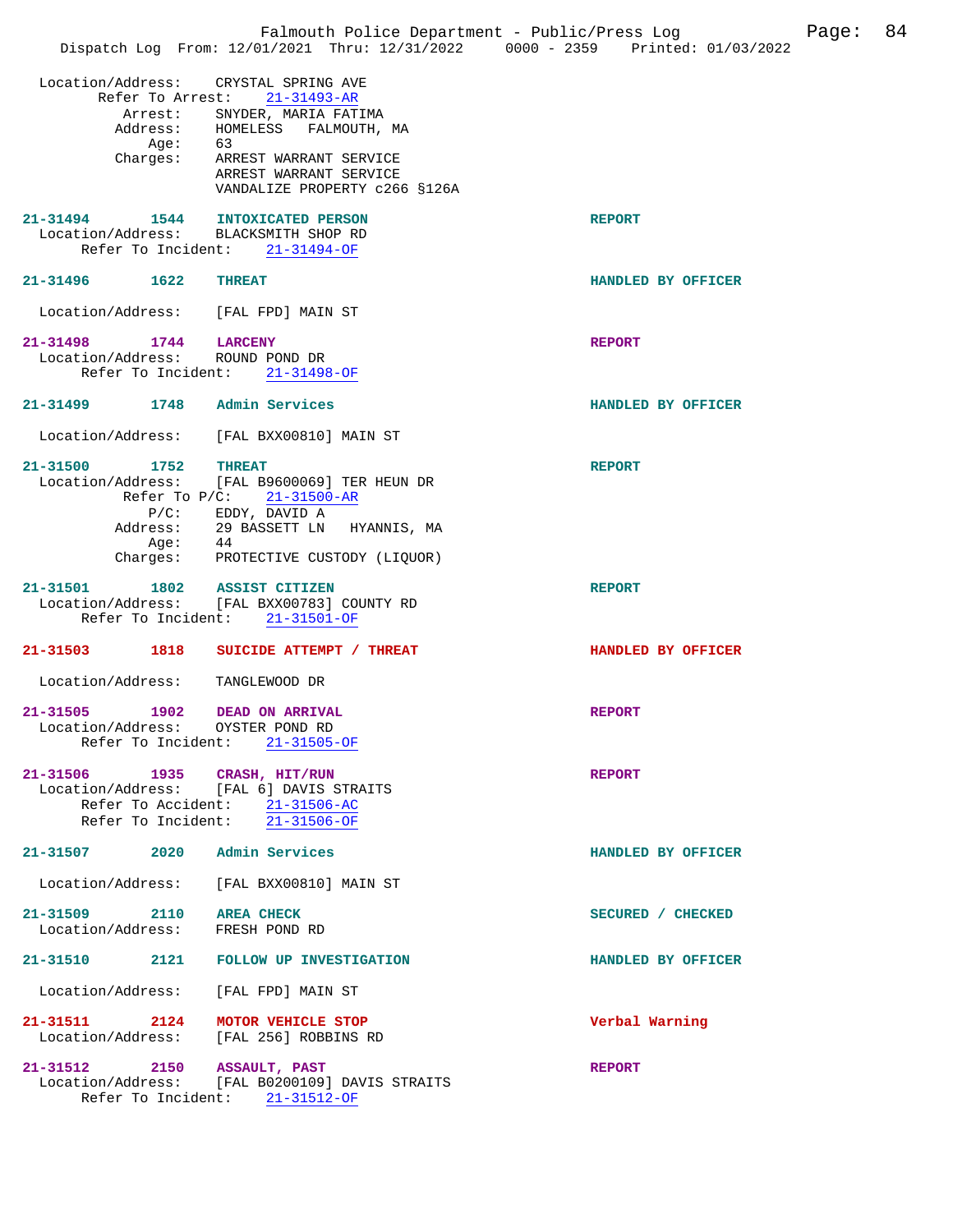Location/Address: CRYSTAL SPRING AVE
Refer To Arrest: 21-31493-AR
Arrest: SNYDER, MARIA FATIMA
Address: HOMELESS FALMOUTH, MA
Age: 63
Charges: ARREST WARRANT SERVICE
ARREST WARRANT SERVICE
VANDALIZE PROPERTY c266 §126A

**21-31494 1544 INTOXICATED PERSON** REPORT
Location/Address: BLACKSMITH SHOP RD
Refer To Incident: 21-31494-OF

**21-31496 1622 THREAT** HANDLED BY OFFICER
Location/Address: [FAL FPD] MAIN ST

**21-31498 1744 LARCENY** REPORT
Location/Address: ROUND POND DR
Refer To Incident: 21-31498-OF

**21-31499 1748 Admin Services** HANDLED BY OFFICER
Location/Address: [FAL BXX00810] MAIN ST

**21-31500 1752 THREAT** REPORT
Location/Address: [FAL B9600069] TER HEUN DR
Refer To P/C: 21-31500-AR
P/C: EDDY, DAVID A
Address: 29 BASSETT LN HYANNIS, MA
Age: 44
Charges: PROTECTIVE CUSTODY (LIQUOR)

**21-31501 1802 ASSIST CITIZEN** REPORT
Location/Address: [FAL BXX00783] COUNTY RD
Refer To Incident: 21-31501-OF

**21-31503 1818 SUICIDE ATTEMPT / THREAT** HANDLED BY OFFICER
Location/Address: TANGLEWOOD DR

**21-31505 1902 DEAD ON ARRIVAL** REPORT
Location/Address: OYSTER POND RD
Refer To Incident: 21-31505-OF

**21-31506 1935 CRASH, HIT/RUN** REPORT
Location/Address: [FAL 6] DAVIS STRAITS
Refer To Accident: 21-31506-AC
Refer To Incident: 21-31506-OF

**21-31507 2020 Admin Services** HANDLED BY OFFICER
Location/Address: [FAL BXX00810] MAIN ST

**21-31509 2110 AREA CHECK** SECURED / CHECKED
Location/Address: FRESH POND RD

**21-31510 2121 FOLLOW UP INVESTIGATION** HANDLED BY OFFICER
Location/Address: [FAL FPD] MAIN ST

**21-31511 2124 MOTOR VEHICLE STOP** Verbal Warning
Location/Address: [FAL 256] ROBBINS RD

**21-31512 2150 ASSAULT, PAST** REPORT
Location/Address: [FAL B0200109] DAVIS STRAITS
Refer To Incident: 21-31512-OF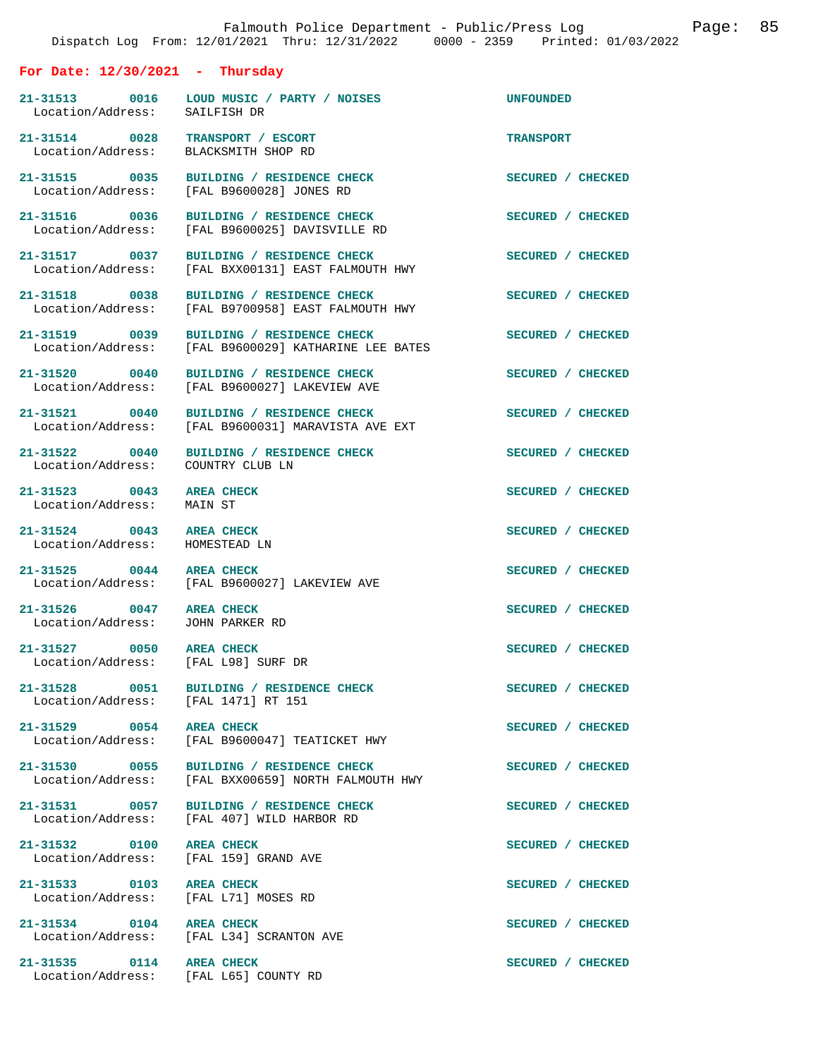## For Date: 12/30/2021 - Thursday

| Call # | Time | Type | Disposition |
|---|---|---|---|
| 21-31513 | 0016 | LOUD MUSIC / PARTY / NOISES | UNFOUNDED |
| Location/Address: | | SAILFISH DR | |
| 21-31514 | 0028 | TRANSPORT / ESCORT | TRANSPORT |
| Location/Address: | | BLACKSMITH SHOP RD | |
| 21-31515 | 0035 | BUILDING / RESIDENCE CHECK | SECURED / CHECKED |
| Location/Address: | | [FAL B9600028] JONES RD | |
| 21-31516 | 0036 | BUILDING / RESIDENCE CHECK | SECURED / CHECKED |
| Location/Address: | | [FAL B9600025] DAVISVILLE RD | |
| 21-31517 | 0037 | BUILDING / RESIDENCE CHECK | SECURED / CHECKED |
| Location/Address: | | [FAL BXX00131] EAST FALMOUTH HWY | |
| 21-31518 | 0038 | BUILDING / RESIDENCE CHECK | SECURED / CHECKED |
| Location/Address: | | [FAL B9700958] EAST FALMOUTH HWY | |
| 21-31519 | 0039 | BUILDING / RESIDENCE CHECK | SECURED / CHECKED |
| Location/Address: | | [FAL B9600029] KATHARINE LEE BATES | |
| 21-31520 | 0040 | BUILDING / RESIDENCE CHECK | SECURED / CHECKED |
| Location/Address: | | [FAL B9600027] LAKEVIEW AVE | |
| 21-31521 | 0040 | BUILDING / RESIDENCE CHECK | SECURED / CHECKED |
| Location/Address: | | [FAL B9600031] MARAVISTA AVE EXT | |
| 21-31522 | 0040 | BUILDING / RESIDENCE CHECK | SECURED / CHECKED |
| Location/Address: | | COUNTRY CLUB LN | |
| 21-31523 | 0043 | AREA CHECK | SECURED / CHECKED |
| Location/Address: | | MAIN ST | |
| 21-31524 | 0043 | AREA CHECK | SECURED / CHECKED |
| Location/Address: | | HOMESTEAD LN | |
| 21-31525 | 0044 | AREA CHECK | SECURED / CHECKED |
| Location/Address: | | [FAL B9600027] LAKEVIEW AVE | |
| 21-31526 | 0047 | AREA CHECK | SECURED / CHECKED |
| Location/Address: | | JOHN PARKER RD | |
| 21-31527 | 0050 | AREA CHECK | SECURED / CHECKED |
| Location/Address: | | [FAL L98] SURF DR | |
| 21-31528 | 0051 | BUILDING / RESIDENCE CHECK | SECURED / CHECKED |
| Location/Address: | | [FAL 1471] RT 151 | |
| 21-31529 | 0054 | AREA CHECK | SECURED / CHECKED |
| Location/Address: | | [FAL B9600047] TEATICKET HWY | |
| 21-31530 | 0055 | BUILDING / RESIDENCE CHECK | SECURED / CHECKED |
| Location/Address: | | [FAL BXX00659] NORTH FALMOUTH HWY | |
| 21-31531 | 0057 | BUILDING / RESIDENCE CHECK | SECURED / CHECKED |
| Location/Address: | | [FAL 407] WILD HARBOR RD | |
| 21-31532 | 0100 | AREA CHECK | SECURED / CHECKED |
| Location/Address: | | [FAL 159] GRAND AVE | |
| 21-31533 | 0103 | AREA CHECK | SECURED / CHECKED |
| Location/Address: | | [FAL L71] MOSES RD | |
| 21-31534 | 0104 | AREA CHECK | SECURED / CHECKED |
| Location/Address: | | [FAL L34] SCRANTON AVE | |
| 21-31535 | 0114 | AREA CHECK | SECURED / CHECKED |
| Location/Address: | | [FAL L65] COUNTY RD | |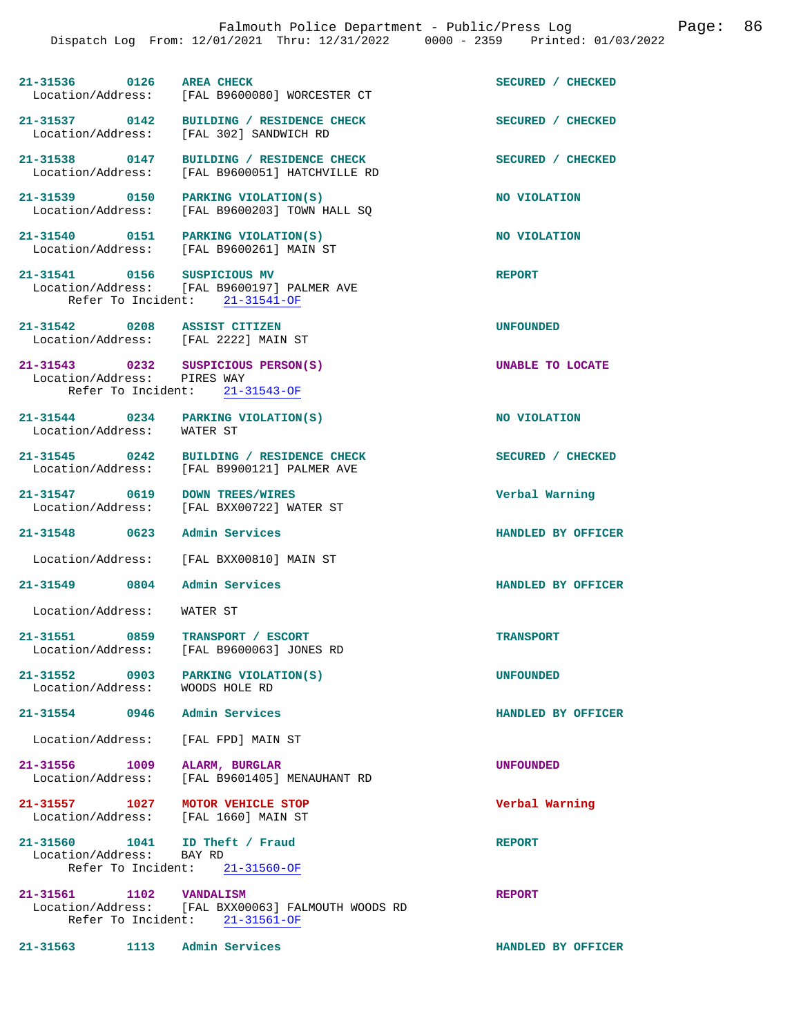21-31536 0126 AREA CHECK SECURED / CHECKED
Location/Address: [FAL B9600080] WORCESTER CT

21-31537 0142 BUILDING / RESIDENCE CHECK SECURED / CHECKED
Location/Address: [FAL 302] SANDWICH RD

21-31538 0147 BUILDING / RESIDENCE CHECK SECURED / CHECKED
Location/Address: [FAL B9600051] HATCHVILLE RD

21-31539 0150 PARKING VIOLATION(S) NO VIOLATION
Location/Address: [FAL B9600203] TOWN HALL SQ

21-31540 0151 PARKING VIOLATION(S) NO VIOLATION
Location/Address: [FAL B9600261] MAIN ST

21-31541 0156 SUSPICIOUS MV REPORT
Location/Address: [FAL B9600197] PALMER AVE
Refer To Incident: 21-31541-OF

21-31542 0208 ASSIST CITIZEN UNFOUNDED
Location/Address: [FAL 2222] MAIN ST

21-31543 0232 SUSPICIOUS PERSON(S) UNABLE TO LOCATE
Location/Address: PIRES WAY
Refer To Incident: 21-31543-OF

21-31544 0234 PARKING VIOLATION(S) NO VIOLATION
Location/Address: WATER ST

21-31545 0242 BUILDING / RESIDENCE CHECK SECURED / CHECKED
Location/Address: [FAL B9900121] PALMER AVE

21-31547 0619 DOWN TREES/WIRES Verbal Warning
Location/Address: [FAL BXX00722] WATER ST

21-31548 0623 Admin Services HANDLED BY OFFICER
Location/Address: [FAL BXX00810] MAIN ST

21-31549 0804 Admin Services HANDLED BY OFFICER
Location/Address: WATER ST

21-31551 0859 TRANSPORT / ESCORT TRANSPORT
Location/Address: [FAL B9600063] JONES RD

21-31552 0903 PARKING VIOLATION(S) UNFOUNDED
Location/Address: WOODS HOLE RD

21-31554 0946 Admin Services HANDLED BY OFFICER
Location/Address: [FAL FPD] MAIN ST

21-31556 1009 ALARM, BURGLAR UNFOUNDED
Location/Address: [FAL B9601405] MENAUHANT RD

21-31557 1027 MOTOR VEHICLE STOP Verbal Warning
Location/Address: [FAL 1660] MAIN ST

21-31560 1041 ID Theft / Fraud REPORT
Location/Address: BAY RD
Refer To Incident: 21-31560-OF

21-31561 1102 VANDALISM REPORT
Location/Address: [FAL BXX00063] FALMOUTH WOODS RD
Refer To Incident: 21-31561-OF

21-31563 1113 Admin Services HANDLED BY OFFICER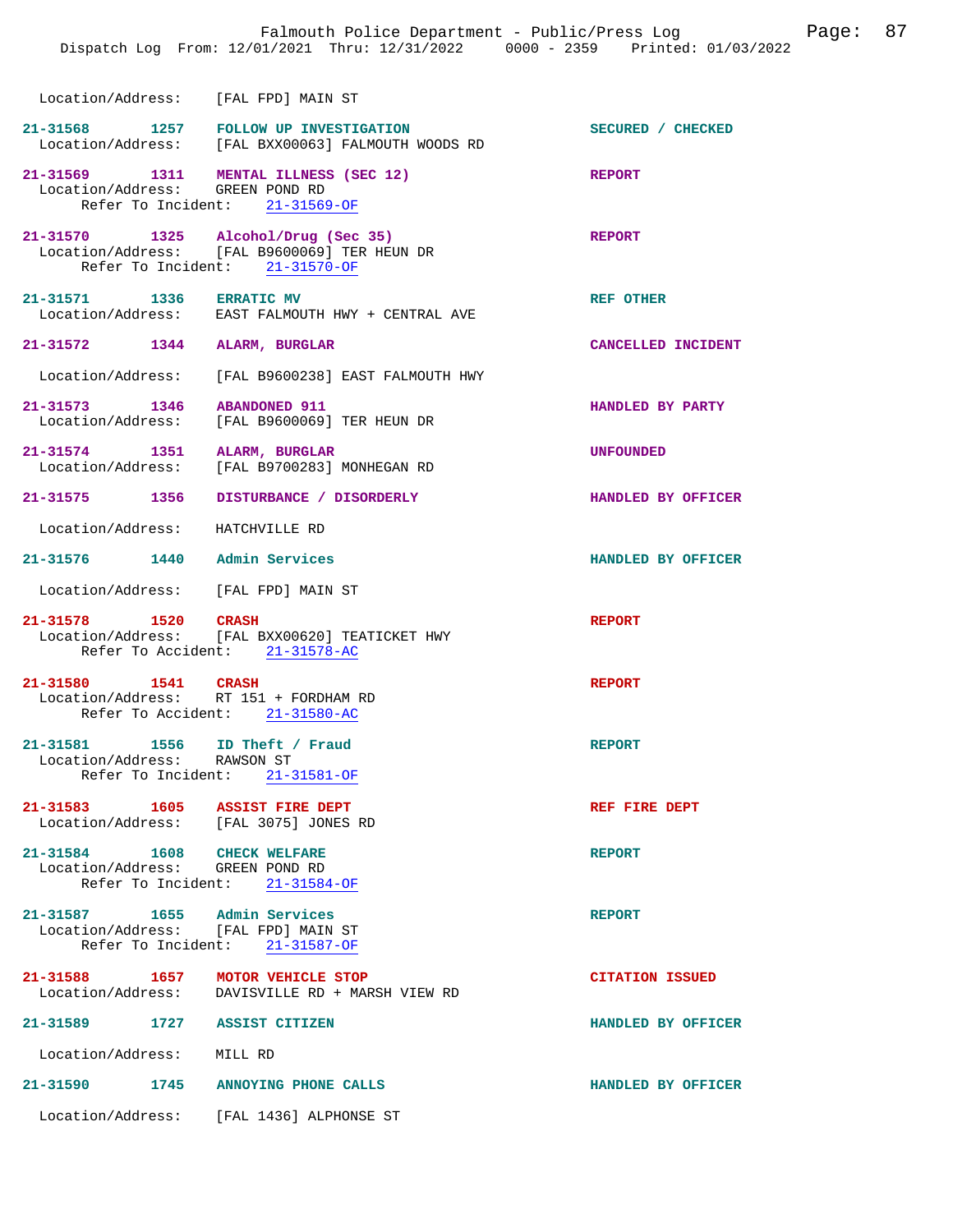Location/Address: [FAL FPD] MAIN ST

**21-31568** 1257 **FOLLOW UP INVESTIGATION** — SECURED / CHECKED
Location/Address: [FAL BXX00063] FALMOUTH WOODS RD

**21-31569** 1311 **MENTAL ILLNESS (SEC 12)** — REPORT
Location/Address: GREEN POND RD
Refer To Incident: 21-31569-OF

**21-31570** 1325 **Alcohol/Drug (Sec 35)** — REPORT
Location/Address: [FAL B9600069] TER HEUN DR
Refer To Incident: 21-31570-OF

**21-31571** 1336 **ERRATIC MV** — REF OTHER
Location/Address: EAST FALMOUTH HWY + CENTRAL AVE

**21-31572** 1344 **ALARM, BURGLAR** — CANCELLED INCIDENT
Location/Address: [FAL B9600238] EAST FALMOUTH HWY

**21-31573** 1346 **ABANDONED 911** — HANDLED BY PARTY
Location/Address: [FAL B9600069] TER HEUN DR

**21-31574** 1351 **ALARM, BURGLAR** — UNFOUNDED
Location/Address: [FAL B9700283] MONHEGAN RD

**21-31575** 1356 **DISTURBANCE / DISORDERLY** — HANDLED BY OFFICER
Location/Address: HATCHVILLE RD

**21-31576** 1440 **Admin Services** — HANDLED BY OFFICER
Location/Address: [FAL FPD] MAIN ST

**21-31578** 1520 **CRASH** — REPORT
Location/Address: [FAL BXX00620] TEATICKET HWY
Refer To Accident: 21-31578-AC

**21-31580** 1541 **CRASH** — REPORT
Location/Address: RT 151 + FORDHAM RD
Refer To Accident: 21-31580-AC

**21-31581** 1556 **ID Theft / Fraud** — REPORT
Location/Address: RAWSON ST
Refer To Incident: 21-31581-OF

**21-31583** 1605 **ASSIST FIRE DEPT** — REF FIRE DEPT
Location/Address: [FAL 3075] JONES RD

**21-31584** 1608 **CHECK WELFARE** — REPORT
Location/Address: GREEN POND RD
Refer To Incident: 21-31584-OF

**21-31587** 1655 **Admin Services** — REPORT
Location/Address: [FAL FPD] MAIN ST
Refer To Incident: 21-31587-OF

**21-31588** 1657 **MOTOR VEHICLE STOP** — CITATION ISSUED
Location/Address: DAVISVILLE RD + MARSH VIEW RD

**21-31589** 1727 **ASSIST CITIZEN** — HANDLED BY OFFICER
Location/Address: MILL RD

**21-31590** 1745 **ANNOYING PHONE CALLS** — HANDLED BY OFFICER
Location/Address: [FAL 1436] ALPHONSE ST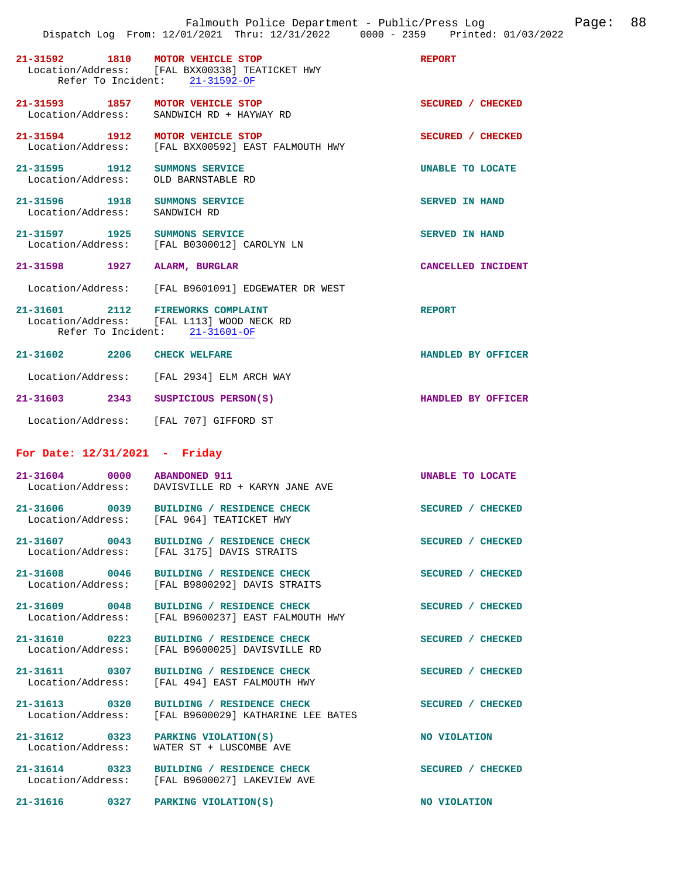**21-31592** **1810** **MOTOR VEHICLE STOP** **REPORT**
Location/Address: [FAL BXX00338] TEATICKET HWY
Refer To Incident: 21-31592-OF

**21-31593** **1857** **MOTOR VEHICLE STOP** **SECURED / CHECKED**
Location/Address: SANDWICH RD + HAYWAY RD

**21-31594** **1912** **MOTOR VEHICLE STOP** **SECURED / CHECKED**
Location/Address: [FAL BXX00592] EAST FALMOUTH HWY

**21-31595** **1912** **SUMMONS SERVICE** **UNABLE TO LOCATE**
Location/Address: OLD BARNSTABLE RD

**21-31596** **1918** **SUMMONS SERVICE** **SERVED IN HAND**
Location/Address: SANDWICH RD

**21-31597** **1925** **SUMMONS SERVICE** **SERVED IN HAND**
Location/Address: [FAL B0300012] CAROLYN LN

**21-31598** **1927** **ALARM, BURGLAR** **CANCELLED INCIDENT**
Location/Address: [FAL B9601091] EDGEWATER DR WEST

**21-31601** **2112** **FIREWORKS COMPLAINT** **REPORT**
Location/Address: [FAL L113] WOOD NECK RD
Refer To Incident: 21-31601-OF

**21-31602** **2206** **CHECK WELFARE** **HANDLED BY OFFICER**
Location/Address: [FAL 2934] ELM ARCH WAY

**21-31603** **2343** **SUSPICIOUS PERSON(S)** **HANDLED BY OFFICER**
Location/Address: [FAL 707] GIFFORD ST

## For Date: 12/31/2021 - Friday

**21-31604** **0000** **ABANDONED 911** **UNABLE TO LOCATE**
Location/Address: DAVISVILLE RD + KARYN JANE AVE

**21-31606** **0039** **BUILDING / RESIDENCE CHECK** **SECURED / CHECKED**
Location/Address: [FAL 964] TEATICKET HWY

**21-31607** **0043** **BUILDING / RESIDENCE CHECK** **SECURED / CHECKED**
Location/Address: [FAL 3175] DAVIS STRAITS

**21-31608** **0046** **BUILDING / RESIDENCE CHECK** **SECURED / CHECKED**
Location/Address: [FAL B9800292] DAVIS STRAITS

**21-31609** **0048** **BUILDING / RESIDENCE CHECK** **SECURED / CHECKED**
Location/Address: [FAL B9600237] EAST FALMOUTH HWY

**21-31610** **0223** **BUILDING / RESIDENCE CHECK** **SECURED / CHECKED**
Location/Address: [FAL B9600025] DAVISVILLE RD

**21-31611** **0307** **BUILDING / RESIDENCE CHECK** **SECURED / CHECKED**
Location/Address: [FAL 494] EAST FALMOUTH HWY

**21-31613** **0320** **BUILDING / RESIDENCE CHECK** **SECURED / CHECKED**
Location/Address: [FAL B9600029] KATHARINE LEE BATES

**21-31612** **0323** **PARKING VIOLATION(S)** **NO VIOLATION**
Location/Address: WATER ST + LUSCOMBE AVE

**21-31614** **0323** **BUILDING / RESIDENCE CHECK** **SECURED / CHECKED**
Location/Address: [FAL B9600027] LAKEVIEW AVE

**21-31616** **0327** **PARKING VIOLATION(S)** **NO VIOLATION**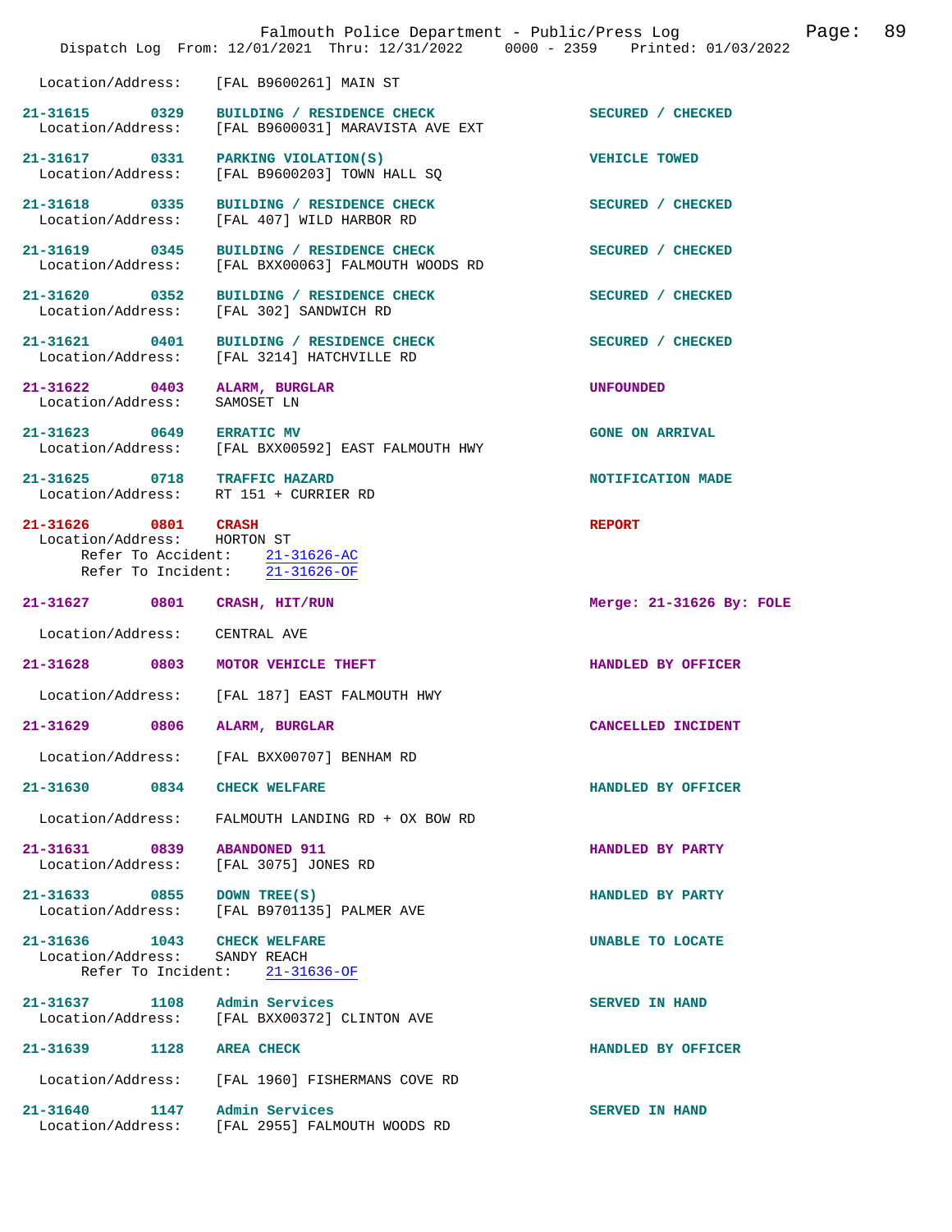Location/Address: [FAL B9600261] MAIN ST

| Incident | Time | Type | Disposition |
|---|---|---|---|
| 21-31615 | 0329 | BUILDING / RESIDENCE CHECK | SECURED / CHECKED |

Location/Address: [FAL B9600031] MARAVISTA AVE EXT

| Incident | Time | Type | Disposition |
|---|---|---|---|
| 21-31617 | 0331 | PARKING VIOLATION(S) | VEHICLE TOWED |

Location/Address: [FAL B9600203] TOWN HALL SQ

| Incident | Time | Type | Disposition |
|---|---|---|---|
| 21-31618 | 0335 | BUILDING / RESIDENCE CHECK | SECURED / CHECKED |

Location/Address: [FAL 407] WILD HARBOR RD

| Incident | Time | Type | Disposition |
|---|---|---|---|
| 21-31619 | 0345 | BUILDING / RESIDENCE CHECK | SECURED / CHECKED |

Location/Address: [FAL BXX00063] FALMOUTH WOODS RD

| Incident | Time | Type | Disposition |
|---|---|---|---|
| 21-31620 | 0352 | BUILDING / RESIDENCE CHECK | SECURED / CHECKED |

Location/Address: [FAL 302] SANDWICH RD

| Incident | Time | Type | Disposition |
|---|---|---|---|
| 21-31621 | 0401 | BUILDING / RESIDENCE CHECK | SECURED / CHECKED |

Location/Address: [FAL 3214] HATCHVILLE RD

| Incident | Time | Type | Disposition |
|---|---|---|---|
| 21-31622 | 0403 | ALARM, BURGLAR | UNFOUNDED |

Location/Address: SAMOSET LN

| Incident | Time | Type | Disposition |
|---|---|---|---|
| 21-31623 | 0649 | ERRATIC MV | GONE ON ARRIVAL |

Location/Address: [FAL BXX00592] EAST FALMOUTH HWY

| Incident | Time | Type | Disposition |
|---|---|---|---|
| 21-31625 | 0718 | TRAFFIC HAZARD | NOTIFICATION MADE |

Location/Address: RT 151 + CURRIER RD

| Incident | Time | Type | Disposition |
|---|---|---|---|
| 21-31626 | 0801 | CRASH | REPORT |

Location/Address: HORTON ST
Refer To Accident: 21-31626-AC
Refer To Incident: 21-31626-OF

| Incident | Time | Type | Disposition |
|---|---|---|---|
| 21-31627 | 0801 | CRASH, HIT/RUN | Merge: 21-31626 By: FOLE |

Location/Address: CENTRAL AVE

| Incident | Time | Type | Disposition |
|---|---|---|---|
| 21-31628 | 0803 | MOTOR VEHICLE THEFT | HANDLED BY OFFICER |

Location/Address: [FAL 187] EAST FALMOUTH HWY

| Incident | Time | Type | Disposition |
|---|---|---|---|
| 21-31629 | 0806 | ALARM, BURGLAR | CANCELLED INCIDENT |

Location/Address: [FAL BXX00707] BENHAM RD

| Incident | Time | Type | Disposition |
|---|---|---|---|
| 21-31630 | 0834 | CHECK WELFARE | HANDLED BY OFFICER |

Location/Address: FALMOUTH LANDING RD + OX BOW RD

| Incident | Time | Type | Disposition |
|---|---|---|---|
| 21-31631 | 0839 | ABANDONED 911 | HANDLED BY PARTY |

Location/Address: [FAL 3075] JONES RD

| Incident | Time | Type | Disposition |
|---|---|---|---|
| 21-31633 | 0855 | DOWN TREE(S) | HANDLED BY PARTY |

Location/Address: [FAL B9701135] PALMER AVE

| Incident | Time | Type | Disposition |
|---|---|---|---|
| 21-31636 | 1043 | CHECK WELFARE | UNABLE TO LOCATE |

Location/Address: SANDY REACH
Refer To Incident: 21-31636-OF

| Incident | Time | Type | Disposition |
|---|---|---|---|
| 21-31637 | 1108 | Admin Services | SERVED IN HAND |

Location/Address: [FAL BXX00372] CLINTON AVE

| Incident | Time | Type | Disposition |
|---|---|---|---|
| 21-31639 | 1128 | AREA CHECK | HANDLED BY OFFICER |

Location/Address: [FAL 1960] FISHERMANS COVE RD

| Incident | Time | Type | Disposition |
|---|---|---|---|
| 21-31640 | 1147 | Admin Services | SERVED IN HAND |

Location/Address: [FAL 2955] FALMOUTH WOODS RD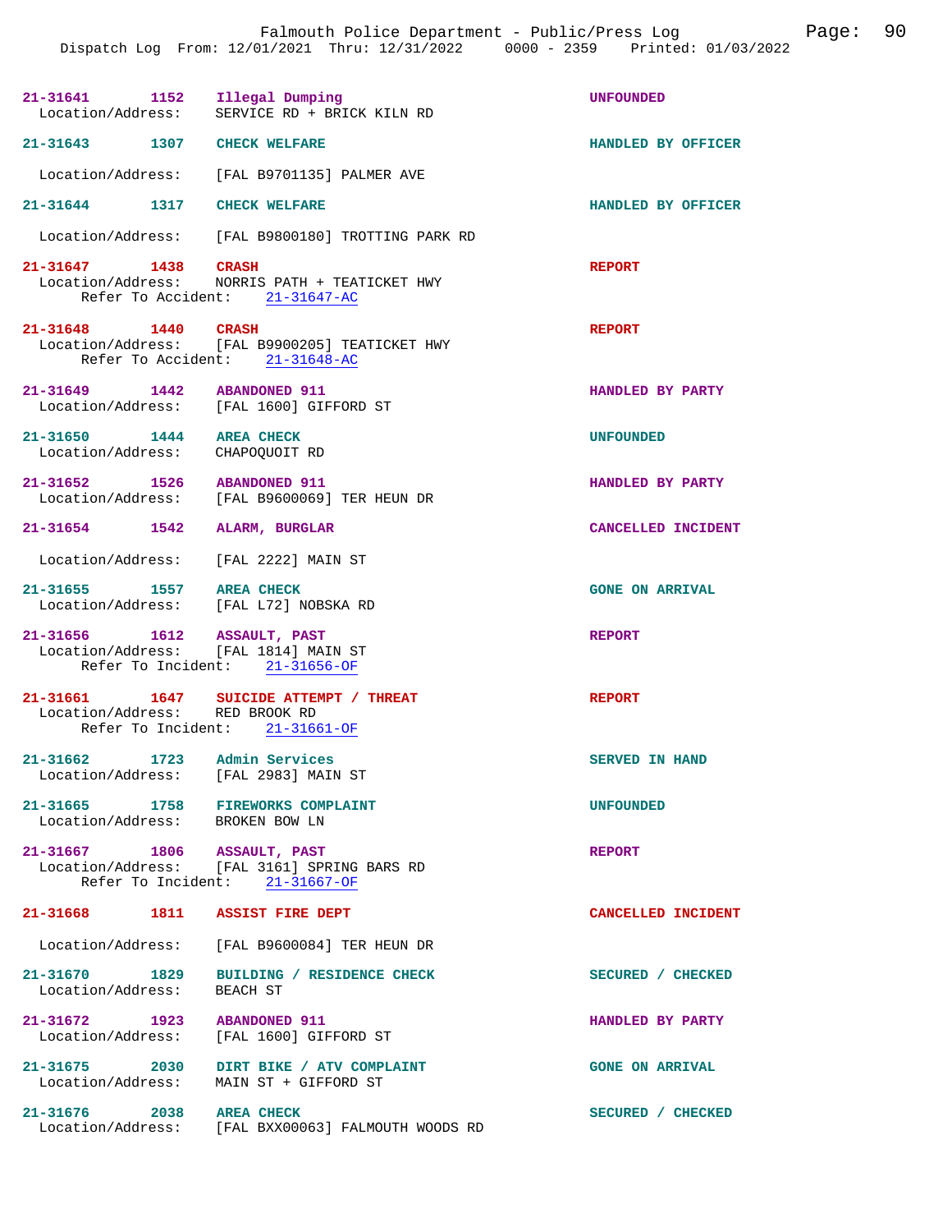21-31641 1152 Illegal Dumping UNFOUNDED
Location/Address: SERVICE RD + BRICK KILN RD

21-31643 1307 CHECK WELFARE HANDLED BY OFFICER
Location/Address: [FAL B9701135] PALMER AVE

21-31644 1317 CHECK WELFARE HANDLED BY OFFICER
Location/Address: [FAL B9800180] TROTTING PARK RD

21-31647 1438 CRASH REPORT
Location/Address: NORRIS PATH + TEATICKET HWY
Refer To Accident: 21-31647-AC

21-31648 1440 CRASH REPORT
Location/Address: [FAL B9900205] TEATICKET HWY
Refer To Accident: 21-31648-AC

21-31649 1442 ABANDONED 911 HANDLED BY PARTY
Location/Address: [FAL 1600] GIFFORD ST

21-31650 1444 AREA CHECK UNFOUNDED
Location/Address: CHAPOQUOIT RD

21-31652 1526 ABANDONED 911 HANDLED BY PARTY
Location/Address: [FAL B9600069] TER HEUN DR

21-31654 1542 ALARM, BURGLAR CANCELLED INCIDENT
Location/Address: [FAL 2222] MAIN ST

21-31655 1557 AREA CHECK GONE ON ARRIVAL
Location/Address: [FAL L72] NOBSKA RD

21-31656 1612 ASSAULT, PAST REPORT
Location/Address: [FAL 1814] MAIN ST
Refer To Incident: 21-31656-OF

21-31661 1647 SUICIDE ATTEMPT / THREAT REPORT
Location/Address: RED BROOK RD
Refer To Incident: 21-31661-OF

21-31662 1723 Admin Services SERVED IN HAND
Location/Address: [FAL 2983] MAIN ST

21-31665 1758 FIREWORKS COMPLAINT UNFOUNDED
Location/Address: BROKEN BOW LN

21-31667 1806 ASSAULT, PAST REPORT
Location/Address: [FAL 3161] SPRING BARS RD
Refer To Incident: 21-31667-OF

21-31668 1811 ASSIST FIRE DEPT CANCELLED INCIDENT
Location/Address: [FAL B9600084] TER HEUN DR

21-31670 1829 BUILDING / RESIDENCE CHECK SECURED / CHECKED
Location/Address: BEACH ST

21-31672 1923 ABANDONED 911 HANDLED BY PARTY
Location/Address: [FAL 1600] GIFFORD ST

21-31675 2030 DIRT BIKE / ATV COMPLAINT GONE ON ARRIVAL
Location/Address: MAIN ST + GIFFORD ST

21-31676 2038 AREA CHECK SECURED / CHECKED
Location/Address: [FAL BXX00063] FALMOUTH WOODS RD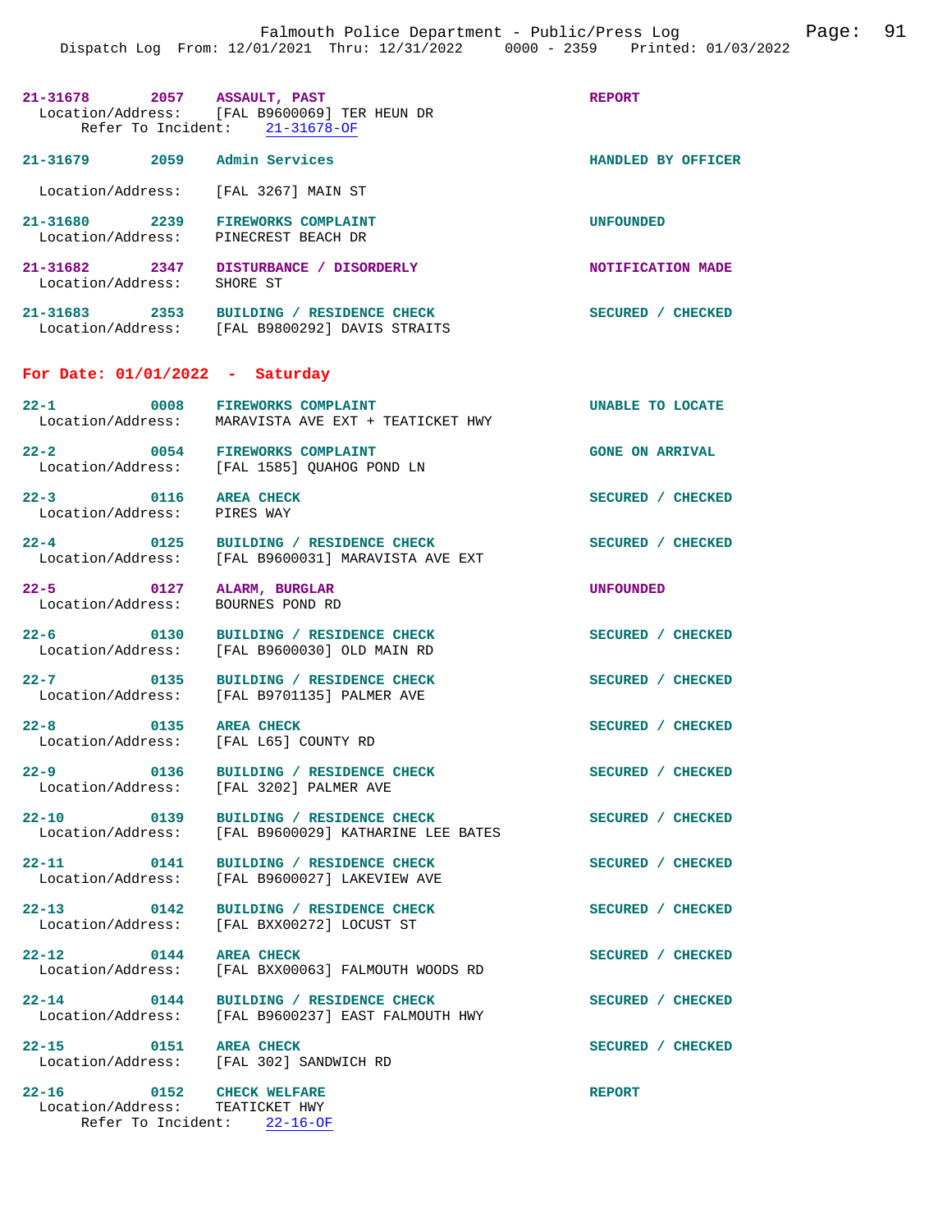21-31678 2057 **ASSAULT, PAST** REPORT
Location/Address: [FAL B9600069] TER HEUN DR
Refer To Incident: 21-31678-OF

21-31679 2059 **Admin Services** HANDLED BY OFFICER
Location/Address: [FAL 3267] MAIN ST

21-31680 2239 **FIREWORKS COMPLAINT** UNFOUNDED
Location/Address: PINECREST BEACH DR

21-31682 2347 **DISTURBANCE / DISORDERLY** NOTIFICATION MADE
Location/Address: SHORE ST

21-31683 2353 **BUILDING / RESIDENCE CHECK** SECURED / CHECKED
Location/Address: [FAL B9800292] DAVIS STRAITS

## For Date: 01/01/2022 - Saturday

22-1 0008 **FIREWORKS COMPLAINT** UNABLE TO LOCATE
Location/Address: MARAVISTA AVE EXT + TEATICKET HWY

22-2 0054 **FIREWORKS COMPLAINT** GONE ON ARRIVAL
Location/Address: [FAL 1585] QUAHOG POND LN

22-3 0116 **AREA CHECK** SECURED / CHECKED
Location/Address: PIRES WAY

22-4 0125 **BUILDING / RESIDENCE CHECK** SECURED / CHECKED
Location/Address: [FAL B9600031] MARAVISTA AVE EXT

22-5 0127 **ALARM, BURGLAR** UNFOUNDED
Location/Address: BOURNES POND RD

22-6 0130 **BUILDING / RESIDENCE CHECK** SECURED / CHECKED
Location/Address: [FAL B9600030] OLD MAIN RD

22-7 0135 **BUILDING / RESIDENCE CHECK** SECURED / CHECKED
Location/Address: [FAL B9701135] PALMER AVE

22-8 0135 **AREA CHECK** SECURED / CHECKED
Location/Address: [FAL L65] COUNTY RD

22-9 0136 **BUILDING / RESIDENCE CHECK** SECURED / CHECKED
Location/Address: [FAL 3202] PALMER AVE

22-10 0139 **BUILDING / RESIDENCE CHECK** SECURED / CHECKED
Location/Address: [FAL B9600029] KATHARINE LEE BATES

22-11 0141 **BUILDING / RESIDENCE CHECK** SECURED / CHECKED
Location/Address: [FAL B9600027] LAKEVIEW AVE

22-13 0142 **BUILDING / RESIDENCE CHECK** SECURED / CHECKED
Location/Address: [FAL BXX00272] LOCUST ST

22-12 0144 **AREA CHECK** SECURED / CHECKED
Location/Address: [FAL BXX00063] FALMOUTH WOODS RD

22-14 0144 **BUILDING / RESIDENCE CHECK** SECURED / CHECKED
Location/Address: [FAL B9600237] EAST FALMOUTH HWY

22-15 0151 **AREA CHECK** SECURED / CHECKED
Location/Address: [FAL 302] SANDWICH RD

22-16 0152 **CHECK WELFARE** REPORT
Location/Address: TEATICKET HWY
Refer To Incident: 22-16-OF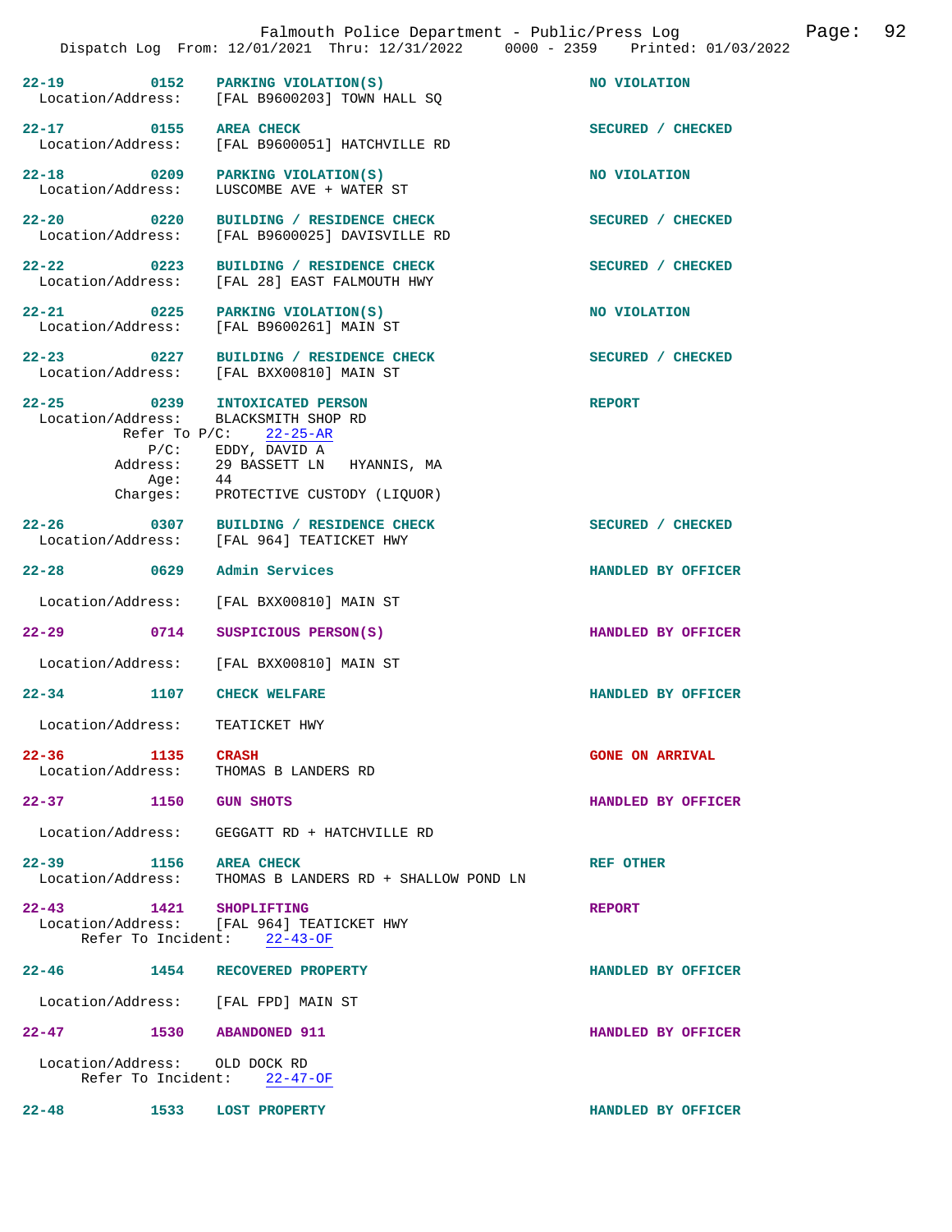Dispatch Log From: 12/01/2021 Thru: 12/31/2022 0000 - 2359 Printed: 01/03/2022

**22-19** 0152 **PARKING VIOLATION(S)** — NO VIOLATION
Location/Address: [FAL B9600203] TOWN HALL SQ

**22-17** 0155 **AREA CHECK** — SECURED / CHECKED
Location/Address: [FAL B9600051] HATCHVILLE RD

**22-18** 0209 **PARKING VIOLATION(S)** — NO VIOLATION
Location/Address: LUSCOMBE AVE + WATER ST

**22-20** 0220 **BUILDING / RESIDENCE CHECK** — SECURED / CHECKED
Location/Address: [FAL B9600025] DAVISVILLE RD

**22-22** 0223 **BUILDING / RESIDENCE CHECK** — SECURED / CHECKED
Location/Address: [FAL 28] EAST FALMOUTH HWY

**22-21** 0225 **PARKING VIOLATION(S)** — NO VIOLATION
Location/Address: [FAL B9600261] MAIN ST

**22-23** 0227 **BUILDING / RESIDENCE CHECK** — SECURED / CHECKED
Location/Address: [FAL BXX00810] MAIN ST

**22-25** 0239 **INTOXICATED PERSON** — REPORT
Location/Address: BLACKSMITH SHOP RD
Refer To P/C: 22-25-AR
P/C: EDDY, DAVID A
Address: 29 BASSETT LN HYANNIS, MA
Age: 44
Charges: PROTECTIVE CUSTODY (LIQUOR)

**22-26** 0307 **BUILDING / RESIDENCE CHECK** — SECURED / CHECKED
Location/Address: [FAL 964] TEATICKET HWY

**22-28** 0629 **Admin Services** — HANDLED BY OFFICER
Location/Address: [FAL BXX00810] MAIN ST

**22-29** 0714 **SUSPICIOUS PERSON(S)** — HANDLED BY OFFICER
Location/Address: [FAL BXX00810] MAIN ST

**22-34** 1107 **CHECK WELFARE** — HANDLED BY OFFICER
Location/Address: TEATICKET HWY

**22-36** 1135 **CRASH** — GONE ON ARRIVAL
Location/Address: THOMAS B LANDERS RD

**22-37** 1150 **GUN SHOTS** — HANDLED BY OFFICER
Location/Address: GEGGATT RD + HATCHVILLE RD

**22-39** 1156 **AREA CHECK** — REF OTHER
Location/Address: THOMAS B LANDERS RD + SHALLOW POND LN

**22-43** 1421 **SHOPLIFTING** — REPORT
Location/Address: [FAL 964] TEATICKET HWY
Refer To Incident: 22-43-OF

**22-46** 1454 **RECOVERED PROPERTY** — HANDLED BY OFFICER
Location/Address: [FAL FPD] MAIN ST

**22-47** 1530 **ABANDONED 911** — HANDLED BY OFFICER
Location/Address: OLD DOCK RD
Refer To Incident: 22-47-OF

**22-48** 1533 **LOST PROPERTY** — HANDLED BY OFFICER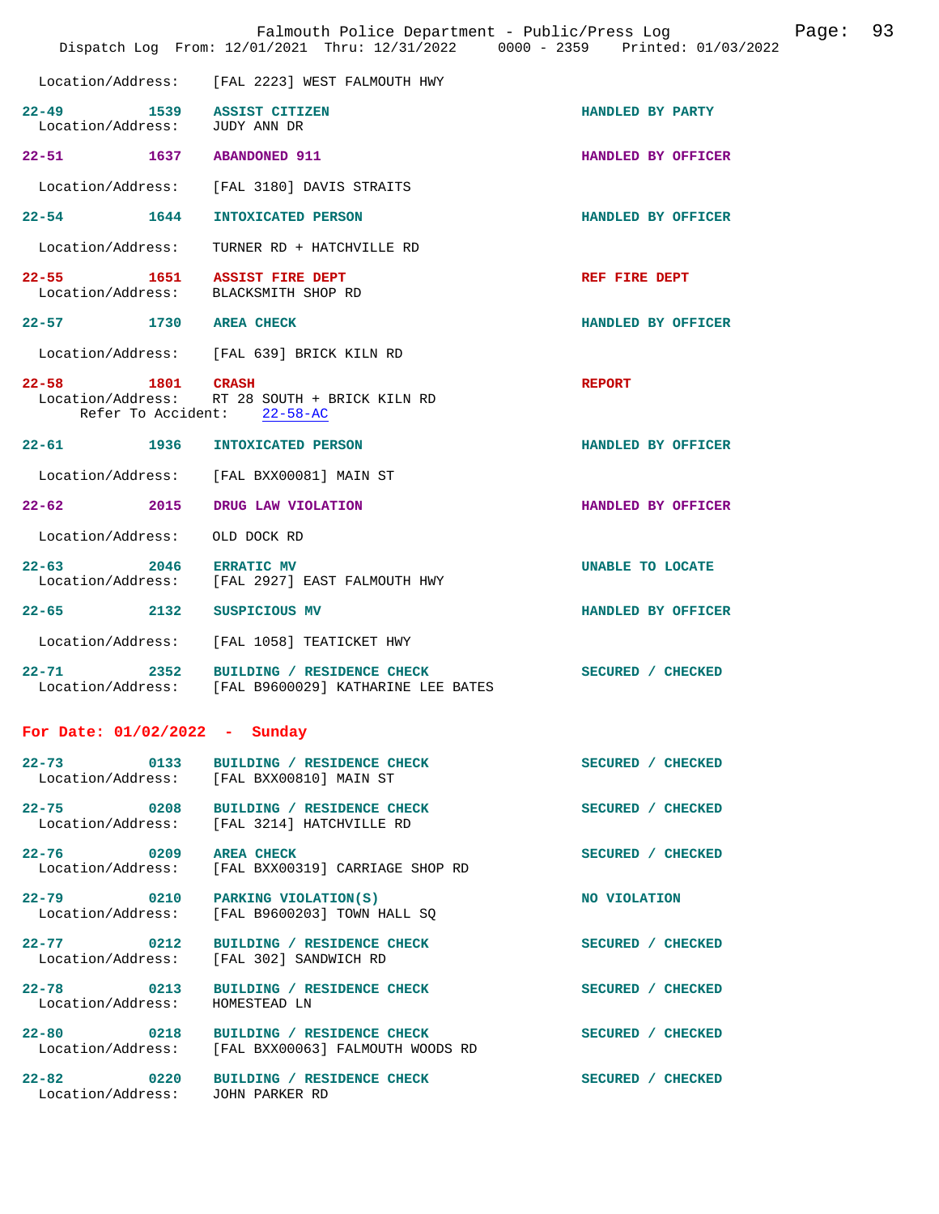Location/Address: [FAL 2223] WEST FALMOUTH HWY

**22-49** 1539 **ASSIST CITIZEN** HANDLED BY PARTY
Location/Address: JUDY ANN DR

**22-51** 1637 **ABANDONED 911** HANDLED BY OFFICER
Location/Address: [FAL 3180] DAVIS STRAITS

**22-54** 1644 **INTOXICATED PERSON** HANDLED BY OFFICER
Location/Address: TURNER RD + HATCHVILLE RD

**22-55** 1651 **ASSIST FIRE DEPT** REF FIRE DEPT
Location/Address: BLACKSMITH SHOP RD

**22-57** 1730 **AREA CHECK** HANDLED BY OFFICER
Location/Address: [FAL 639] BRICK KILN RD

**22-58** 1801 **CRASH** REPORT
Location/Address: RT 28 SOUTH + BRICK KILN RD
Refer To Accident: 22-58-AC

**22-61** 1936 **INTOXICATED PERSON** HANDLED BY OFFICER
Location/Address: [FAL BXX00081] MAIN ST

**22-62** 2015 **DRUG LAW VIOLATION** HANDLED BY OFFICER
Location/Address: OLD DOCK RD

**22-63** 2046 **ERRATIC MV** UNABLE TO LOCATE
Location/Address: [FAL 2927] EAST FALMOUTH HWY

**22-65** 2132 **SUSPICIOUS MV** HANDLED BY OFFICER
Location/Address: [FAL 1058] TEATICKET HWY

**22-71** 2352 **BUILDING / RESIDENCE CHECK** SECURED / CHECKED
Location/Address: [FAL B9600029] KATHARINE LEE BATES

## For Date: 01/02/2022 - Sunday

**22-73** 0133 **BUILDING / RESIDENCE CHECK** SECURED / CHECKED
Location/Address: [FAL BXX00810] MAIN ST

**22-75** 0208 **BUILDING / RESIDENCE CHECK** SECURED / CHECKED
Location/Address: [FAL 3214] HATCHVILLE RD

**22-76** 0209 **AREA CHECK** SECURED / CHECKED
Location/Address: [FAL BXX00319] CARRIAGE SHOP RD

**22-79** 0210 **PARKING VIOLATION(S)** NO VIOLATION
Location/Address: [FAL B9600203] TOWN HALL SQ

**22-77** 0212 **BUILDING / RESIDENCE CHECK** SECURED / CHECKED
Location/Address: [FAL 302] SANDWICH RD

**22-78** 0213 **BUILDING / RESIDENCE CHECK** SECURED / CHECKED
Location/Address: HOMESTEAD LN

**22-80** 0218 **BUILDING / RESIDENCE CHECK** SECURED / CHECKED
Location/Address: [FAL BXX00063] FALMOUTH WOODS RD

**22-82** 0220 **BUILDING / RESIDENCE CHECK** SECURED / CHECKED
Location/Address: JOHN PARKER RD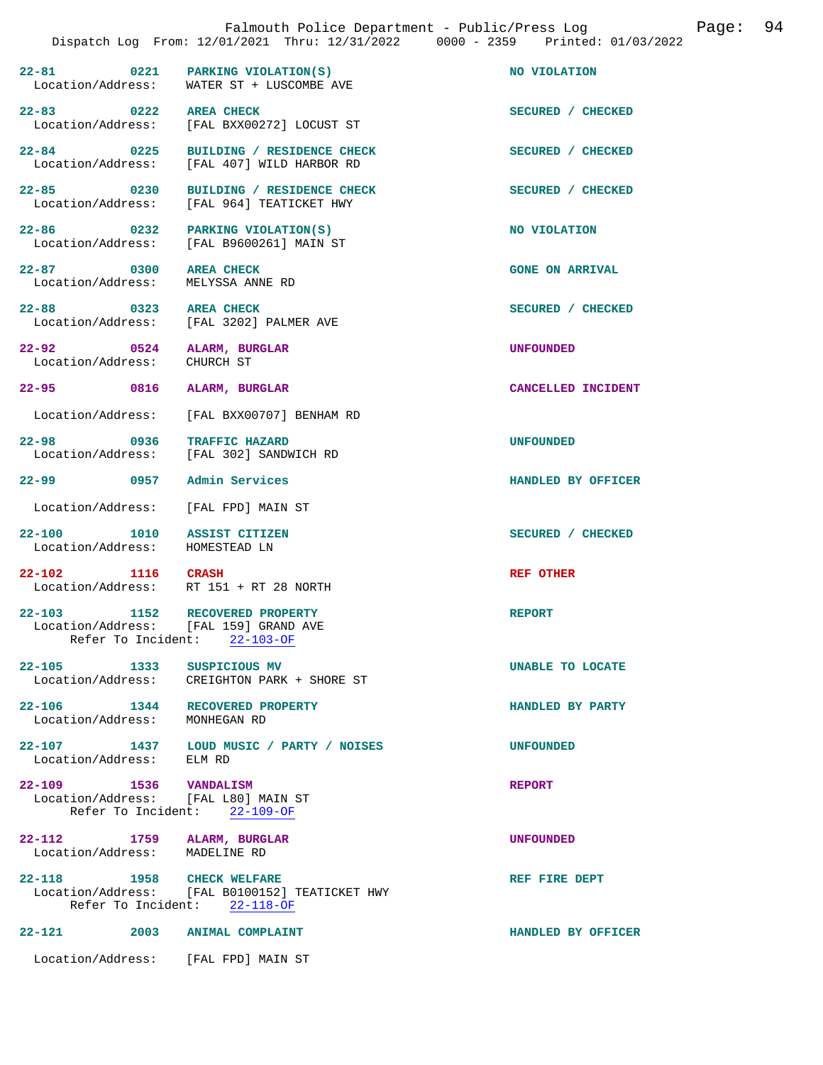| Incident | Time | Call Type | Location/Address | Refer To Incident | Disposition |
|---|---|---|---|---|---|
| 22-81 | 0221 | PARKING VIOLATION(S) | WATER ST + LUSCOMBE AVE | | NO VIOLATION |
| 22-83 | 0222 | AREA CHECK | [FAL BXX00272] LOCUST ST | | SECURED / CHECKED |
| 22-84 | 0225 | BUILDING / RESIDENCE CHECK | [FAL 407] WILD HARBOR RD | | SECURED / CHECKED |
| 22-85 | 0230 | BUILDING / RESIDENCE CHECK | [FAL 964] TEATICKET HWY | | SECURED / CHECKED |
| 22-86 | 0232 | PARKING VIOLATION(S) | [FAL B9600261] MAIN ST | | NO VIOLATION |
| 22-87 | 0300 | AREA CHECK | MELYSSA ANNE RD | | GONE ON ARRIVAL |
| 22-88 | 0323 | AREA CHECK | [FAL 3202] PALMER AVE | | SECURED / CHECKED |
| 22-92 | 0524 | ALARM, BURGLAR | CHURCH ST | | UNFOUNDED |
| 22-95 | 0816 | ALARM, BURGLAR | [FAL BXX00707] BENHAM RD | | CANCELLED INCIDENT |
| 22-98 | 0936 | TRAFFIC HAZARD | [FAL 302] SANDWICH RD | | UNFOUNDED |
| 22-99 | 0957 | Admin Services | [FAL FPD] MAIN ST | | HANDLED BY OFFICER |
| 22-100 | 1010 | ASSIST CITIZEN | HOMESTEAD LN | | SECURED / CHECKED |
| 22-102 | 1116 | CRASH | RT 151 + RT 28 NORTH | | REF OTHER |
| 22-103 | 1152 | RECOVERED PROPERTY | [FAL 159] GRAND AVE | 22-103-OF | REPORT |
| 22-105 | 1333 | SUSPICIOUS MV | CREIGHTON PARK + SHORE ST | | UNABLE TO LOCATE |
| 22-106 | 1344 | RECOVERED PROPERTY | MONHEGAN RD | | HANDLED BY PARTY |
| 22-107 | 1437 | LOUD MUSIC / PARTY / NOISES | ELM RD | | UNFOUNDED |
| 22-109 | 1536 | VANDALISM | [FAL L80] MAIN ST | 22-109-OF | REPORT |
| 22-112 | 1759 | ALARM, BURGLAR | MADELINE RD | | UNFOUNDED |
| 22-118 | 1958 | CHECK WELFARE | [FAL B0100152] TEATICKET HWY | 22-118-OF | REF FIRE DEPT |
| 22-121 | 2003 | ANIMAL COMPLAINT | [FAL FPD] MAIN ST | | HANDLED BY OFFICER |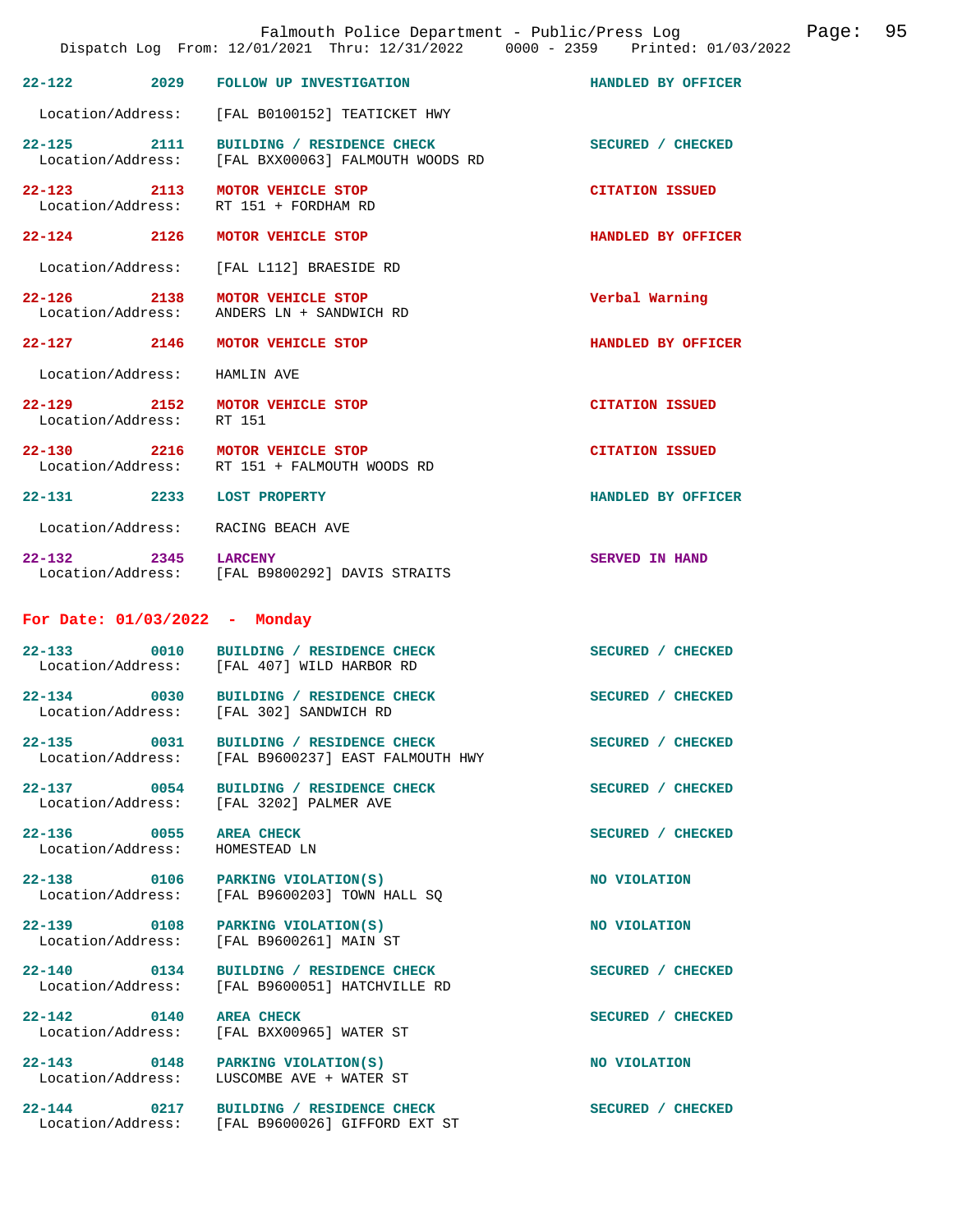| Call # | Time | Call Reason | Action |
|---|---|---|---|
| 22-122 | 2029 | FOLLOW UP INVESTIGATION | HANDLED BY OFFICER |
| | | Location/Address: [FAL B0100152] TEATICKET HWY | |
| 22-125 | 2111 | BUILDING / RESIDENCE CHECK | SECURED / CHECKED |
| | | Location/Address: [FAL BXX00063] FALMOUTH WOODS RD | |
| 22-123 | 2113 | MOTOR VEHICLE STOP | CITATION ISSUED |
| | | Location/Address: RT 151 + FORDHAM RD | |
| 22-124 | 2126 | MOTOR VEHICLE STOP | HANDLED BY OFFICER |
| | | Location/Address: [FAL L112] BRAESIDE RD | |
| 22-126 | 2138 | MOTOR VEHICLE STOP | Verbal Warning |
| | | Location/Address: ANDERS LN + SANDWICH RD | |
| 22-127 | 2146 | MOTOR VEHICLE STOP | HANDLED BY OFFICER |
| | | Location/Address: HAMLIN AVE | |
| 22-129 | 2152 | MOTOR VEHICLE STOP | CITATION ISSUED |
| | | Location/Address: RT 151 | |
| 22-130 | 2216 | MOTOR VEHICLE STOP | CITATION ISSUED |
| | | Location/Address: RT 151 + FALMOUTH WOODS RD | |
| 22-131 | 2233 | LOST PROPERTY | HANDLED BY OFFICER |
| | | Location/Address: RACING BEACH AVE | |
| 22-132 | 2345 | LARCENY | SERVED IN HAND |
| | | Location/Address: [FAL B9800292] DAVIS STRAITS | |

## For Date: 01/03/2022 - Monday

| Call # | Time | Call Reason | Action |
|---|---|---|---|
| 22-133 | 0010 | BUILDING / RESIDENCE CHECK | SECURED / CHECKED |
| | | Location/Address: [FAL 407] WILD HARBOR RD | |
| 22-134 | 0030 | BUILDING / RESIDENCE CHECK | SECURED / CHECKED |
| | | Location/Address: [FAL 302] SANDWICH RD | |
| 22-135 | 0031 | BUILDING / RESIDENCE CHECK | SECURED / CHECKED |
| | | Location/Address: [FAL B9600237] EAST FALMOUTH HWY | |
| 22-137 | 0054 | BUILDING / RESIDENCE CHECK | SECURED / CHECKED |
| | | Location/Address: [FAL 3202] PALMER AVE | |
| 22-136 | 0055 | AREA CHECK | SECURED / CHECKED |
| | | Location/Address: HOMESTEAD LN | |
| 22-138 | 0106 | PARKING VIOLATION(S) | NO VIOLATION |
| | | Location/Address: [FAL B9600203] TOWN HALL SQ | |
| 22-139 | 0108 | PARKING VIOLATION(S) | NO VIOLATION |
| | | Location/Address: [FAL B9600261] MAIN ST | |
| 22-140 | 0134 | BUILDING / RESIDENCE CHECK | SECURED / CHECKED |
| | | Location/Address: [FAL B9600051] HATCHVILLE RD | |
| 22-142 | 0140 | AREA CHECK | SECURED / CHECKED |
| | | Location/Address: [FAL BXX00965] WATER ST | |
| 22-143 | 0148 | PARKING VIOLATION(S) | NO VIOLATION |
| | | Location/Address: LUSCOMBE AVE + WATER ST | |
| 22-144 | 0217 | BUILDING / RESIDENCE CHECK | SECURED / CHECKED |
| | | Location/Address: [FAL B9600026] GIFFORD EXT ST | |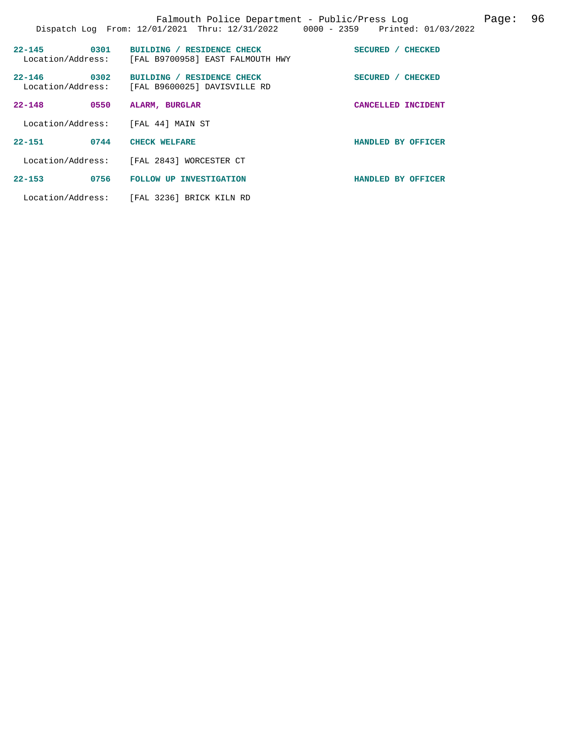22-145 0301 BUILDING / RESIDENCE CHECK SECURED / CHECKED
Location/Address: [FAL B9700958] EAST FALMOUTH HWY

22-146 0302 BUILDING / RESIDENCE CHECK SECURED / CHECKED
Location/Address: [FAL B9600025] DAVISVILLE RD

22-148 0550 ALARM, BURGLAR CANCELLED INCIDENT

Location/Address: [FAL 44] MAIN ST

22-151 0744 CHECK WELFARE HANDLED BY OFFICER

Location/Address: [FAL 2843] WORCESTER CT

22-153 0756 FOLLOW UP INVESTIGATION HANDLED BY OFFICER

Location/Address: [FAL 3236] BRICK KILN RD